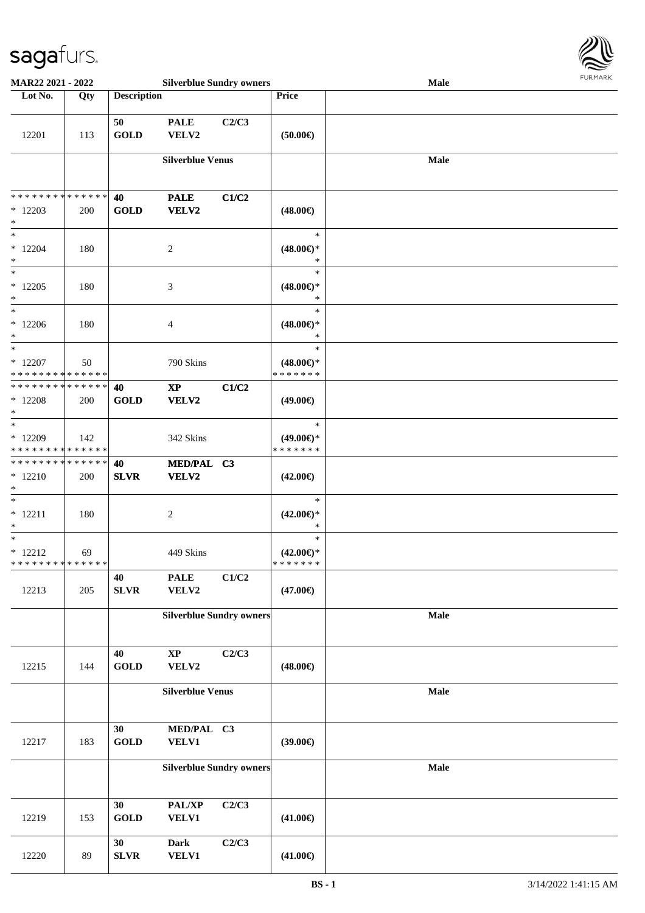| Lot No. | Qty | Description | | | Price | |
|---|---|---|---|---|---|---|
| 12201 | 113 | 50 GOLD | PALE VELV2 | C2/C3 | (50.00€) | |
| | | **Silverblue Venus** | | | | **Male** |
| * * * * * * * * * * * * * * * 12203 * | 200 | 40 GOLD | PALE VELV2 | C1/C2 | (48.00€) | |
| * * 12204 * | 180 | | 2 | | * (48.00€)* * | |
| * * 12205 * | 180 | | 3 | | * (48.00€)* * | |
| * * 12206 * | 180 | | 4 | | * (48.00€)* * | |
| * * 12207 * * * * * * * * * * * * * * | 50 | | 790 Skins | | * (48.00€)* * * * * * * * | |
| * * * * * * * * * * * * * * * 12208 * | 200 | 40 GOLD | XP VELV2 | C1/C2 | (49.00€) | |
| * * 12209 * * * * * * * * * * * * * * | 142 | | 342 Skins | | * (49.00€)* * * * * * * * | |
| * * * * * * * * * * * * * * * 12210 * | 200 | 40 SLVR | MED/PAL VELV2 | C3 | (42.00€) | |
| * * 12211 * | 180 | | 2 | | * (42.00€)* * | |
| * * 12212 * * * * * * * * * * * * * * | 69 | | 449 Skins | | * (42.00€)* * * * * * * * | |
| 12213 | 205 | 40 SLVR | PALE VELV2 | C1/C2 | (47.00€) | |
| | | **Silverblue Sundry owners** | | | | **Male** |
| 12215 | 144 | 40 GOLD | XP VELV2 | C2/C3 | (48.00€) | |
| | | **Silverblue Venus** | | | | **Male** |
| 12217 | 183 | 30 GOLD | MED/PAL VELV1 | C3 | (39.00€) | |
| | | **Silverblue Sundry owners** | | | | **Male** |
| 12219 | 153 | 30 GOLD | PAL/XP VELV1 | C2/C3 | (41.00€) | |
| 12220 | 89 | 30 SLVR | Dark VELV1 | C2/C3 | (41.00€) | |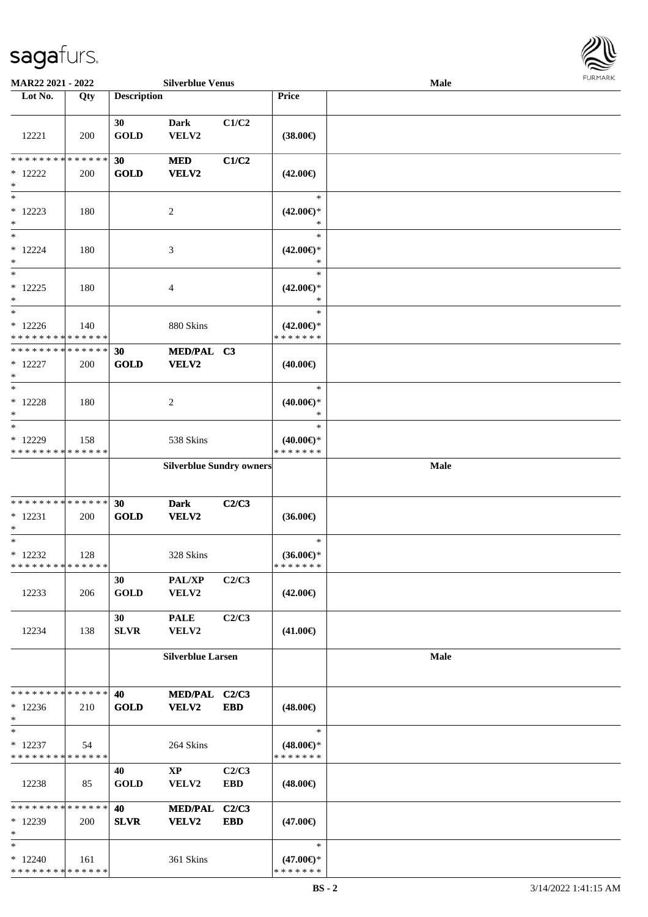**MAR22 2021 - 2022** **Silverblue Venus** **Male**

| Lot No. | Qty | Description | | | Price | |
|---|---|---|---|---|---|---|
| 12221 | 200 | 30 GOLD | Dark VELV2 | C1/C2 | (38.00€) | |
| * * * * * * * * * * * * * * * 12222 * | 200 | 30 GOLD | MED VELV2 | C1/C2 | (42.00€) | |
| * * 12223 * | 180 | | 2 | | * (42.00€)* * | |
| * * 12224 * | 180 | | 3 | | * (42.00€)* * | |
| * * 12225 * | 180 | | 4 | | * (42.00€)* * | |
| * * 12226 * * * * * * * * * * * * * * | 140 | | 880 Skins | | * (42.00€)* * * * * * * * | |
| * * * * * * * * * * * * * * * 12227 * | 200 | 30 GOLD | MED/PAL VELV2 | C3 | (40.00€) | |
| * * 12228 * | 180 | | 2 | | * (40.00€)* * | |
| * * 12229 * * * * * * * * * * * * * * | 158 | | 538 Skins | | * (40.00€)* * * * * * * * | |
| | | **Silverblue Sundry owners** | | | | **Male** |
| * * * * * * * * * * * * * * * 12231 * | 200 | 30 GOLD | Dark VELV2 | C2/C3 | (36.00€) | |
| * * 12232 * * * * * * * * * * * * * * | 128 | | 328 Skins | | * (36.00€)* * * * * * * * | |
| 12233 | 206 | 30 GOLD | PAL/XP VELV2 | C2/C3 | (42.00€) | |
| 12234 | 138 | 30 SLVR | PALE VELV2 | C2/C3 | (41.00€) | |
| | | **Silverblue Larsen** | | | | **Male** |
| * * * * * * * * * * * * * * * 12236 * | 210 | 40 GOLD | MED/PAL VELV2 | C2/C3 EBD | (48.00€) | |
| * * 12237 * * * * * * * * * * * * * * | 54 | | 264 Skins | | * (48.00€)* * * * * * * * | |
| 12238 | 85 | 40 GOLD | XP VELV2 | C2/C3 EBD | (48.00€) | |
| * * * * * * * * * * * * * * * 12239 * | 200 | 40 SLVR | MED/PAL VELV2 | C2/C3 EBD | (47.00€) | |
| * * 12240 * * * * * * * * * * * * * * | 161 | | 361 Skins | | * (47.00€)* * * * * * * * | |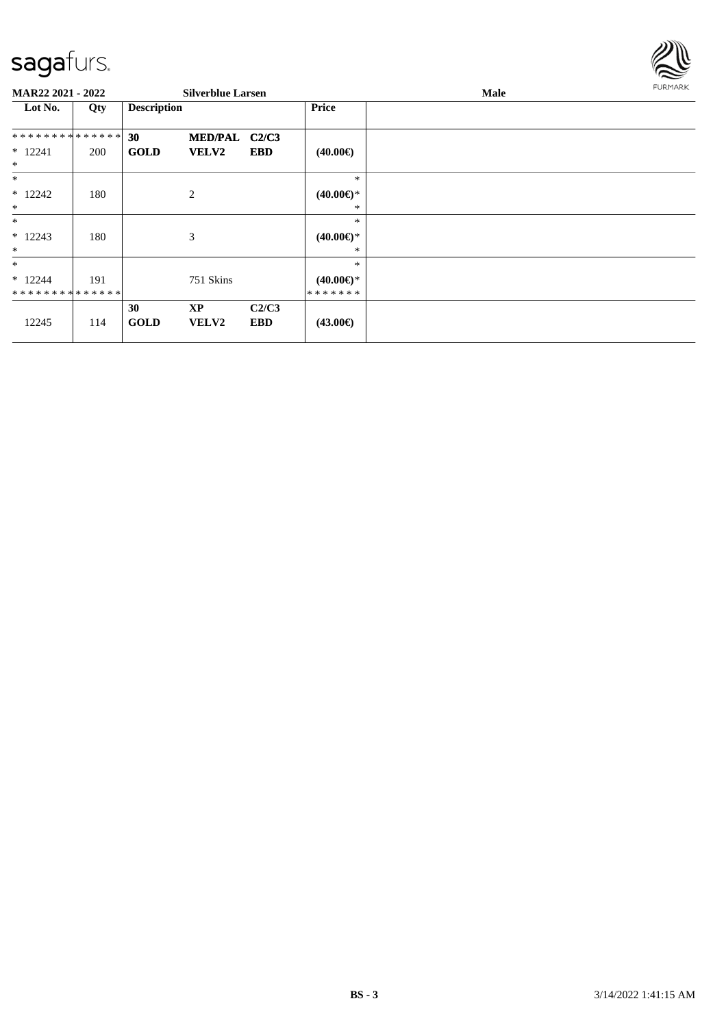**MAR22 2021 - 2022** **Silverblue Larsen** **Male**

| Lot No. | Qty | Description | | | Price | |
|---|---|---|---|---|---|---|
| ************** | | **30** | **MED/PAL** | **C2/C3** | | |
| * 12241 | 200 | **GOLD** | **VELV2** | **EBD** | **(40.00€)** | |
| * | | | | | | |
| * | | | | | * | |
| * 12242 | 180 | | 2 | | **(40.00€)*** | |
| * | | | | | * | |
| * | | | | | * | |
| * 12243 | 180 | | 3 | | **(40.00€)*** | |
| * | | | | | * | |
| * | | | | | * | |
| * 12244 | 191 | | 751 Skins | | **(40.00€)*** | |
| ************** | | | | | ******* | |
| | | **30** | **XP** | **C2/C3** | | |
| 12245 | 114 | **GOLD** | **VELV2** | **EBD** | **(43.00€)** | |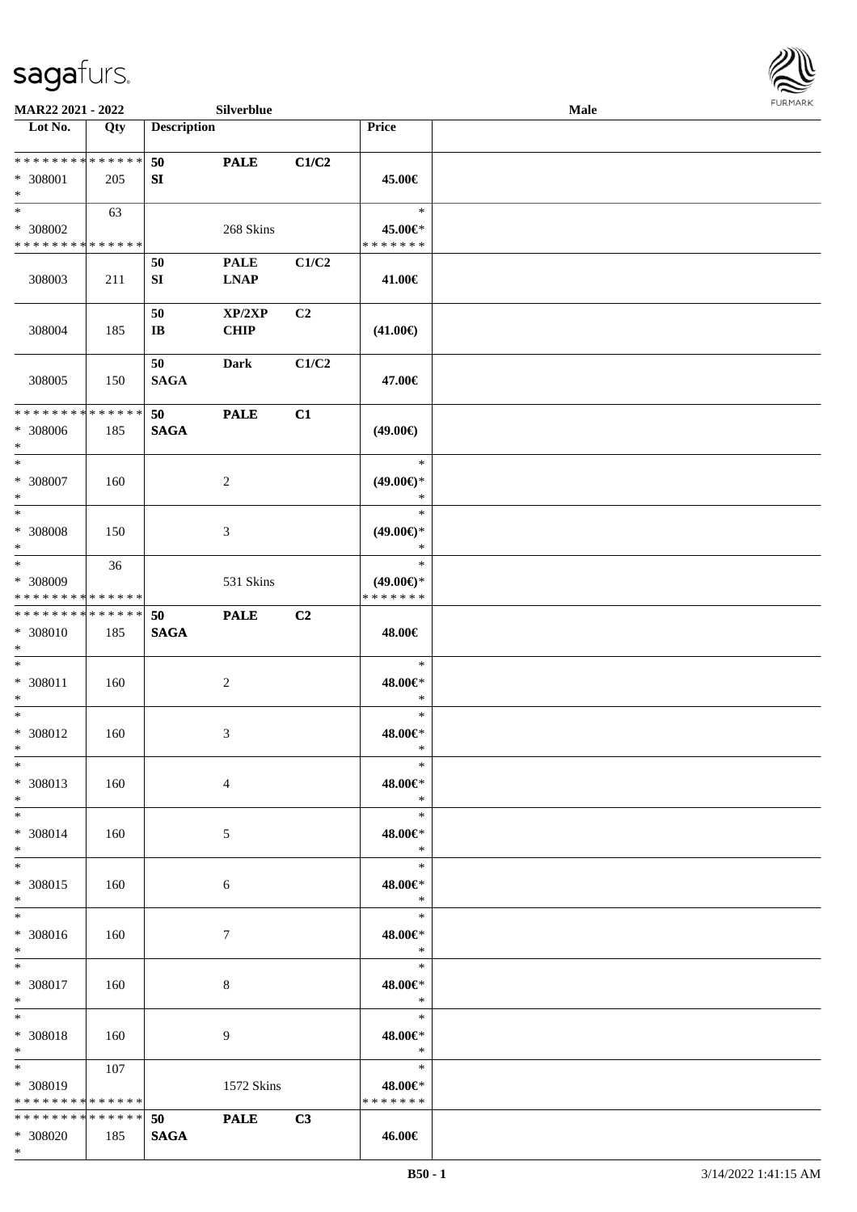MAR22 2021 - 2022 Silverblue Male

| Lot No. | Qty | Description | | | Price | |
|---|---|---|---|---|---|---|
| * * * * * * * * * * * * * * | | 50 | PALE | C1/C2 | | |
| * 308001 | 205 | SI | | | 45.00€ | |
| * | | | | | | |
| * | 63 | | | | * | |
| * 308002 | | | 268 Skins | | 45.00€* | |
| * * * * * * * * * * * * * * | | | | | * * * * * * * | |
| | | 50 | PALE | C1/C2 | | |
| 308003 | 211 | SI | LNAP | | 41.00€ | |
| | | 50 | XP/2XP | C2 | | |
| 308004 | 185 | IB | CHIP | | (41.00€) | |
| | | 50 | Dark | C1/C2 | | |
| 308005 | 150 | SAGA | | | 47.00€ | |
| * * * * * * * * * * * * * * | | 50 | PALE | C1 | | |
| * 308006 | 185 | SAGA | | | (49.00€) | |
| * | | | | | | |
| * | | | | | * | |
| * 308007 | 160 | | 2 | | (49.00€)* | |
| * | | | | | * | |
| * | | | | | * | |
| * 308008 | 150 | | 3 | | (49.00€)* | |
| * | | | | | * | |
| * | 36 | | | | * | |
| * 308009 | | | 531 Skins | | (49.00€)* | |
| * * * * * * * * * * * * * * | | | | | * * * * * * * | |
| * * * * * * * * * * * * * * | | 50 | PALE | C2 | | |
| * 308010 | 185 | SAGA | | | 48.00€ | |
| * | | | | | | |
| * | | | | | * | |
| * 308011 | 160 | | 2 | | 48.00€* | |
| * | | | | | * | |
| * | | | | | * | |
| * 308012 | 160 | | 3 | | 48.00€* | |
| * | | | | | * | |
| * | | | | | * | |
| * 308013 | 160 | | 4 | | 48.00€* | |
| * | | | | | * | |
| * | | | | | * | |
| * 308014 | 160 | | 5 | | 48.00€* | |
| * | | | | | * | |
| * | | | | | * | |
| * 308015 | 160 | | 6 | | 48.00€* | |
| * | | | | | * | |
| * | | | | | * | |
| * 308016 | 160 | | 7 | | 48.00€* | |
| * | | | | | * | |
| * | | | | | * | |
| * 308017 | 160 | | 8 | | 48.00€* | |
| * | | | | | * | |
| * | | | | | * | |
| * 308018 | 160 | | 9 | | 48.00€* | |
| * | | | | | * | |
| * | 107 | | | | * | |
| * 308019 | | | 1572 Skins | | 48.00€* | |
| * * * * * * * * * * * * * * | | | | | * * * * * * * | |
| * * * * * * * * * * * * * * | | 50 | PALE | C3 | | |
| * 308020 | 185 | SAGA | | | 46.00€ | |
| * | | | | | | |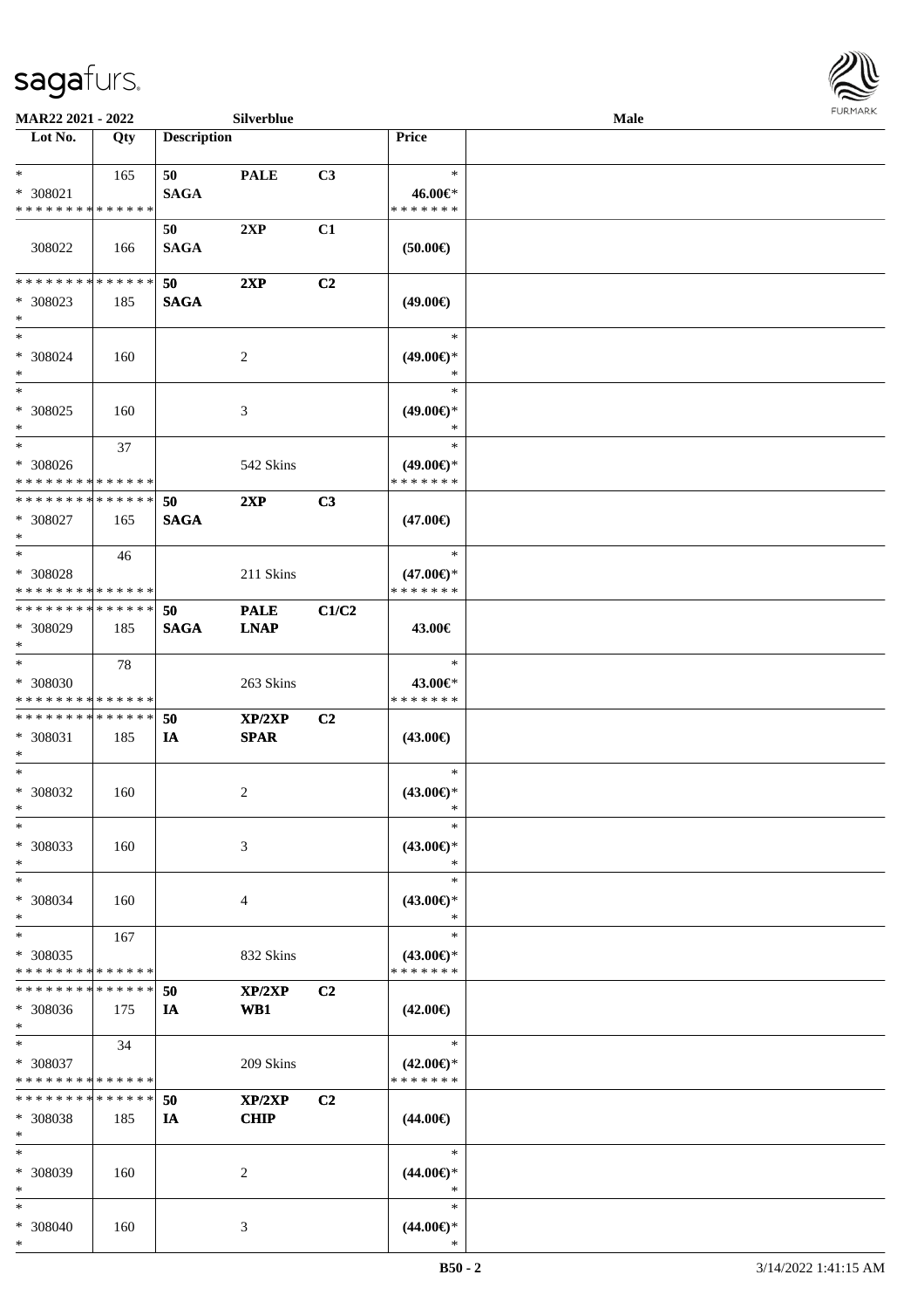**MAR22 2021 - 2022** **Silverblue** **Male**

| Lot No. | Qty | Description | | | Price | |
|---|---|---|---|---|---|---|
| * | 165 | 50 | PALE | C3 | * | |
| * 308021 | | SAGA | | | 46.00€* | |
| * * * * * * * * * * * * * * | | | | | * * * * * * * | |
| | | 50 | 2XP | C1 | | |
| 308022 | 166 | SAGA | | | (50.00€) | |
| * * * * * * * * * * * * * * | | 50 | 2XP | C2 | | |
| * 308023 | 185 | SAGA | | | (49.00€) | |
| * | | | | | | |
| * | | | | | * | |
| * 308024 | 160 | | 2 | | (49.00€)* | |
| * | | | | | * | |
| * | | | | | * | |
| * 308025 | 160 | | 3 | | (49.00€)* | |
| * | | | | | * | |
| * | 37 | | | | * | |
| * 308026 | | | 542 Skins | | (49.00€)* | |
| * * * * * * * * * * * * * * | | | | | * * * * * * * | |
| * * * * * * * * * * * * * * | | 50 | 2XP | C3 | | |
| * 308027 | 165 | SAGA | | | (47.00€) | |
| * | | | | | | |
| * | 46 | | | | * | |
| * 308028 | | | 211 Skins | | (47.00€)* | |
| * * * * * * * * * * * * * * | | | | | * * * * * * * | |
| * * * * * * * * * * * * * * | | 50 | PALE | C1/C2 | | |
| * 308029 | 185 | SAGA | LNAP | | 43.00€ | |
| * | | | | | | |
| * | 78 | | | | * | |
| * 308030 | | | 263 Skins | | 43.00€* | |
| * * * * * * * * * * * * * * | | | | | * * * * * * * | |
| * * * * * * * * * * * * * * | | 50 | XP/2XP | C2 | | |
| * 308031 | 185 | IA | SPAR | | (43.00€) | |
| * | | | | | | |
| * | | | | | * | |
| * 308032 | 160 | | 2 | | (43.00€)* | |
| * | | | | | * | |
| * | | | | | * | |
| * 308033 | 160 | | 3 | | (43.00€)* | |
| * | | | | | * | |
| * | | | | | * | |
| * 308034 | 160 | | 4 | | (43.00€)* | |
| * | | | | | * | |
| * | 167 | | | | * | |
| * 308035 | | | 832 Skins | | (43.00€)* | |
| * * * * * * * * * * * * * * | | | | | * * * * * * * | |
| * * * * * * * * * * * * * * | | 50 | XP/2XP | C2 | | |
| * 308036 | 175 | IA | WB1 | | (42.00€) | |
| * | | | | | | |
| * | 34 | | | | * | |
| * 308037 | | | 209 Skins | | (42.00€)* | |
| * * * * * * * * * * * * * * | | | | | * * * * * * * | |
| * * * * * * * * * * * * * * | | 50 | XP/2XP | C2 | | |
| * 308038 | 185 | IA | CHIP | | (44.00€) | |
| * | | | | | | |
| * | | | | | * | |
| * 308039 | 160 | | 2 | | (44.00€)* | |
| * | | | | | * | |
| * | | | | | * | |
| * 308040 | 160 | | 3 | | (44.00€)* | |
| * | | | | | * | |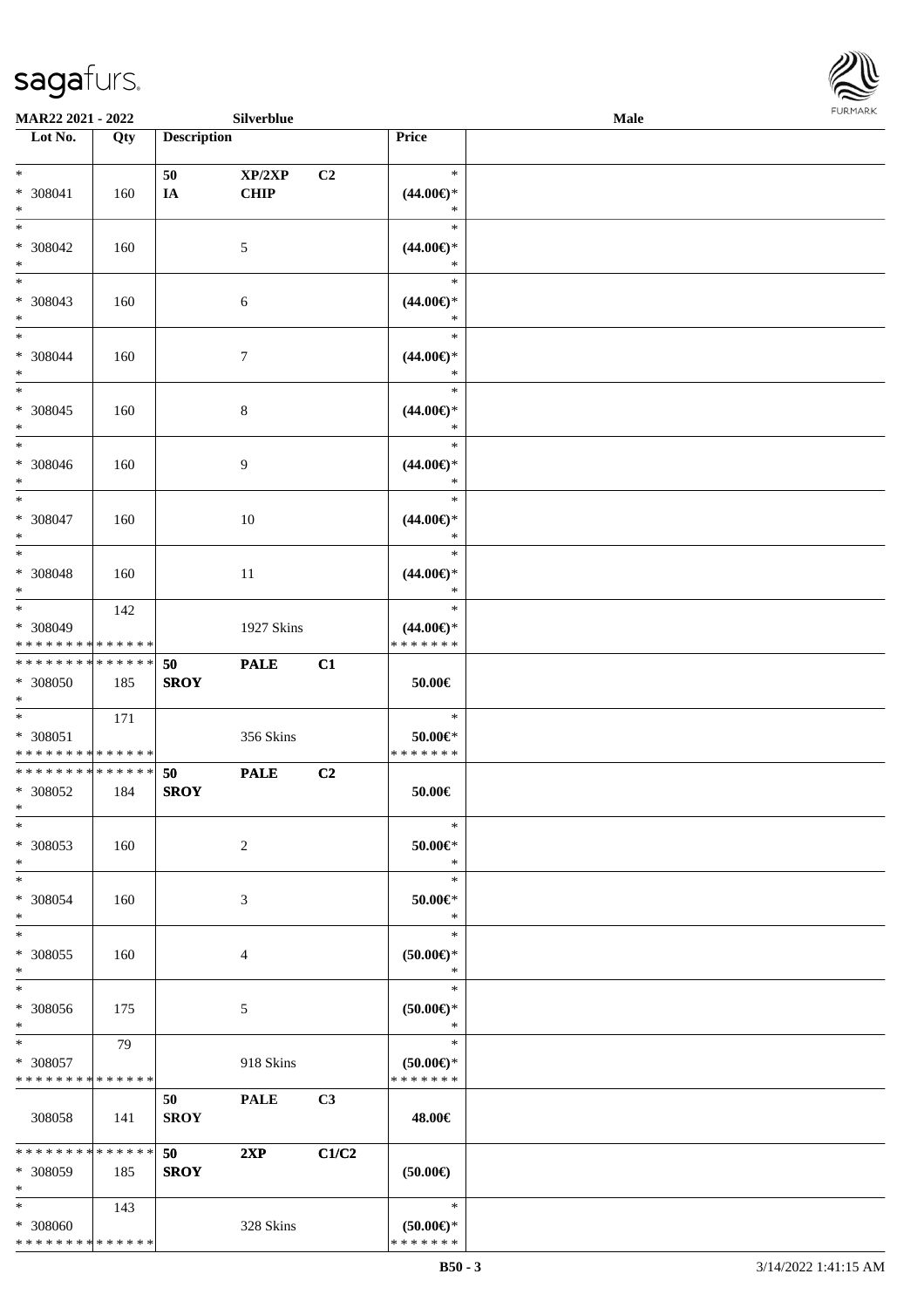| Lot No. | Qty | Description | | | Price | |
|---|---|---|---|---|---|---|
| * | | 50 | XP/2XP | C2 | * | |
| * 308041 | 160 | IA | CHIP | | (44.00€)* | |
| * | | | | | * | |
| * | | | | | * | |
| * 308042 | 160 | | 5 | | (44.00€)* | |
| * | | | | | * | |
| * | | | | | * | |
| * 308043 | 160 | | 6 | | (44.00€)* | |
| * | | | | | * | |
| * | | | | | * | |
| * 308044 | 160 | | 7 | | (44.00€)* | |
| * | | | | | * | |
| * | | | | | * | |
| * 308045 | 160 | | 8 | | (44.00€)* | |
| * | | | | | * | |
| * | | | | | * | |
| * 308046 | 160 | | 9 | | (44.00€)* | |
| * | | | | | * | |
| * | | | | | * | |
| * 308047 | 160 | | 10 | | (44.00€)* | |
| * | | | | | * | |
| * | | | | | * | |
| * 308048 | 160 | | 11 | | (44.00€)* | |
| * | | | | | * | |
| * | 142 | | | | * | |
| * 308049 | | | 1927 Skins | | (44.00€)* | |
| * * * * * * * * * * * * * * | | | | | * * * * * * * | |
| * * * * * * * * * * * * * * | | 50 | PALE | C1 | | |
| * 308050 | 185 | SROY | | | 50.00€ | |
| * | | | | | | |
| * | 171 | | | | * | |
| * 308051 | | | 356 Skins | | 50.00€* | |
| * * * * * * * * * * * * * * | | | | | * * * * * * * | |
| * * * * * * * * * * * * * * | | 50 | PALE | C2 | | |
| * 308052 | 184 | SROY | | | 50.00€ | |
| * | | | | | | |
| * | | | | | * | |
| * 308053 | 160 | | 2 | | 50.00€* | |
| * | | | | | * | |
| * | | | | | * | |
| * 308054 | 160 | | 3 | | 50.00€* | |
| * | | | | | * | |
| * | | | | | * | |
| * 308055 | 160 | | 4 | | (50.00€)* | |
| * | | | | | * | |
| * | | | | | * | |
| * 308056 | 175 | | 5 | | (50.00€)* | |
| * | | | | | * | |
| * | 79 | | | | * | |
| * 308057 | | | 918 Skins | | (50.00€)* | |
| * * * * * * * * * * * * * * | | | | | * * * * * * * | |
| | | 50 | PALE | C3 | | |
| 308058 | 141 | SROY | | | 48.00€ | |
| * * * * * * * * * * * * * * | | 50 | 2XP | C1/C2 | | |
| * 308059 | 185 | SROY | | | (50.00€) | |
| * | | | | | | |
| * | 143 | | | | * | |
| * 308060 | | | 328 Skins | | (50.00€)* | |
| * * * * * * * * * * * * * * | | | | | * * * * * * * | |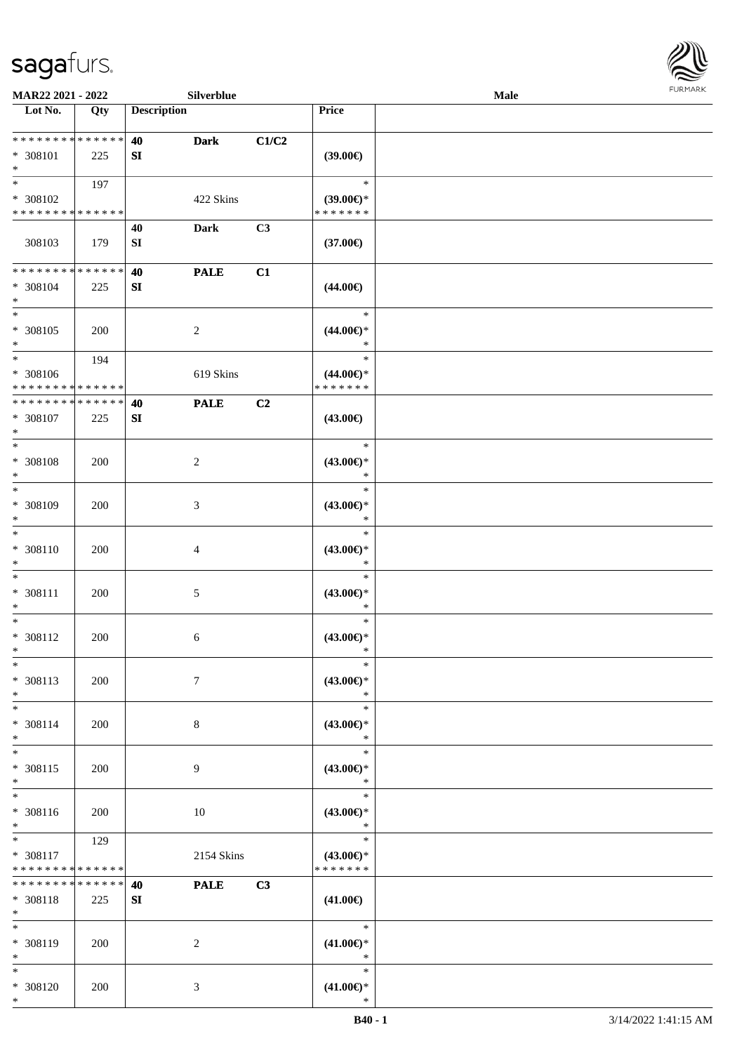| Lot No. | Qty | Description | | | Price | |
|---|---|---|---|---|---|---|
| * * * * * * * * * * * * * * | | 40 | Dark | C1/C2 | | |
| * 308101 | 225 | SI | | | (39.00€) | |
| * | | | | | | |
| * | 197 | | | | * | |
| * 308102 | | | 422 Skins | | (39.00€)* | |
| * * * * * * * * * * * * * * | | | | | * * * * * * * | |
| | | 40 | Dark | C3 | | |
| 308103 | 179 | SI | | | (37.00€) | |
| * * * * * * * * * * * * * * | | 40 | PALE | C1 | | |
| * 308104 | 225 | SI | | | (44.00€) | |
| * | | | | | | |
| * | | | | | * | |
| * 308105 | 200 | | 2 | | (44.00€)* | |
| * | | | | | * | |
| * | 194 | | | | * | |
| * 308106 | | | 619 Skins | | (44.00€)* | |
| * * * * * * * * * * * * * * | | | | | * * * * * * * | |
| * * * * * * * * * * * * * * | | 40 | PALE | C2 | | |
| * 308107 | 225 | SI | | | (43.00€) | |
| * | | | | | | |
| * | | | | | * | |
| * 308108 | 200 | | 2 | | (43.00€)* | |
| * | | | | | * | |
| * | | | | | * | |
| * 308109 | 200 | | 3 | | (43.00€)* | |
| * | | | | | * | |
| * | | | | | * | |
| * 308110 | 200 | | 4 | | (43.00€)* | |
| * | | | | | * | |
| * | | | | | * | |
| * 308111 | 200 | | 5 | | (43.00€)* | |
| * | | | | | * | |
| * | | | | | * | |
| * 308112 | 200 | | 6 | | (43.00€)* | |
| * | | | | | * | |
| * | | | | | * | |
| * 308113 | 200 | | 7 | | (43.00€)* | |
| * | | | | | * | |
| * | | | | | * | |
| * 308114 | 200 | | 8 | | (43.00€)* | |
| * | | | | | * | |
| * | | | | | * | |
| * 308115 | 200 | | 9 | | (43.00€)* | |
| * | | | | | * | |
| * | | | | | * | |
| * 308116 | 200 | | 10 | | (43.00€)* | |
| * | | | | | * | |
| * | 129 | | | | * | |
| * 308117 | | | 2154 Skins | | (43.00€)* | |
| * * * * * * * * * * * * * * | | | | | * * * * * * * | |
| * * * * * * * * * * * * * * | | 40 | PALE | C3 | | |
| * 308118 | 225 | SI | | | (41.00€) | |
| * | | | | | | |
| * | | | | | * | |
| * 308119 | 200 | | 2 | | (41.00€)* | |
| * | | | | | * | |
| * | | | | | * | |
| * 308120 | 200 | | 3 | | (41.00€)* | |
| * | | | | | * | |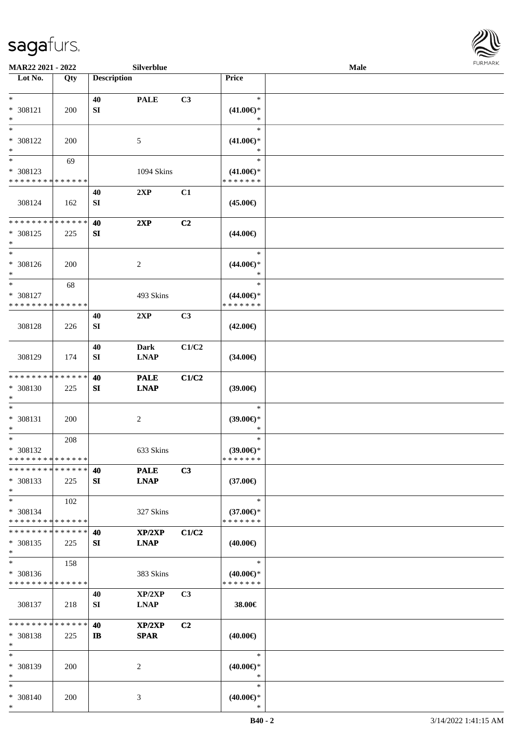MAR22 2021 - 2022 | Silverblue | Male

| Lot No. | Qty | Description | | | Price |
|---|---|---|---|---|---|
| * | | 40 | PALE | C3 | * |
| * 308121 | 200 | SI | | | (41.00€)* |
| * | | | | | * |
| * | | | | | * |
| * 308122 | 200 | | 5 | | (41.00€)* |
| * | | | | | * |
| * | 69 | | | | * |
| * 308123 | | | 1094 Skins | | (41.00€)* |
| * * * * * * * * * * * * * * | | | | | * * * * * * * |
| | | 40 | 2XP | C1 | |
| 308124 | 162 | SI | | | (45.00€) |
| * * * * * * * * * * * * * * | | 40 | 2XP | C2 | |
| * 308125 | 225 | SI | | | (44.00€) |
| * | | | | | |
| * | | | | | * |
| * 308126 | 200 | | 2 | | (44.00€)* |
| * | | | | | * |
| * | 68 | | | | * |
| * 308127 | | | 493 Skins | | (44.00€)* |
| * * * * * * * * * * * * * * | | | | | * * * * * * * |
| | | 40 | 2XP | C3 | |
| 308128 | 226 | SI | | | (42.00€) |
| | | 40 | Dark | C1/C2 | |
| 308129 | 174 | SI | LNAP | | (34.00€) |
| * * * * * * * * * * * * * * | | 40 | PALE | C1/C2 | |
| * 308130 | 225 | SI | LNAP | | (39.00€) |
| * | | | | | |
| * | | | | | * |
| * 308131 | 200 | | 2 | | (39.00€)* |
| * | | | | | * |
| * | 208 | | | | * |
| * 308132 | | | 633 Skins | | (39.00€)* |
| * * * * * * * * * * * * * * | | | | | * * * * * * * |
| * * * * * * * * * * * * * * | | 40 | PALE | C3 | |
| * 308133 | 225 | SI | LNAP | | (37.00€) |
| * | | | | | |
| * | 102 | | | | * |
| * 308134 | | | 327 Skins | | (37.00€)* |
| * * * * * * * * * * * * * * | | | | | * * * * * * * |
| * * * * * * * * * * * * * * | | 40 | XP/2XP | C1/C2 | |
| * 308135 | 225 | SI | LNAP | | (40.00€) |
| * | | | | | |
| * | 158 | | | | * |
| * 308136 | | | 383 Skins | | (40.00€)* |
| * * * * * * * * * * * * * * | | | | | * * * * * * * |
| | | 40 | XP/2XP | C3 | |
| 308137 | 218 | SI | LNAP | | 38.00€ |
| * * * * * * * * * * * * * * | | 40 | XP/2XP | C2 | |
| * 308138 | 225 | IB | SPAR | | (40.00€) |
| * | | | | | |
| * | | | | | * |
| * 308139 | 200 | | 2 | | (40.00€)* |
| * | | | | | * |
| * | | | | | * |
| * 308140 | 200 | | 3 | | (40.00€)* |
| * | | | | | * |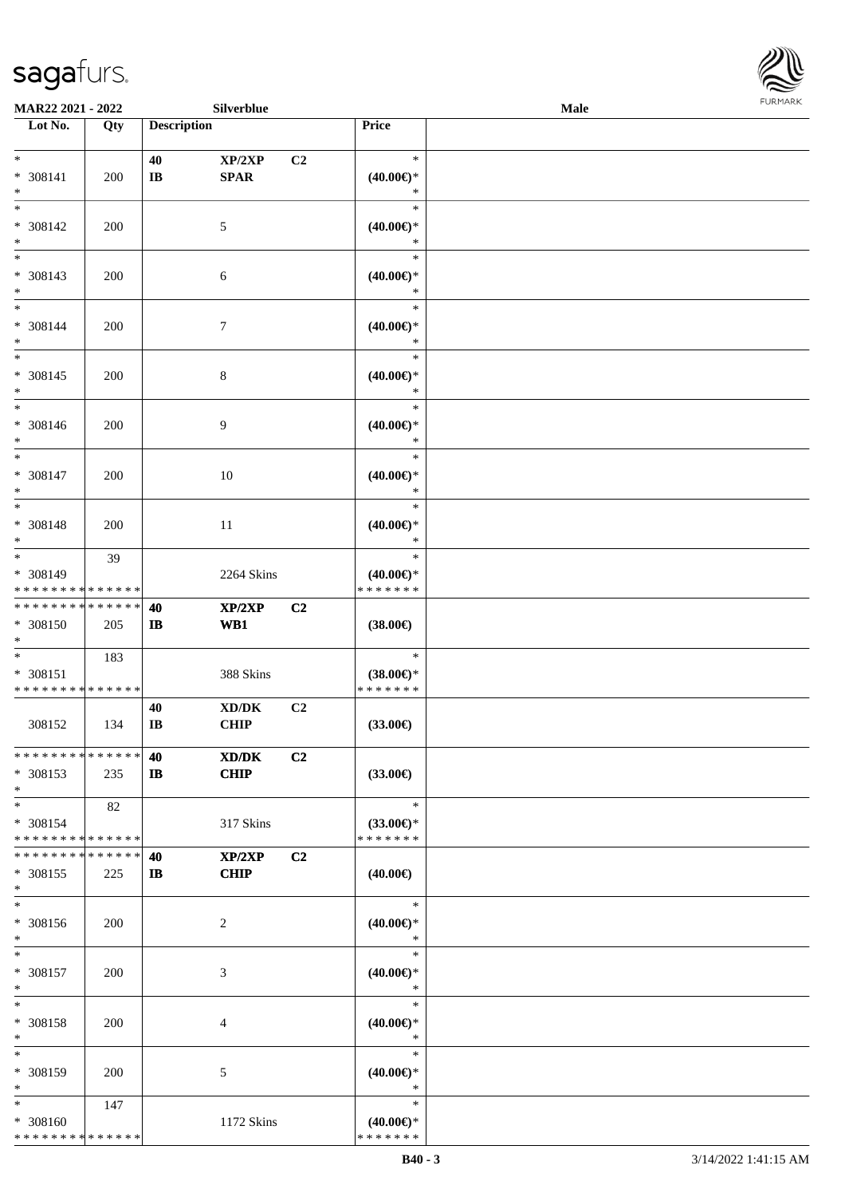MAR22 2021 - 2022 Silverblue Male

| Lot No. | Qty | Description | | | Price | |
|---|---|---|---|---|---|---|
| * | | 40 | XP/2XP | C2 | * | |
| * 308141 | 200 | IB | SPAR | | (40.00€)* | |
| * | | | | | * | |
| * | | | | | * | |
| * 308142 | 200 | | 5 | | (40.00€)* | |
| * | | | | | * | |
| * | | | | | * | |
| * 308143 | 200 | | 6 | | (40.00€)* | |
| * | | | | | * | |
| * | | | | | * | |
| * 308144 | 200 | | 7 | | (40.00€)* | |
| * | | | | | * | |
| * | | | | | * | |
| * 308145 | 200 | | 8 | | (40.00€)* | |
| * | | | | | * | |
| * | | | | | * | |
| * 308146 | 200 | | 9 | | (40.00€)* | |
| * | | | | | * | |
| * | | | | | * | |
| * 308147 | 200 | | 10 | | (40.00€)* | |
| * | | | | | * | |
| * | | | | | * | |
| * 308148 | 200 | | 11 | | (40.00€)* | |
| * | | | | | * | |
| * | 39 | | | | * | |
| * 308149 | | | 2264 Skins | | (40.00€)* | |
| * * * * * * * * * * * * * * | | | | | * * * * * * * | |
| * * * * * * * * * * * * * * | | 40 | XP/2XP | C2 | | |
| * 308150 | 205 | IB | WB1 | | (38.00€) | |
| * | | | | | | |
| * | 183 | | | | * | |
| * 308151 | | | 388 Skins | | (38.00€)* | |
| * * * * * * * * * * * * * * | | | | | * * * * * * * | |
| | | 40 | XD/DK | C2 | | |
| 308152 | 134 | IB | CHIP | | (33.00€) | |
| * * * * * * * * * * * * * * | | 40 | XD/DK | C2 | | |
| * 308153 | 235 | IB | CHIP | | (33.00€) | |
| * | | | | | | |
| * | 82 | | | | * | |
| * 308154 | | | 317 Skins | | (33.00€)* | |
| * * * * * * * * * * * * * * | | | | | * * * * * * * | |
| * * * * * * * * * * * * * * | | 40 | XP/2XP | C2 | | |
| * 308155 | 225 | IB | CHIP | | (40.00€) | |
| * | | | | | | |
| * | | | | | * | |
| * 308156 | 200 | | 2 | | (40.00€)* | |
| * | | | | | * | |
| * | | | | | * | |
| * 308157 | 200 | | 3 | | (40.00€)* | |
| * | | | | | * | |
| * | | | | | * | |
| * 308158 | 200 | | 4 | | (40.00€)* | |
| * | | | | | * | |
| * | | | | | * | |
| * 308159 | 200 | | 5 | | (40.00€)* | |
| * | | | | | * | |
| * | 147 | | | | * | |
| * 308160 | | | 1172 Skins | | (40.00€)* | |
| * * * * * * * * * * * * * * | | | | | * * * * * * * | |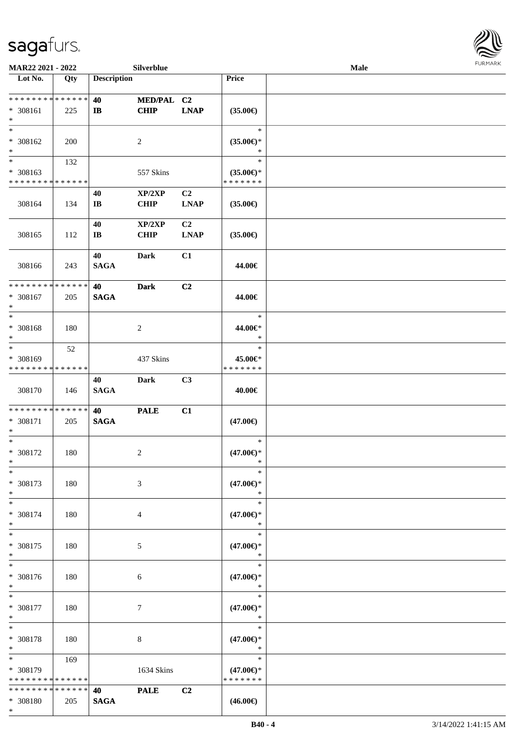| Lot No. | Qty | Description | | | Price | |
|---|---|---|---|---|---|---|
| * * * * * * * * * * * * * * | | 40 | MED/PAL | C2 | | |
| * 308161 | 225 | IB | CHIP | LNAP | (35.00€) | |
| * | | | | | | |
| * | | | | | * | |
| * 308162 | 200 | | 2 | | (35.00€)* | |
| * | | | | | * | |
| * | 132 | | | | * | |
| * 308163 | | | 557 Skins | | (35.00€)* | |
| * * * * * * * * * * * * * * | | | | | * * * * * * * | |
| | | 40 | XP/2XP | C2 | | |
| 308164 | 134 | IB | CHIP | LNAP | (35.00€) | |
| | | 40 | XP/2XP | C2 | | |
| 308165 | 112 | IB | CHIP | LNAP | (35.00€) | |
| | | 40 | Dark | C1 | | |
| 308166 | 243 | SAGA | | | 44.00€ | |
| * * * * * * * * * * * * * * | | 40 | Dark | C2 | | |
| * 308167 | 205 | SAGA | | | 44.00€ | |
| * | | | | | | |
| * | | | | | * | |
| * 308168 | 180 | | 2 | | 44.00€* | |
| * | | | | | * | |
| * | 52 | | | | * | |
| * 308169 | | | 437 Skins | | 45.00€* | |
| * * * * * * * * * * * * * * | | | | | * * * * * * * | |
| | | 40 | Dark | C3 | | |
| 308170 | 146 | SAGA | | | 40.00€ | |
| * * * * * * * * * * * * * * | | 40 | PALE | C1 | | |
| * 308171 | 205 | SAGA | | | (47.00€) | |
| * | | | | | | |
| * | | | | | * | |
| * 308172 | 180 | | 2 | | (47.00€)* | |
| * | | | | | * | |
| * | | | | | * | |
| * 308173 | 180 | | 3 | | (47.00€)* | |
| * | | | | | * | |
| * | | | | | * | |
| * 308174 | 180 | | 4 | | (47.00€)* | |
| * | | | | | * | |
| * | | | | | * | |
| * 308175 | 180 | | 5 | | (47.00€)* | |
| * | | | | | * | |
| * | | | | | * | |
| * 308176 | 180 | | 6 | | (47.00€)* | |
| * | | | | | * | |
| * | | | | | * | |
| * 308177 | 180 | | 7 | | (47.00€)* | |
| * | | | | | * | |
| * | | | | | * | |
| * 308178 | 180 | | 8 | | (47.00€)* | |
| * | | | | | * | |
| * | 169 | | | | * | |
| * 308179 | | | 1634 Skins | | (47.00€)* | |
| * * * * * * * * * * * * * * | | | | | * * * * * * * | |
| * * * * * * * * * * * * * * | | 40 | PALE | C2 | | |
| * 308180 | 205 | SAGA | | | (46.00€) | |
| * | | | | | | |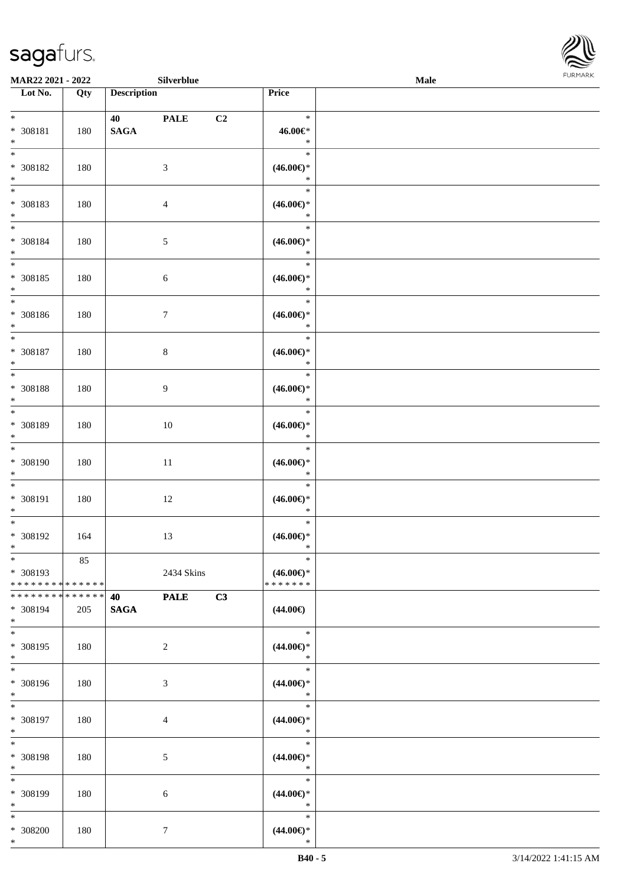| Lot No. | Qty | Description | Price |
|---|---|---|---|
| * 308181 * | 180 | 40 PALE C2 SAGA | * 46.00€* * |
| * 308182 * | 180 | 3 | * (46.00€)* * |
| * 308183 * | 180 | 4 | * (46.00€)* * |
| * 308184 * | 180 | 5 | * (46.00€)* * |
| * 308185 * | 180 | 6 | * (46.00€)* * |
| * 308186 * | 180 | 7 | * (46.00€)* * |
| * 308187 * | 180 | 8 | * (46.00€)* * |
| * 308188 * | 180 | 9 | * (46.00€)* * |
| * 308189 * | 180 | 10 | * (46.00€)* * |
| * 308190 * | 180 | 11 | * (46.00€)* * |
| * 308191 * | 180 | 12 | * (46.00€)* * |
| * 308192 * | 164 | 13 | * (46.00€)* * |
| * 308193 * * * * * * * * * * * * * * | 85 | 2434 Skins | * (46.00€)* * * * * * * * |
| * * * * * * * * * * * * * * 308194 * | 205 | 40 PALE C3 SAGA | (44.00€) |
| * 308195 * | 180 | 2 | * (44.00€)* * |
| * 308196 * | 180 | 3 | * (44.00€)* * |
| * 308197 * | 180 | 4 | * (44.00€)* * |
| * 308198 * | 180 | 5 | * (44.00€)* * |
| * 308199 * | 180 | 6 | * (44.00€)* * |
| * 308200 * | 180 | 7 | * (44.00€)* * |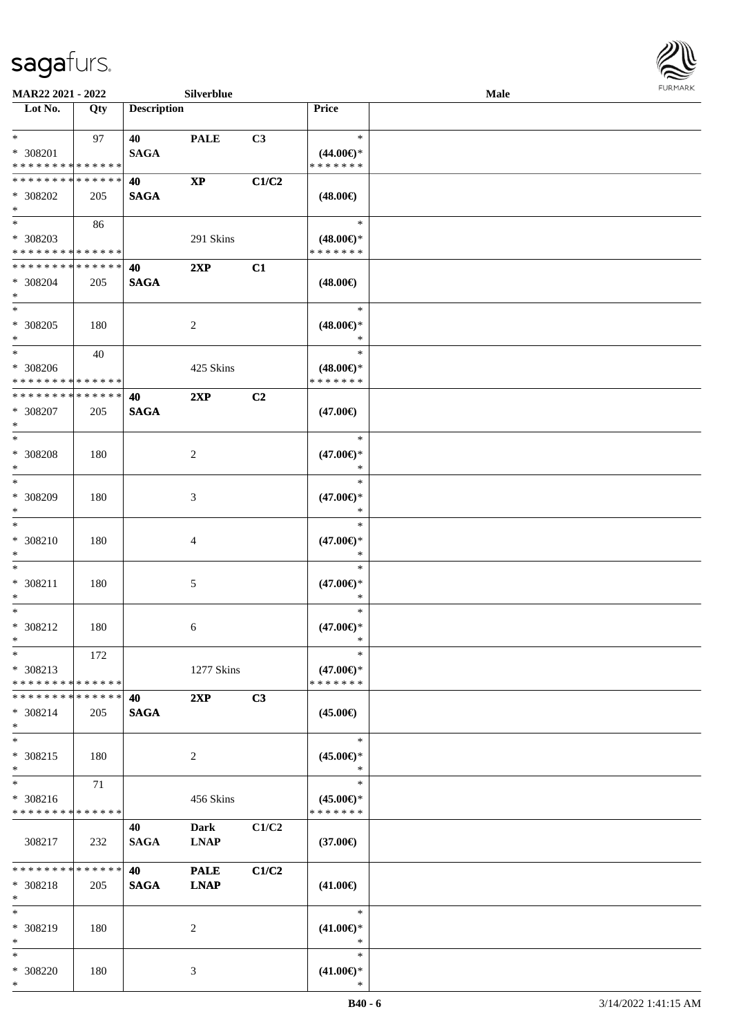**MAR22 2021 - 2022** **Silverblue** **Male**

| Lot No. | Qty | Description | | | Price | |
|---|---|---|---|---|---|---|
| * <br> * 308201 <br> * * * * * * * * * * * * * * | 97 | 40 <br> SAGA | PALE | C3 | * <br> (44.00€)* <br> * * * * * * * | |
| * * * * * * * * * * * * * * <br> * 308202 <br> * | 205 | 40 <br> SAGA | XP | C1/C2 | (48.00€) | |
| * <br> * 308203 <br> * * * * * * * * * * * * * * | 86 | | 291 Skins | | * <br> (48.00€)* <br> * * * * * * * | |
| * * * * * * * * * * * * * * <br> * 308204 <br> * | 205 | 40 <br> SAGA | 2XP | C1 | (48.00€) | |
| * <br> * 308205 <br> * | 180 | | 2 | | * <br> (48.00€)* <br> * | |
| * <br> * 308206 <br> * * * * * * * * * * * * * * | 40 | | 425 Skins | | * <br> (48.00€)* <br> * * * * * * * | |
| * * * * * * * * * * * * * * <br> * 308207 <br> * | 205 | 40 <br> SAGA | 2XP | C2 | (47.00€) | |
| * <br> * 308208 <br> * | 180 | | 2 | | * <br> (47.00€)* <br> * | |
| * <br> * 308209 <br> * | 180 | | 3 | | * <br> (47.00€)* <br> * | |
| * <br> * 308210 <br> * | 180 | | 4 | | * <br> (47.00€)* <br> * | |
| * <br> * 308211 <br> * | 180 | | 5 | | * <br> (47.00€)* <br> * | |
| * <br> * 308212 <br> * | 180 | | 6 | | * <br> (47.00€)* <br> * | |
| * <br> * 308213 <br> * * * * * * * * * * * * * * | 172 | | 1277 Skins | | * <br> (47.00€)* <br> * * * * * * * | |
| * * * * * * * * * * * * * * <br> * 308214 <br> * | 205 | 40 <br> SAGA | 2XP | C3 | (45.00€) | |
| * <br> * 308215 <br> * | 180 | | 2 | | * <br> (45.00€)* <br> * | |
| * <br> * 308216 <br> * * * * * * * * * * * * * * | 71 | | 456 Skins | | * <br> (45.00€)* <br> * * * * * * * | |
| 308217 | 232 | 40 <br> SAGA | Dark <br> LNAP | C1/C2 | (37.00€) | |
| * * * * * * * * * * * * * * <br> * 308218 <br> * | 205 | 40 <br> SAGA | PALE <br> LNAP | C1/C2 | (41.00€) | |
| * <br> * 308219 <br> * | 180 | | 2 | | * <br> (41.00€)* <br> * | |
| * <br> * 308220 <br> * | 180 | | 3 | | * <br> (41.00€)* <br> * | |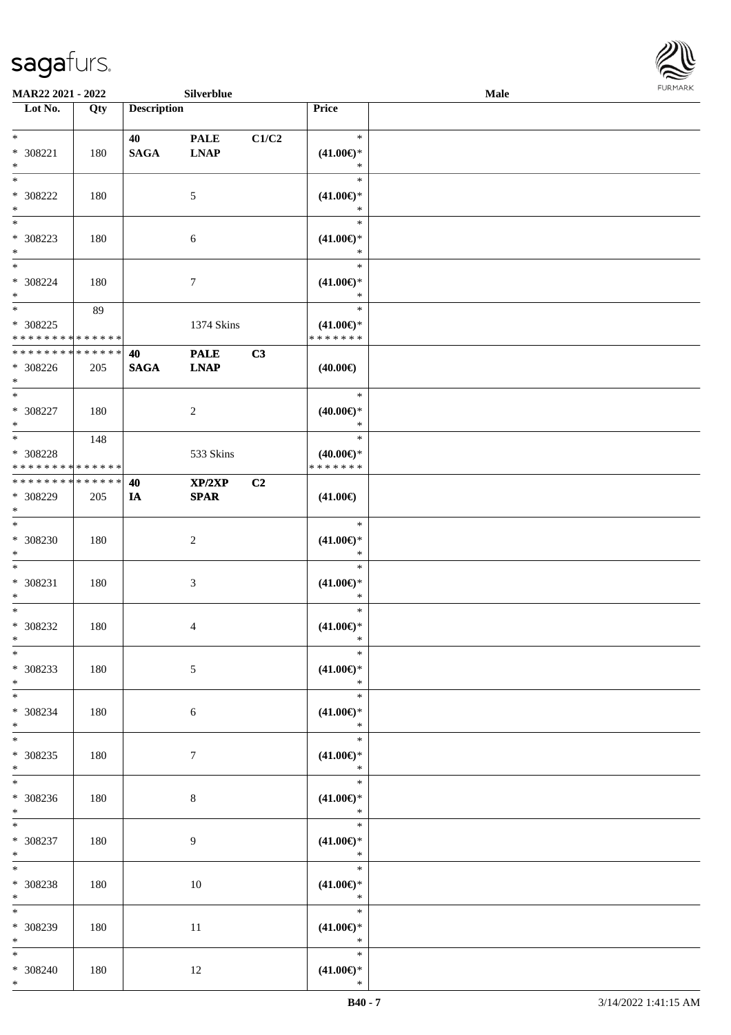| Lot No. | Qty | Description | | | Price | |
|---|---|---|---|---|---|---|
| * <br> * 308221 <br> * | 180 | 40 <br> SAGA | PALE <br> LNAP | C1/C2 | * <br> (41.00€)* <br> * | |
| * <br> * 308222 <br> * | 180 | | 5 | | * <br> (41.00€)* <br> * | |
| * <br> * 308223 <br> * | 180 | | 6 | | * <br> (41.00€)* <br> * | |
| * <br> * 308224 <br> * | 180 | | 7 | | * <br> (41.00€)* <br> * | |
| * <br> * 308225 <br> * * * * * * * * * * * * * * | 89 | | 1374 Skins | | * <br> (41.00€)* <br> * * * * * * * | |
| * * * * * * * * * * * * * * <br> * 308226 <br> * | 205 | 40 <br> SAGA | PALE <br> LNAP | C3 | (40.00€) | |
| * <br> * 308227 <br> * | 180 | | 2 | | * <br> (40.00€)* <br> * | |
| * <br> * 308228 <br> * * * * * * * * * * * * * * | 148 | | 533 Skins | | * <br> (40.00€)* <br> * * * * * * * | |
| * * * * * * * * * * * * * * <br> * 308229 <br> * | 205 | 40 <br> IA | XP/2XP <br> SPAR | C2 | (41.00€) | |
| * <br> * 308230 <br> * | 180 | | 2 | | * <br> (41.00€)* <br> * | |
| * <br> * 308231 <br> * | 180 | | 3 | | * <br> (41.00€)* <br> * | |
| * <br> * 308232 <br> * | 180 | | 4 | | * <br> (41.00€)* <br> * | |
| * <br> * 308233 <br> * | 180 | | 5 | | * <br> (41.00€)* <br> * | |
| * <br> * 308234 <br> * | 180 | | 6 | | * <br> (41.00€)* <br> * | |
| * <br> * 308235 <br> * | 180 | | 7 | | * <br> (41.00€)* <br> * | |
| * <br> * 308236 <br> * | 180 | | 8 | | * <br> (41.00€)* <br> * | |
| * <br> * 308237 <br> * | 180 | | 9 | | * <br> (41.00€)* <br> * | |
| * <br> * 308238 <br> * | 180 | | 10 | | * <br> (41.00€)* <br> * | |
| * <br> * 308239 <br> * | 180 | | 11 | | * <br> (41.00€)* <br> * | |
| * <br> * 308240 <br> * | 180 | | 12 | | * <br> (41.00€)* <br> * | |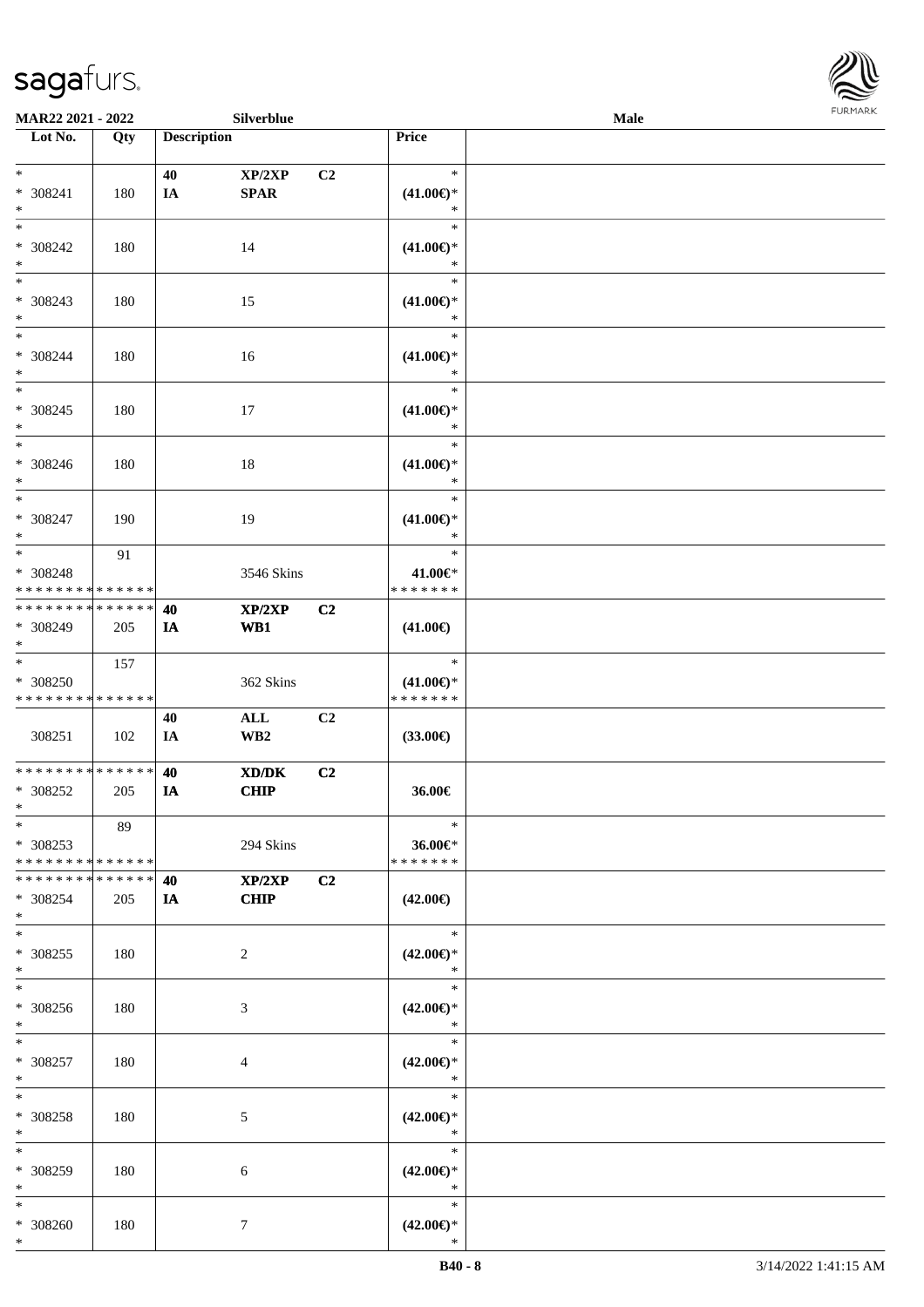MAR22 2021 - 2022 | Silverblue | Male

| Lot No. | Qty | Description | | | Price | |
|---|---|---|---|---|---|---|
| * | | 40 | XP/2XP | C2 | * | |
| * 308241 | 180 | IA | SPAR | | (41.00€)* | |
| * | | | | | * | |
| * | | | | | * | |
| * 308242 | 180 | | 14 | | (41.00€)* | |
| * | | | | | * | |
| * | | | | | * | |
| * 308243 | 180 | | 15 | | (41.00€)* | |
| * | | | | | * | |
| * | | | | | * | |
| * 308244 | 180 | | 16 | | (41.00€)* | |
| * | | | | | * | |
| * | | | | | * | |
| * 308245 | 180 | | 17 | | (41.00€)* | |
| * | | | | | * | |
| * | | | | | * | |
| * 308246 | 180 | | 18 | | (41.00€)* | |
| * | | | | | * | |
| * | | | | | * | |
| * 308247 | 190 | | 19 | | (41.00€)* | |
| * | | | | | * | |
| * | 91 | | | | * | |
| * 308248 | | | 3546 Skins | | 41.00€* | |
| * * * * * * * * * * * * * * | | | | | * * * * * * * | |
| * * * * * * * * * * * * * * | | 40 | XP/2XP | C2 | | |
| * 308249 | 205 | IA | WB1 | | (41.00€) | |
| * | | | | | | |
| * | 157 | | | | * | |
| * 308250 | | | 362 Skins | | (41.00€)* | |
| * * * * * * * * * * * * * * | | | | | * * * * * * * | |
| | | 40 | ALL | C2 | | |
| 308251 | 102 | IA | WB2 | | (33.00€) | |
| * * * * * * * * * * * * * * | | 40 | XD/DK | C2 | | |
| * 308252 | 205 | IA | CHIP | | 36.00€ | |
| * | | | | | | |
| * | 89 | | | | * | |
| * 308253 | | | 294 Skins | | 36.00€* | |
| * * * * * * * * * * * * * * | | | | | * * * * * * * | |
| * * * * * * * * * * * * * * | | 40 | XP/2XP | C2 | | |
| * 308254 | 205 | IA | CHIP | | (42.00€) | |
| * | | | | | | |
| * | | | | | * | |
| * 308255 | 180 | | 2 | | (42.00€)* | |
| * | | | | | * | |
| * | | | | | * | |
| * 308256 | 180 | | 3 | | (42.00€)* | |
| * | | | | | * | |
| * | | | | | * | |
| * 308257 | 180 | | 4 | | (42.00€)* | |
| * | | | | | * | |
| * | | | | | * | |
| * 308258 | 180 | | 5 | | (42.00€)* | |
| * | | | | | * | |
| * | | | | | * | |
| * 308259 | 180 | | 6 | | (42.00€)* | |
| * | | | | | * | |
| * | | | | | * | |
| * 308260 | 180 | | 7 | | (42.00€)* | |
| * | | | | | * | |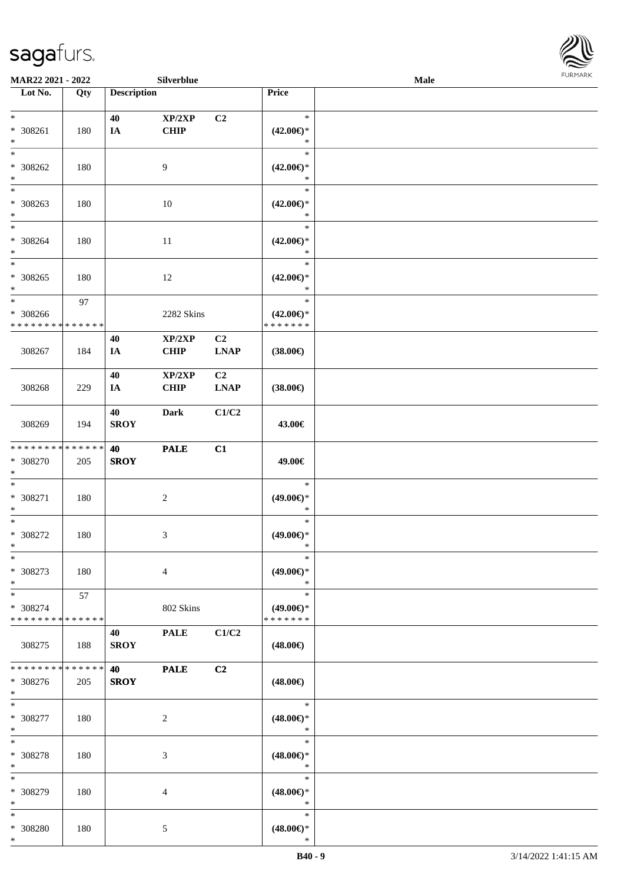| Lot No. | Qty | Description | | | Price | |
|---|---|---|---|---|---|---|
| *<br>* 308261<br>* | 180 | 40<br>IA | XP/2XP<br>CHIP | C2 | *<br>(42.00€)*<br>* | |
| *<br>* 308262<br>* | 180 | | 9 | | *<br>(42.00€)*<br>* | |
| *<br>* 308263<br>* | 180 | | 10 | | *<br>(42.00€)*<br>* | |
| *<br>* 308264<br>* | 180 | | 11 | | *<br>(42.00€)*<br>* | |
| *<br>* 308265<br>* | 180 | | 12 | | *<br>(42.00€)*<br>* | |
| *<br>* 308266<br>* * * * * * * * * * * * * * | 97 | | 2282 Skins | | *<br>(42.00€)*<br>* * * * * * * | |
| 308267 | 184 | 40<br>IA | XP/2XP<br>CHIP | C2<br>LNAP | (38.00€) | |
| 308268 | 229 | 40<br>IA | XP/2XP<br>CHIP | C2<br>LNAP | (38.00€) | |
| 308269 | 194 | 40<br>SROY | Dark | C1/C2 | 43.00€ | |
| * * * * * * * * * * * * * *<br>* 308270<br>* | 205 | 40<br>SROY | PALE | C1 | 49.00€ | |
| *<br>* 308271<br>* | 180 | | 2 | | *<br>(49.00€)*<br>* | |
| *<br>* 308272<br>* | 180 | | 3 | | *<br>(49.00€)*<br>* | |
| *<br>* 308273<br>* | 180 | | 4 | | *<br>(49.00€)*<br>* | |
| *<br>* 308274<br>* * * * * * * * * * * * * * | 57 | | 802 Skins | | *<br>(49.00€)*<br>* * * * * * * | |
| 308275 | 188 | 40<br>SROY | PALE | C1/C2 | (48.00€) | |
| * * * * * * * * * * * * * *<br>* 308276<br>* | 205 | 40<br>SROY | PALE | C2 | (48.00€) | |
| *<br>* 308277<br>* | 180 | | 2 | | *<br>(48.00€)*<br>* | |
| *<br>* 308278<br>* | 180 | | 3 | | *<br>(48.00€)*<br>* | |
| *<br>* 308279<br>* | 180 | | 4 | | *<br>(48.00€)*<br>* | |
| *<br>* 308280<br>* | 180 | | 5 | | *<br>(48.00€)*<br>* | |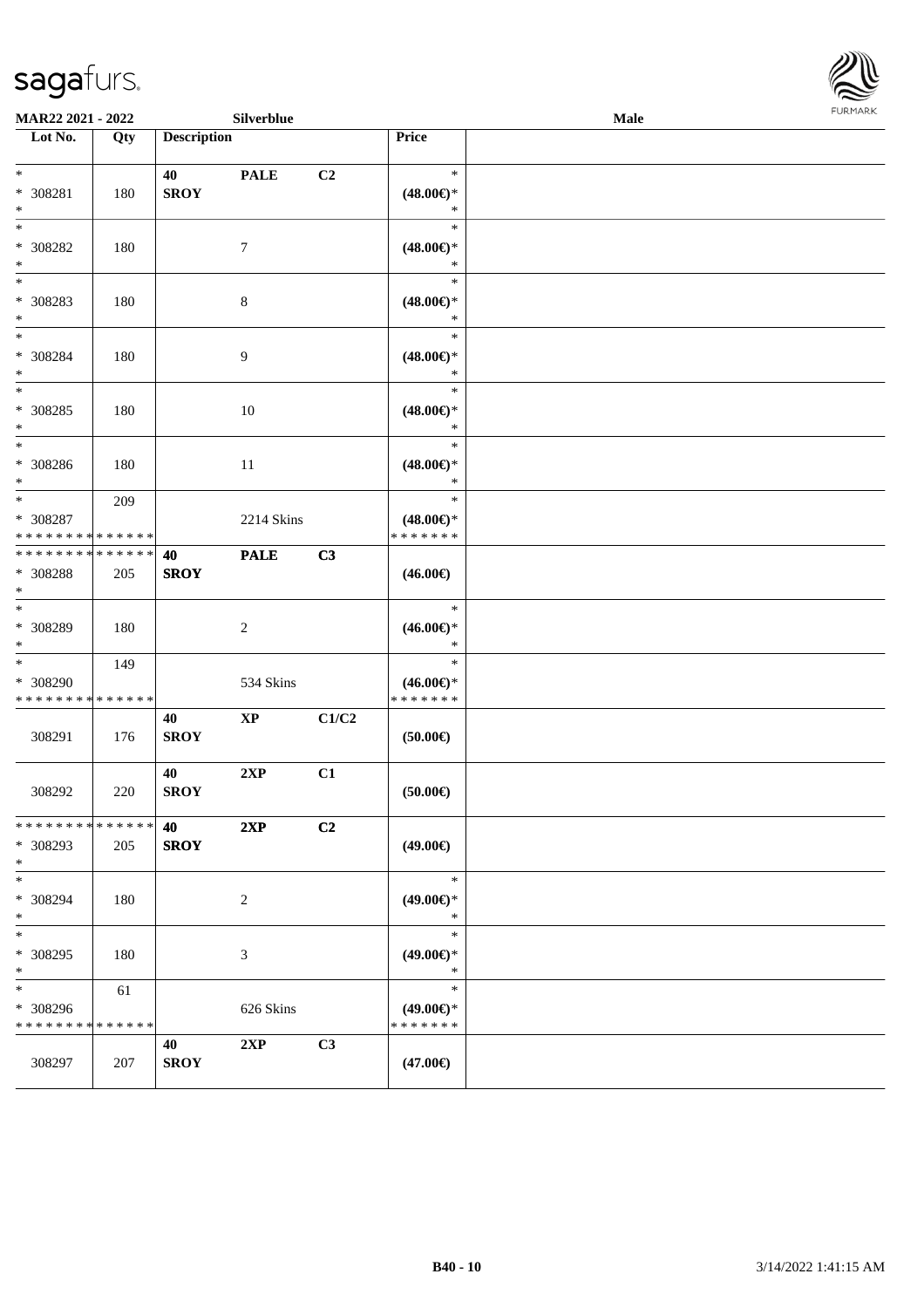| Lot No. | Qty | Description | | | Price | |
|---|---|---|---|---|---|---|
| * | | 40 | PALE | C2 | * | |
| * 308281 | 180 | SROY | | | (48.00€)* | |
| * | | | | | * | |
| * | | | | | * | |
| * 308282 | 180 | | 7 | | (48.00€)* | |
| * | | | | | * | |
| * | | | | | * | |
| * 308283 | 180 | | 8 | | (48.00€)* | |
| * | | | | | * | |
| * | | | | | * | |
| * 308284 | 180 | | 9 | | (48.00€)* | |
| * | | | | | * | |
| * | | | | | * | |
| * 308285 | 180 | | 10 | | (48.00€)* | |
| * | | | | | * | |
| * | | | | | * | |
| * 308286 | 180 | | 11 | | (48.00€)* | |
| * | | | | | * | |
| * | 209 | | | | * | |
| * 308287 | | | 2214 Skins | | (48.00€)* | |
| * * * * * * * * * * * * * * | | | | | * * * * * * * | |
| * * * * * * * * * * * * * * | | 40 | PALE | C3 | | |
| * 308288 | 205 | SROY | | | (46.00€) | |
| * | | | | | | |
| * | | | | | * | |
| * 308289 | 180 | | 2 | | (46.00€)* | |
| * | | | | | * | |
| * | 149 | | | | * | |
| * 308290 | | | 534 Skins | | (46.00€)* | |
| * * * * * * * * * * * * * * | | | | | * * * * * * * | |
| | | 40 | XP | C1/C2 | | |
| 308291 | 176 | SROY | | | (50.00€) | |
| | | 40 | 2XP | C1 | | |
| 308292 | 220 | SROY | | | (50.00€) | |
| * * * * * * * * * * * * * * | | 40 | 2XP | C2 | | |
| * 308293 | 205 | SROY | | | (49.00€) | |
| * | | | | | | |
| * | | | | | * | |
| * 308294 | 180 | | 2 | | (49.00€)* | |
| * | | | | | * | |
| * | | | | | * | |
| * 308295 | 180 | | 3 | | (49.00€)* | |
| * | | | | | * | |
| * | 61 | | | | * | |
| * 308296 | | | 626 Skins | | (49.00€)* | |
| * * * * * * * * * * * * * * | | | | | * * * * * * * | |
| | | 40 | 2XP | C3 | | |
| 308297 | 207 | SROY | | | (47.00€) | |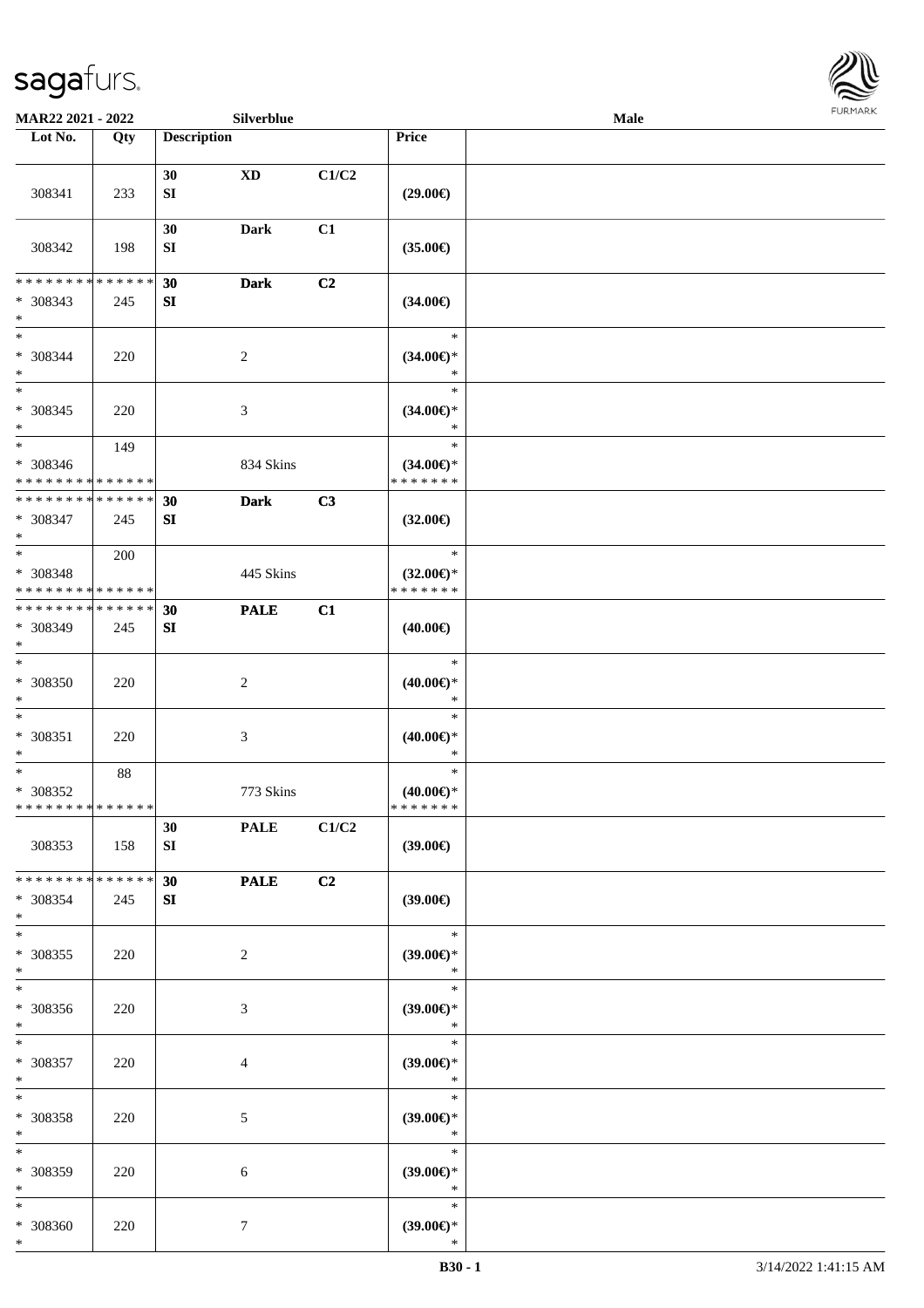| Lot No. | Qty | Description | | | Price | |
|---|---|---|---|---|---|---|
| 308341 | 233 | 30 SI | XD | C1/C2 | (29.00€) | |
| 308342 | 198 | 30 SI | Dark | C1 | (35.00€) | |
| * * * * * * * * * * * * * * * 308343 * | 245 | 30 SI | Dark | C2 | (34.00€) | |
| * * 308344 * | 220 | | 2 | | * (34.00€)* * | |
| * * 308345 * | 220 | | 3 | | * (34.00€)* * | |
| * * 308346 * * * * * * * * * * * * * * | 149 | | 834 Skins | | * (34.00€)* * * * * * * * | |
| * * * * * * * * * * * * * * * 308347 * | 245 | 30 SI | Dark | C3 | (32.00€) | |
| * * 308348 * * * * * * * * * * * * * * | 200 | | 445 Skins | | * (32.00€)* * * * * * * * | |
| * * * * * * * * * * * * * * * 308349 * | 245 | 30 SI | PALE | C1 | (40.00€) | |
| * * 308350 * | 220 | | 2 | | * (40.00€)* * | |
| * * 308351 * | 220 | | 3 | | * (40.00€)* * | |
| * * 308352 * * * * * * * * * * * * * * | 88 | | 773 Skins | | * (40.00€)* * * * * * * * | |
| 308353 | 158 | 30 SI | PALE | C1/C2 | (39.00€) | |
| * * * * * * * * * * * * * * * 308354 * | 245 | 30 SI | PALE | C2 | (39.00€) | |
| * * 308355 * | 220 | | 2 | | * (39.00€)* * | |
| * * 308356 * | 220 | | 3 | | * (39.00€)* * | |
| * * 308357 * | 220 | | 4 | | * (39.00€)* * | |
| * * 308358 * | 220 | | 5 | | * (39.00€)* * | |
| * * 308359 * | 220 | | 6 | | * (39.00€)* * | |
| * * 308360 * | 220 | | 7 | | * (39.00€)* * | |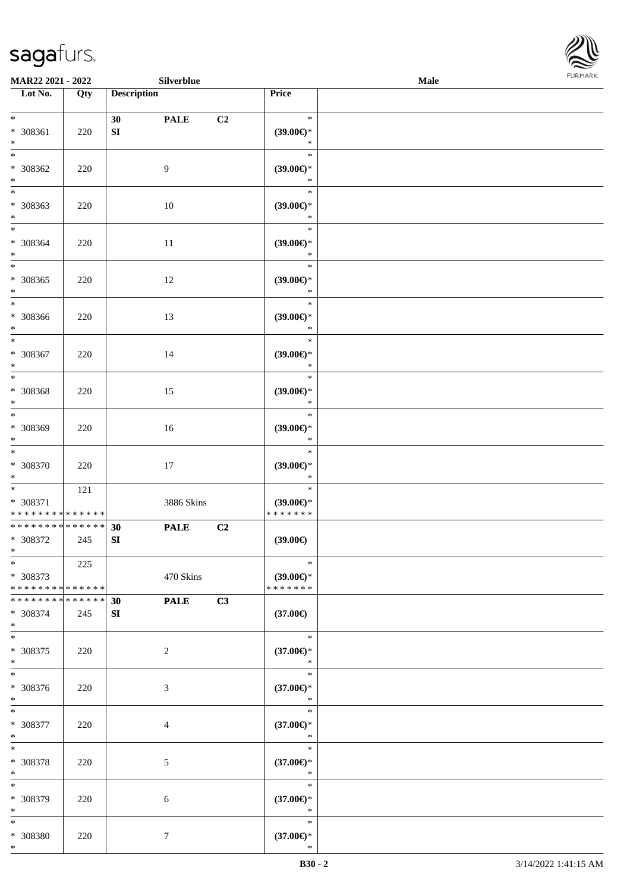| Lot No. | Qty | Description | | | Price | |
|---|---|---|---|---|---|---|
| * <br> * 308361 <br> * | 220 | 30 <br> SI | PALE | C2 | * <br> (39.00€)* <br> * | |
| * <br> * 308362 <br> * | 220 | | 9 | | * <br> (39.00€)* <br> * | |
| * <br> * 308363 <br> * | 220 | | 10 | | * <br> (39.00€)* <br> * | |
| * <br> * 308364 <br> * | 220 | | 11 | | * <br> (39.00€)* <br> * | |
| * <br> * 308365 <br> * | 220 | | 12 | | * <br> (39.00€)* <br> * | |
| * <br> * 308366 <br> * | 220 | | 13 | | * <br> (39.00€)* <br> * | |
| * <br> * 308367 <br> * | 220 | | 14 | | * <br> (39.00€)* <br> * | |
| * <br> * 308368 <br> * | 220 | | 15 | | * <br> (39.00€)* <br> * | |
| * <br> * 308369 <br> * | 220 | | 16 | | * <br> (39.00€)* <br> * | |
| * <br> * 308370 <br> * | 220 | | 17 | | * <br> (39.00€)* <br> * | |
| * <br> * 308371 <br> * * * * * * * * * * * * * * | 121 | | 3886 Skins | | * <br> (39.00€)* <br> * * * * * * * | |
| * * * * * * * * * * * * * * <br> * 308372 <br> * | 245 | 30 <br> SI | PALE | C2 | (39.00€) | |
| * <br> * 308373 <br> * * * * * * * * * * * * * * | 225 | | 470 Skins | | * <br> (39.00€)* <br> * * * * * * * | |
| * * * * * * * * * * * * * * <br> * 308374 <br> * | 245 | 30 <br> SI | PALE | C3 | (37.00€) | |
| * <br> * 308375 <br> * | 220 | | 2 | | * <br> (37.00€)* <br> * | |
| * <br> * 308376 <br> * | 220 | | 3 | | * <br> (37.00€)* <br> * | |
| * <br> * 308377 <br> * | 220 | | 4 | | * <br> (37.00€)* <br> * | |
| * <br> * 308378 <br> * | 220 | | 5 | | * <br> (37.00€)* <br> * | |
| * <br> * 308379 <br> * | 220 | | 6 | | * <br> (37.00€)* <br> * | |
| * <br> * 308380 <br> * | 220 | | 7 | | * <br> (37.00€)* <br> * | |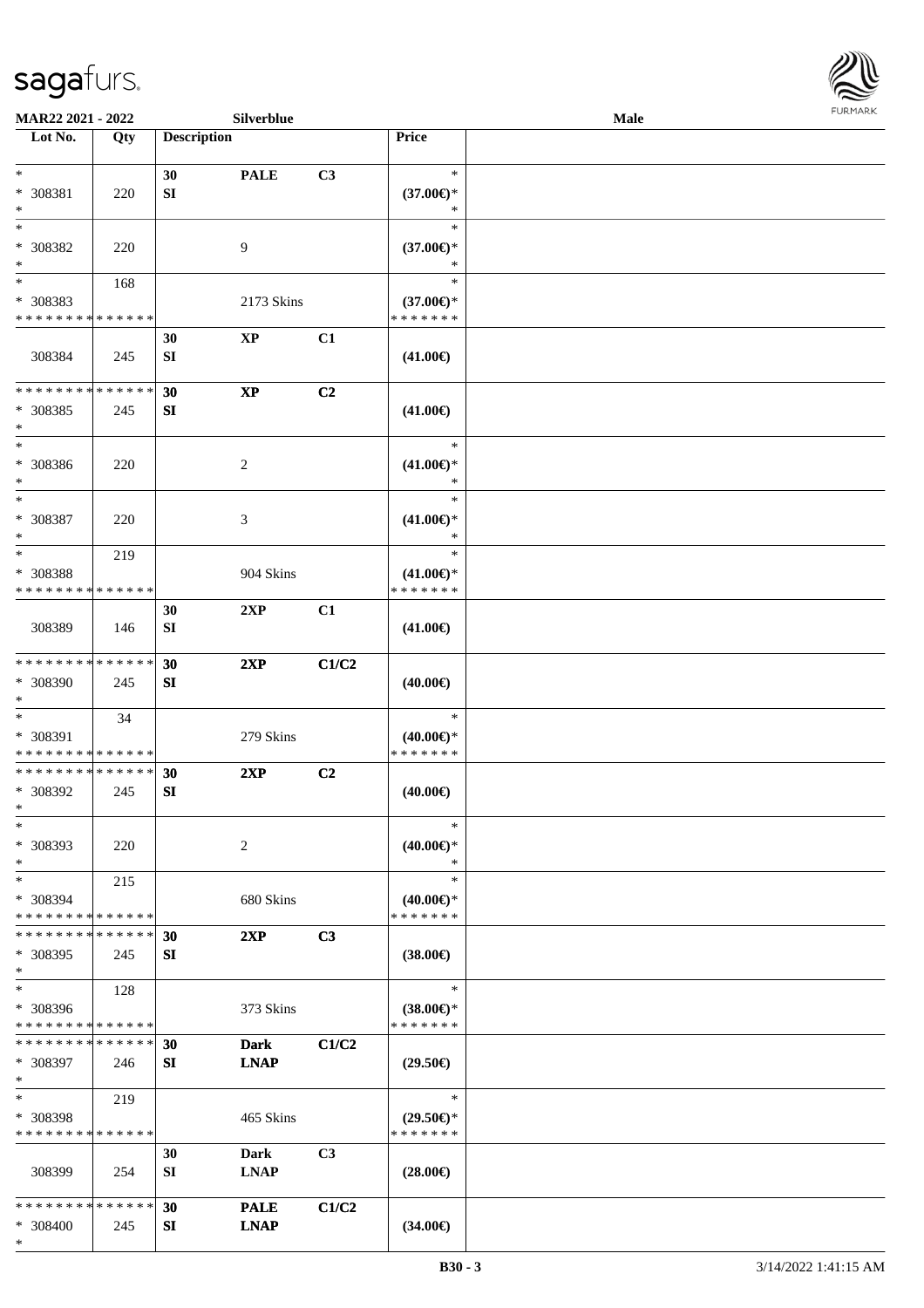MAR22 2021 - 2022 Silverblue Male

| Lot No. | Qty | Description | | | Price | |
|---|---|---|---|---|---|---|
| *<br>* 308381<br>* | 220 | 30<br>SI | PALE | C3 | *<br>(37.00€)*<br>* | |
| *<br>* 308382<br>* | 220 | | 9 | | *<br>(37.00€)*<br>* | |
| *<br>* 308383<br>* * * * * * * * * * * * * * | 168 | | 2173 Skins | | *<br>(37.00€)*<br>* * * * * * * | |
| 308384 | 245 | 30<br>SI | XP | C1 | (41.00€) | |
| * * * * * * * * * * * * * *<br>* 308385<br>* | 245 | 30<br>SI | XP | C2 | (41.00€) | |
| *<br>* 308386<br>* | 220 | | 2 | | *<br>(41.00€)*<br>* | |
| *<br>* 308387<br>* | 220 | | 3 | | *<br>(41.00€)*<br>* | |
| *<br>* 308388<br>* * * * * * * * * * * * * * | 219 | | 904 Skins | | *<br>(41.00€)*<br>* * * * * * * | |
| 308389 | 146 | 30<br>SI | 2XP | C1 | (41.00€) | |
| * * * * * * * * * * * * * *<br>* 308390<br>* | 245 | 30<br>SI | 2XP | C1/C2 | (40.00€) | |
| *<br>* 308391<br>* * * * * * * * * * * * * * | 34 | | 279 Skins | | *<br>(40.00€)*<br>* * * * * * * | |
| * * * * * * * * * * * * * *<br>* 308392<br>* | 245 | 30<br>SI | 2XP | C2 | (40.00€) | |
| *<br>* 308393<br>* | 220 | | 2 | | *<br>(40.00€)*<br>* | |
| *<br>* 308394<br>* * * * * * * * * * * * * * | 215 | | 680 Skins | | *<br>(40.00€)*<br>* * * * * * * | |
| * * * * * * * * * * * * * *<br>* 308395<br>* | 245 | 30<br>SI | 2XP | C3 | (38.00€) | |
| *<br>* 308396<br>* * * * * * * * * * * * * * | 128 | | 373 Skins | | *<br>(38.00€)*<br>* * * * * * * | |
| * * * * * * * * * * * * * *<br>* 308397<br>* | 246 | 30<br>SI | Dark<br>LNAP | C1/C2 | (29.50€) | |
| *<br>* 308398<br>* * * * * * * * * * * * * * | 219 | | 465 Skins | | *<br>(29.50€)*<br>* * * * * * * | |
| 308399 | 254 | 30<br>SI | Dark<br>LNAP | C3 | (28.00€) | |
| * * * * * * * * * * * * * *<br>* 308400<br>* | 245 | 30<br>SI | PALE<br>LNAP | C1/C2 | (34.00€) | |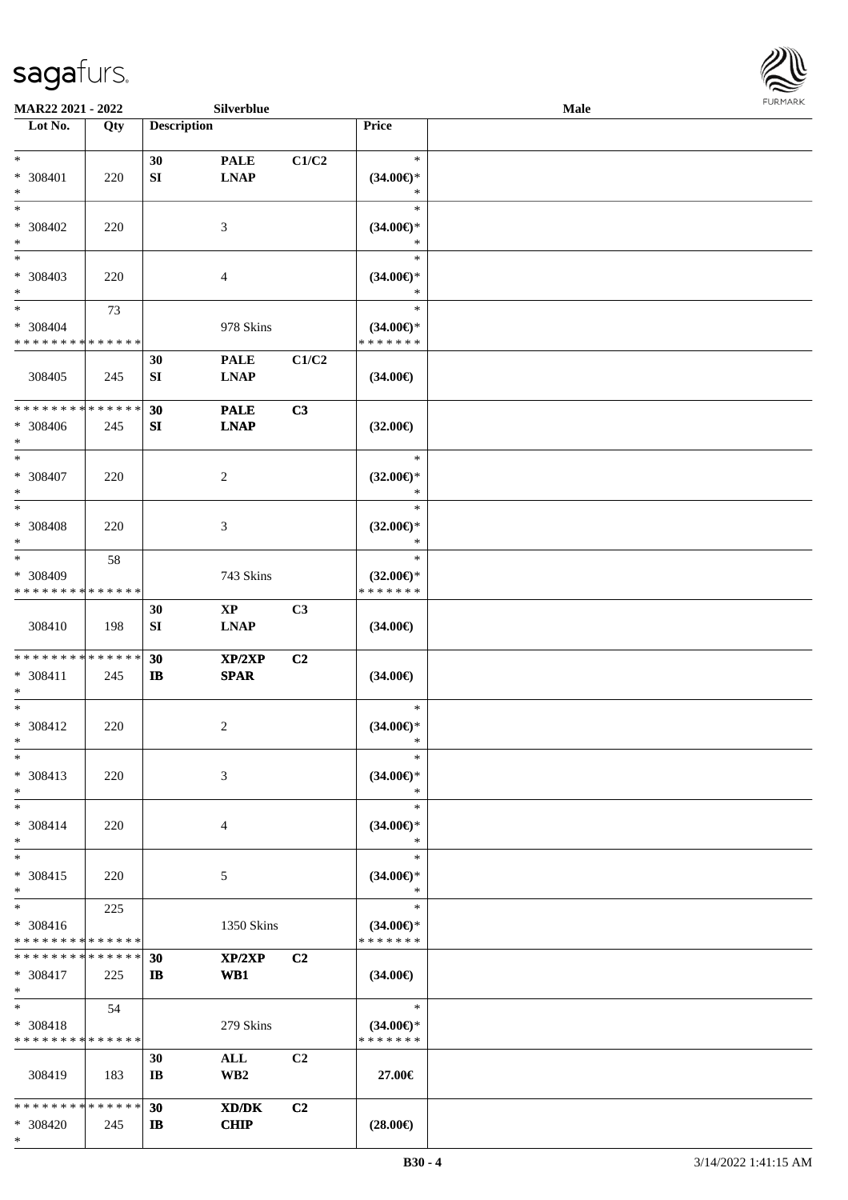| Lot No. | Qty | Description | | | Price | Male |
|---|---|---|---|---|---|---|
| *<br>* 308401<br>* | 220 | 30<br>SI | PALE<br>LNAP | C1/C2 | *<br>(34.00€)*<br>* | |
| *<br>* 308402<br>* | 220 | | 3 | | *<br>(34.00€)*<br>* | |
| *<br>* 308403<br>* | 220 | | 4 | | *<br>(34.00€)*<br>* | |
| *<br>* 308404<br>* * * * * * * * * * * * * * | 73 | | 978 Skins | | *<br>(34.00€)*<br>* * * * * * * | |
| 308405 | 245 | 30<br>SI | PALE<br>LNAP | C1/C2 | (34.00€) | |
| * * * * * * * * * * * * * *<br>* 308406<br>* | 245 | 30<br>SI | PALE<br>LNAP | C3 | (32.00€) | |
| *<br>* 308407<br>* | 220 | | 2 | | *<br>(32.00€)*<br>* | |
| *<br>* 308408<br>* | 220 | | 3 | | *<br>(32.00€)*<br>* | |
| *<br>* 308409<br>* * * * * * * * * * * * * * | 58 | | 743 Skins | | *<br>(32.00€)*<br>* * * * * * * | |
| 308410 | 198 | 30<br>SI | XP<br>LNAP | C3 | (34.00€) | |
| * * * * * * * * * * * * * *<br>* 308411<br>* | 245 | 30<br>IB | XP/2XP<br>SPAR | C2 | (34.00€) | |
| *<br>* 308412<br>* | 220 | | 2 | | *<br>(34.00€)*<br>* | |
| *<br>* 308413<br>* | 220 | | 3 | | *<br>(34.00€)*<br>* | |
| *<br>* 308414<br>* | 220 | | 4 | | *<br>(34.00€)*<br>* | |
| *<br>* 308415<br>* | 220 | | 5 | | *<br>(34.00€)*<br>* | |
| *<br>* 308416<br>* * * * * * * * * * * * * * | 225 | | 1350 Skins | | *<br>(34.00€)*<br>* * * * * * * | |
| * * * * * * * * * * * * * *<br>* 308417<br>* | 225 | 30<br>IB | XP/2XP<br>WB1 | C2 | (34.00€) | |
| *<br>* 308418<br>* * * * * * * * * * * * * * | 54 | | 279 Skins | | *<br>(34.00€)*<br>* * * * * * * | |
| 308419 | 183 | 30<br>IB | ALL<br>WB2 | C2 | 27.00€ | |
| * * * * * * * * * * * * * *<br>* 308420<br>* | 245 | 30<br>IB | XD/DK<br>CHIP | C2 | (28.00€) | |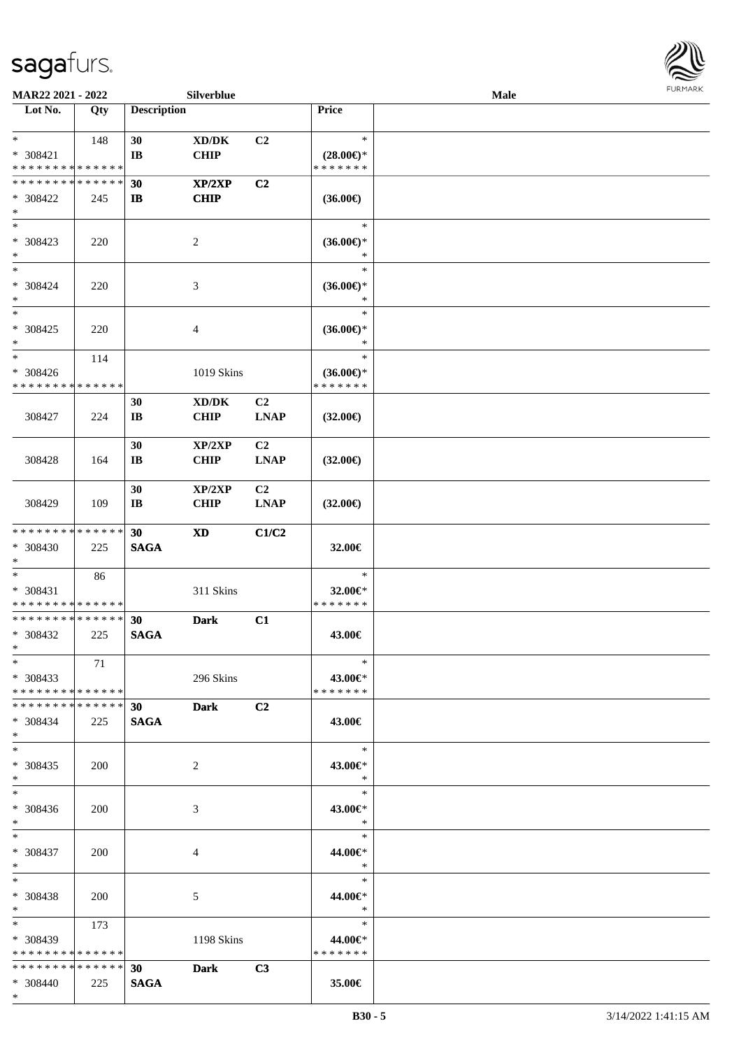MAR22 2021 - 2022 Silverblue Male

| Lot No. | Qty | Description | | | Price | |
|---|---|---|---|---|---|---|
| * | 148 | 30 | XD/DK | C2 | * | |
| * 308421 | | IB | CHIP | | (28.00€)* | |
| * * * * * * * * * * * * * * | | | | | * * * * * * * | |
| * * * * * * * * * * * * * * | | 30 | XP/2XP | C2 | | |
| * 308422 | 245 | IB | CHIP | | (36.00€) | |
| * | | | | | | |
| * | | | | | * | |
| * 308423 | 220 | | 2 | | (36.00€)* | |
| * | | | | | * | |
| * | | | | | * | |
| * 308424 | 220 | | 3 | | (36.00€)* | |
| * | | | | | * | |
| * | | | | | * | |
| * 308425 | 220 | | 4 | | (36.00€)* | |
| * | | | | | * | |
| * | 114 | | | | * | |
| * 308426 | | | 1019 Skins | | (36.00€)* | |
| * * * * * * * * * * * * * * | | | | | * * * * * * * | |
| | | 30 | XD/DK | C2 | | |
| 308427 | 224 | IB | CHIP | LNAP | (32.00€) | |
| | | 30 | XP/2XP | C2 | | |
| 308428 | 164 | IB | CHIP | LNAP | (32.00€) | |
| | | 30 | XP/2XP | C2 | | |
| 308429 | 109 | IB | CHIP | LNAP | (32.00€) | |
| * * * * * * * * * * * * * * | | 30 | XD | C1/C2 | | |
| * 308430 | 225 | SAGA | | | 32.00€ | |
| * | | | | | | |
| * | 86 | | | | * | |
| * 308431 | | | 311 Skins | | 32.00€* | |
| * * * * * * * * * * * * * * | | | | | * * * * * * * | |
| * * * * * * * * * * * * * * | | 30 | Dark | C1 | | |
| * 308432 | 225 | SAGA | | | 43.00€ | |
| * | | | | | | |
| * | 71 | | | | * | |
| * 308433 | | | 296 Skins | | 43.00€* | |
| * * * * * * * * * * * * * * | | | | | * * * * * * * | |
| * * * * * * * * * * * * * * | | 30 | Dark | C2 | | |
| * 308434 | 225 | SAGA | | | 43.00€ | |
| * | | | | | | |
| * | | | | | * | |
| * 308435 | 200 | | 2 | | 43.00€* | |
| * | | | | | * | |
| * | | | | | * | |
| * 308436 | 200 | | 3 | | 43.00€* | |
| * | | | | | * | |
| * | | | | | * | |
| * 308437 | 200 | | 4 | | 44.00€* | |
| * | | | | | * | |
| * | | | | | * | |
| * 308438 | 200 | | 5 | | 44.00€* | |
| * | | | | | * | |
| * | 173 | | | | * | |
| * 308439 | | | 1198 Skins | | 44.00€* | |
| * * * * * * * * * * * * * * | | | | | * * * * * * * | |
| * * * * * * * * * * * * * * | | 30 | Dark | C3 | | |
| * 308440 | 225 | SAGA | | | 35.00€ | |
| * | | | | | | |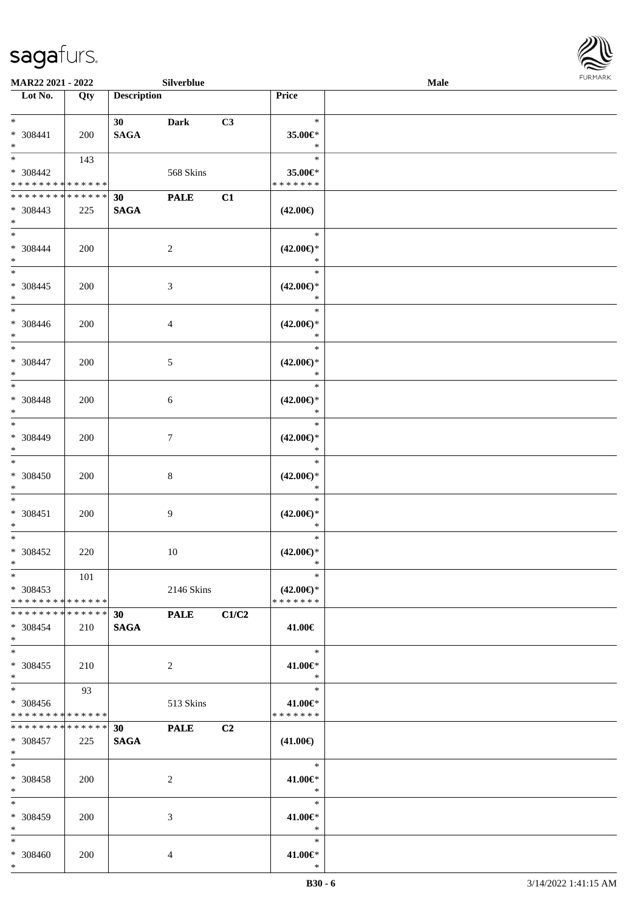| Lot No. | Qty | Description | | | Price |
|---|---|---|---|---|---|
| * | | 30 | Dark | C3 | * |
| * 308441 | 200 | SAGA | | | 35.00€* |
| * | | | | | * |
| * | 143 | | | | * |
| * 308442 | | | 568 Skins | | 35.00€* |
| * * * * * * * * * * * * * * | | | | | * * * * * * * |
| * * * * * * * * * * * * * * | | 30 | PALE | C1 | |
| * 308443 | 225 | SAGA | | | (42.00€) |
| * | | | | | |
| * | | | | | * |
| * 308444 | 200 | | 2 | | (42.00€)* |
| * | | | | | * |
| * | | | | | * |
| * 308445 | 200 | | 3 | | (42.00€)* |
| * | | | | | * |
| * | | | | | * |
| * 308446 | 200 | | 4 | | (42.00€)* |
| * | | | | | * |
| * | | | | | * |
| * 308447 | 200 | | 5 | | (42.00€)* |
| * | | | | | * |
| * | | | | | * |
| * 308448 | 200 | | 6 | | (42.00€)* |
| * | | | | | * |
| * | | | | | * |
| * 308449 | 200 | | 7 | | (42.00€)* |
| * | | | | | * |
| * | | | | | * |
| * 308450 | 200 | | 8 | | (42.00€)* |
| * | | | | | * |
| * | | | | | * |
| * 308451 | 200 | | 9 | | (42.00€)* |
| * | | | | | * |
| * | | | | | * |
| * 308452 | 220 | | 10 | | (42.00€)* |
| * | | | | | * |
| * | 101 | | | | * |
| * 308453 | | | 2146 Skins | | (42.00€)* |
| * * * * * * * * * * * * * * | | | | | * * * * * * * |
| * * * * * * * * * * * * * * | | 30 | PALE | C1/C2 | |
| * 308454 | 210 | SAGA | | | 41.00€ |
| * | | | | | |
| * | | | | | * |
| * 308455 | 210 | | 2 | | 41.00€* |
| * | | | | | * |
| * | 93 | | | | * |
| * 308456 | | | 513 Skins | | 41.00€* |
| * * * * * * * * * * * * * * | | | | | * * * * * * * |
| * * * * * * * * * * * * * * | | 30 | PALE | C2 | |
| * 308457 | 225 | SAGA | | | (41.00€) |
| * | | | | | |
| * | | | | | * |
| * 308458 | 200 | | 2 | | 41.00€* |
| * | | | | | * |
| * | | | | | * |
| * 308459 | 200 | | 3 | | 41.00€* |
| * | | | | | * |
| * | | | | | * |
| * 308460 | 200 | | 4 | | 41.00€* |
| * | | | | | * |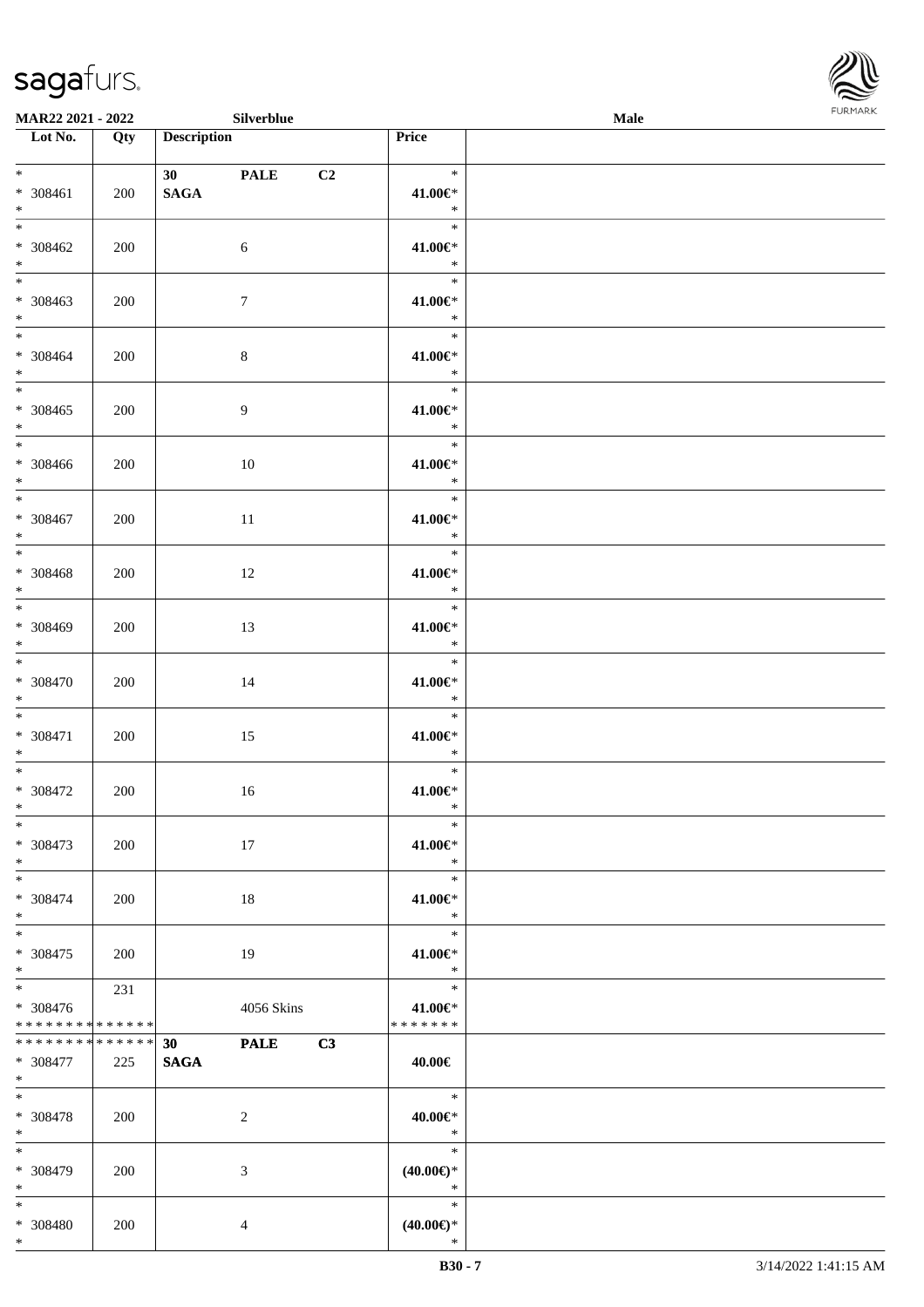| Lot No. | Qty | Description | Price | |
|---|---|---|---|---|
| * <br> * 308461 <br> * | 200 | **30 PALE C2** <br> **SAGA** | * <br> **41.00€*** <br> * | |
| * <br> * 308462 <br> * | 200 | 6 | * <br> **41.00€*** <br> * | |
| * <br> * 308463 <br> * | 200 | 7 | * <br> **41.00€*** <br> * | |
| * <br> * 308464 <br> * | 200 | 8 | * <br> **41.00€*** <br> * | |
| * <br> * 308465 <br> * | 200 | 9 | * <br> **41.00€*** <br> * | |
| * <br> * 308466 <br> * | 200 | 10 | * <br> **41.00€*** <br> * | |
| * <br> * 308467 <br> * | 200 | 11 | * <br> **41.00€*** <br> * | |
| * <br> * 308468 <br> * | 200 | 12 | * <br> **41.00€*** <br> * | |
| * <br> * 308469 <br> * | 200 | 13 | * <br> **41.00€*** <br> * | |
| * <br> * 308470 <br> * | 200 | 14 | * <br> **41.00€*** <br> * | |
| * <br> * 308471 <br> * | 200 | 15 | * <br> **41.00€*** <br> * | |
| * <br> * 308472 <br> * | 200 | 16 | * <br> **41.00€*** <br> * | |
| * <br> * 308473 <br> * | 200 | 17 | * <br> **41.00€*** <br> * | |
| * <br> * 308474 <br> * | 200 | 18 | * <br> **41.00€*** <br> * | |
| * <br> * 308475 <br> * | 200 | 19 | * <br> **41.00€*** <br> * | |
| * <br> * 308476 <br> * * * * * * * * * * * * * * | 231 | 4056 Skins | * <br> **41.00€*** <br> * * * * * * * | |
| * * * * * * * * * * * * * * <br> * 308477 <br> * | 225 | **30 PALE C3** <br> **SAGA** | **40.00€** | |
| * <br> * 308478 <br> * | 200 | 2 | * <br> **40.00€*** <br> * | |
| * <br> * 308479 <br> * | 200 | 3 | * <br> **(40.00€)*** <br> * | |
| * <br> * 308480 <br> * | 200 | 4 | * <br> **(40.00€)*** <br> * | |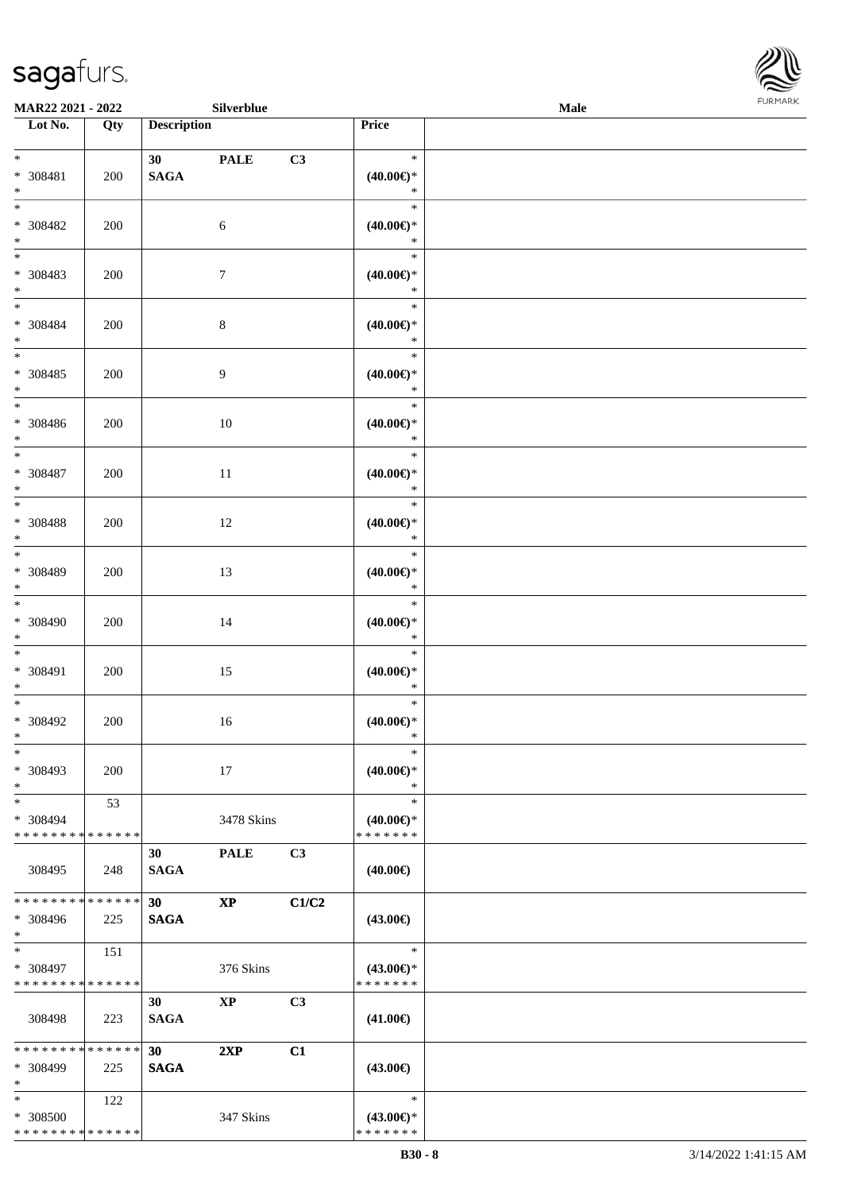| Lot No. | Qty | Description | | | Price | |
|---|---|---|---|---|---|---|
| * <br> * 308481 <br> * | 200 | 30 <br> **SAGA** | **PALE** | **C3** | * <br> **(40.00€)*** <br> * | |
| * <br> * 308482 <br> * | 200 | | 6 | | * <br> **(40.00€)*** <br> * | |
| * <br> * 308483 <br> * | 200 | | 7 | | * <br> **(40.00€)*** <br> * | |
| * <br> * 308484 <br> * | 200 | | 8 | | * <br> **(40.00€)*** <br> * | |
| * <br> * 308485 <br> * | 200 | | 9 | | * <br> **(40.00€)*** <br> * | |
| * <br> * 308486 <br> * | 200 | | 10 | | * <br> **(40.00€)*** <br> * | |
| * <br> * 308487 <br> * | 200 | | 11 | | * <br> **(40.00€)*** <br> * | |
| * <br> * 308488 <br> * | 200 | | 12 | | * <br> **(40.00€)*** <br> * | |
| * <br> * 308489 <br> * | 200 | | 13 | | * <br> **(40.00€)*** <br> * | |
| * <br> * 308490 <br> * | 200 | | 14 | | * <br> **(40.00€)*** <br> * | |
| * <br> * 308491 <br> * | 200 | | 15 | | * <br> **(40.00€)*** <br> * | |
| * <br> * 308492 <br> * | 200 | | 16 | | * <br> **(40.00€)*** <br> * | |
| * <br> * 308493 <br> * | 200 | | 17 | | * <br> **(40.00€)*** <br> * | |
| * <br> * 308494 <br> * * * * * * * * * * * * * * | 53 | | 3478 Skins | | * <br> **(40.00€)*** <br> * * * * * * * | |
| 308495 | 248 | 30 <br> **SAGA** | **PALE** | **C3** | **(40.00€)** | |
| * * * * * * * * * * * * * * <br> * 308496 <br> * | 225 | **30** <br> **SAGA** | **XP** | **C1/C2** | **(43.00€)** | |
| * <br> * 308497 <br> * * * * * * * * * * * * * * | 151 | | 376 Skins | | * <br> **(43.00€)*** <br> * * * * * * * | |
| 308498 | 223 | 30 <br> **SAGA** | **XP** | **C3** | **(41.00€)** | |
| * * * * * * * * * * * * * * <br> * 308499 <br> * | 225 | **30** <br> **SAGA** | **2XP** | **C1** | **(43.00€)** | |
| * <br> * 308500 <br> * * * * * * * * * * * * * * | 122 | | 347 Skins | | * <br> **(43.00€)*** <br> * * * * * * * | |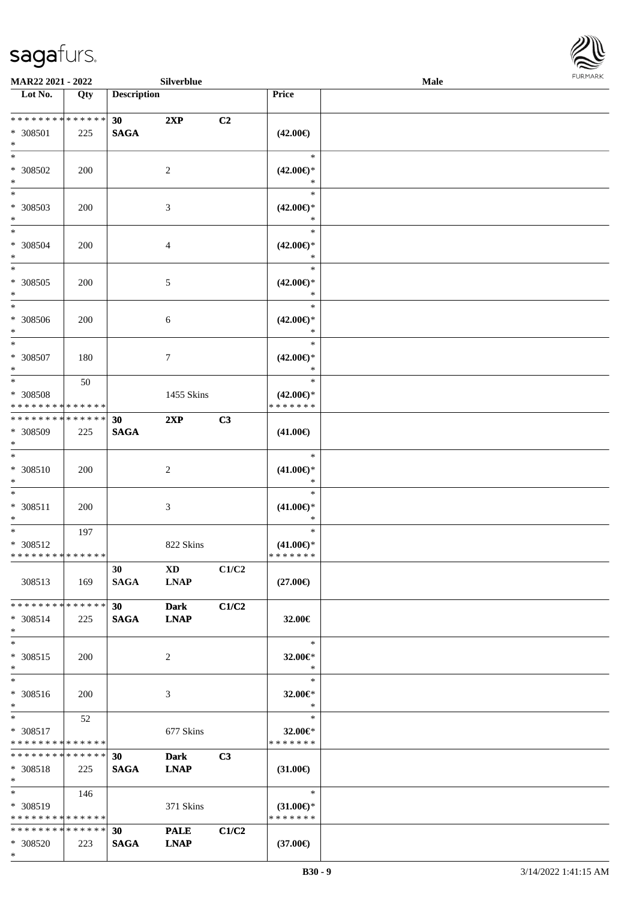**MAR22 2021 - 2022** | **Silverblue** | **Male**

| Lot No. | Qty | Description | | | Price | |
|---|---|---|---|---|---|---|
| * * * * * * * * * * * * * * | | 30 | 2XP | C2 | | |
| * 308501 | 225 | SAGA | | | (42.00€) | |
| * | | | | | | |
| * 308502 | 200 | | 2 | | (42.00€)* | |
| * 308503 | 200 | | 3 | | (42.00€)* | |
| * 308504 | 200 | | 4 | | (42.00€)* | |
| * 308505 | 200 | | 5 | | (42.00€)* | |
| * 308506 | 200 | | 6 | | (42.00€)* | |
| * 308507 | 180 | | 7 | | (42.00€)* | |
| * 308508 | 50 | | 1455 Skins | | (42.00€)* | |
| * * * * * * * * * * * * * * | | | | | * * * * * * * | |
| * * * * * * * * * * * * * * | | 30 | 2XP | C3 | | |
| * 308509 | 225 | SAGA | | | (41.00€) | |
| * 308510 | 200 | | 2 | | (41.00€)* | |
| * 308511 | 200 | | 3 | | (41.00€)* | |
| * 308512 | 197 | | 822 Skins | | (41.00€)* | |
| * * * * * * * * * * * * * * | | | | | * * * * * * * | |
| 308513 | 169 | 30 SAGA | XD LNAP | C1/C2 | (27.00€) | |
| * * * * * * * * * * * * * * | | 30 | Dark | C1/C2 | | |
| * 308514 | 225 | SAGA | LNAP | | 32.00€ | |
| * 308515 | 200 | | 2 | | 32.00€* | |
| * 308516 | 200 | | 3 | | 32.00€* | |
| * 308517 | 52 | | 677 Skins | | 32.00€* | |
| * * * * * * * * * * * * * * | | | | | * * * * * * * | |
| * * * * * * * * * * * * * * | | 30 | Dark | C3 | | |
| * 308518 | 225 | SAGA | LNAP | | (31.00€) | |
| * 308519 | 146 | | 371 Skins | | (31.00€)* | |
| * * * * * * * * * * * * * * | | | | | * * * * * * * | |
| * * * * * * * * * * * * * * | | 30 | PALE | C1/C2 | | |
| * 308520 | 223 | SAGA | LNAP | | (37.00€) | |
| * | | | | | | |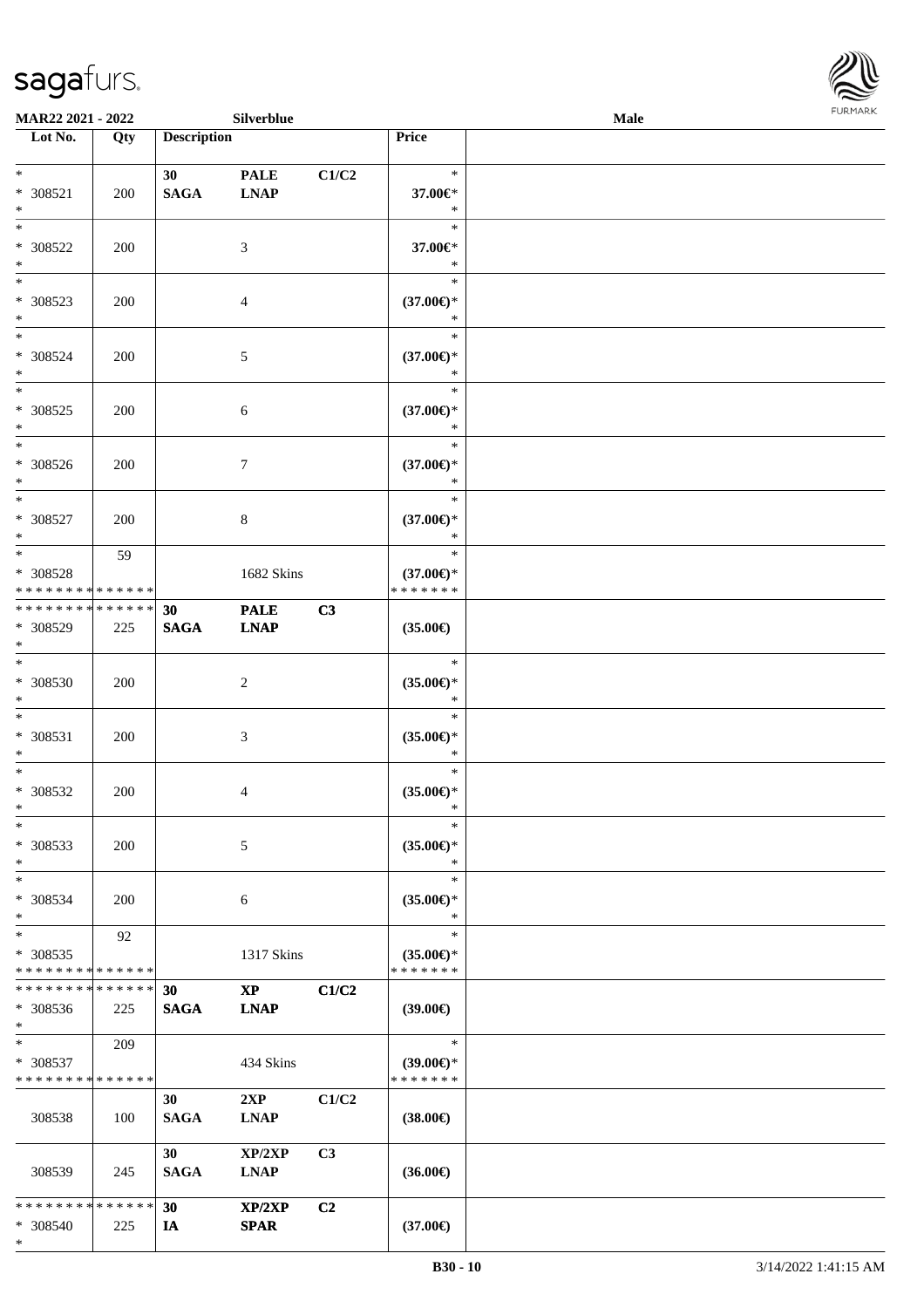**MAR22 2021 - 2022** **Silverblue** **Male**

| Lot No. | Qty | Description | | | Price |
|---|---|---|---|---|---|
| * <br> * 308521 <br> * | 200 | 30 <br> SAGA | PALE <br> LNAP | C1/C2 | * <br> 37.00€* <br> * |
| * <br> * 308522 <br> * | 200 | | 3 | | * <br> 37.00€* <br> * |
| * <br> * 308523 <br> * | 200 | | 4 | | * <br> (37.00€)* <br> * |
| * <br> * 308524 <br> * | 200 | | 5 | | * <br> (37.00€)* <br> * |
| * <br> * 308525 <br> * | 200 | | 6 | | * <br> (37.00€)* <br> * |
| * <br> * 308526 <br> * | 200 | | 7 | | * <br> (37.00€)* <br> * |
| * <br> * 308527 <br> * | 200 | | 8 | | * <br> (37.00€)* <br> * |
| * <br> * 308528 <br> * * * * * * * * * * * * * * | 59 | | 1682 Skins | | * <br> (37.00€)* <br> * * * * * * * |
| * * * * * * * * * * * * * * <br> * 308529 <br> * | 225 | 30 <br> SAGA | PALE <br> LNAP | C3 | (35.00€) |
| * <br> * 308530 <br> * | 200 | | 2 | | * <br> (35.00€)* <br> * |
| * <br> * 308531 <br> * | 200 | | 3 | | * <br> (35.00€)* <br> * |
| * <br> * 308532 <br> * | 200 | | 4 | | * <br> (35.00€)* <br> * |
| * <br> * 308533 <br> * | 200 | | 5 | | * <br> (35.00€)* <br> * |
| * <br> * 308534 <br> * | 200 | | 6 | | * <br> (35.00€)* <br> * |
| * <br> * 308535 <br> * * * * * * * * * * * * * * | 92 | | 1317 Skins | | * <br> (35.00€)* <br> * * * * * * * |
| * * * * * * * * * * * * * * <br> * 308536 <br> * | 225 | 30 <br> SAGA | XP <br> LNAP | C1/C2 | (39.00€) |
| * <br> * 308537 <br> * * * * * * * * * * * * * * | 209 | | 434 Skins | | * <br> (39.00€)* <br> * * * * * * * |
| 308538 | 100 | 30 <br> SAGA | 2XP <br> LNAP | C1/C2 | (38.00€) |
| 308539 | 245 | 30 <br> SAGA | XP/2XP <br> LNAP | C3 | (36.00€) |
| * * * * * * * * * * * * * * <br> * 308540 <br> * | 225 | 30 <br> IA | XP/2XP <br> SPAR | C2 | (37.00€) |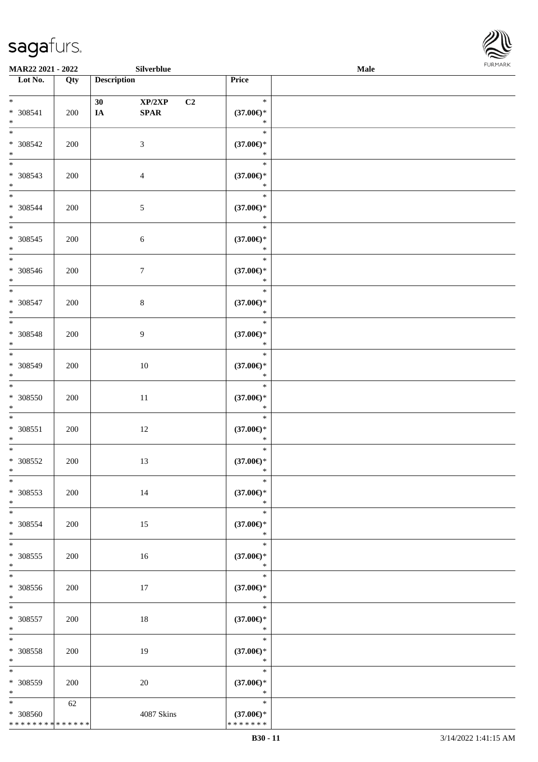MAR22 2021 - 2022 Silverblue Male

| Lot No. | Qty | Description | Price | |
|---|---|---|---|---|
| * * 308541 * | 200 | 30 XP/2XP C2 IA SPAR | * (37.00€)* * | |
| * * 308542 * | 200 | 3 | * (37.00€)* * | |
| * * 308543 * | 200 | 4 | * (37.00€)* * | |
| * * 308544 * | 200 | 5 | * (37.00€)* * | |
| * * 308545 * | 200 | 6 | * (37.00€)* * | |
| * * 308546 * | 200 | 7 | * (37.00€)* * | |
| * * 308547 * | 200 | 8 | * (37.00€)* * | |
| * * 308548 * | 200 | 9 | * (37.00€)* * | |
| * * 308549 * | 200 | 10 | * (37.00€)* * | |
| * * 308550 * | 200 | 11 | * (37.00€)* * | |
| * * 308551 * | 200 | 12 | * (37.00€)* * | |
| * * 308552 * | 200 | 13 | * (37.00€)* * | |
| * * 308553 * | 200 | 14 | * (37.00€)* * | |
| * * 308554 * | 200 | 15 | * (37.00€)* * | |
| * * 308555 * | 200 | 16 | * (37.00€)* * | |
| * * 308556 * | 200 | 17 | * (37.00€)* * | |
| * * 308557 * | 200 | 18 | * (37.00€)* * | |
| * * 308558 * | 200 | 19 | * (37.00€)* * | |
| * * 308559 * | 200 | 20 | * (37.00€)* * | |
| * * 308560 * * * * * * * * * * * * * | 62 | 4087 Skins | * (37.00€)* * * * * * * * | |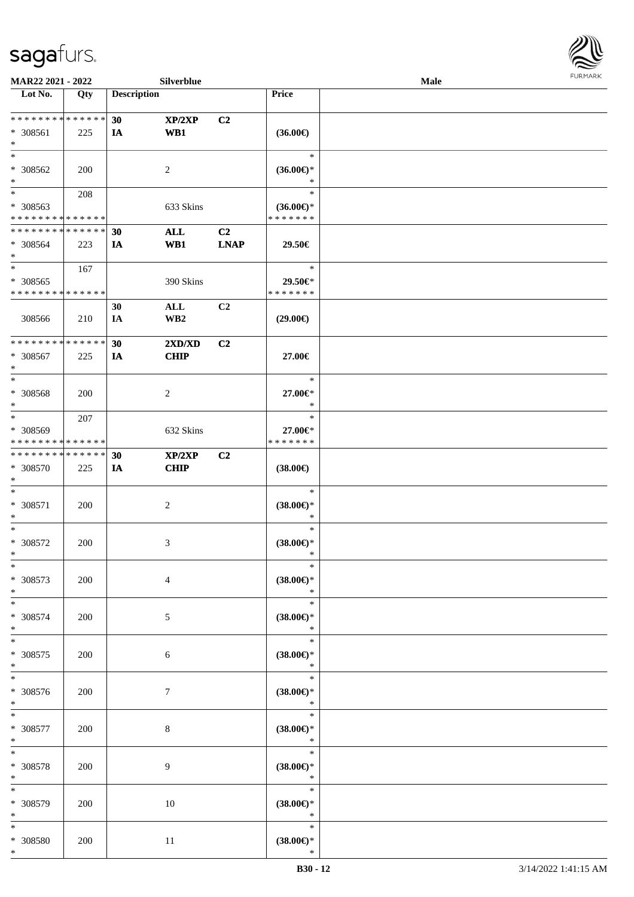**MAR22 2021 - 2022** **Silverblue** **Male**

| Lot No. | Qty | Description | | | Price | |
|---|---|---|---|---|---|---|
| * * * * * * * * * * * * * * | | 30 | XP/2XP | C2 | | |
| * 308561 | 225 | IA | WB1 | | (36.00€) | |
| * | | | | | | |
| * | | | | | * | |
| * 308562 | 200 | | 2 | | (36.00€)* | |
| * | | | | | * | |
| * | 208 | | | | * | |
| * 308563 | | | 633 Skins | | (36.00€)* | |
| * * * * * * * * * * * * * * | | | | | * * * * * * * | |
| * * * * * * * * * * * * * * | | 30 | ALL | C2 | | |
| * 308564 | 223 | IA | WB1 | LNAP | 29.50€ | |
| * | | | | | | |
| * | 167 | | | | * | |
| * 308565 | | | 390 Skins | | 29.50€* | |
| * * * * * * * * * * * * * * | | | | | * * * * * * * | |
| | | 30 | ALL | C2 | | |
| 308566 | 210 | IA | WB2 | | (29.00€) | |
| * * * * * * * * * * * * * * | | 30 | 2XD/XD | C2 | | |
| * 308567 | 225 | IA | CHIP | | 27.00€ | |
| * | | | | | | |
| * | | | | | * | |
| * 308568 | 200 | | 2 | | 27.00€* | |
| * | | | | | * | |
| * | 207 | | | | * | |
| * 308569 | | | 632 Skins | | 27.00€* | |
| * * * * * * * * * * * * * * | | | | | * * * * * * * | |
| * * * * * * * * * * * * * * | | 30 | XP/2XP | C2 | | |
| * 308570 | 225 | IA | CHIP | | (38.00€) | |
| * | | | | | | |
| * | | | | | * | |
| * 308571 | 200 | | 2 | | (38.00€)* | |
| * | | | | | * | |
| * | | | | | * | |
| * 308572 | 200 | | 3 | | (38.00€)* | |
| * | | | | | * | |
| * | | | | | * | |
| * 308573 | 200 | | 4 | | (38.00€)* | |
| * | | | | | * | |
| * | | | | | * | |
| * 308574 | 200 | | 5 | | (38.00€)* | |
| * | | | | | * | |
| * | | | | | * | |
| * 308575 | 200 | | 6 | | (38.00€)* | |
| * | | | | | * | |
| * | | | | | * | |
| * 308576 | 200 | | 7 | | (38.00€)* | |
| * | | | | | * | |
| * | | | | | * | |
| * 308577 | 200 | | 8 | | (38.00€)* | |
| * | | | | | * | |
| * | | | | | * | |
| * 308578 | 200 | | 9 | | (38.00€)* | |
| * | | | | | * | |
| * | | | | | * | |
| * 308579 | 200 | | 10 | | (38.00€)* | |
| * | | | | | * | |
| * | | | | | * | |
| * 308580 | 200 | | 11 | | (38.00€)* | |
| * | | | | | * | |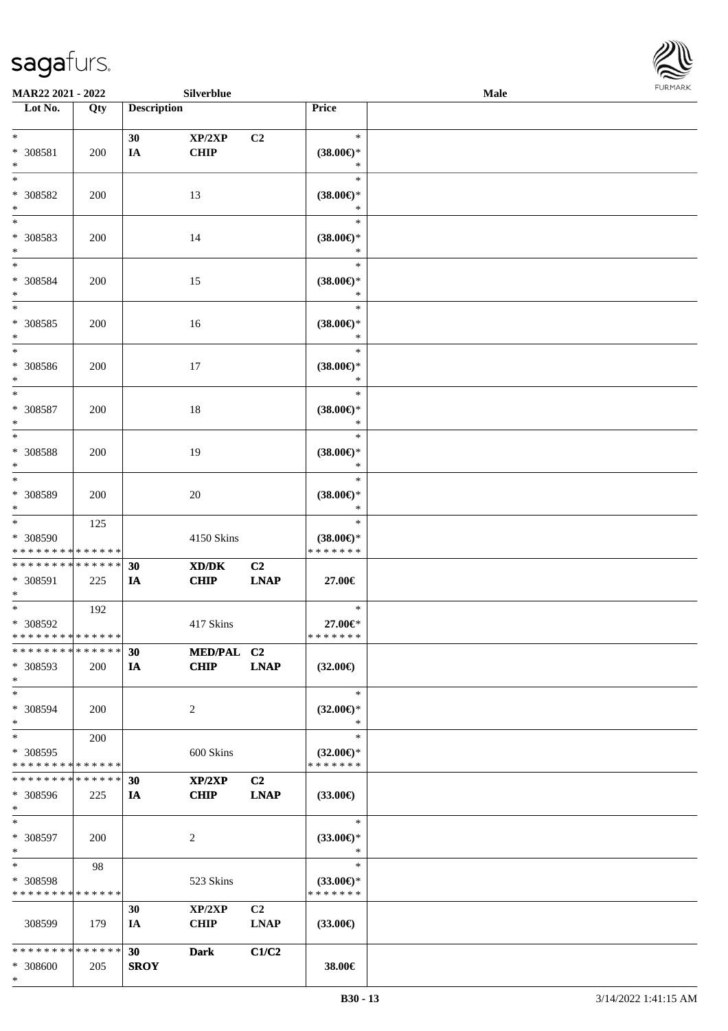| Lot No. | Qty | Description | | | Price | |
|---|---|---|---|---|---|---|
| * | | 30 | XP/2XP | C2 | * | |
| * 308581 | 200 | IA | CHIP | | (38.00€)* | |
| * | | | | | * | |
| * | | | | | * | |
| * 308582 | 200 | | 13 | | (38.00€)* | |
| * | | | | | * | |
| * | | | | | * | |
| * 308583 | 200 | | 14 | | (38.00€)* | |
| * | | | | | * | |
| * | | | | | * | |
| * 308584 | 200 | | 15 | | (38.00€)* | |
| * | | | | | * | |
| * | | | | | * | |
| * 308585 | 200 | | 16 | | (38.00€)* | |
| * | | | | | * | |
| * | | | | | * | |
| * 308586 | 200 | | 17 | | (38.00€)* | |
| * | | | | | * | |
| * | | | | | * | |
| * 308587 | 200 | | 18 | | (38.00€)* | |
| * | | | | | * | |
| * | | | | | * | |
| * 308588 | 200 | | 19 | | (38.00€)* | |
| * | | | | | * | |
| * | | | | | * | |
| * 308589 | 200 | | 20 | | (38.00€)* | |
| * | | | | | * | |
| * | 125 | | | | * | |
| * 308590 | | | 4150 Skins | | (38.00€)* | |
| * * * * * * * * * * * * * * | | | | | * * * * * * * | |
| * * * * * * * * * * * * * * | | 30 | XD/DK | C2 | | |
| * 308591 | 225 | IA | CHIP | LNAP | 27.00€ | |
| * | | | | | | |
| * | 192 | | | | * | |
| * 308592 | | | 417 Skins | | 27.00€* | |
| * * * * * * * * * * * * * * | | | | | * * * * * * * | |
| * * * * * * * * * * * * * * | | 30 | MED/PAL | C2 | | |
| * 308593 | 200 | IA | CHIP | LNAP | (32.00€) | |
| * | | | | | | |
| * | | | | | * | |
| * 308594 | 200 | | 2 | | (32.00€)* | |
| * | | | | | * | |
| * | 200 | | | | * | |
| * 308595 | | | 600 Skins | | (32.00€)* | |
| * * * * * * * * * * * * * * | | | | | * * * * * * * | |
| * * * * * * * * * * * * * * | | 30 | XP/2XP | C2 | | |
| * 308596 | 225 | IA | CHIP | LNAP | (33.00€) | |
| * | | | | | | |
| * | | | | | * | |
| * 308597 | 200 | | 2 | | (33.00€)* | |
| * | | | | | * | |
| * | 98 | | | | * | |
| * 308598 | | | 523 Skins | | (33.00€)* | |
| * * * * * * * * * * * * * * | | | | | * * * * * * * | |
| | | 30 | XP/2XP | C2 | | |
| 308599 | 179 | IA | CHIP | LNAP | (33.00€) | |
| * * * * * * * * * * * * * * | | 30 | Dark | C1/C2 | | |
| * 308600 | 205 | SROY | | | 38.00€ | |
| * | | | | | | |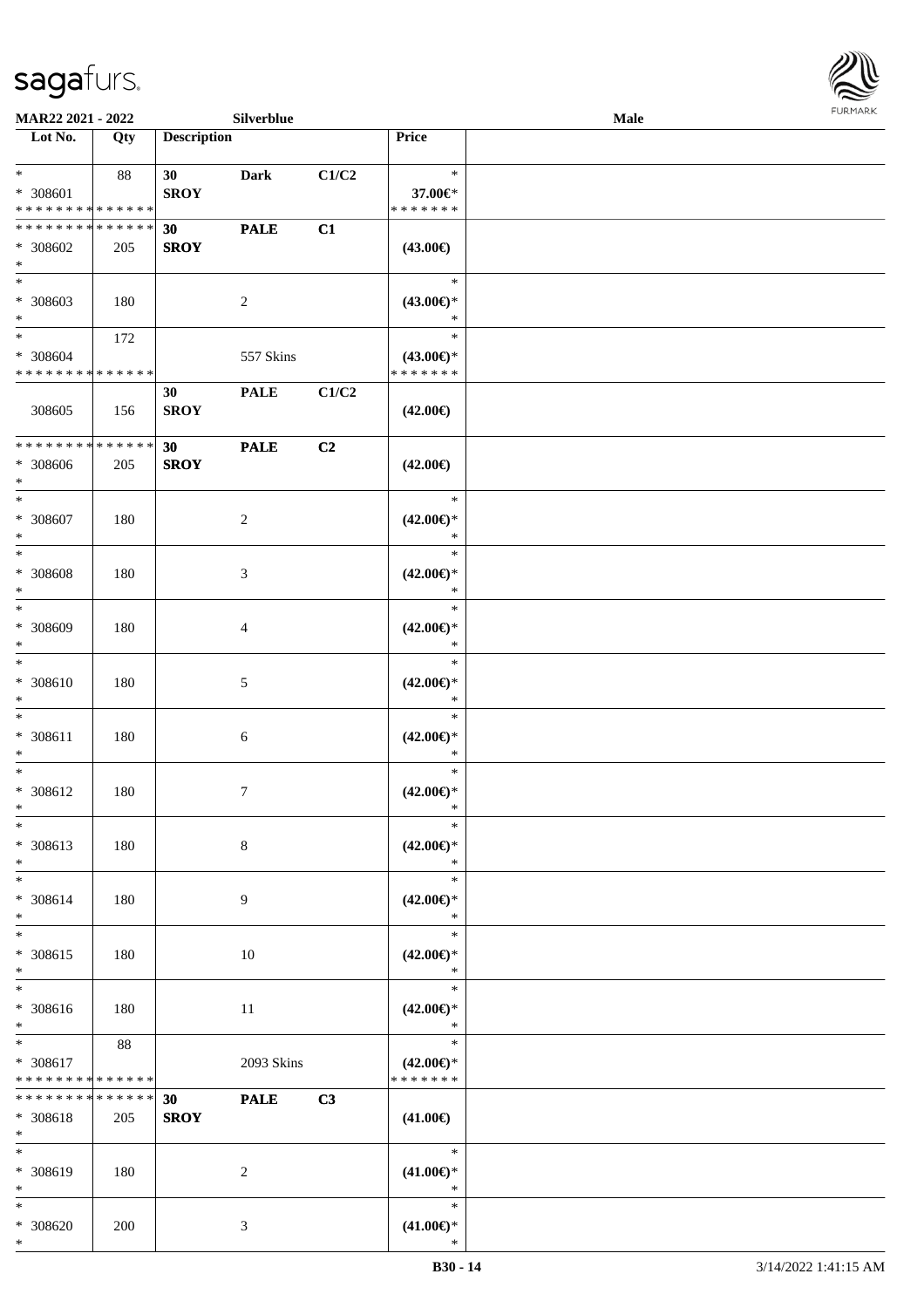MAR22 2021 - 2022 | Silverblue | Male

| Lot No. | Qty | Description | | | Price | |
|---|---|---|---|---|---|---|
| * | 88 | 30 | Dark | C1/C2 | * | |
| * 308601 | | SROY | | | 37.00€* | |
| * * * * * * * * * * * * * * | | | | | * * * * * * * | |
| * * * * * * * * * * * * * * | | 30 | PALE | C1 | | |
| * 308602 | 205 | SROY | | | (43.00€) | |
| * | | | | | | |
| * | | | | | * | |
| * 308603 | 180 | | 2 | | (43.00€)* | |
| * | | | | | * | |
| * | 172 | | | | * | |
| * 308604 | | | 557 Skins | | (43.00€)* | |
| * * * * * * * * * * * * * * | | | | | * * * * * * * | |
| | | 30 | PALE | C1/C2 | | |
| 308605 | 156 | SROY | | | (42.00€) | |
| * * * * * * * * * * * * * * | | 30 | PALE | C2 | | |
| * 308606 | 205 | SROY | | | (42.00€) | |
| * | | | | | | |
| * | | | | | * | |
| * 308607 | 180 | | 2 | | (42.00€)* | |
| * | | | | | * | |
| * | | | | | * | |
| * 308608 | 180 | | 3 | | (42.00€)* | |
| * | | | | | * | |
| * | | | | | * | |
| * 308609 | 180 | | 4 | | (42.00€)* | |
| * | | | | | * | |
| * | | | | | * | |
| * 308610 | 180 | | 5 | | (42.00€)* | |
| * | | | | | * | |
| * | | | | | * | |
| * 308611 | 180 | | 6 | | (42.00€)* | |
| * | | | | | * | |
| * | | | | | * | |
| * 308612 | 180 | | 7 | | (42.00€)* | |
| * | | | | | * | |
| * | | | | | * | |
| * 308613 | 180 | | 8 | | (42.00€)* | |
| * | | | | | * | |
| * | | | | | * | |
| * 308614 | 180 | | 9 | | (42.00€)* | |
| * | | | | | * | |
| * | | | | | * | |
| * 308615 | 180 | | 10 | | (42.00€)* | |
| * | | | | | * | |
| * | | | | | * | |
| * 308616 | 180 | | 11 | | (42.00€)* | |
| * | | | | | * | |
| * | 88 | | | | * | |
| * 308617 | | | 2093 Skins | | (42.00€)* | |
| * * * * * * * * * * * * * * | | | | | * * * * * * * | |
| * * * * * * * * * * * * * * | | 30 | PALE | C3 | | |
| * 308618 | 205 | SROY | | | (41.00€) | |
| * | | | | | | |
| * | | | | | * | |
| * 308619 | 180 | | 2 | | (41.00€)* | |
| * | | | | | * | |
| * | | | | | * | |
| * 308620 | 200 | | 3 | | (41.00€)* | |
| * | | | | | * | |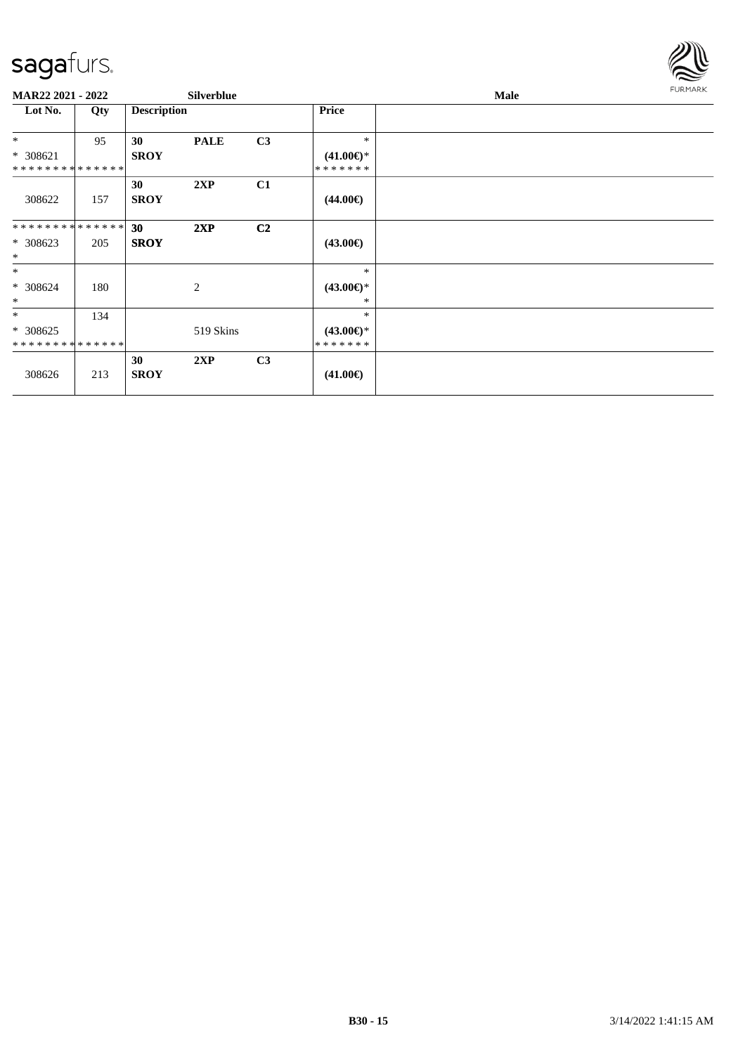**MAR22 2021 - 2022** **Silverblue** **Male**

| Lot No. | Qty | Description | | | Price | |
|---|---|---|---|---|---|---|
| * <br> * 308621 <br> * * * * * * * * * * * * * * | 95 | **30** <br> **SROY** | **PALE** | **C3** | * <br> **(41.00€)*** <br> * * * * * * * | |
| 308622 | 157 | **30** <br> **SROY** | **2XP** | **C1** | **(44.00€)** | |
| * * * * * * * * * * * * * * <br> * 308623 <br> * | 205 | **30** <br> **SROY** | **2XP** | **C2** | **(43.00€)** | |
| * <br> * 308624 <br> * | 180 | | 2 | | * <br> **(43.00€)*** <br> * | |
| * <br> * 308625 <br> * * * * * * * * * * * * * * | 134 | | 519 Skins | | * <br> **(43.00€)*** <br> * * * * * * * | |
| 308626 | 213 | **30** <br> **SROY** | **2XP** | **C3** | **(41.00€)** | |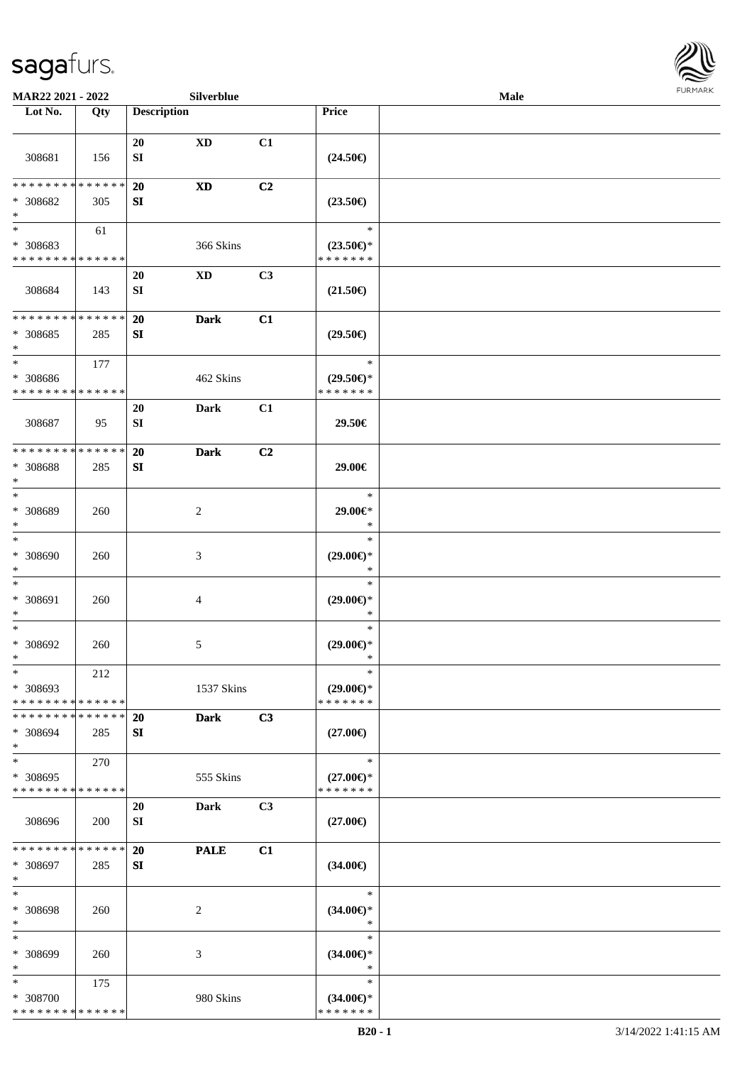| Lot No. | Qty | Description | | | Price | |
|---|---|---|---|---|---|---|
| 308681 | 156 | 20 SI | XD | C1 | (24.50€) | |
| * * * * * * * * * * * * * * * 308682 * | 305 | 20 SI | XD | C2 | (23.50€) | |
| * * 308683 * * * * * * * * * * * * * * | 61 | | 366 Skins | | * (23.50€)* * * * * * * * | |
| 308684 | 143 | 20 SI | XD | C3 | (21.50€) | |
| * * * * * * * * * * * * * * * 308685 * | 285 | 20 SI | Dark | C1 | (29.50€) | |
| * * 308686 * * * * * * * * * * * * * * | 177 | | 462 Skins | | * (29.50€)* * * * * * * * | |
| 308687 | 95 | 20 SI | Dark | C1 | 29.50€ | |
| * * * * * * * * * * * * * * * 308688 * | 285 | 20 SI | Dark | C2 | 29.00€ | |
| * * 308689 * | 260 | | 2 | | * 29.00€* * | |
| * * 308690 * | 260 | | 3 | | * (29.00€)* * | |
| * * 308691 * | 260 | | 4 | | * (29.00€)* * | |
| * * 308692 * | 260 | | 5 | | * (29.00€)* * | |
| * * 308693 * * * * * * * * * * * * * * | 212 | | 1537 Skins | | * (29.00€)* * * * * * * * | |
| * * * * * * * * * * * * * * * 308694 * | 285 | 20 SI | Dark | C3 | (27.00€) | |
| * * 308695 * * * * * * * * * * * * * * | 270 | | 555 Skins | | * (27.00€)* * * * * * * * | |
| 308696 | 200 | 20 SI | Dark | C3 | (27.00€) | |
| * * * * * * * * * * * * * * * 308697 * | 285 | 20 SI | PALE | C1 | (34.00€) | |
| * * 308698 * | 260 | | 2 | | * (34.00€)* * | |
| * * 308699 * | 260 | | 3 | | * (34.00€)* * | |
| * * 308700 * * * * * * * * * * * * * * | 175 | | 980 Skins | | * (34.00€)* * * * * * * * | |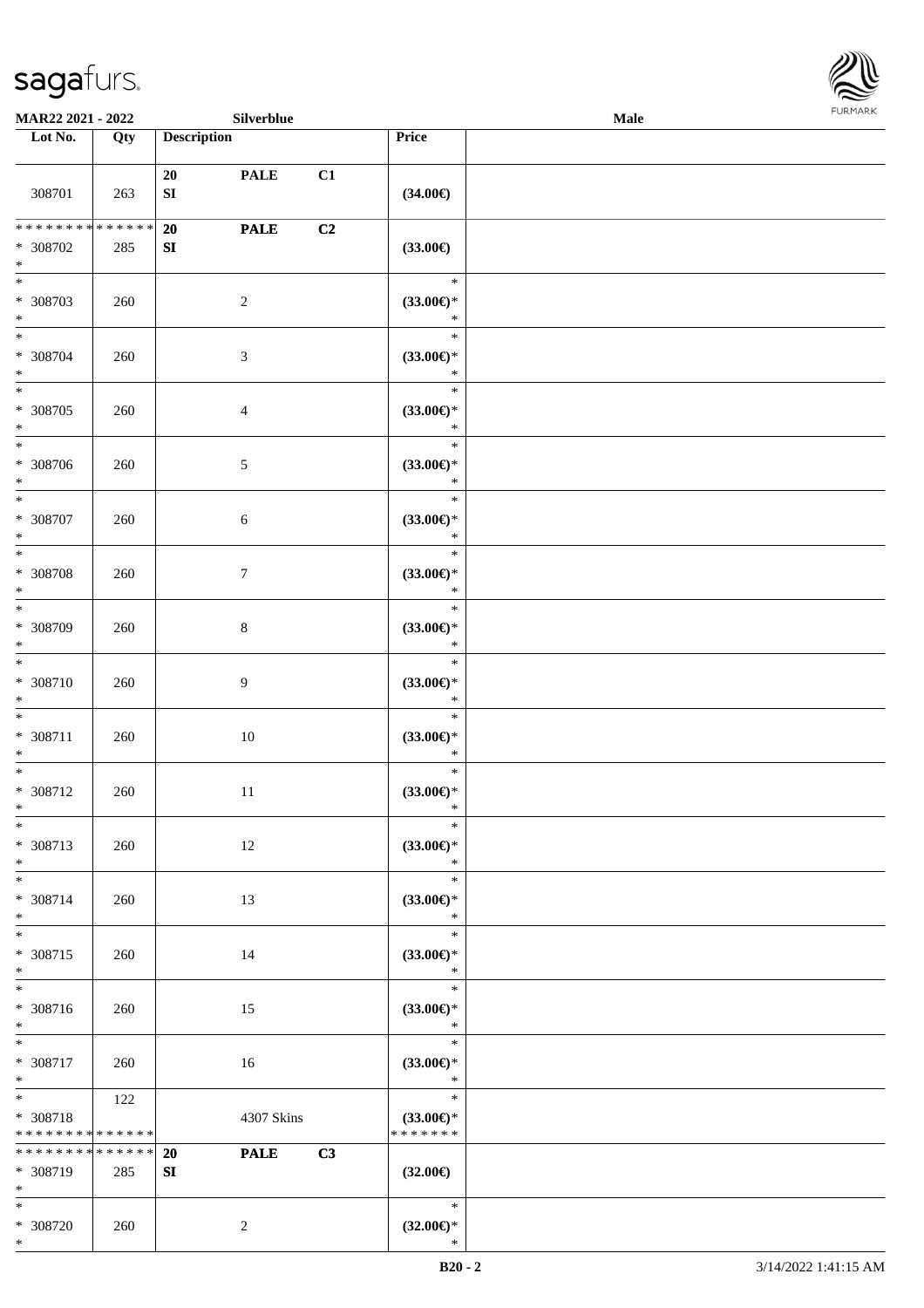MAR22 2021 - 2022 Silverblue Male

| Lot No. | Qty | Description | Price | |
|---|---|---|---|---|
| 308701 | 263 | 20 PALE C1<br>SI | (34.00€) | |
| * * * * * * * * * * * * * *<br>* 308702<br>* | 285 | 20 PALE C2<br>SI | (33.00€) | |
| *<br>* 308703<br>* | 260 | 2 | *<br>(33.00€)*<br>* | |
| *<br>* 308704<br>* | 260 | 3 | *<br>(33.00€)*<br>* | |
| *<br>* 308705<br>* | 260 | 4 | *<br>(33.00€)*<br>* | |
| *<br>* 308706<br>* | 260 | 5 | *<br>(33.00€)*<br>* | |
| *<br>* 308707<br>* | 260 | 6 | *<br>(33.00€)*<br>* | |
| *<br>* 308708<br>* | 260 | 7 | *<br>(33.00€)*<br>* | |
| *<br>* 308709<br>* | 260 | 8 | *<br>(33.00€)*<br>* | |
| *<br>* 308710<br>* | 260 | 9 | *<br>(33.00€)*<br>* | |
| *<br>* 308711<br>* | 260 | 10 | *<br>(33.00€)*<br>* | |
| *<br>* 308712<br>* | 260 | 11 | *<br>(33.00€)*<br>* | |
| *<br>* 308713<br>* | 260 | 12 | *<br>(33.00€)*<br>* | |
| *<br>* 308714<br>* | 260 | 13 | *<br>(33.00€)*<br>* | |
| *<br>* 308715<br>* | 260 | 14 | *<br>(33.00€)*<br>* | |
| *<br>* 308716<br>* | 260 | 15 | *<br>(33.00€)*<br>* | |
| *<br>* 308717<br>* | 260 | 16 | *<br>(33.00€)*<br>* | |
| *<br>* 308718<br>* * * * * * * * * * * * * * | 122 | 4307 Skins | *<br>(33.00€)*<br>* * * * * * * | |
| * * * * * * * * * * * * * *<br>* 308719<br>* | 285 | 20 PALE C3<br>SI | (32.00€) | |
| *<br>* 308720<br>* | 260 | 2 | *<br>(32.00€)*<br>* | |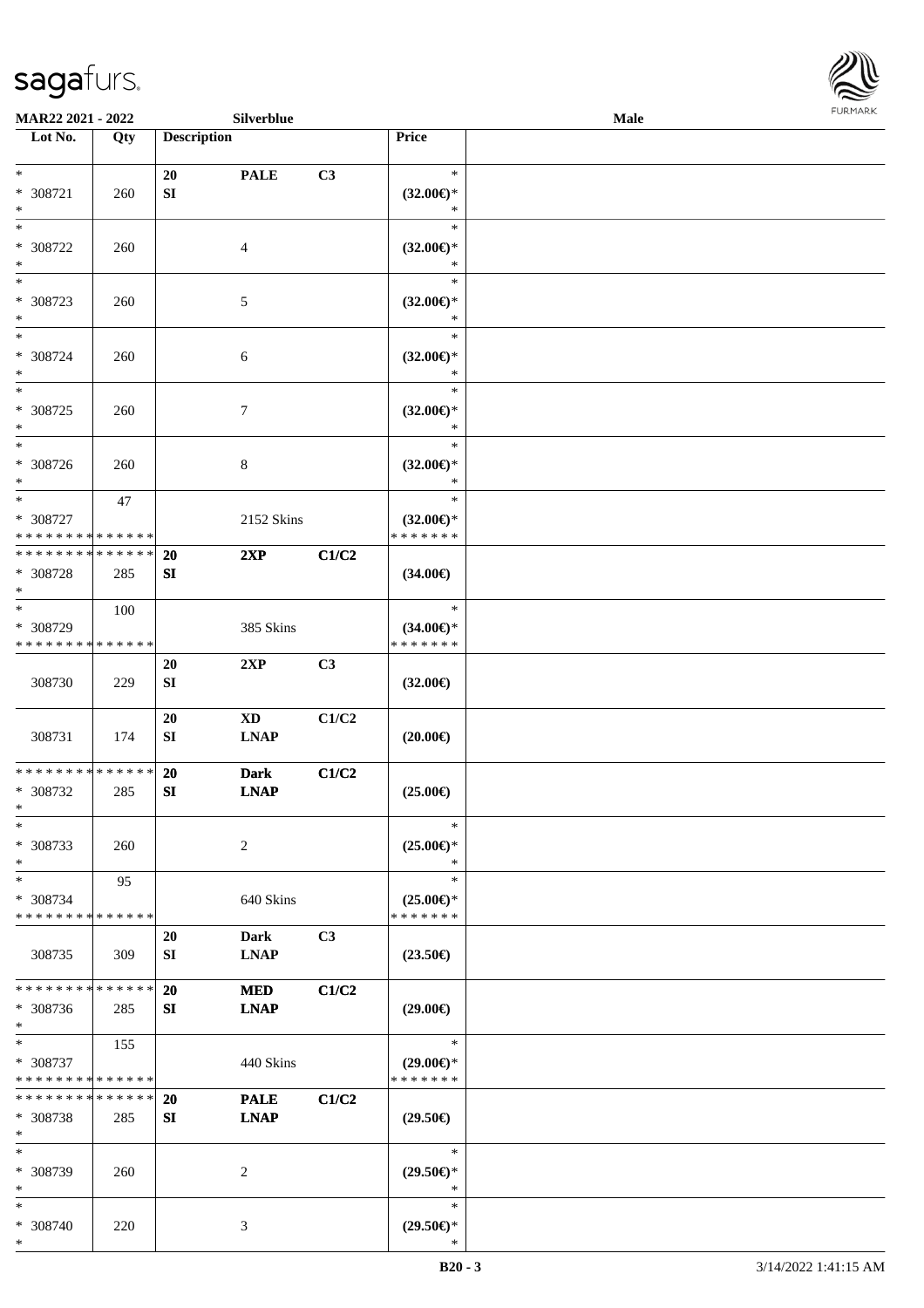| Lot No. | Qty | Description | | | Price |
|---|---|---|---|---|---|
| * <br> * 308721 <br> * | 260 | 20 <br> SI | **PALE** | C3 | * <br> **(32.00€)*** <br> * |
| * <br> * 308722 <br> * | 260 | | 4 | | * <br> **(32.00€)*** <br> * |
| * <br> * 308723 <br> * | 260 | | 5 | | * <br> **(32.00€)*** <br> * |
| * <br> * 308724 <br> * | 260 | | 6 | | * <br> **(32.00€)*** <br> * |
| * <br> * 308725 <br> * | 260 | | 7 | | * <br> **(32.00€)*** <br> * |
| * <br> * 308726 <br> * | 260 | | 8 | | * <br> **(32.00€)*** <br> * |
| * <br> * 308727 <br> * * * * * * * * * * * * * * | 47 | | 2152 Skins | | * <br> **(32.00€)*** <br> * * * * * * * |
| * * * * * * * * * * * * * * <br> * 308728 <br> * | 285 | **20** <br> **SI** | **2XP** | **C1/C2** | **(34.00€)** |
| * <br> * 308729 <br> * * * * * * * * * * * * * * | 100 | | 385 Skins | | * <br> **(34.00€)*** <br> * * * * * * * |
| 308730 | 229 | **20** <br> **SI** | **2XP** | **C3** | **(32.00€)** |
| 308731 | 174 | **20** <br> **SI** | **XD** <br> **LNAP** | **C1/C2** | **(20.00€)** |
| * * * * * * * * * * * * * * <br> * 308732 <br> * | 285 | **20** <br> **SI** | **Dark** <br> **LNAP** | **C1/C2** | **(25.00€)** |
| * <br> * 308733 <br> * | 260 | | 2 | | * <br> **(25.00€)*** <br> * |
| * <br> * 308734 <br> * * * * * * * * * * * * * * | 95 | | 640 Skins | | * <br> **(25.00€)*** <br> * * * * * * * |
| 308735 | 309 | **20** <br> **SI** | **Dark** <br> **LNAP** | **C3** | **(23.50€)** |
| * * * * * * * * * * * * * * <br> * 308736 <br> * | 285 | **20** <br> **SI** | **MED** <br> **LNAP** | **C1/C2** | **(29.00€)** |
| * <br> * 308737 <br> * * * * * * * * * * * * * * | 155 | | 440 Skins | | * <br> **(29.00€)*** <br> * * * * * * * |
| * * * * * * * * * * * * * * <br> * 308738 <br> * | 285 | **20** <br> **SI** | **PALE** <br> **LNAP** | **C1/C2** | **(29.50€)** |
| * <br> * 308739 <br> * | 260 | | 2 | | * <br> **(29.50€)*** <br> * |
| * <br> * 308740 <br> * | 220 | | 3 | | * <br> **(29.50€)*** <br> * |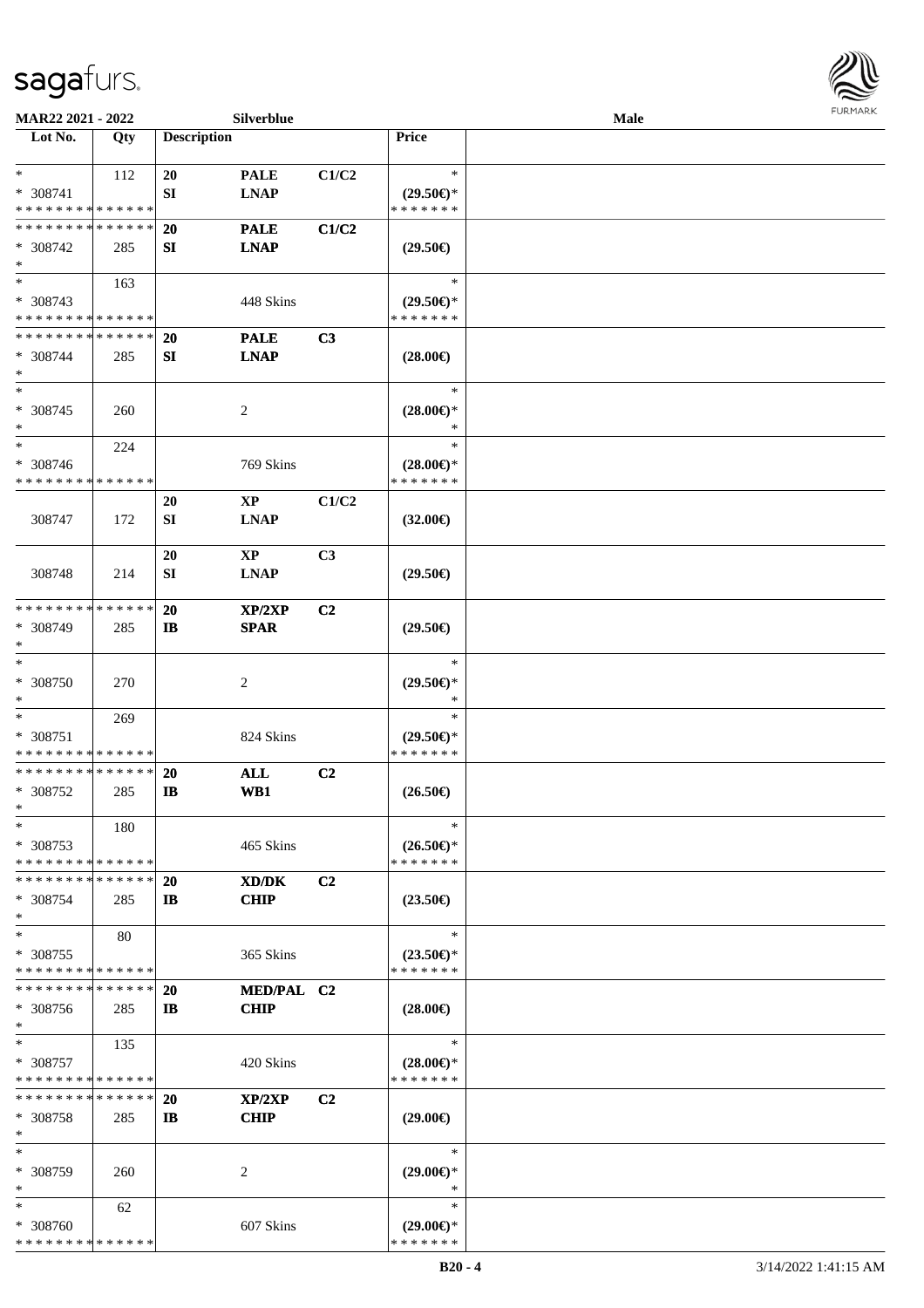**MAR22 2021 - 2022** | **Silverblue** | **Male**

| Lot No. | Qty | Description | | | Price | |
|---|---|---|---|---|---|---|
| * | 112 | 20 | PALE | C1/C2 | * | |
| * 308741 | | SI | LNAP | | (29.50€)* | |
| * * * * * * * * * * * * * * | | | | | * * * * * * * | |
| * * * * * * * * * * * * * * | | 20 | PALE | C1/C2 | | |
| * 308742 | 285 | SI | LNAP | | (29.50€) | |
| * | | | | | | |
| * | 163 | | | | * | |
| * 308743 | | | 448 Skins | | (29.50€)* | |
| * * * * * * * * * * * * * * | | | | | * * * * * * * | |
| * * * * * * * * * * * * * * | | 20 | PALE | C3 | | |
| * 308744 | 285 | SI | LNAP | | (28.00€) | |
| * | | | | | | |
| * | | | | | * | |
| * 308745 | 260 | | 2 | | (28.00€)* | |
| * | | | | | * | |
| * | 224 | | | | * | |
| * 308746 | | | 769 Skins | | (28.00€)* | |
| * * * * * * * * * * * * * * | | | | | * * * * * * * | |
| | | 20 | XP | C1/C2 | | |
| 308747 | 172 | SI | LNAP | | (32.00€) | |
| | | 20 | XP | C3 | | |
| 308748 | 214 | SI | LNAP | | (29.50€) | |
| * * * * * * * * * * * * * * | | 20 | XP/2XP | C2 | | |
| * 308749 | 285 | IB | SPAR | | (29.50€) | |
| * | | | | | | |
| * | | | | | * | |
| * 308750 | 270 | | 2 | | (29.50€)* | |
| * | | | | | * | |
| * | 269 | | | | * | |
| * 308751 | | | 824 Skins | | (29.50€)* | |
| * * * * * * * * * * * * * * | | | | | * * * * * * * | |
| * * * * * * * * * * * * * * | | 20 | ALL | C2 | | |
| * 308752 | 285 | IB | WB1 | | (26.50€) | |
| * | | | | | | |
| * | 180 | | | | * | |
| * 308753 | | | 465 Skins | | (26.50€)* | |
| * * * * * * * * * * * * * * | | | | | * * * * * * * | |
| * * * * * * * * * * * * * * | | 20 | XD/DK | C2 | | |
| * 308754 | 285 | IB | CHIP | | (23.50€) | |
| * | | | | | | |
| * | 80 | | | | * | |
| * 308755 | | | 365 Skins | | (23.50€)* | |
| * * * * * * * * * * * * * * | | | | | * * * * * * * | |
| * * * * * * * * * * * * * * | | 20 | MED/PAL | C2 | | |
| * 308756 | 285 | IB | CHIP | | (28.00€) | |
| * | | | | | | |
| * | 135 | | | | * | |
| * 308757 | | | 420 Skins | | (28.00€)* | |
| * * * * * * * * * * * * * * | | | | | * * * * * * * | |
| * * * * * * * * * * * * * * | | 20 | XP/2XP | C2 | | |
| * 308758 | 285 | IB | CHIP | | (29.00€) | |
| * | | | | | | |
| * | | | | | * | |
| * 308759 | 260 | | 2 | | (29.00€)* | |
| * | | | | | * | |
| * | 62 | | | | * | |
| * 308760 | | | 607 Skins | | (29.00€)* | |
| * * * * * * * * * * * * * * | | | | | * * * * * * * | |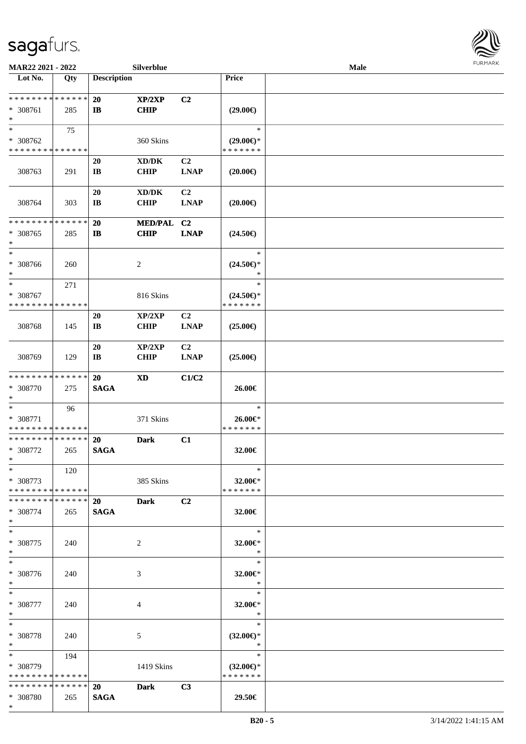| Lot No. | Qty | Description | | | Price | |
|---|---|---|---|---|---|---|
| * * * * * * * * * * * * * * | | 20 | XP/2XP | C2 | | |
| * 308761 | 285 | IB | CHIP | | (29.00€) | |
| * | | | | | | |
| * | 75 | | | | * | |
| * 308762 | | | 360 Skins | | (29.00€)* | |
| * * * * * * * * * * * * * * | | | | | * * * * * * * | |
| | | 20 | XD/DK | C2 | | |
| 308763 | 291 | IB | CHIP | LNAP | (20.00€) | |
| | | 20 | XD/DK | C2 | | |
| 308764 | 303 | IB | CHIP | LNAP | (20.00€) | |
| * * * * * * * * * * * * * * | | 20 | MED/PAL | C2 | | |
| * 308765 | 285 | IB | CHIP | LNAP | (24.50€) | |
| * | | | | | | |
| * | | | | | * | |
| * 308766 | 260 | | 2 | | (24.50€)* | |
| * | | | | | * | |
| * | 271 | | | | * | |
| * 308767 | | | 816 Skins | | (24.50€)* | |
| * * * * * * * * * * * * * * | | | | | * * * * * * * | |
| | | 20 | XP/2XP | C2 | | |
| 308768 | 145 | IB | CHIP | LNAP | (25.00€) | |
| | | 20 | XP/2XP | C2 | | |
| 308769 | 129 | IB | CHIP | LNAP | (25.00€) | |
| * * * * * * * * * * * * * * | | 20 | XD | C1/C2 | | |
| * 308770 | 275 | SAGA | | | 26.00€ | |
| * | | | | | | |
| * | 96 | | | | * | |
| * 308771 | | | 371 Skins | | 26.00€* | |
| * * * * * * * * * * * * * * | | | | | * * * * * * * | |
| * * * * * * * * * * * * * * | | 20 | Dark | C1 | | |
| * 308772 | 265 | SAGA | | | 32.00€ | |
| * | | | | | | |
| * | 120 | | | | * | |
| * 308773 | | | 385 Skins | | 32.00€* | |
| * * * * * * * * * * * * * * | | | | | * * * * * * * | |
| * * * * * * * * * * * * * * | | 20 | Dark | C2 | | |
| * 308774 | 265 | SAGA | | | 32.00€ | |
| * | | | | | | |
| * | | | | | * | |
| * 308775 | 240 | | 2 | | 32.00€* | |
| * | | | | | * | |
| * | | | | | * | |
| * 308776 | 240 | | 3 | | 32.00€* | |
| * | | | | | * | |
| * | | | | | * | |
| * 308777 | 240 | | 4 | | 32.00€* | |
| * | | | | | * | |
| * | | | | | * | |
| * 308778 | 240 | | 5 | | (32.00€)* | |
| * | | | | | * | |
| * | 194 | | | | * | |
| * 308779 | | | 1419 Skins | | (32.00€)* | |
| * * * * * * * * * * * * * * | | | | | * * * * * * * | |
| * * * * * * * * * * * * * * | | 20 | Dark | C3 | | |
| * 308780 | 265 | SAGA | | | 29.50€ | |
| * | | | | | | |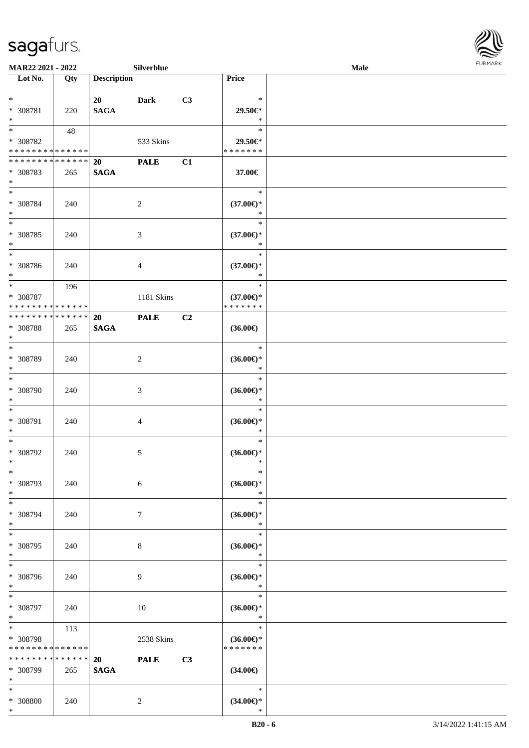**MAR22 2021 - 2022** | **Silverblue** | **Male**

| Lot No. | Qty | Description | | | Price | |
|---|---|---|---|---|---|---|
| * | | 20 | Dark | C3 | * | |
| * 308781 | 220 | SAGA | | | 29.50€* | |
| * | | | | | * | |
| * | 48 | | | | * | |
| * 308782 | | | 533 Skins | | 29.50€* | |
| * * * * * * * * * * * * * * | | | | | * * * * * * * | |
| * * * * * * * * * * * * * * | | 20 | PALE | C1 | | |
| * 308783 | 265 | SAGA | | | 37.00€ | |
| * | | | | | | |
| * | | | | | * | |
| * 308784 | 240 | | 2 | | (37.00€)* | |
| * | | | | | * | |
| * | | | | | * | |
| * 308785 | 240 | | 3 | | (37.00€)* | |
| * | | | | | * | |
| * | | | | | * | |
| * 308786 | 240 | | 4 | | (37.00€)* | |
| * | | | | | * | |
| * | 196 | | | | * | |
| * 308787 | | | 1181 Skins | | (37.00€)* | |
| * * * * * * * * * * * * * * | | | | | * * * * * * * | |
| * * * * * * * * * * * * * * | | 20 | PALE | C2 | | |
| * 308788 | 265 | SAGA | | | (36.00€) | |
| * | | | | | | |
| * | | | | | * | |
| * 308789 | 240 | | 2 | | (36.00€)* | |
| * | | | | | * | |
| * | | | | | * | |
| * 308790 | 240 | | 3 | | (36.00€)* | |
| * | | | | | * | |
| * | | | | | * | |
| * 308791 | 240 | | 4 | | (36.00€)* | |
| * | | | | | * | |
| * | | | | | * | |
| * 308792 | 240 | | 5 | | (36.00€)* | |
| * | | | | | * | |
| * | | | | | * | |
| * 308793 | 240 | | 6 | | (36.00€)* | |
| * | | | | | * | |
| * | | | | | * | |
| * 308794 | 240 | | 7 | | (36.00€)* | |
| * | | | | | * | |
| * | | | | | * | |
| * 308795 | 240 | | 8 | | (36.00€)* | |
| * | | | | | * | |
| * | | | | | * | |
| * 308796 | 240 | | 9 | | (36.00€)* | |
| * | | | | | * | |
| * | | | | | * | |
| * 308797 | 240 | | 10 | | (36.00€)* | |
| * | | | | | * | |
| * | 113 | | | | * | |
| * 308798 | | | 2538 Skins | | (36.00€)* | |
| * * * * * * * * * * * * * * | | | | | * * * * * * * | |
| * * * * * * * * * * * * * * | | 20 | PALE | C3 | | |
| * 308799 | 265 | SAGA | | | (34.00€) | |
| * | | | | | | |
| * | | | | | * | |
| * 308800 | 240 | | 2 | | (34.00€)* | |
| * | | | | | * | |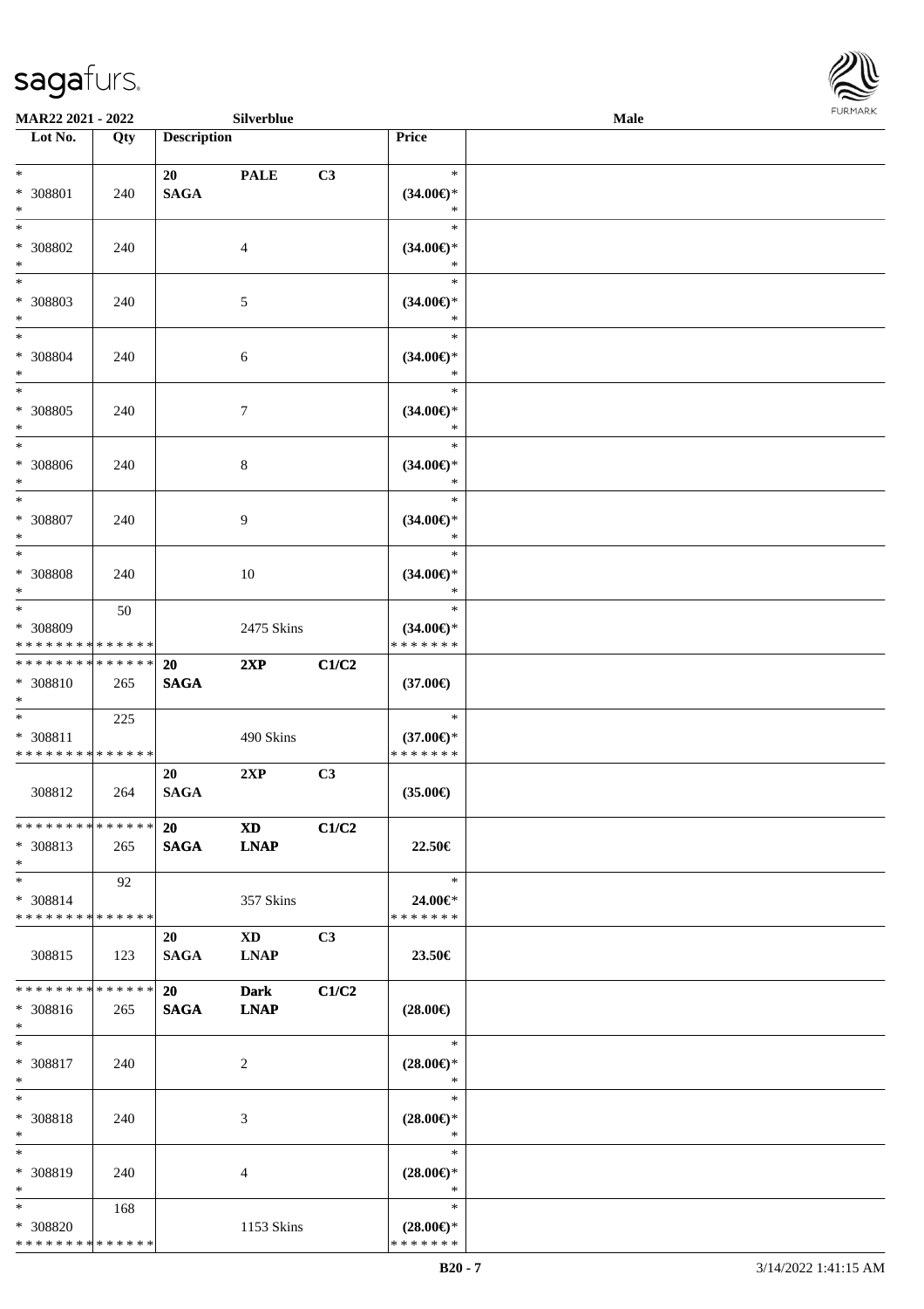| Lot No. | Qty | Description | | | Price | |
|---|---|---|---|---|---|---|
| *<br>* 308801<br>* | 240 | 20<br>SAGA | PALE | C3 | *<br>(34.00€)*<br>* | |
| *<br>* 308802<br>* | 240 | | 4 | | *<br>(34.00€)*<br>* | |
| *<br>* 308803<br>* | 240 | | 5 | | *<br>(34.00€)*<br>* | |
| *<br>* 308804<br>* | 240 | | 6 | | *<br>(34.00€)*<br>* | |
| *<br>* 308805<br>* | 240 | | 7 | | *<br>(34.00€)*<br>* | |
| *<br>* 308806<br>* | 240 | | 8 | | *<br>(34.00€)*<br>* | |
| *<br>* 308807<br>* | 240 | | 9 | | *<br>(34.00€)*<br>* | |
| *<br>* 308808<br>* | 240 | | 10 | | *<br>(34.00€)*<br>* | |
| *<br>* 308809<br>* * * * * * * * * * * * * * | 50 | | 2475 Skins | | *<br>(34.00€)*<br>* * * * * * * | |
| * * * * * * * * * * * * * *<br>* 308810<br>* | 265 | 20<br>SAGA | 2XP | C1/C2 | (37.00€) | |
| *<br>* 308811<br>* * * * * * * * * * * * * * | 225 | | 490 Skins | | *<br>(37.00€)*<br>* * * * * * * | |
| 308812 | 264 | 20<br>SAGA | 2XP | C3 | (35.00€) | |
| * * * * * * * * * * * * * *<br>* 308813<br>* | 265 | 20<br>SAGA | XD<br>LNAP | C1/C2 | 22.50€ | |
| *<br>* 308814<br>* * * * * * * * * * * * * * | 92 | | 357 Skins | | *<br>24.00€*<br>* * * * * * * | |
| 308815 | 123 | 20<br>SAGA | XD<br>LNAP | C3 | 23.50€ | |
| * * * * * * * * * * * * * *<br>* 308816<br>* | 265 | 20<br>SAGA | Dark<br>LNAP | C1/C2 | (28.00€) | |
| *<br>* 308817<br>* | 240 | | 2 | | *<br>(28.00€)*<br>* | |
| *<br>* 308818<br>* | 240 | | 3 | | *<br>(28.00€)*<br>* | |
| *<br>* 308819<br>* | 240 | | 4 | | *<br>(28.00€)*<br>* | |
| *<br>* 308820<br>* * * * * * * * * * * * * * | 168 | | 1153 Skins | | *<br>(28.00€)*<br>* * * * * * * | |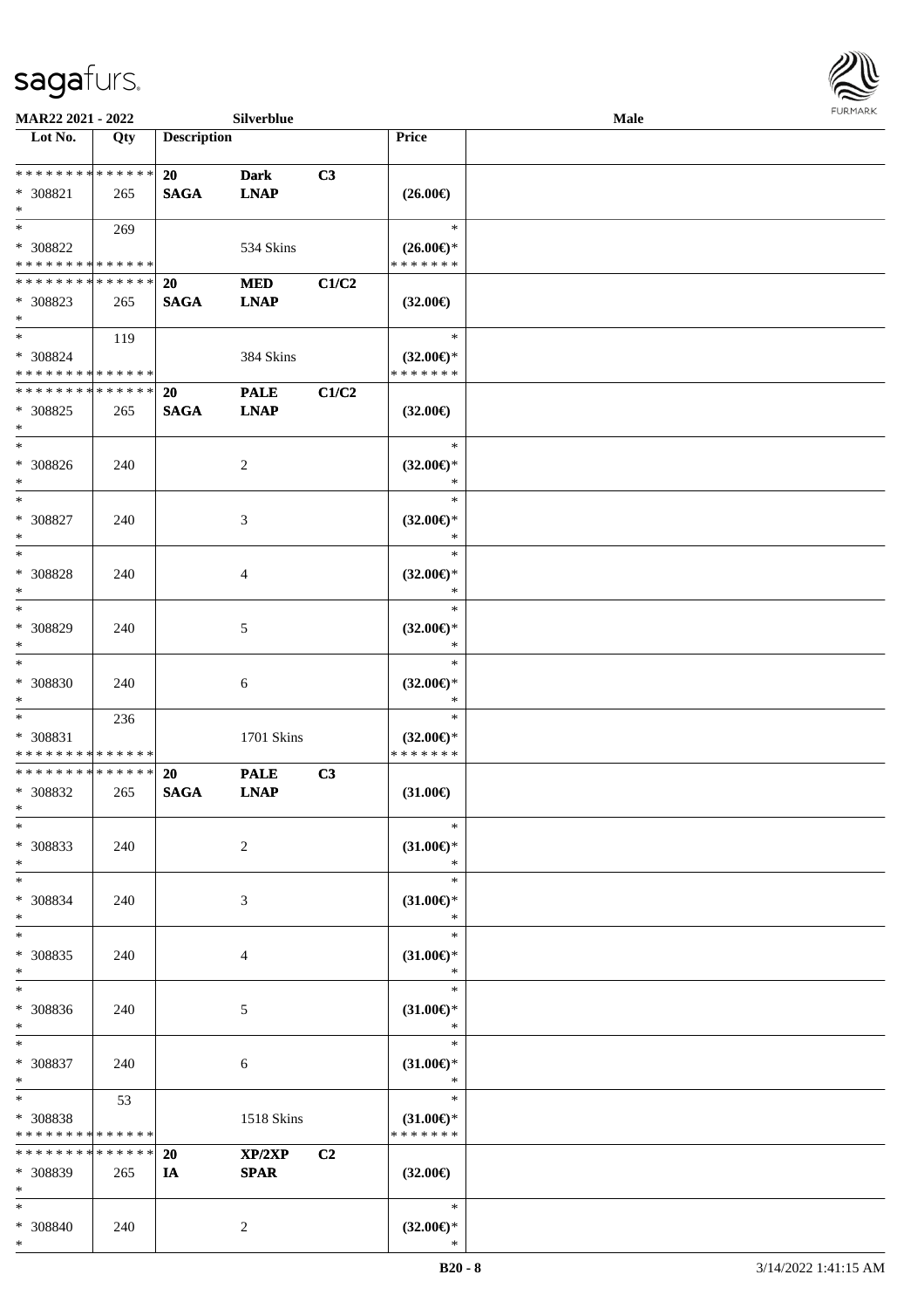**MAR22 2021 - 2022** | **Silverblue** | **Male**

| Lot No. | Qty | Description | | | Price | |
|---|---|---|---|---|---|---|
| * * * * * * * * * * * * * * | | 20 | Dark | C3 | | |
| * 308821 | 265 | SAGA | LNAP | | (26.00€) | |
| * | | | | | | |
| * | 269 | | | | * | |
| * 308822 | | | 534 Skins | | (26.00€)* | |
| * * * * * * * * * * * * * * | | | | | * * * * * * * | |
| * * * * * * * * * * * * * * | | 20 | MED | C1/C2 | | |
| * 308823 | 265 | SAGA | LNAP | | (32.00€) | |
| * | | | | | | |
| * | 119 | | | | * | |
| * 308824 | | | 384 Skins | | (32.00€)* | |
| * * * * * * * * * * * * * * | | | | | * * * * * * * | |
| * * * * * * * * * * * * * * | | 20 | PALE | C1/C2 | | |
| * 308825 | 265 | SAGA | LNAP | | (32.00€) | |
| * | | | | | | |
| * 308826 | 240 | | 2 | | (32.00€)* | |
| * 308827 | 240 | | 3 | | (32.00€)* | |
| * 308828 | 240 | | 4 | | (32.00€)* | |
| * 308829 | 240 | | 5 | | (32.00€)* | |
| * 308830 | 240 | | 6 | | (32.00€)* | |
| * | 236 | | | | * | |
| * 308831 | | | 1701 Skins | | (32.00€)* | |
| * * * * * * * * * * * * * * | | | | | * * * * * * * | |
| * * * * * * * * * * * * * * | | 20 | PALE | C3 | | |
| * 308832 | 265 | SAGA | LNAP | | (31.00€) | |
| * | | | | | | |
| * 308833 | 240 | | 2 | | (31.00€)* | |
| * 308834 | 240 | | 3 | | (31.00€)* | |
| * 308835 | 240 | | 4 | | (31.00€)* | |
| * 308836 | 240 | | 5 | | (31.00€)* | |
| * 308837 | 240 | | 6 | | (31.00€)* | |
| * | 53 | | | | * | |
| * 308838 | | | 1518 Skins | | (31.00€)* | |
| * * * * * * * * * * * * * * | | | | | * * * * * * * | |
| * * * * * * * * * * * * * * | | 20 | XP/2XP | C2 | | |
| * 308839 | 265 | IA | SPAR | | (32.00€) | |
| * | | | | | | |
| * 308840 | 240 | | 2 | | (32.00€)* | |
| * | | | | | * | |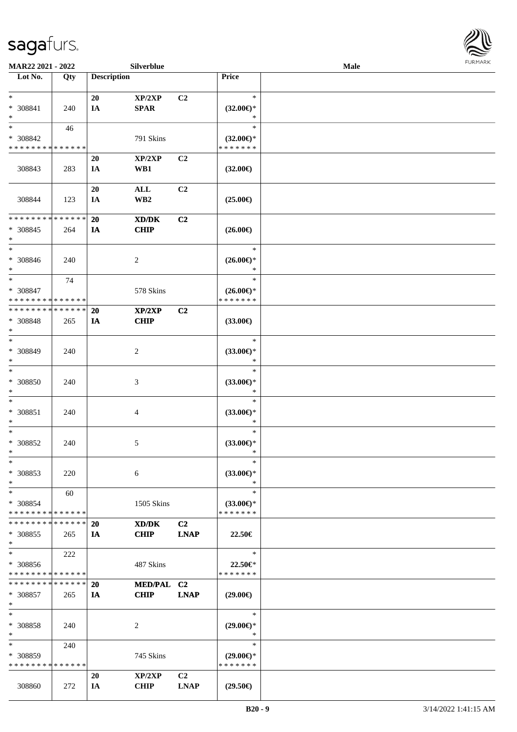| Lot No. | Qty | Description | | | Price | |
|---|---|---|---|---|---|---|
| * | | 20 | XP/2XP | C2 | * | |
| * 308841 | 240 | IA | SPAR | | (32.00€)* | |
| * | | | | | * | |
| * | 46 | | | | * | |
| * 308842 | | | 791 Skins | | (32.00€)* | |
| * * * * * * * * * * * * * * | | | | | * * * * * * * | |
| | | 20 | XP/2XP | C2 | | |
| 308843 | 283 | IA | WB1 | | (32.00€) | |
| | | 20 | ALL | C2 | | |
| 308844 | 123 | IA | WB2 | | (25.00€) | |
| * * * * * * * * * * * * * * | | 20 | XD/DK | C2 | | |
| * 308845 | 264 | IA | CHIP | | (26.00€) | |
| * | | | | | | |
| * | | | | | * | |
| * 308846 | 240 | | 2 | | (26.00€)* | |
| * | | | | | * | |
| * | 74 | | | | * | |
| * 308847 | | | 578 Skins | | (26.00€)* | |
| * * * * * * * * * * * * * * | | | | | * * * * * * * | |
| * * * * * * * * * * * * * * | | 20 | XP/2XP | C2 | | |
| * 308848 | 265 | IA | CHIP | | (33.00€) | |
| * | | | | | | |
| * | | | | | * | |
| * 308849 | 240 | | 2 | | (33.00€)* | |
| * | | | | | * | |
| * | | | | | * | |
| * 308850 | 240 | | 3 | | (33.00€)* | |
| * | | | | | * | |
| * | | | | | * | |
| * 308851 | 240 | | 4 | | (33.00€)* | |
| * | | | | | * | |
| * | | | | | * | |
| * 308852 | 240 | | 5 | | (33.00€)* | |
| * | | | | | * | |
| * | | | | | * | |
| * 308853 | 220 | | 6 | | (33.00€)* | |
| * | | | | | * | |
| * | 60 | | | | * | |
| * 308854 | | | 1505 Skins | | (33.00€)* | |
| * * * * * * * * * * * * * * | | | | | * * * * * * * | |
| * * * * * * * * * * * * * * | | 20 | XD/DK | C2 | | |
| * 308855 | 265 | IA | CHIP | LNAP | 22.50€ | |
| * | | | | | | |
| * | 222 | | | | * | |
| * 308856 | | | 487 Skins | | 22.50€* | |
| * * * * * * * * * * * * * * | | | | | * * * * * * * | |
| * * * * * * * * * * * * * * | | 20 | MED/PAL | C2 | | |
| * 308857 | 265 | IA | CHIP | LNAP | (29.00€) | |
| * | | | | | | |
| * | | | | | * | |
| * 308858 | 240 | | 2 | | (29.00€)* | |
| * | | | | | * | |
| * | 240 | | | | * | |
| * 308859 | | | 745 Skins | | (29.00€)* | |
| * * * * * * * * * * * * * * | | | | | * * * * * * * | |
| | | 20 | XP/2XP | C2 | | |
| 308860 | 272 | IA | CHIP | LNAP | (29.50€) | |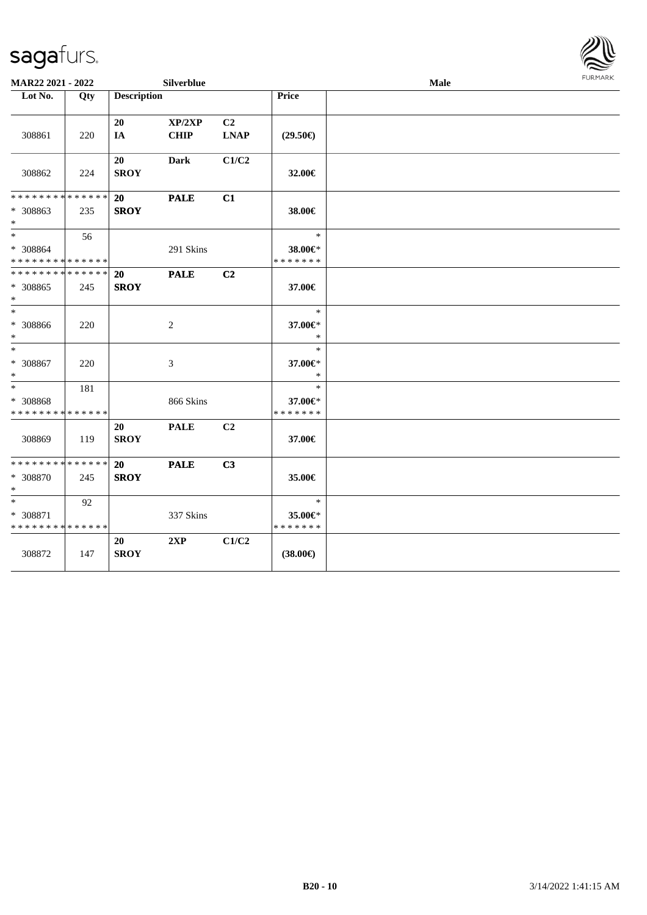**MAR22 2021 - 2022** **Silverblue** **Male**

| Lot No. | Qty | Description | | | Price | |
|---|---|---|---|---|---|---|
| 308861 | 220 | **20** **IA** | **XP/2XP** **CHIP** | **C2** **LNAP** | **(29.50€)** | |
| 308862 | 224 | **20** **SROY** | **Dark** | **C1/C2** | **32.00€** | |
| * * * * * * * * * * * * * * * 308863 * | 235 | **20** **SROY** | **PALE** | **C1** | **38.00€** | |
| * * 308864 * * * * * * * * * * * * * * | 56 | | 291 Skins | | * **38.00€*** * * * * * * * | |
| * * * * * * * * * * * * * * * 308865 * | 245 | **20** **SROY** | **PALE** | **C2** | **37.00€** | |
| * * 308866 * | 220 | | 2 | | * **37.00€*** * | |
| * * 308867 * | 220 | | 3 | | * **37.00€*** * | |
| * * 308868 * * * * * * * * * * * * * * | 181 | | 866 Skins | | * **37.00€*** * * * * * * * | |
| 308869 | 119 | **20** **SROY** | **PALE** | **C2** | **37.00€** | |
| * * * * * * * * * * * * * * * 308870 * | 245 | **20** **SROY** | **PALE** | **C3** | **35.00€** | |
| * * 308871 * * * * * * * * * * * * * * | 92 | | 337 Skins | | * **35.00€*** * * * * * * * | |
| 308872 | 147 | **20** **SROY** | **2XP** | **C1/C2** | **(38.00€)** | |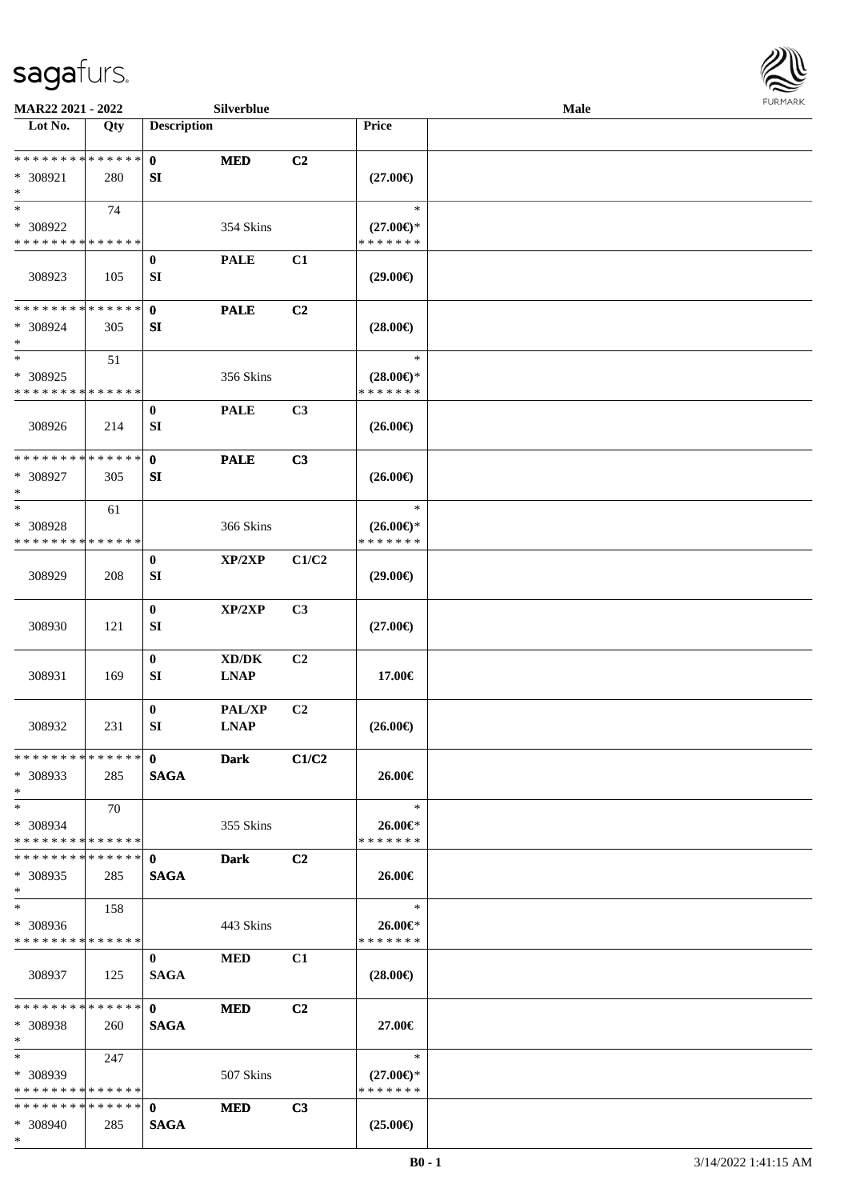**MAR22 2021 - 2022** | **Silverblue** | **Male**

| Lot No. | Qty | Description | | | Price | |
|---|---|---|---|---|---|---|
| * * * * * * * * * * * * * * | | 0 | MED | C2 | | |
| * 308921 | 280 | SI | | | (27.00€) | |
| * | | | | | | |
| * | 74 | | | | * | |
| * 308922 | | | 354 Skins | | (27.00€)* | |
| * * * * * * * * * * * * * * | | | | | * * * * * * * | |
| | | 0 | PALE | C1 | | |
| 308923 | 105 | SI | | | (29.00€) | |
| * * * * * * * * * * * * * * | | 0 | PALE | C2 | | |
| * 308924 | 305 | SI | | | (28.00€) | |
| * | | | | | | |
| * | 51 | | | | * | |
| * 308925 | | | 356 Skins | | (28.00€)* | |
| * * * * * * * * * * * * * * | | | | | * * * * * * * | |
| | | 0 | PALE | C3 | | |
| 308926 | 214 | SI | | | (26.00€) | |
| * * * * * * * * * * * * * * | | 0 | PALE | C3 | | |
| * 308927 | 305 | SI | | | (26.00€) | |
| * | | | | | | |
| * | 61 | | | | * | |
| * 308928 | | | 366 Skins | | (26.00€)* | |
| * * * * * * * * * * * * * * | | | | | * * * * * * * | |
| | | 0 | XP/2XP | C1/C2 | | |
| 308929 | 208 | SI | | | (29.00€) | |
| | | 0 | XP/2XP | C3 | | |
| 308930 | 121 | SI | | | (27.00€) | |
| | | 0 | XD/DK | C2 | | |
| 308931 | 169 | SI | LNAP | | 17.00€ | |
| | | 0 | PAL/XP | C2 | | |
| 308932 | 231 | SI | LNAP | | (26.00€) | |
| * * * * * * * * * * * * * * | | 0 | Dark | C1/C2 | | |
| * 308933 | 285 | SAGA | | | 26.00€ | |
| * | | | | | | |
| * | 70 | | | | * | |
| * 308934 | | | 355 Skins | | 26.00€* | |
| * * * * * * * * * * * * * * | | | | | * * * * * * * | |
| * * * * * * * * * * * * * * | | 0 | Dark | C2 | | |
| * 308935 | 285 | SAGA | | | 26.00€ | |
| * | | | | | | |
| * | 158 | | | | * | |
| * 308936 | | | 443 Skins | | 26.00€* | |
| * * * * * * * * * * * * * * | | | | | * * * * * * * | |
| | | 0 | MED | C1 | | |
| 308937 | 125 | SAGA | | | (28.00€) | |
| * * * * * * * * * * * * * * | | 0 | MED | C2 | | |
| * 308938 | 260 | SAGA | | | 27.00€ | |
| * | | | | | | |
| * | 247 | | | | * | |
| * 308939 | | | 507 Skins | | (27.00€)* | |
| * * * * * * * * * * * * * * | | | | | * * * * * * * | |
| * * * * * * * * * * * * * * | | 0 | MED | C3 | | |
| * 308940 | 285 | SAGA | | | (25.00€) | |
| * | | | | | | |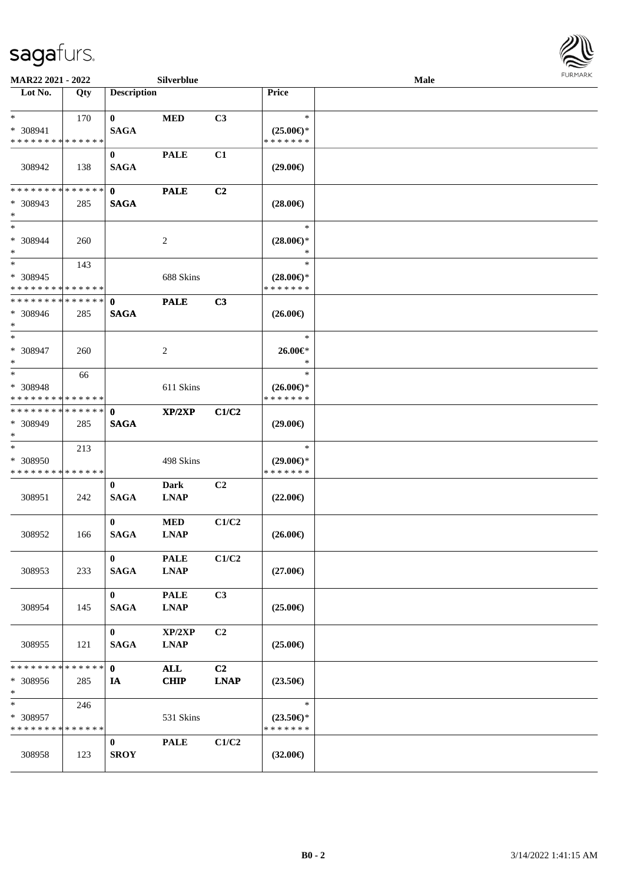MAR22 2021 - 2022 Silverblue Male

| Lot No. | Qty | Description | | | Price | |
|---|---|---|---|---|---|---|
| * <br> * 308941 <br> * * * * * * * * * * * * * * | 170 | 0 <br> SAGA | MED | C3 | * <br> (25.00€)* <br> * * * * * * * | |
| 308942 | 138 | 0 <br> SAGA | PALE | C1 | (29.00€) | |
| * * * * * * * * * * * * * * <br> * 308943 <br> * | 285 | 0 <br> SAGA | PALE | C2 | (28.00€) | |
| * <br> * 308944 <br> * | 260 | | 2 | | * <br> (28.00€)* <br> * | |
| * <br> * 308945 <br> * * * * * * * * * * * * * * | 143 | | 688 Skins | | * <br> (28.00€)* <br> * * * * * * * | |
| * * * * * * * * * * * * * * <br> * 308946 <br> * | 285 | 0 <br> SAGA | PALE | C3 | (26.00€) | |
| * <br> * 308947 <br> * | 260 | | 2 | | * <br> 26.00€* <br> * | |
| * <br> * 308948 <br> * * * * * * * * * * * * * * | 66 | | 611 Skins | | * <br> (26.00€)* <br> * * * * * * * | |
| * * * * * * * * * * * * * * <br> * 308949 <br> * | 285 | 0 <br> SAGA | XP/2XP | C1/C2 | (29.00€) | |
| * <br> * 308950 <br> * * * * * * * * * * * * * * | 213 | | 498 Skins | | * <br> (29.00€)* <br> * * * * * * * | |
| 308951 | 242 | 0 <br> SAGA | Dark <br> LNAP | C2 | (22.00€) | |
| 308952 | 166 | 0 <br> SAGA | MED <br> LNAP | C1/C2 | (26.00€) | |
| 308953 | 233 | 0 <br> SAGA | PALE <br> LNAP | C1/C2 | (27.00€) | |
| 308954 | 145 | 0 <br> SAGA | PALE <br> LNAP | C3 | (25.00€) | |
| 308955 | 121 | 0 <br> SAGA | XP/2XP <br> LNAP | C2 | (25.00€) | |
| * * * * * * * * * * * * * * <br> * 308956 <br> * | 285 | 0 <br> IA | ALL <br> CHIP | C2 <br> LNAP | (23.50€) | |
| * <br> * 308957 <br> * * * * * * * * * * * * * * | 246 | | 531 Skins | | * <br> (23.50€)* <br> * * * * * * * | |
| 308958 | 123 | 0 <br> SROY | PALE | C1/C2 | (32.00€) | |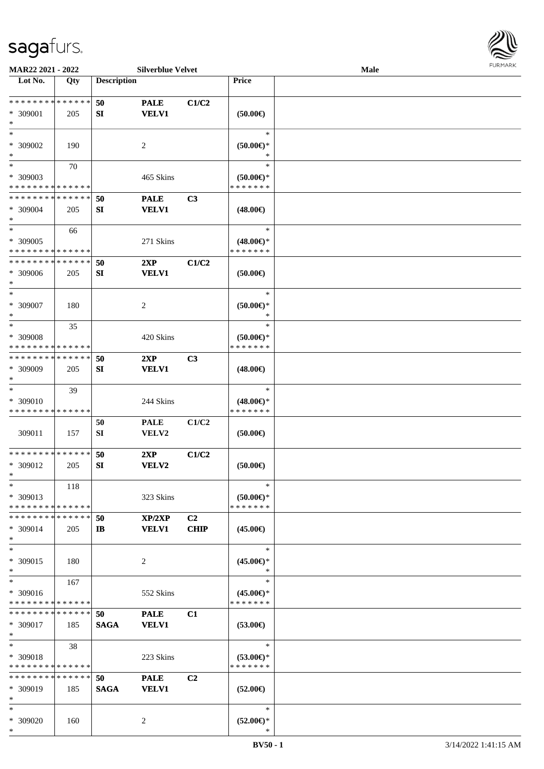MAR22 2021 - 2022 — Silverblue Velvet — Male

| Lot No. | Qty | Description | | | Price | |
|---|---|---|---|---|---|---|
| * * * * * * * * * * * * * * | | 50 | PALE | C1/C2 | | |
| * 309001 | 205 | SI | VELV1 | | (50.00€) | |
| * | | | | | | |
| * | | | | | * | |
| * 309002 | 190 | | 2 | | (50.00€)* | |
| * | | | | | * | |
| * | 70 | | | | * | |
| * 309003 | | | 465 Skins | | (50.00€)* | |
| * * * * * * * * * * * * * * | | | | | * * * * * * * | |
| * * * * * * * * * * * * * * | | 50 | PALE | C3 | | |
| * 309004 | 205 | SI | VELV1 | | (48.00€) | |
| * | | | | | | |
| * | 66 | | | | * | |
| * 309005 | | | 271 Skins | | (48.00€)* | |
| * * * * * * * * * * * * * * | | | | | * * * * * * * | |
| * * * * * * * * * * * * * * | | 50 | 2XP | C1/C2 | | |
| * 309006 | 205 | SI | VELV1 | | (50.00€) | |
| * | | | | | | |
| * | | | | | * | |
| * 309007 | 180 | | 2 | | (50.00€)* | |
| * | | | | | * | |
| * | 35 | | | | * | |
| * 309008 | | | 420 Skins | | (50.00€)* | |
| * * * * * * * * * * * * * * | | | | | * * * * * * * | |
| * * * * * * * * * * * * * * | | 50 | 2XP | C3 | | |
| * 309009 | 205 | SI | VELV1 | | (48.00€) | |
| * | | | | | | |
| * | 39 | | | | * | |
| * 309010 | | | 244 Skins | | (48.00€)* | |
| * * * * * * * * * * * * * * | | | | | * * * * * * * | |
| | | 50 | PALE | C1/C2 | | |
| 309011 | 157 | SI | VELV2 | | (50.00€) | |
| * * * * * * * * * * * * * * | | 50 | 2XP | C1/C2 | | |
| * 309012 | 205 | SI | VELV2 | | (50.00€) | |
| * | | | | | | |
| * | 118 | | | | * | |
| * 309013 | | | 323 Skins | | (50.00€)* | |
| * * * * * * * * * * * * * * | | | | | * * * * * * * | |
| * * * * * * * * * * * * * * | | 50 | XP/2XP | C2 | | |
| * 309014 | 205 | IB | VELV1 | CHIP | (45.00€) | |
| * | | | | | | |
| * | | | | | * | |
| * 309015 | 180 | | 2 | | (45.00€)* | |
| * | | | | | * | |
| * | 167 | | | | * | |
| * 309016 | | | 552 Skins | | (45.00€)* | |
| * * * * * * * * * * * * * * | | | | | * * * * * * * | |
| * * * * * * * * * * * * * * | | 50 | PALE | C1 | | |
| * 309017 | 185 | SAGA | VELV1 | | (53.00€) | |
| * | | | | | | |
| * | 38 | | | | * | |
| * 309018 | | | 223 Skins | | (53.00€)* | |
| * * * * * * * * * * * * * * | | | | | * * * * * * * | |
| * * * * * * * * * * * * * * | | 50 | PALE | C2 | | |
| * 309019 | 185 | SAGA | VELV1 | | (52.00€) | |
| * | | | | | | |
| * | | | | | * | |
| * 309020 | 160 | | 2 | | (52.00€)* | |
| * | | | | | * | |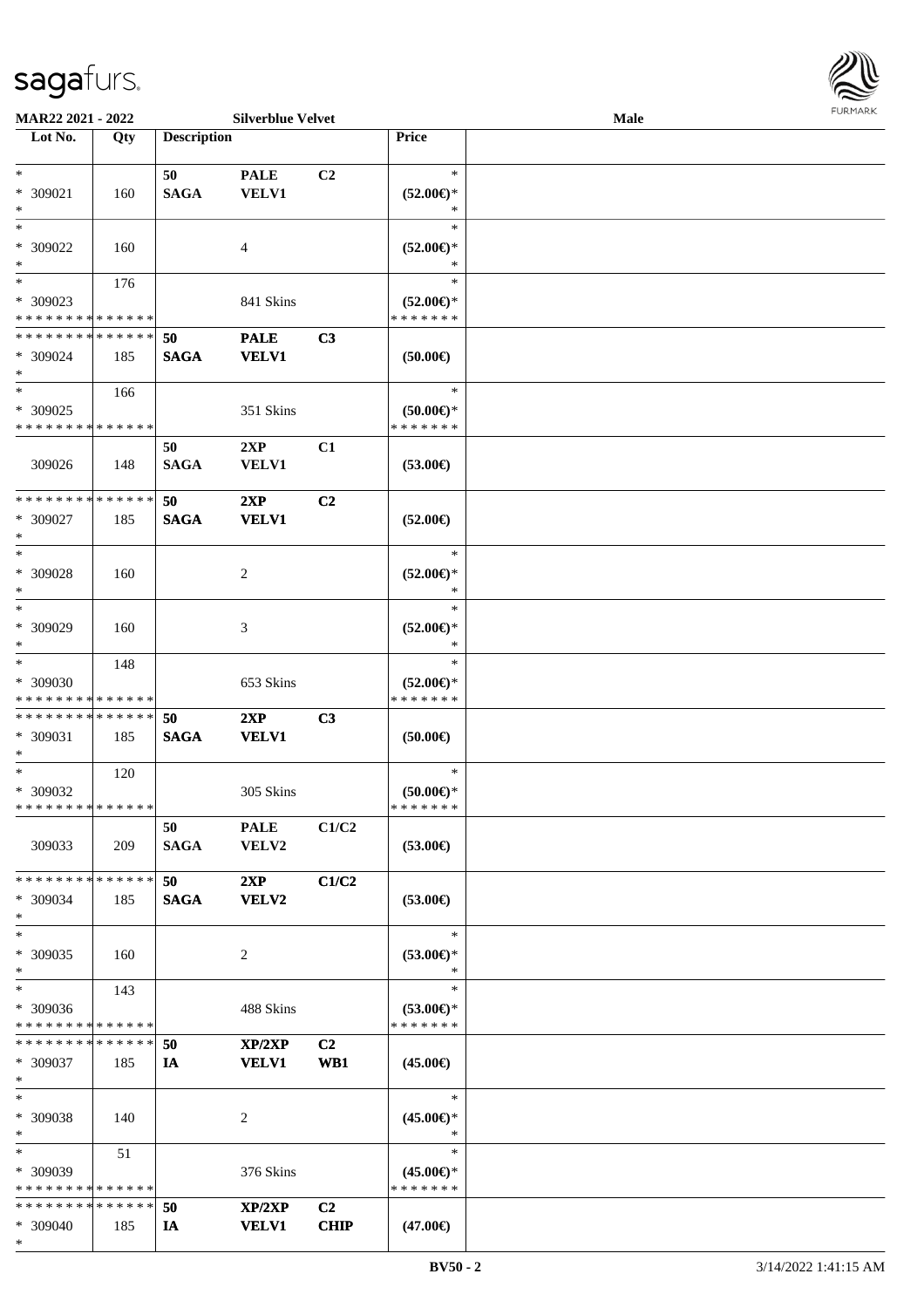| Lot No. | Qty | Description | | | Price | |
|---|---|---|---|---|---|---|
| *<br>* 309021<br>* | 160 | 50<br>SAGA | PALE<br>VELV1 | C2 | *<br>(52.00€)*<br>* | |
| *<br>* 309022<br>* | 160 | | 4 | | *<br>(52.00€)*<br>* | |
| *<br>* 309023<br>* * * * * * * * * * * * * * | 176 | | 841 Skins | | *<br>(52.00€)*<br>* * * * * * * | |
| * * * * * * * * * * * * * *<br>* 309024<br>* | 185 | 50<br>SAGA | PALE<br>VELV1 | C3 | (50.00€) | |
| *<br>* 309025<br>* * * * * * * * * * * * * * | 166 | | 351 Skins | | *<br>(50.00€)*<br>* * * * * * * | |
| 309026 | 148 | 50<br>SAGA | 2XP<br>VELV1 | C1 | (53.00€) | |
| * * * * * * * * * * * * * *<br>* 309027<br>* | 185 | 50<br>SAGA | 2XP<br>VELV1 | C2 | (52.00€) | |
| *<br>* 309028<br>* | 160 | | 2 | | *<br>(52.00€)*<br>* | |
| *<br>* 309029<br>* | 160 | | 3 | | *<br>(52.00€)*<br>* | |
| *<br>* 309030<br>* * * * * * * * * * * * * * | 148 | | 653 Skins | | *<br>(52.00€)*<br>* * * * * * * | |
| * * * * * * * * * * * * * *<br>* 309031<br>* | 185 | 50<br>SAGA | 2XP<br>VELV1 | C3 | (50.00€) | |
| *<br>* 309032<br>* * * * * * * * * * * * * * | 120 | | 305 Skins | | *<br>(50.00€)*<br>* * * * * * * | |
| 309033 | 209 | 50<br>SAGA | PALE<br>VELV2 | C1/C2 | (53.00€) | |
| * * * * * * * * * * * * * *<br>* 309034<br>* | 185 | 50<br>SAGA | 2XP<br>VELV2 | C1/C2 | (53.00€) | |
| *<br>* 309035<br>* | 160 | | 2 | | *<br>(53.00€)*<br>* | |
| *<br>* 309036<br>* * * * * * * * * * * * * * | 143 | | 488 Skins | | *<br>(53.00€)*<br>* * * * * * * | |
| * * * * * * * * * * * * * *<br>* 309037<br>* | 185 | 50<br>IA | XP/2XP<br>VELV1 | C2<br>WB1 | (45.00€) | |
| *<br>* 309038<br>* | 140 | | 2 | | *<br>(45.00€)*<br>* | |
| *<br>* 309039<br>* * * * * * * * * * * * * * | 51 | | 376 Skins | | *<br>(45.00€)*<br>* * * * * * * | |
| * * * * * * * * * * * * * *<br>* 309040<br>* | 185 | 50<br>IA | XP/2XP<br>VELV1 | C2<br>CHIP | (47.00€) | |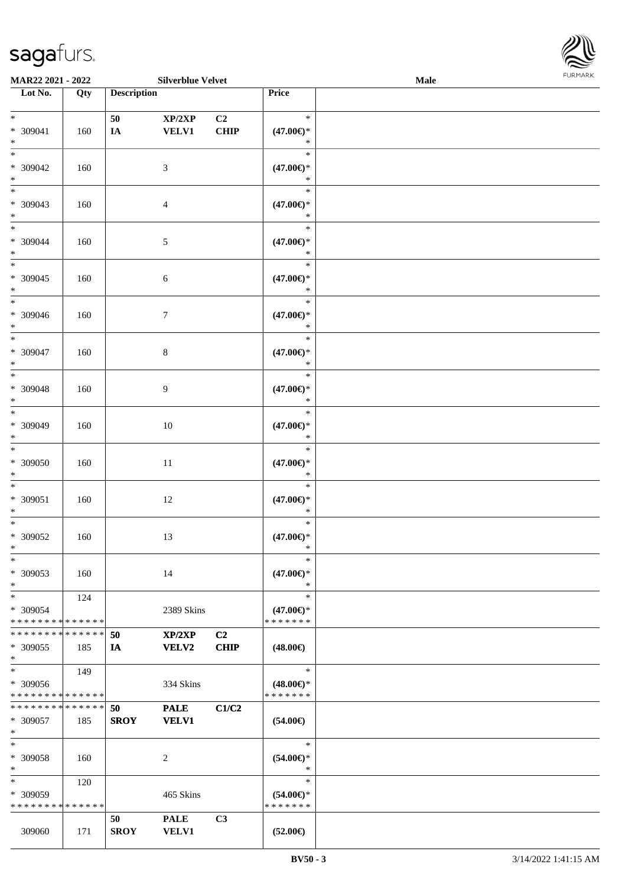**MAR22 2021 - 2022** **Silverblue Velvet** **Male**

| Lot No. | Qty | Description | | | Price | |
|---|---|---|---|---|---|---|
| *<br>* 309041<br>* | 160 | 50<br>IA | XP/2XP<br>VELV1 | C2<br>CHIP | *<br>(47.00€)*<br>* | |
| *<br>* 309042<br>* | 160 | | 3 | | *<br>(47.00€)*<br>* | |
| *<br>* 309043<br>* | 160 | | 4 | | *<br>(47.00€)*<br>* | |
| *<br>* 309044<br>* | 160 | | 5 | | *<br>(47.00€)*<br>* | |
| *<br>* 309045<br>* | 160 | | 6 | | *<br>(47.00€)*<br>* | |
| *<br>* 309046<br>* | 160 | | 7 | | *<br>(47.00€)*<br>* | |
| *<br>* 309047<br>* | 160 | | 8 | | *<br>(47.00€)*<br>* | |
| *<br>* 309048<br>* | 160 | | 9 | | *<br>(47.00€)*<br>* | |
| *<br>* 309049<br>* | 160 | | 10 | | *<br>(47.00€)*<br>* | |
| *<br>* 309050<br>* | 160 | | 11 | | *<br>(47.00€)*<br>* | |
| *<br>* 309051<br>* | 160 | | 12 | | *<br>(47.00€)*<br>* | |
| *<br>* 309052<br>* | 160 | | 13 | | *<br>(47.00€)*<br>* | |
| *<br>* 309053<br>* | 160 | | 14 | | *<br>(47.00€)*<br>* | |
| *<br>* 309054<br>* * * * * * * * * * * * * * | 124 | | 2389 Skins | | *<br>(47.00€)*<br>* * * * * * * | |
| * * * * * * * * * * * * * *<br>* 309055<br>* | 185 | 50<br>IA | XP/2XP<br>VELV2 | C2<br>CHIP | (48.00€) | |
| *<br>* 309056<br>* * * * * * * * * * * * * * | 149 | | 334 Skins | | *<br>(48.00€)*<br>* * * * * * * | |
| * * * * * * * * * * * * * *<br>* 309057<br>* | 185 | 50<br>SROY | PALE<br>VELV1 | C1/C2 | (54.00€) | |
| *<br>* 309058<br>* | 160 | | 2 | | *<br>(54.00€)*<br>* | |
| *<br>* 309059<br>* * * * * * * * * * * * * * | 120 | | 465 Skins | | *<br>(54.00€)*<br>* * * * * * * | |
| 309060 | 171 | 50<br>SROY | PALE<br>VELV1 | C3 | (52.00€) | |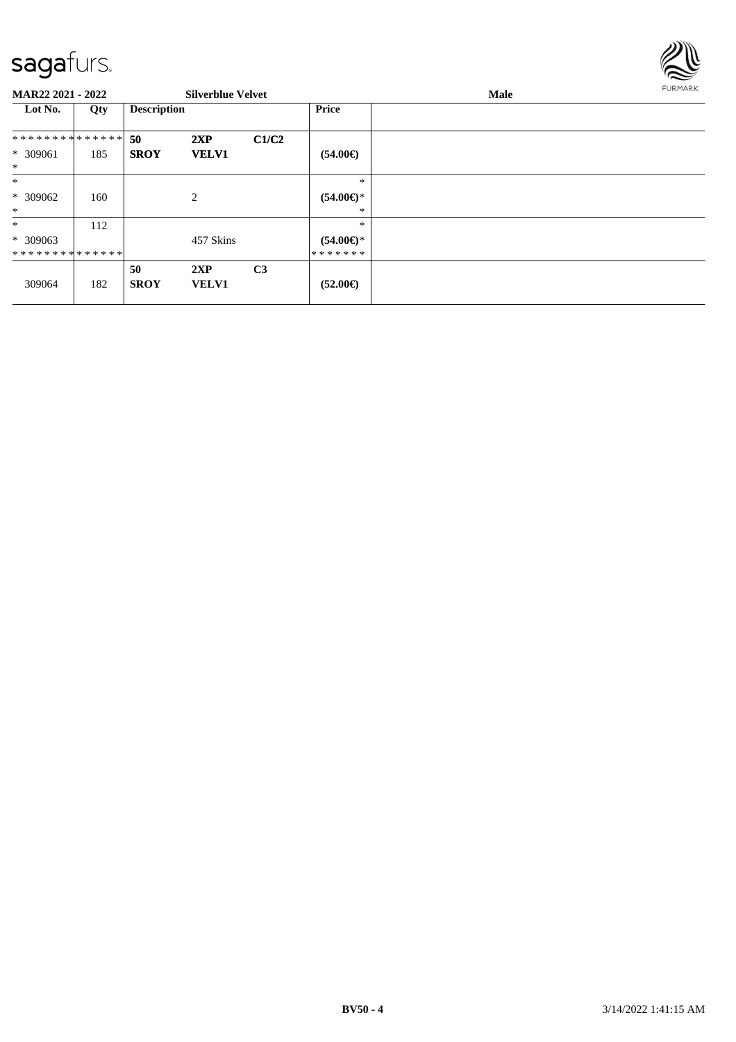MAR22 2021 - 2022 | Silverblue Velvet | Male

| Lot No. | Qty | Description | | | Price | |
|---|---|---|---|---|---|---|
| ************** | | 50 | 2XP | C1/C2 | | |
| * 309061 | 185 | SROY | VELV1 | | (54.00€) | |
| * | | | | | | |
| * | | | | | * | |
| * 309062 | 160 | | 2 | | (54.00€)* | |
| * | | | | | * | |
| * | 112 | | | | * | |
| * 309063 | | | 457 Skins | | (54.00€)* | |
| ************** | | | | | ******* | |
| | | 50 | 2XP | C3 | | |
| 309064 | 182 | SROY | VELV1 | | (52.00€) | |

BV50 - 4 3/14/2022 1:41:15 AM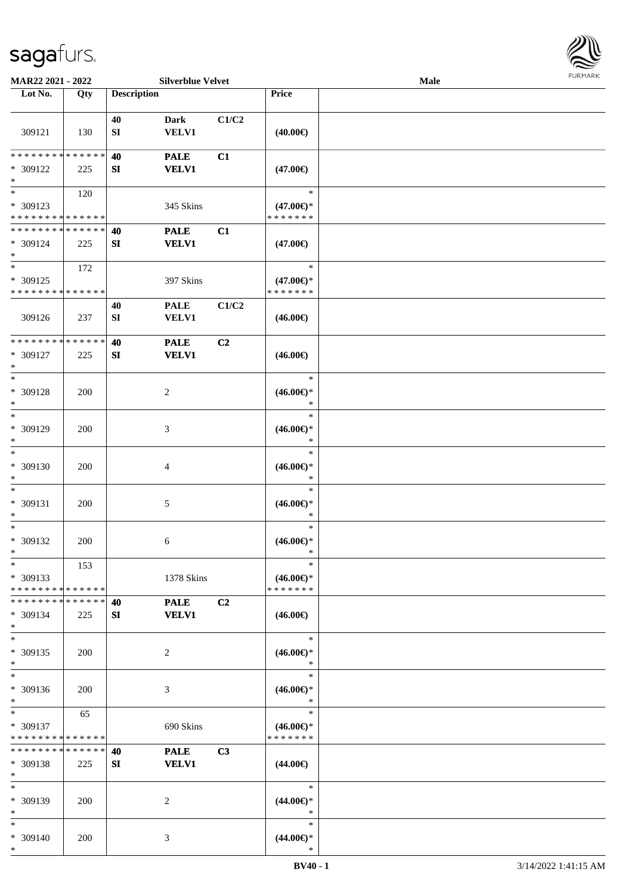| Lot No. | Qty | Description | | | Price | |
|---|---|---|---|---|---|---|
| 309121 | 130 | 40<br>SI | Dark<br>VELV1 | C1/C2 | (40.00€) | |
| * * * * * * * * * * * * * *<br>* 309122<br>* | 225 | 40<br>SI | PALE<br>VELV1 | C1 | (47.00€) | |
| *<br>* 309123<br>* * * * * * * * * * * * * * | 120 | | 345 Skins | | *<br>(47.00€)*<br>* * * * * * * | |
| * * * * * * * * * * * * * *<br>* 309124<br>* | 225 | 40<br>SI | PALE<br>VELV1 | C1 | (47.00€) | |
| *<br>* 309125<br>* * * * * * * * * * * * * * | 172 | | 397 Skins | | *<br>(47.00€)*<br>* * * * * * * | |
| 309126 | 237 | 40<br>SI | PALE<br>VELV1 | C1/C2 | (46.00€) | |
| * * * * * * * * * * * * * *<br>* 309127<br>* | 225 | 40<br>SI | PALE<br>VELV1 | C2 | (46.00€) | |
| *<br>* 309128<br>* | 200 | | 2 | | *<br>(46.00€)*<br>* | |
| *<br>* 309129<br>* | 200 | | 3 | | *<br>(46.00€)*<br>* | |
| *<br>* 309130<br>* | 200 | | 4 | | *<br>(46.00€)*<br>* | |
| *<br>* 309131<br>* | 200 | | 5 | | *<br>(46.00€)*<br>* | |
| *<br>* 309132<br>* | 200 | | 6 | | *<br>(46.00€)*<br>* | |
| *<br>* 309133<br>* * * * * * * * * * * * * * | 153 | | 1378 Skins | | *<br>(46.00€)*<br>* * * * * * * | |
| * * * * * * * * * * * * * *<br>* 309134<br>* | 225 | 40<br>SI | PALE<br>VELV1 | C2 | (46.00€) | |
| *<br>* 309135<br>* | 200 | | 2 | | *<br>(46.00€)*<br>* | |
| *<br>* 309136<br>* | 200 | | 3 | | *<br>(46.00€)*<br>* | |
| *<br>* 309137<br>* * * * * * * * * * * * * * | 65 | | 690 Skins | | *<br>(46.00€)*<br>* * * * * * * | |
| * * * * * * * * * * * * * *<br>* 309138<br>* | 225 | 40<br>SI | PALE<br>VELV1 | C3 | (44.00€) | |
| *<br>* 309139<br>* | 200 | | 2 | | *<br>(44.00€)*<br>* | |
| *<br>* 309140<br>* | 200 | | 3 | | *<br>(44.00€)*<br>* | |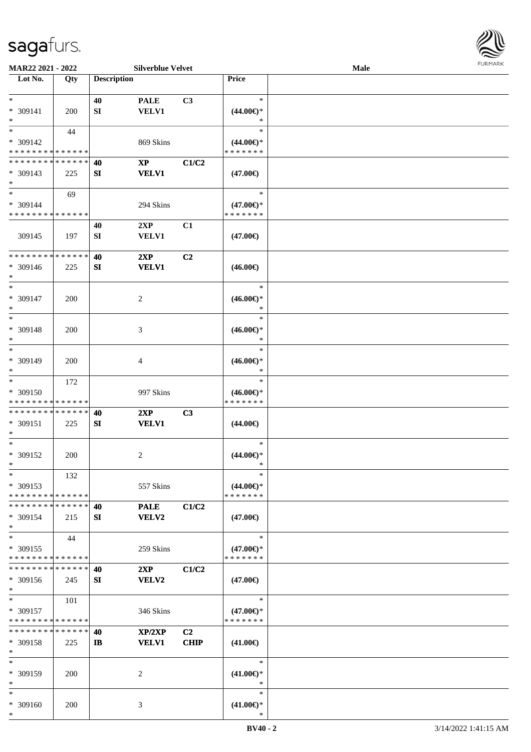**MAR22 2021 - 2022** **Silverblue Velvet** **Male**

| Lot No. | Qty | Description | | | Price | |
|---|---|---|---|---|---|---|
| * | | 40 | PALE | C3 | * | |
| * 309141 | 200 | SI | VELV1 | | (44.00€)* | |
| * | | | | | * | |
| * | 44 | | | | * | |
| * 309142 | | | 869 Skins | | (44.00€)* | |
| * * * * * * * * * * * * * * | | | | | * * * * * * * | |
| * * * * * * * * * * * * * * | | 40 | XP | C1/C2 | | |
| * 309143 | 225 | SI | VELV1 | | (47.00€) | |
| * | | | | | | |
| * | 69 | | | | * | |
| * 309144 | | | 294 Skins | | (47.00€)* | |
| * * * * * * * * * * * * * * | | | | | * * * * * * * | |
| | | 40 | 2XP | C1 | | |
| 309145 | 197 | SI | VELV1 | | (47.00€) | |
| * * * * * * * * * * * * * * | | 40 | 2XP | C2 | | |
| * 309146 | 225 | SI | VELV1 | | (46.00€) | |
| * | | | | | | |
| * | | | | | * | |
| * 309147 | 200 | | 2 | | (46.00€)* | |
| * | | | | | * | |
| * | | | | | * | |
| * 309148 | 200 | | 3 | | (46.00€)* | |
| * | | | | | * | |
| * | | | | | * | |
| * 309149 | 200 | | 4 | | (46.00€)* | |
| * | | | | | * | |
| * | 172 | | | | * | |
| * 309150 | | | 997 Skins | | (46.00€)* | |
| * * * * * * * * * * * * * * | | | | | * * * * * * * | |
| * * * * * * * * * * * * * * | | 40 | 2XP | C3 | | |
| * 309151 | 225 | SI | VELV1 | | (44.00€) | |
| * | | | | | | |
| * | | | | | * | |
| * 309152 | 200 | | 2 | | (44.00€)* | |
| * | | | | | * | |
| * | 132 | | | | * | |
| * 309153 | | | 557 Skins | | (44.00€)* | |
| * * * * * * * * * * * * * * | | | | | * * * * * * * | |
| * * * * * * * * * * * * * * | | 40 | PALE | C1/C2 | | |
| * 309154 | 215 | SI | VELV2 | | (47.00€) | |
| * | | | | | | |
| * | 44 | | | | * | |
| * 309155 | | | 259 Skins | | (47.00€)* | |
| * * * * * * * * * * * * * * | | | | | * * * * * * * | |
| * * * * * * * * * * * * * * | | 40 | 2XP | C1/C2 | | |
| * 309156 | 245 | SI | VELV2 | | (47.00€) | |
| * | | | | | | |
| * | 101 | | | | * | |
| * 309157 | | | 346 Skins | | (47.00€)* | |
| * * * * * * * * * * * * * * | | | | | * * * * * * * | |
| * * * * * * * * * * * * * * | | 40 | XP/2XP | C2 | | |
| * 309158 | 225 | IB | VELV1 | CHIP | (41.00€) | |
| * | | | | | | |
| * | | | | | * | |
| * 309159 | 200 | | 2 | | (41.00€)* | |
| * | | | | | * | |
| * | | | | | * | |
| * 309160 | 200 | | 3 | | (41.00€)* | |
| * | | | | | * | |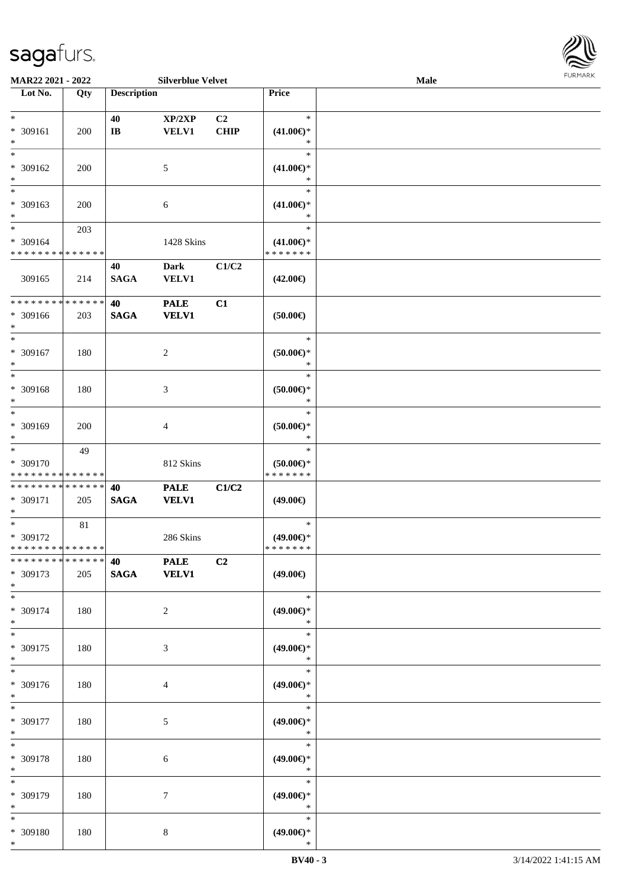MAR22 2021 - 2022 — Silverblue Velvet — Male

| Lot No. | Qty | Description | | | Price |
|---|---|---|---|---|---|
| * | | 40 | XP/2XP | C2 | * |
| * 309161 | 200 | IB | VELV1 | CHIP | (41.00€)* |
| * | | | | | * |
| * 309162 | 200 | | 5 | | (41.00€)* |
| * | | | | | * |
| * 309163 | 200 | | 6 | | (41.00€)* |
| * | 203 | | | | * |
| * 309164 | | | 1428 Skins | | (41.00€)* |
| * * * * * * * * * * * * * * | | | | | * * * * * * * |
| | | 40 | Dark | C1/C2 | |
| 309165 | 214 | SAGA | VELV1 | | (42.00€) |
| * * * * * * * * * * * * * * | | 40 | PALE | C1 | |
| * 309166 | 203 | SAGA | VELV1 | | (50.00€) |
| * | | | | | * |
| * 309167 | 180 | | 2 | | (50.00€)* |
| * | | | | | * |
| * 309168 | 180 | | 3 | | (50.00€)* |
| * | | | | | * |
| * 309169 | 200 | | 4 | | (50.00€)* |
| * | 49 | | | | * |
| * 309170 | | | 812 Skins | | (50.00€)* |
| * * * * * * * * * * * * * * | | | | | * * * * * * * |
| * * * * * * * * * * * * * * | | 40 | PALE | C1/C2 | |
| * 309171 | 205 | SAGA | VELV1 | | (49.00€) |
| * | 81 | | | | * |
| * 309172 | | | 286 Skins | | (49.00€)* |
| * * * * * * * * * * * * * * | | | | | * * * * * * * |
| * * * * * * * * * * * * * * | | 40 | PALE | C2 | |
| * 309173 | 205 | SAGA | VELV1 | | (49.00€) |
| * | | | | | * |
| * 309174 | 180 | | 2 | | (49.00€)* |
| * | | | | | * |
| * 309175 | 180 | | 3 | | (49.00€)* |
| * | | | | | * |
| * 309176 | 180 | | 4 | | (49.00€)* |
| * | | | | | * |
| * 309177 | 180 | | 5 | | (49.00€)* |
| * | | | | | * |
| * 309178 | 180 | | 6 | | (49.00€)* |
| * | | | | | * |
| * 309179 | 180 | | 7 | | (49.00€)* |
| * | | | | | * |
| * 309180 | 180 | | 8 | | (49.00€)* |
| * | | | | | * |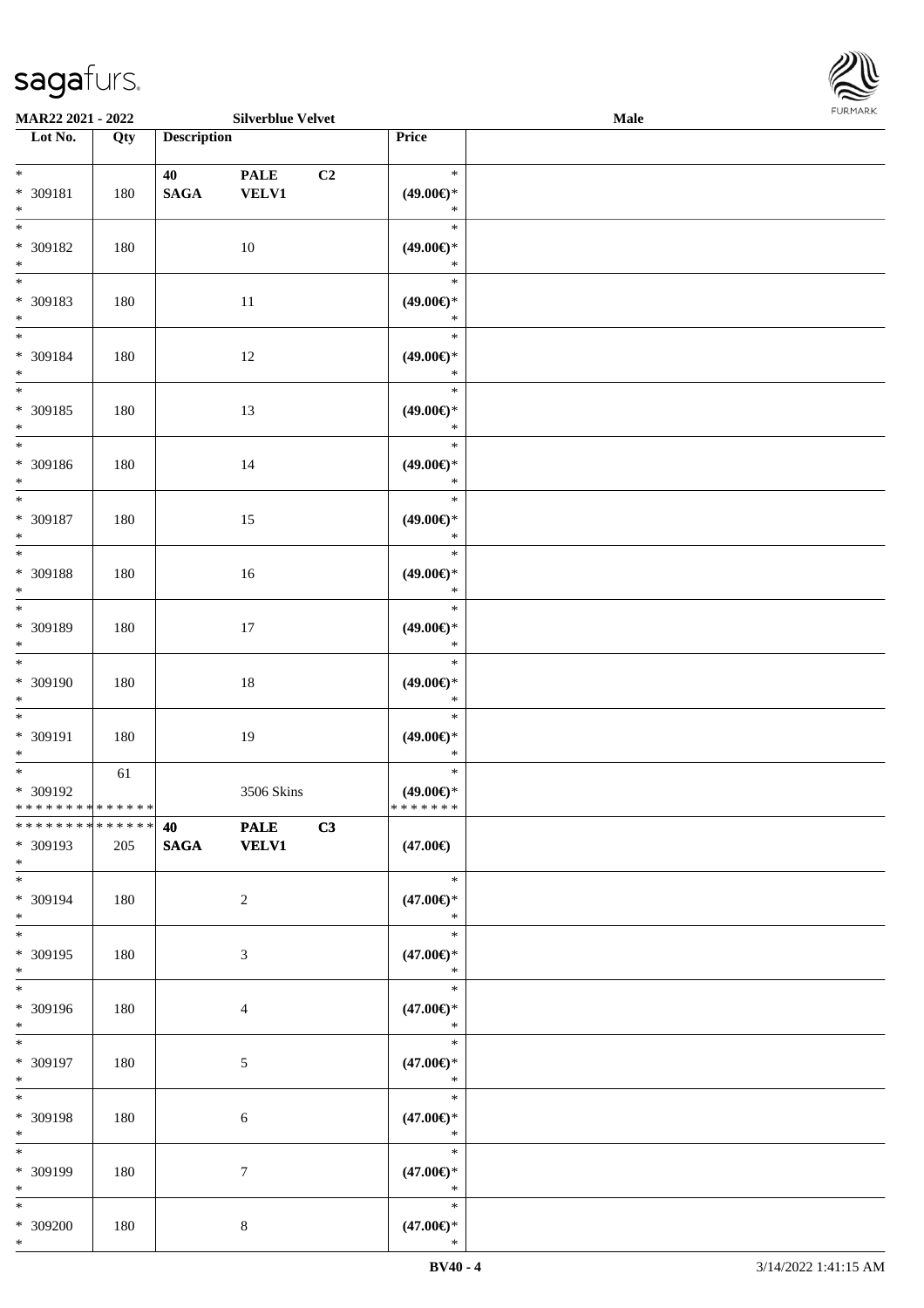| Lot No. | Qty | Description | Price |
|---|---|---|---|
| * <br> * 309181 <br> * | 180 | 40 PALE C2 <br> SAGA VELV1 | * <br> (49.00€)* <br> * |
| * <br> * 309182 <br> * | 180 | 10 | * <br> (49.00€)* <br> * |
| * <br> * 309183 <br> * | 180 | 11 | * <br> (49.00€)* <br> * |
| * <br> * 309184 <br> * | 180 | 12 | * <br> (49.00€)* <br> * |
| * <br> * 309185 <br> * | 180 | 13 | * <br> (49.00€)* <br> * |
| * <br> * 309186 <br> * | 180 | 14 | * <br> (49.00€)* <br> * |
| * <br> * 309187 <br> * | 180 | 15 | * <br> (49.00€)* <br> * |
| * <br> * 309188 <br> * | 180 | 16 | * <br> (49.00€)* <br> * |
| * <br> * 309189 <br> * | 180 | 17 | * <br> (49.00€)* <br> * |
| * <br> * 309190 <br> * | 180 | 18 | * <br> (49.00€)* <br> * |
| * <br> * 309191 <br> * | 180 | 19 | * <br> (49.00€)* <br> * |
| * <br> * 309192 <br> ************** | 61 | 3506 Skins | * <br> (49.00€)* <br> ******* |
| ************** <br> * 309193 <br> * | 205 | 40 PALE C3 <br> SAGA VELV1 | (47.00€) |
| * <br> * 309194 <br> * | 180 | 2 | * <br> (47.00€)* <br> * |
| * <br> * 309195 <br> * | 180 | 3 | * <br> (47.00€)* <br> * |
| * <br> * 309196 <br> * | 180 | 4 | * <br> (47.00€)* <br> * |
| * <br> * 309197 <br> * | 180 | 5 | * <br> (47.00€)* <br> * |
| * <br> * 309198 <br> * | 180 | 6 | * <br> (47.00€)* <br> * |
| * <br> * 309199 <br> * | 180 | 7 | * <br> (47.00€)* <br> * |
| * <br> * 309200 <br> * | 180 | 8 | * <br> (47.00€)* <br> * |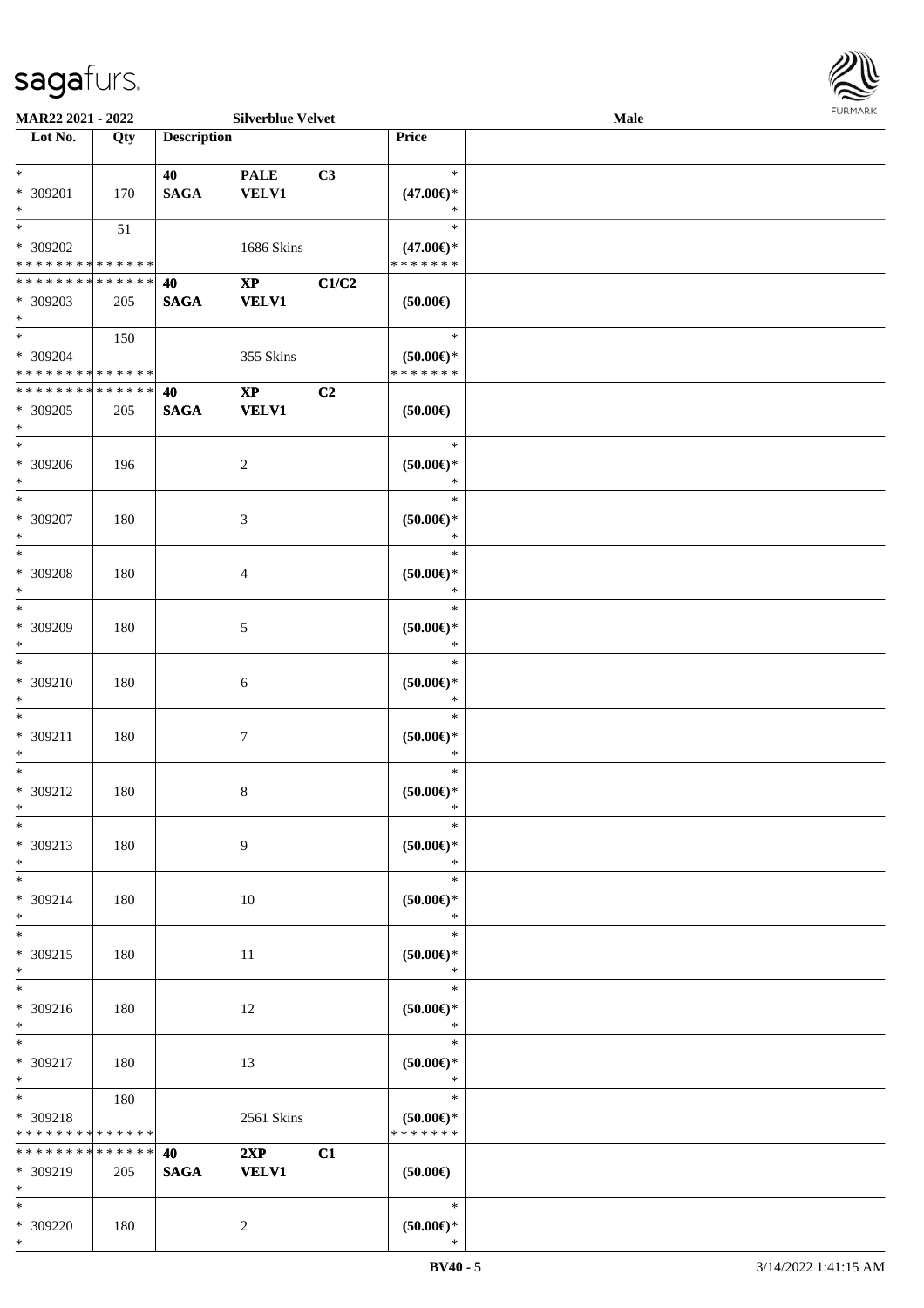**MAR22 2021 - 2022** **Silverblue Velvet** **Male**

| Lot No. | Qty | Description | | | Price | |
|---|---|---|---|---|---|---|
| * | | 40 | PALE | C3 | * | |
| * 309201 | 170 | SAGA | VELV1 | | (47.00€)* | |
| * | | | | | * | |
| * | 51 | | | | * | |
| * 309202 | | | 1686 Skins | | (47.00€)* | |
| * * * * * * * * * * * * * * | | | | | * * * * * * * | |
| * * * * * * * * * * * * * * | | 40 | XP | C1/C2 | | |
| * 309203 | 205 | SAGA | VELV1 | | (50.00€) | |
| * | | | | | | |
| * | 150 | | | | * | |
| * 309204 | | | 355 Skins | | (50.00€)* | |
| * * * * * * * * * * * * * * | | | | | * * * * * * * | |
| * * * * * * * * * * * * * * | | 40 | XP | C2 | | |
| * 309205 | 205 | SAGA | VELV1 | | (50.00€) | |
| * | | | | | | |
| * 309206 | 196 | | 2 | | (50.00€)* | |
| * 309207 | 180 | | 3 | | (50.00€)* | |
| * 309208 | 180 | | 4 | | (50.00€)* | |
| * 309209 | 180 | | 5 | | (50.00€)* | |
| * 309210 | 180 | | 6 | | (50.00€)* | |
| * 309211 | 180 | | 7 | | (50.00€)* | |
| * 309212 | 180 | | 8 | | (50.00€)* | |
| * 309213 | 180 | | 9 | | (50.00€)* | |
| * 309214 | 180 | | 10 | | (50.00€)* | |
| * 309215 | 180 | | 11 | | (50.00€)* | |
| * 309216 | 180 | | 12 | | (50.00€)* | |
| * 309217 | 180 | | 13 | | (50.00€)* | |
| * | 180 | | | | * | |
| * 309218 | | | 2561 Skins | | (50.00€)* | |
| * * * * * * * * * * * * * * | | | | | * * * * * * * | |
| * * * * * * * * * * * * * * | | 40 | 2XP | C1 | | |
| * 309219 | 205 | SAGA | VELV1 | | (50.00€) | |
| * | | | | | | |
| * 309220 | 180 | | 2 | | (50.00€)* | |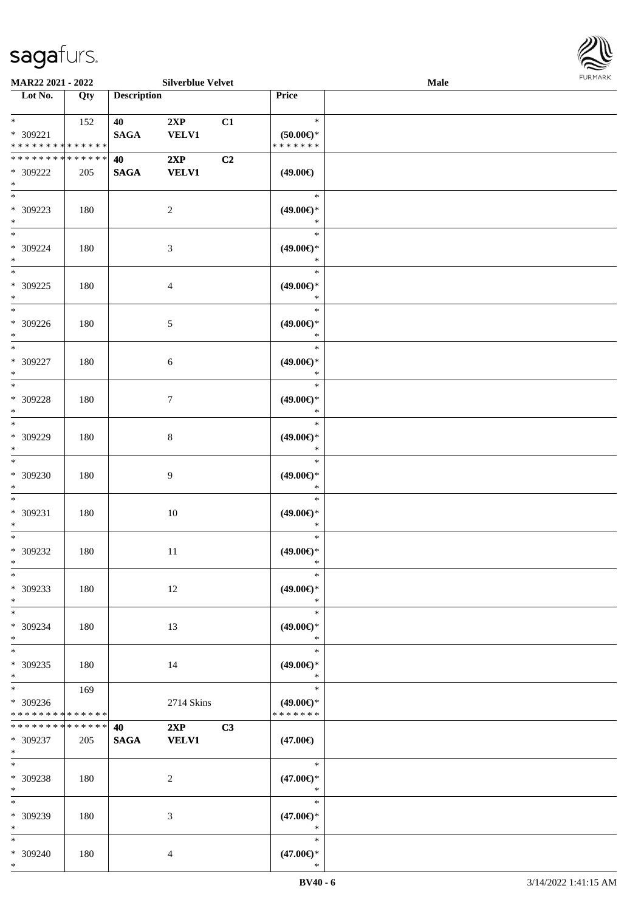**MAR22 2021 - 2022** **Silverblue Velvet** **Male**

| Lot No. | Qty | Description | | | Price | |
|---|---|---|---|---|---|---|
| * <br> * 309221 <br> * * * * * * * * * * * * * * | 152 | **40** <br> **SAGA** | **2XP** <br> **VELV1** | **C1** | * <br> **(50.00€)*** <br> * * * * * * * | |
| * * * * * * * * * * * * * * <br> * 309222 <br> * | 205 | **40** <br> **SAGA** | **2XP** <br> **VELV1** | **C2** | **(49.00€)** | |
| * <br> * 309223 <br> * | 180 | | 2 | | * <br> **(49.00€)*** <br> * | |
| * <br> * 309224 <br> * | 180 | | 3 | | * <br> **(49.00€)*** <br> * | |
| * <br> * 309225 <br> * | 180 | | 4 | | * <br> **(49.00€)*** <br> * | |
| * <br> * 309226 <br> * | 180 | | 5 | | * <br> **(49.00€)*** <br> * | |
| * <br> * 309227 <br> * | 180 | | 6 | | * <br> **(49.00€)*** <br> * | |
| * <br> * 309228 <br> * | 180 | | 7 | | * <br> **(49.00€)*** <br> * | |
| * <br> * 309229 <br> * | 180 | | 8 | | * <br> **(49.00€)*** <br> * | |
| * <br> * 309230 <br> * | 180 | | 9 | | * <br> **(49.00€)*** <br> * | |
| * <br> * 309231 <br> * | 180 | | 10 | | * <br> **(49.00€)*** <br> * | |
| * <br> * 309232 <br> * | 180 | | 11 | | * <br> **(49.00€)*** <br> * | |
| * <br> * 309233 <br> * | 180 | | 12 | | * <br> **(49.00€)*** <br> * | |
| * <br> * 309234 <br> * | 180 | | 13 | | * <br> **(49.00€)*** <br> * | |
| * <br> * 309235 <br> * | 180 | | 14 | | * <br> **(49.00€)*** <br> * | |
| * <br> * 309236 <br> * * * * * * * * * * * * * * | 169 | | 2714 Skins | | * <br> **(49.00€)*** <br> * * * * * * * | |
| * * * * * * * * * * * * * * <br> * 309237 <br> * | 205 | **40** <br> **SAGA** | **2XP** <br> **VELV1** | **C3** | **(47.00€)** | |
| * <br> * 309238 <br> * | 180 | | 2 | | * <br> **(47.00€)*** <br> * | |
| * <br> * 309239 <br> * | 180 | | 3 | | * <br> **(47.00€)*** <br> * | |
| * <br> * 309240 <br> * | 180 | | 4 | | * <br> **(47.00€)*** <br> * | |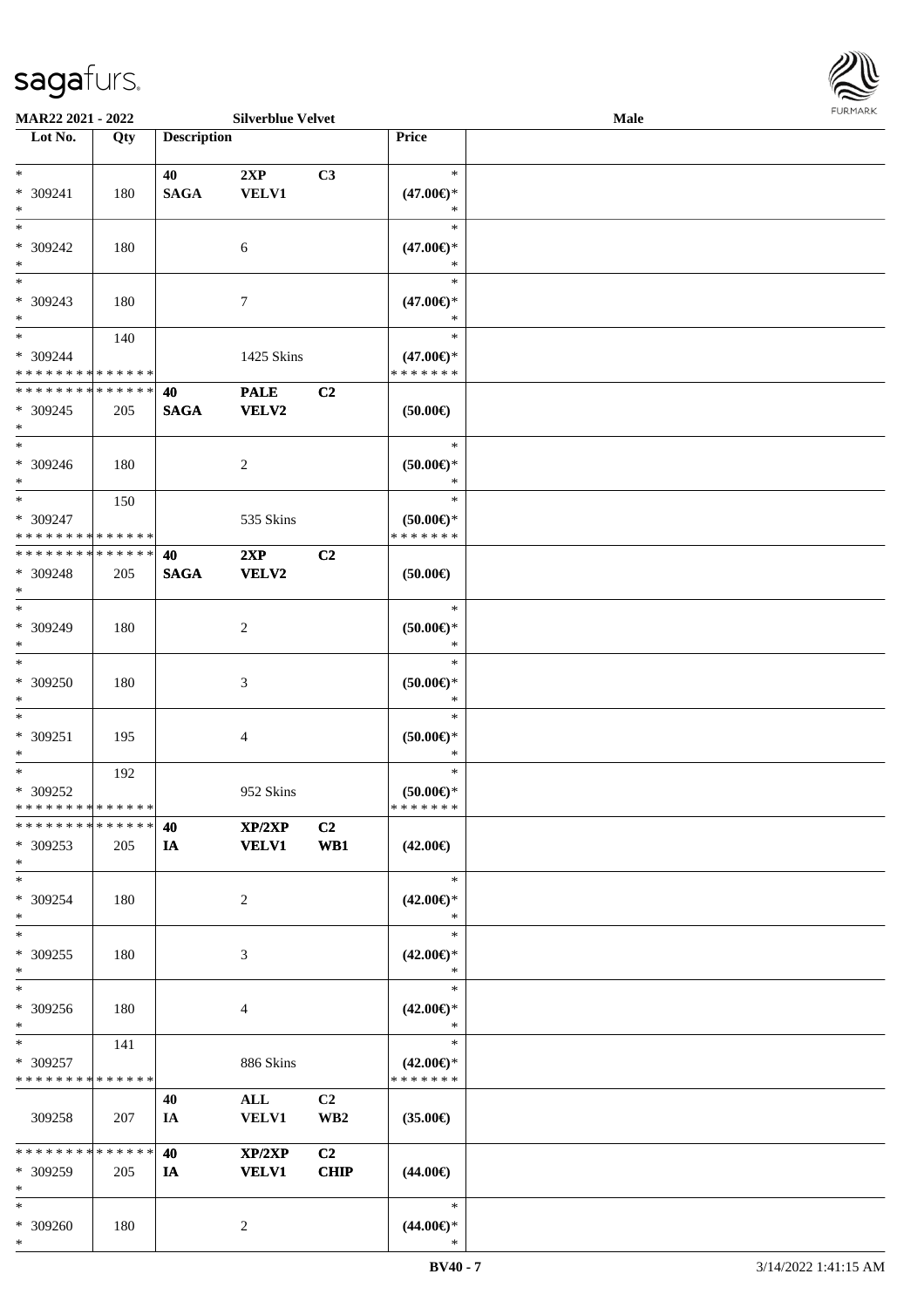| Lot No. | Qty | Description | | | Price | |
|---|---|---|---|---|---|---|
| * | | 40 | 2XP | C3 | * | |
| * 309241 | 180 | SAGA | VELV1 | | (47.00€)* | |
| * | | | | | * | |
| * | | | | | * | |
| * 309242 | 180 | | 6 | | (47.00€)* | |
| * | | | | | * | |
| * | | | | | * | |
| * 309243 | 180 | | 7 | | (47.00€)* | |
| * | | | | | * | |
| * | 140 | | | | * | |
| * 309244 | | | 1425 Skins | | (47.00€)* | |
| * * * * * * * * * * * * * * | | | | | * * * * * * * | |
| * * * * * * * * * * * * * * | | 40 | PALE | C2 | | |
| * 309245 | 205 | SAGA | VELV2 | | (50.00€) | |
| * | | | | | | |
| * | | | | | * | |
| * 309246 | 180 | | 2 | | (50.00€)* | |
| * | | | | | * | |
| * | 150 | | | | * | |
| * 309247 | | | 535 Skins | | (50.00€)* | |
| * * * * * * * * * * * * * * | | | | | * * * * * * * | |
| * * * * * * * * * * * * * * | | 40 | 2XP | C2 | | |
| * 309248 | 205 | SAGA | VELV2 | | (50.00€) | |
| * | | | | | | |
| * | | | | | * | |
| * 309249 | 180 | | 2 | | (50.00€)* | |
| * | | | | | * | |
| * | | | | | * | |
| * 309250 | 180 | | 3 | | (50.00€)* | |
| * | | | | | * | |
| * | | | | | * | |
| * 309251 | 195 | | 4 | | (50.00€)* | |
| * | | | | | * | |
| * | 192 | | | | * | |
| * 309252 | | | 952 Skins | | (50.00€)* | |
| * * * * * * * * * * * * * * | | | | | * * * * * * * | |
| * * * * * * * * * * * * * * | | 40 | XP/2XP | C2 | | |
| * 309253 | 205 | IA | VELV1 | WB1 | (42.00€) | |
| * | | | | | | |
| * | | | | | * | |
| * 309254 | 180 | | 2 | | (42.00€)* | |
| * | | | | | * | |
| * | | | | | * | |
| * 309255 | 180 | | 3 | | (42.00€)* | |
| * | | | | | * | |
| * | | | | | * | |
| * 309256 | 180 | | 4 | | (42.00€)* | |
| * | | | | | * | |
| * | 141 | | | | * | |
| * 309257 | | | 886 Skins | | (42.00€)* | |
| * * * * * * * * * * * * * * | | | | | * * * * * * * | |
| | | 40 | ALL | C2 | | |
| 309258 | 207 | IA | VELV1 | WB2 | (35.00€) | |
| * * * * * * * * * * * * * * | | 40 | XP/2XP | C2 | | |
| * 309259 | 205 | IA | VELV1 | CHIP | (44.00€) | |
| * | | | | | | |
| * | | | | | * | |
| * 309260 | 180 | | 2 | | (44.00€)* | |
| * | | | | | * | |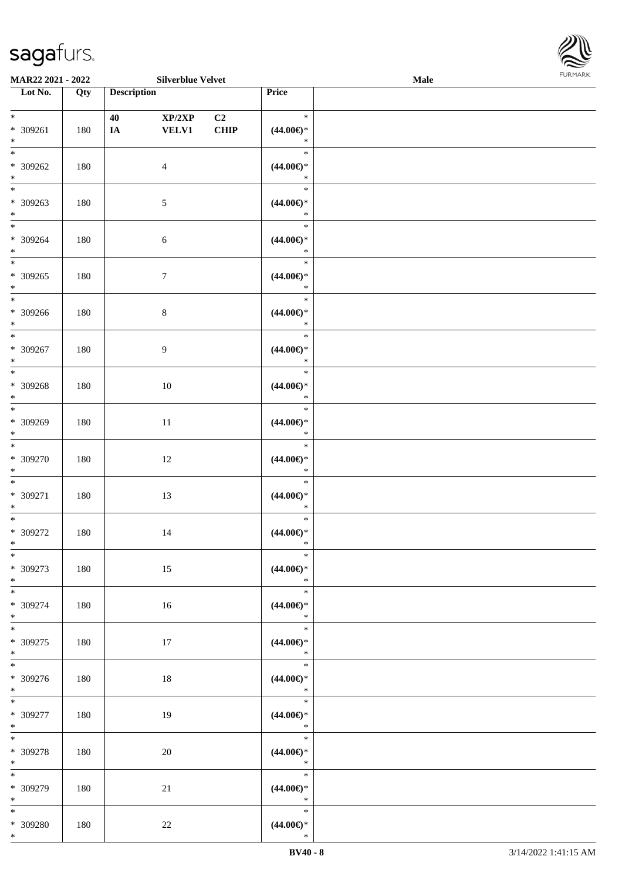**MAR22 2021 - 2022** **Silverblue Velvet** **Male**

| Lot No. | Qty | Description | | | Price | |
|---|---|---|---|---|---|---|
| * 309261 * | 180 | 40 IA | XP/2XP VELV1 | C2 CHIP | * (44.00€)* * | |
| * 309262 * | 180 | | 4 | | * (44.00€)* * | |
| * 309263 * | 180 | | 5 | | * (44.00€)* * | |
| * 309264 * | 180 | | 6 | | * (44.00€)* * | |
| * 309265 * | 180 | | 7 | | * (44.00€)* * | |
| * 309266 * | 180 | | 8 | | * (44.00€)* * | |
| * 309267 * | 180 | | 9 | | * (44.00€)* * | |
| * 309268 * | 180 | | 10 | | * (44.00€)* * | |
| * 309269 * | 180 | | 11 | | * (44.00€)* * | |
| * 309270 * | 180 | | 12 | | * (44.00€)* * | |
| * 309271 * | 180 | | 13 | | * (44.00€)* * | |
| * 309272 * | 180 | | 14 | | * (44.00€)* * | |
| * 309273 * | 180 | | 15 | | * (44.00€)* * | |
| * 309274 * | 180 | | 16 | | * (44.00€)* * | |
| * 309275 * | 180 | | 17 | | * (44.00€)* * | |
| * 309276 * | 180 | | 18 | | * (44.00€)* * | |
| * 309277 * | 180 | | 19 | | * (44.00€)* * | |
| * 309278 * | 180 | | 20 | | * (44.00€)* * | |
| * 309279 * | 180 | | 21 | | * (44.00€)* * | |
| * 309280 * | 180 | | 22 | | * (44.00€)* * | |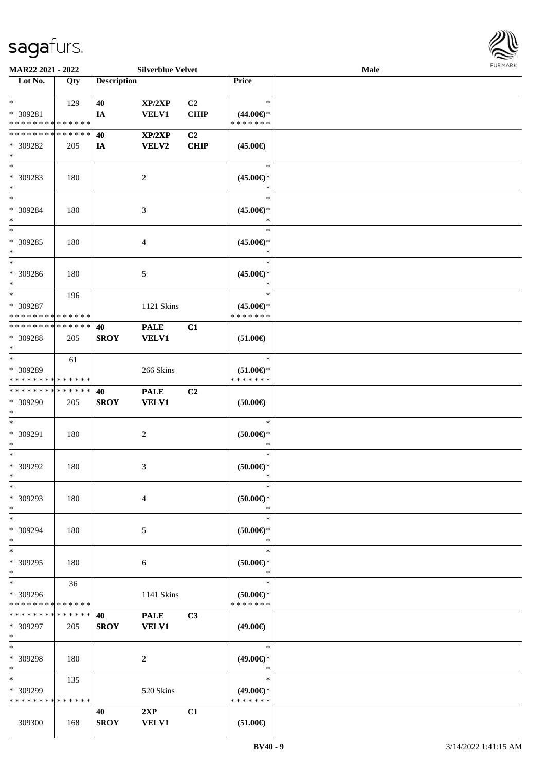MAR22 2021 - 2022 | Silverblue Velvet | Male

| Lot No. | Qty | Description | | | Price | |
|---|---|---|---|---|---|---|
| * | 129 | 40 | XP/2XP | C2 | * | |
| * 309281 | | IA | VELV1 | CHIP | (44.00€)* | |
| * * * * * * * * * * * * * * | | | | | * * * * * * * | |
| * * * * * * * * * * * * * * | | 40 | XP/2XP | C2 | | |
| * 309282 | 205 | IA | VELV2 | CHIP | (45.00€) | |
| * | | | | | | |
| * | | | | | * | |
| * 309283 | 180 | | 2 | | (45.00€)* | |
| * | | | | | * | |
| * | | | | | * | |
| * 309284 | 180 | | 3 | | (45.00€)* | |
| * | | | | | * | |
| * | | | | | * | |
| * 309285 | 180 | | 4 | | (45.00€)* | |
| * | | | | | * | |
| * | | | | | * | |
| * 309286 | 180 | | 5 | | (45.00€)* | |
| * | | | | | * | |
| * | 196 | | | | * | |
| * 309287 | | | 1121 Skins | | (45.00€)* | |
| * * * * * * * * * * * * * * | | | | | * * * * * * * | |
| * * * * * * * * * * * * * * | | 40 | PALE | C1 | | |
| * 309288 | 205 | SROY | VELV1 | | (51.00€) | |
| * | | | | | | |
| * | 61 | | | | * | |
| * 309289 | | | 266 Skins | | (51.00€)* | |
| * * * * * * * * * * * * * * | | | | | * * * * * * * | |
| * * * * * * * * * * * * * * | | 40 | PALE | C2 | | |
| * 309290 | 205 | SROY | VELV1 | | (50.00€) | |
| * | | | | | | |
| * | | | | | * | |
| * 309291 | 180 | | 2 | | (50.00€)* | |
| * | | | | | * | |
| * | | | | | * | |
| * 309292 | 180 | | 3 | | (50.00€)* | |
| * | | | | | * | |
| * | | | | | * | |
| * 309293 | 180 | | 4 | | (50.00€)* | |
| * | | | | | * | |
| * | | | | | * | |
| * 309294 | 180 | | 5 | | (50.00€)* | |
| * | | | | | * | |
| * | | | | | * | |
| * 309295 | 180 | | 6 | | (50.00€)* | |
| * | | | | | * | |
| * | 36 | | | | * | |
| * 309296 | | | 1141 Skins | | (50.00€)* | |
| * * * * * * * * * * * * * * | | | | | * * * * * * * | |
| * * * * * * * * * * * * * * | | 40 | PALE | C3 | | |
| * 309297 | 205 | SROY | VELV1 | | (49.00€) | |
| * | | | | | | |
| * | | | | | * | |
| * 309298 | 180 | | 2 | | (49.00€)* | |
| * | | | | | * | |
| * | 135 | | | | * | |
| * 309299 | | | 520 Skins | | (49.00€)* | |
| * * * * * * * * * * * * * * | | | | | * * * * * * * | |
| | | 40 | 2XP | C1 | | |
| 309300 | 168 | SROY | VELV1 | | (51.00€) | |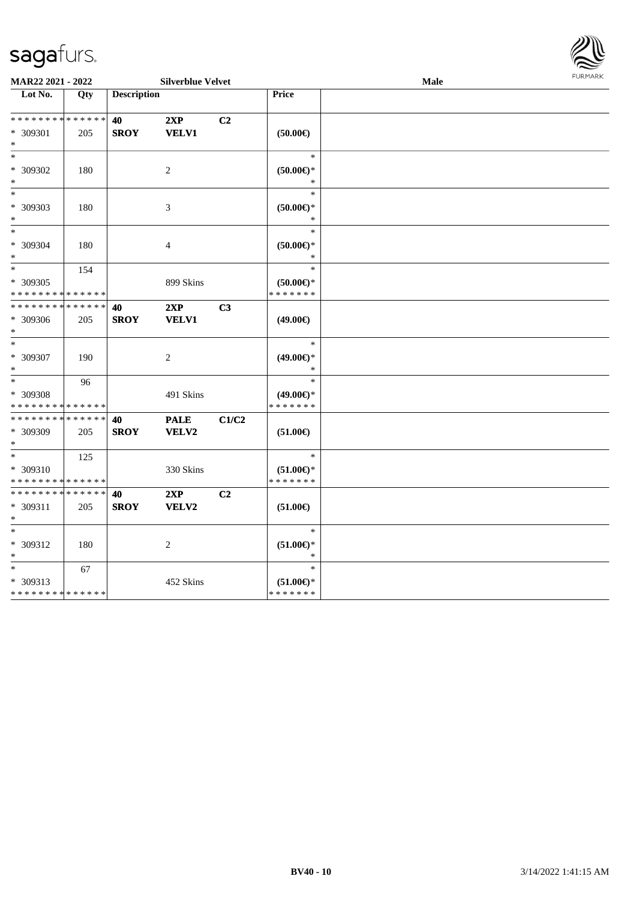MAR22 2021 - 2022 | Silverblue Velvet | Male

| Lot No. | Qty | Description | | | Price | |
|---|---|---|---|---|---|---|
| * * * * * * * * * * * * * * | | 40 | 2XP | C2 | | |
| * 309301 | 205 | SROY | VELV1 | | (50.00€) | |
| * | | | | | | |
| * | | | | | * | |
| * 309302 | 180 | | 2 | | (50.00€)* | |
| * | | | | | * | |
| * | | | | | * | |
| * 309303 | 180 | | 3 | | (50.00€)* | |
| * | | | | | * | |
| * | | | | | * | |
| * 309304 | 180 | | 4 | | (50.00€)* | |
| * | | | | | * | |
| * | 154 | | | | * | |
| * 309305 | | | 899 Skins | | (50.00€)* | |
| * * * * * * * * * * * * * * | | | | | * * * * * * * | |
| * * * * * * * * * * * * * * | | 40 | 2XP | C3 | | |
| * 309306 | 205 | SROY | VELV1 | | (49.00€) | |
| * | | | | | | |
| * | | | | | * | |
| * 309307 | 190 | | 2 | | (49.00€)* | |
| * | | | | | * | |
| * | 96 | | | | * | |
| * 309308 | | | 491 Skins | | (49.00€)* | |
| * * * * * * * * * * * * * * | | | | | * * * * * * * | |
| * * * * * * * * * * * * * * | | 40 | PALE | C1/C2 | | |
| * 309309 | 205 | SROY | VELV2 | | (51.00€) | |
| * | | | | | | |
| * | 125 | | | | * | |
| * 309310 | | | 330 Skins | | (51.00€)* | |
| * * * * * * * * * * * * * * | | | | | * * * * * * * | |
| * * * * * * * * * * * * * * | | 40 | 2XP | C2 | | |
| * 309311 | 205 | SROY | VELV2 | | (51.00€) | |
| * | | | | | | |
| * | | | | | * | |
| * 309312 | 180 | | 2 | | (51.00€)* | |
| * | | | | | * | |
| * | 67 | | | | * | |
| * 309313 | | | 452 Skins | | (51.00€)* | |
| * * * * * * * * * * * * * * | | | | | * * * * * * * | |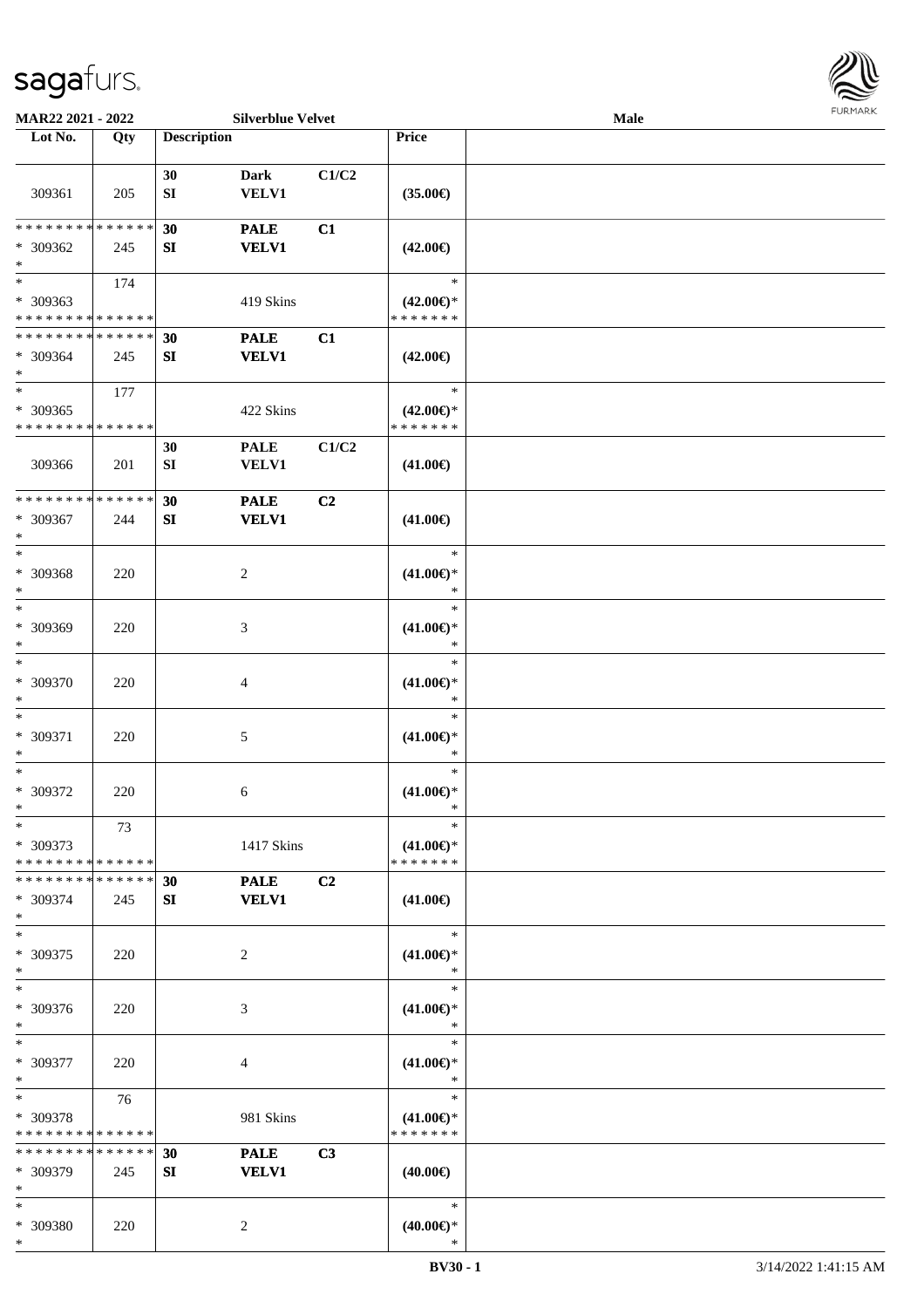**MAR22 2021 - 2022** **Silverblue Velvet** **Male**

| Lot No. | Qty | Description | | | Price | |
|---|---|---|---|---|---|---|
| 309361 | 205 | 30 SI | Dark VELV1 | C1/C2 | (35.00€) | |
| * * * * * * * * * * * * * * <br>* 309362<br>* | 245 | 30 SI | PALE VELV1 | C1 | (42.00€) | |
| * <br>* 309363<br>* * * * * * * * * * * * * * | 174 | | 419 Skins | | *<br>(42.00€)*<br>* * * * * * * | |
| * * * * * * * * * * * * * * <br>* 309364<br>* | 245 | 30 SI | PALE VELV1 | C1 | (42.00€) | |
| * <br>* 309365<br>* * * * * * * * * * * * * * | 177 | | 422 Skins | | *<br>(42.00€)*<br>* * * * * * * | |
| 309366 | 201 | 30 SI | PALE VELV1 | C1/C2 | (41.00€) | |
| * * * * * * * * * * * * * * <br>* 309367<br>* | 244 | 30 SI | PALE VELV1 | C2 | (41.00€) | |
| * <br>* 309368<br>* | 220 | | 2 | | *<br>(41.00€)*<br>* | |
| * <br>* 309369<br>* | 220 | | 3 | | *<br>(41.00€)*<br>* | |
| * <br>* 309370<br>* | 220 | | 4 | | *<br>(41.00€)*<br>* | |
| * <br>* 309371<br>* | 220 | | 5 | | *<br>(41.00€)*<br>* | |
| * <br>* 309372<br>* | 220 | | 6 | | *<br>(41.00€)*<br>* | |
| * <br>* 309373<br>* * * * * * * * * * * * * * | 73 | | 1417 Skins | | *<br>(41.00€)*<br>* * * * * * * | |
| * * * * * * * * * * * * * * <br>* 309374<br>* | 245 | 30 SI | PALE VELV1 | C2 | (41.00€) | |
| * <br>* 309375<br>* | 220 | | 2 | | *<br>(41.00€)*<br>* | |
| * <br>* 309376<br>* | 220 | | 3 | | *<br>(41.00€)*<br>* | |
| * <br>* 309377<br>* | 220 | | 4 | | *<br>(41.00€)*<br>* | |
| * <br>* 309378<br>* * * * * * * * * * * * * * | 76 | | 981 Skins | | *<br>(41.00€)*<br>* * * * * * * | |
| * * * * * * * * * * * * * * <br>* 309379<br>* | 245 | 30 SI | PALE VELV1 | C3 | (40.00€) | |
| * <br>* 309380<br>* | 220 | | 2 | | *<br>(40.00€)*<br>* | |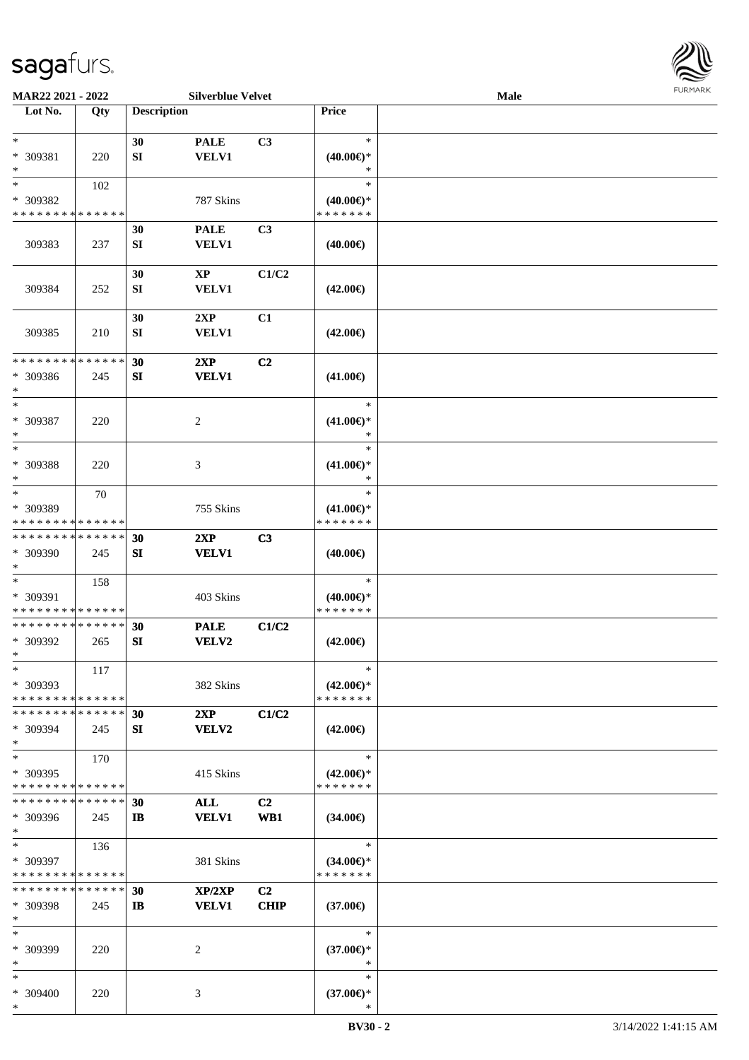MAR22 2021 - 2022 Silverblue Velvet Male

| Lot No. | Qty | Description | | | Price |
|---|---|---|---|---|---|
| * | | 30 | PALE | C3 | * |
| * 309381 | 220 | SI | VELV1 | | (40.00€)* |
| * | | | | | * |
| * | 102 | | | | * |
| * 309382 | | | 787 Skins | | (40.00€)* |
| * * * * * * * * * * * * * * | | | | | * * * * * * * |
| | | 30 | PALE | C3 | |
| 309383 | 237 | SI | VELV1 | | (40.00€) |
| | | 30 | XP | C1/C2 | |
| 309384 | 252 | SI | VELV1 | | (42.00€) |
| | | 30 | 2XP | C1 | |
| 309385 | 210 | SI | VELV1 | | (42.00€) |
| * * * * * * * * * * * * * * | | 30 | 2XP | C2 | |
| * 309386 | 245 | SI | VELV1 | | (41.00€) |
| * | | | | | |
| * | | | | | * |
| * 309387 | 220 | | 2 | | (41.00€)* |
| * | | | | | * |
| * | | | | | * |
| * 309388 | 220 | | 3 | | (41.00€)* |
| * | | | | | * |
| * | 70 | | | | * |
| * 309389 | | | 755 Skins | | (41.00€)* |
| * * * * * * * * * * * * * * | | | | | * * * * * * * |
| * * * * * * * * * * * * * * | | 30 | 2XP | C3 | |
| * 309390 | 245 | SI | VELV1 | | (40.00€) |
| * | | | | | |
| * | 158 | | | | * |
| * 309391 | | | 403 Skins | | (40.00€)* |
| * * * * * * * * * * * * * * | | | | | * * * * * * * |
| * * * * * * * * * * * * * * | | 30 | PALE | C1/C2 | |
| * 309392 | 265 | SI | VELV2 | | (42.00€) |
| * | | | | | |
| * | 117 | | | | * |
| * 309393 | | | 382 Skins | | (42.00€)* |
| * * * * * * * * * * * * * * | | | | | * * * * * * * |
| * * * * * * * * * * * * * * | | 30 | 2XP | C1/C2 | |
| * 309394 | 245 | SI | VELV2 | | (42.00€) |
| * | | | | | |
| * | 170 | | | | * |
| * 309395 | | | 415 Skins | | (42.00€)* |
| * * * * * * * * * * * * * * | | | | | * * * * * * * |
| * * * * * * * * * * * * * * | | 30 | ALL | C2 | |
| * 309396 | 245 | IB | VELV1 | WB1 | (34.00€) |
| * | | | | | |
| * | 136 | | | | * |
| * 309397 | | | 381 Skins | | (34.00€)* |
| * * * * * * * * * * * * * * | | | | | * * * * * * * |
| * * * * * * * * * * * * * * | | 30 | XP/2XP | C2 | |
| * 309398 | 245 | IB | VELV1 | CHIP | (37.00€) |
| * | | | | | |
| * | | | | | * |
| * 309399 | 220 | | 2 | | (37.00€)* |
| * | | | | | * |
| * | | | | | * |
| * 309400 | 220 | | 3 | | (37.00€)* |
| * | | | | | * |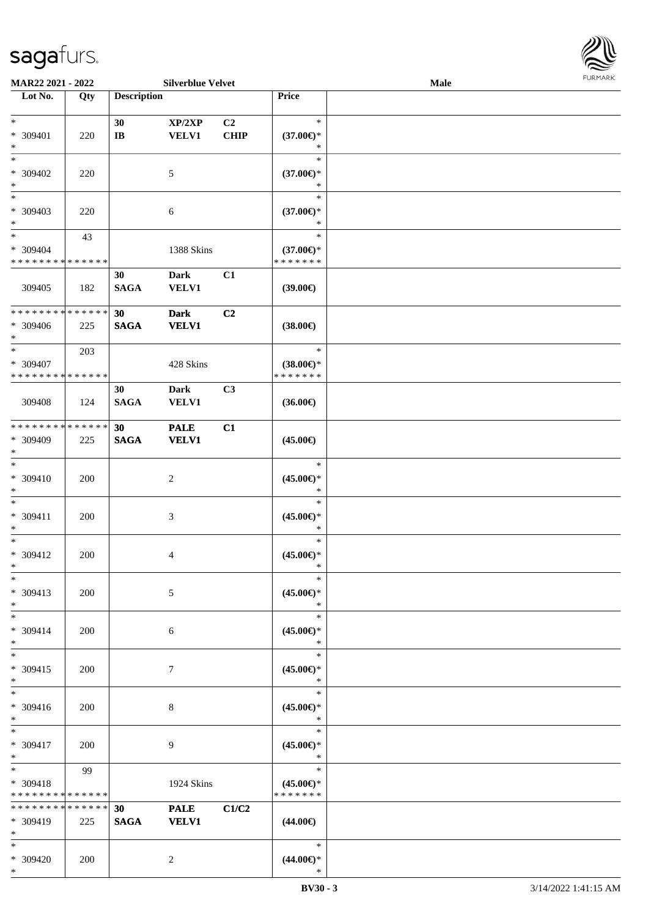MAR22 2021 - 2022 | Silverblue Velvet | Male

| Lot No. | Qty | Description | | | Price | |
|---|---|---|---|---|---|---|
| *<br>* 309401<br>* | 220 | 30<br>IB | XP/2XP<br>VELV1 | C2<br>CHIP | *<br>(37.00€)*<br>* | |
| *<br>* 309402<br>* | 220 | | 5 | | *<br>(37.00€)*<br>* | |
| *<br>* 309403<br>* | 220 | | 6 | | *<br>(37.00€)*<br>* | |
| *<br>* 309404<br>* * * * * * * * * * * * * * | 43 | | 1388 Skins | | *<br>(37.00€)*<br>* * * * * * * | |
| 309405 | 182 | 30<br>SAGA | Dark<br>VELV1 | C1 | (39.00€) | |
| * * * * * * * * * * * * * *<br>* 309406<br>* | 225 | 30<br>SAGA | Dark<br>VELV1 | C2 | (38.00€) | |
| *<br>* 309407<br>* * * * * * * * * * * * * * | 203 | | 428 Skins | | *<br>(38.00€)*<br>* * * * * * * | |
| 309408 | 124 | 30<br>SAGA | Dark<br>VELV1 | C3 | (36.00€) | |
| * * * * * * * * * * * * * *<br>* 309409<br>* | 225 | 30<br>SAGA | PALE<br>VELV1 | C1 | (45.00€) | |
| *<br>* 309410<br>* | 200 | | 2 | | *<br>(45.00€)*<br>* | |
| *<br>* 309411<br>* | 200 | | 3 | | *<br>(45.00€)*<br>* | |
| *<br>* 309412<br>* | 200 | | 4 | | *<br>(45.00€)*<br>* | |
| *<br>* 309413<br>* | 200 | | 5 | | *<br>(45.00€)*<br>* | |
| *<br>* 309414<br>* | 200 | | 6 | | *<br>(45.00€)*<br>* | |
| *<br>* 309415<br>* | 200 | | 7 | | *<br>(45.00€)*<br>* | |
| *<br>* 309416<br>* | 200 | | 8 | | *<br>(45.00€)*<br>* | |
| *<br>* 309417<br>* | 200 | | 9 | | *<br>(45.00€)*<br>* | |
| *<br>* 309418<br>* * * * * * * * * * * * * * | 99 | | 1924 Skins | | *<br>(45.00€)*<br>* * * * * * * | |
| * * * * * * * * * * * * * *<br>* 309419<br>* | 225 | 30<br>SAGA | PALE<br>VELV1 | C1/C2 | (44.00€) | |
| *<br>* 309420<br>* | 200 | | 2 | | *<br>(44.00€)*<br>* | |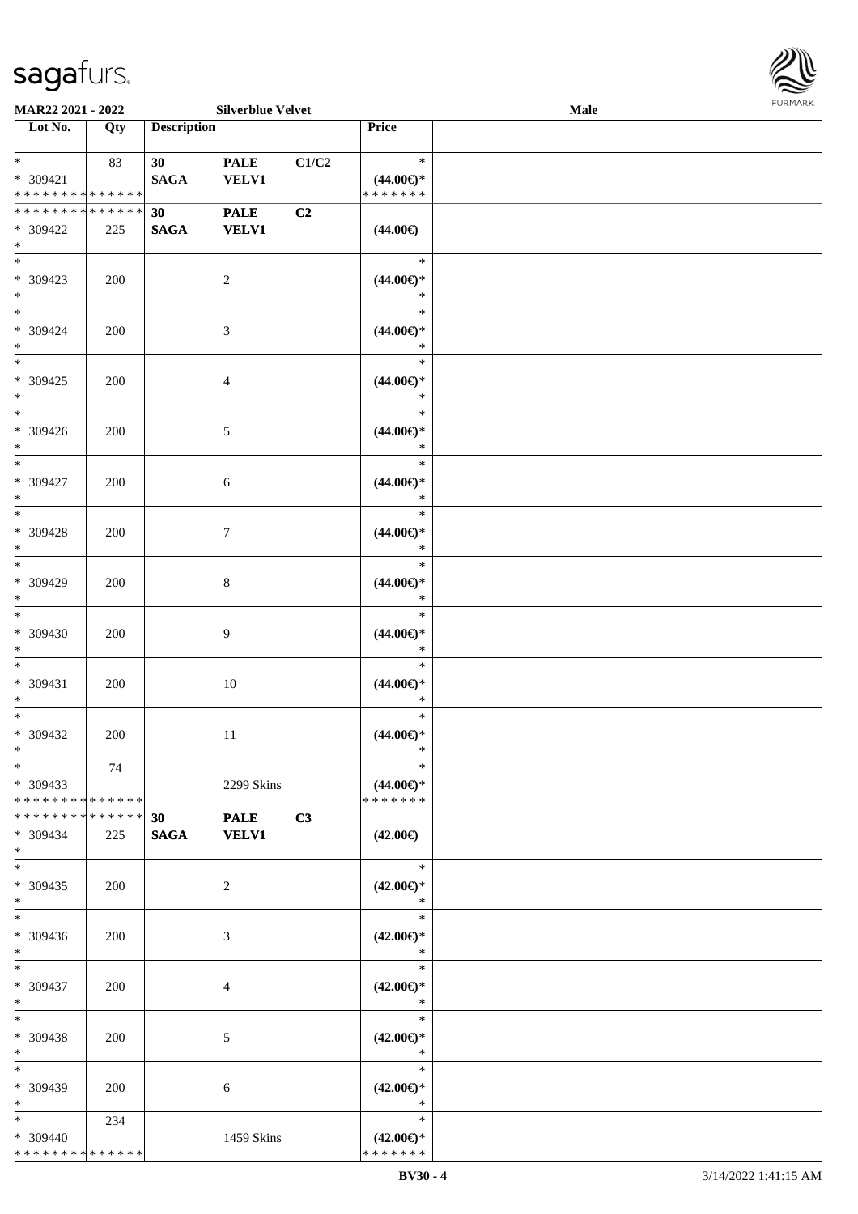MAR22 2021 - 2022 Silverblue Velvet Male

| Lot No. | Qty | Description | | | Price |
|---|---|---|---|---|---|
| * <br> * 309421 <br> * * * * * * * * * * * * * * | 83 | 30 <br> SAGA | PALE <br> VELV1 | C1/C2 | * <br> (44.00€)* <br> * * * * * * * |
| * * * * * * * * * * * * * * <br> * 309422 <br> * | 225 | 30 <br> SAGA | PALE <br> VELV1 | C2 | (44.00€) |
| * <br> * 309423 <br> * | 200 | | 2 | | * <br> (44.00€)* <br> * |
| * <br> * 309424 <br> * | 200 | | 3 | | * <br> (44.00€)* <br> * |
| * <br> * 309425 <br> * | 200 | | 4 | | * <br> (44.00€)* <br> * |
| * <br> * 309426 <br> * | 200 | | 5 | | * <br> (44.00€)* <br> * |
| * <br> * 309427 <br> * | 200 | | 6 | | * <br> (44.00€)* <br> * |
| * <br> * 309428 <br> * | 200 | | 7 | | * <br> (44.00€)* <br> * |
| * <br> * 309429 <br> * | 200 | | 8 | | * <br> (44.00€)* <br> * |
| * <br> * 309430 <br> * | 200 | | 9 | | * <br> (44.00€)* <br> * |
| * <br> * 309431 <br> * | 200 | | 10 | | * <br> (44.00€)* <br> * |
| * <br> * 309432 <br> * | 200 | | 11 | | * <br> (44.00€)* <br> * |
| * <br> * 309433 <br> * * * * * * * * * * * * * * | 74 | | 2299 Skins | | * <br> (44.00€)* <br> * * * * * * * |
| * * * * * * * * * * * * * * <br> * 309434 <br> * | 225 | 30 <br> SAGA | PALE <br> VELV1 | C3 | (42.00€) |
| * <br> * 309435 <br> * | 200 | | 2 | | * <br> (42.00€)* <br> * |
| * <br> * 309436 <br> * | 200 | | 3 | | * <br> (42.00€)* <br> * |
| * <br> * 309437 <br> * | 200 | | 4 | | * <br> (42.00€)* <br> * |
| * <br> * 309438 <br> * | 200 | | 5 | | * <br> (42.00€)* <br> * |
| * <br> * 309439 <br> * | 200 | | 6 | | * <br> (42.00€)* <br> * |
| * <br> * 309440 <br> * * * * * * * * * * * * * * | 234 | | 1459 Skins | | * <br> (42.00€)* <br> * * * * * * * |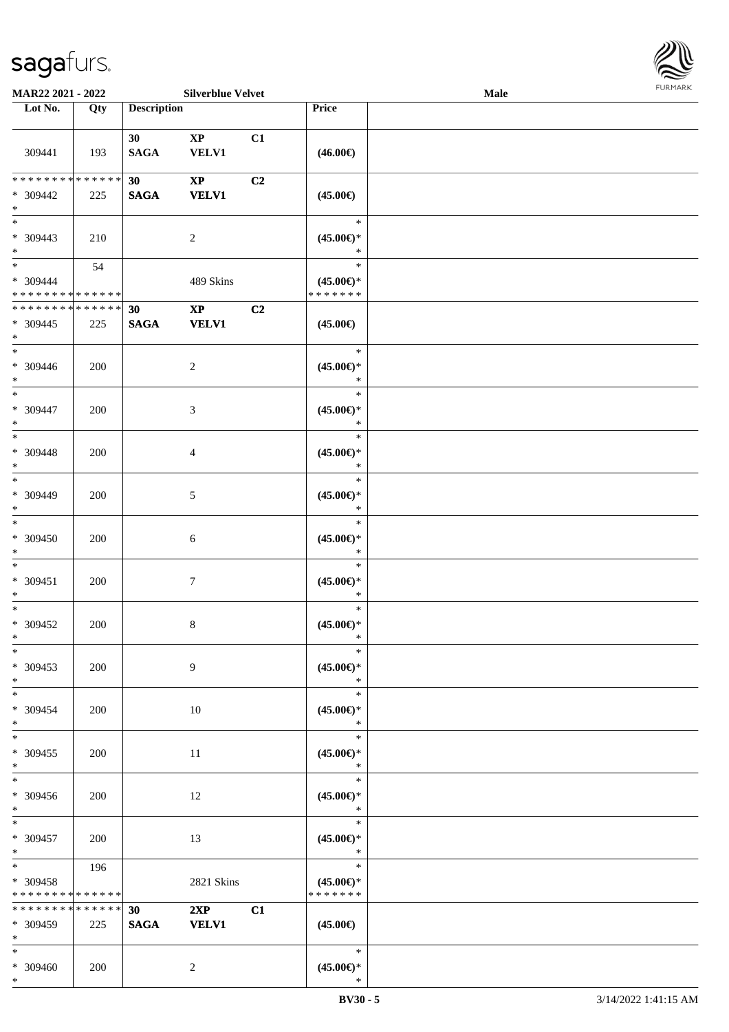**MAR22 2021 - 2022** **Silverblue Velvet** **Male**

| Lot No. | Qty | Description | | | Price | |
|---|---|---|---|---|---|---|
| 309441 | 193 | 30 SAGA | XP VELV1 | C1 | (46.00€) | |
| * * * * * * * * * * * * * * <br>* 309442<br>* | 225 | 30 SAGA | XP VELV1 | C2 | (45.00€) | |
| *<br>* 309443<br>* | 210 | | 2 | | *<br>(45.00€)*<br>* | |
| *<br>* 309444<br>* * * * * * * * * * * * * * | 54 | | 489 Skins | | *<br>(45.00€)*<br>* * * * * * * | |
| * * * * * * * * * * * * * * <br>* 309445<br>* | 225 | 30 SAGA | XP VELV1 | C2 | (45.00€) | |
| *<br>* 309446<br>* | 200 | | 2 | | *<br>(45.00€)*<br>* | |
| *<br>* 309447<br>* | 200 | | 3 | | *<br>(45.00€)*<br>* | |
| *<br>* 309448<br>* | 200 | | 4 | | *<br>(45.00€)*<br>* | |
| *<br>* 309449<br>* | 200 | | 5 | | *<br>(45.00€)*<br>* | |
| *<br>* 309450<br>* | 200 | | 6 | | *<br>(45.00€)*<br>* | |
| *<br>* 309451<br>* | 200 | | 7 | | *<br>(45.00€)*<br>* | |
| *<br>* 309452<br>* | 200 | | 8 | | *<br>(45.00€)*<br>* | |
| *<br>* 309453<br>* | 200 | | 9 | | *<br>(45.00€)*<br>* | |
| *<br>* 309454<br>* | 200 | | 10 | | *<br>(45.00€)*<br>* | |
| *<br>* 309455<br>* | 200 | | 11 | | *<br>(45.00€)*<br>* | |
| *<br>* 309456<br>* | 200 | | 12 | | *<br>(45.00€)*<br>* | |
| *<br>* 309457<br>* | 200 | | 13 | | *<br>(45.00€)*<br>* | |
| *<br>* 309458<br>* * * * * * * * * * * * * * | 196 | | 2821 Skins | | *<br>(45.00€)*<br>* * * * * * * | |
| * * * * * * * * * * * * * * <br>* 309459<br>* | 225 | 30 SAGA | 2XP VELV1 | C1 | (45.00€) | |
| *<br>* 309460<br>* | 200 | | 2 | | *<br>(45.00€)*<br>* | |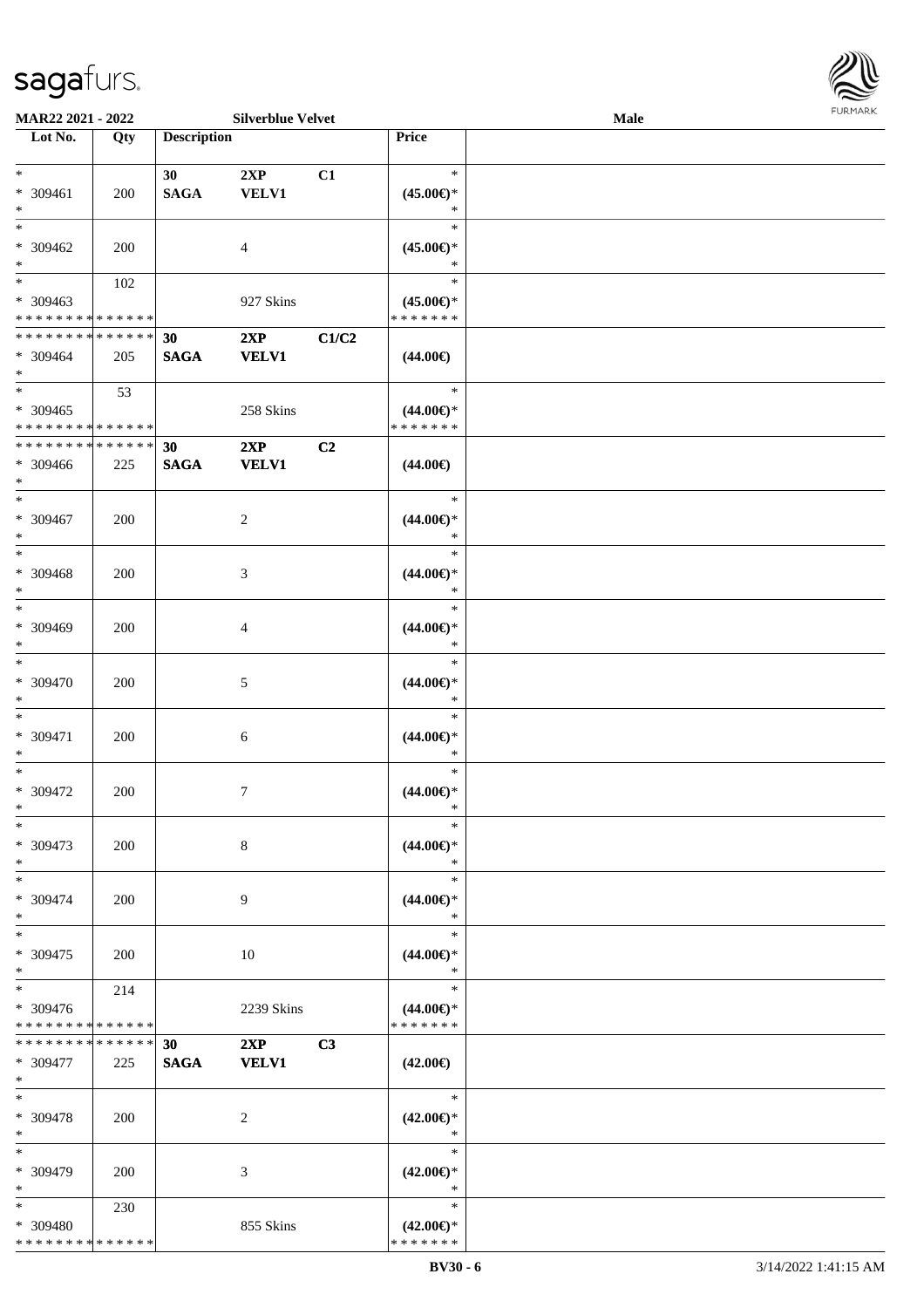**MAR22 2021 - 2022** **Silverblue Velvet** **Male**

| Lot No. | Qty | Description | | | Price | |
|---|---|---|---|---|---|---|
| * | | 30 | 2XP | C1 | * | |
| * 309461 | 200 | SAGA | VELV1 | | (45.00€)* | |
| * | | | | | * | |
| * | | | | | * | |
| * 309462 | 200 | | 4 | | (45.00€)* | |
| * | | | | | * | |
| * | 102 | | | | * | |
| * 309463 | | | 927 Skins | | (45.00€)* | |
| * * * * * * * * * * * * * * | | | | | * * * * * * * | |
| * * * * * * * * * * * * * * | | 30 | 2XP | C1/C2 | | |
| * 309464 | 205 | SAGA | VELV1 | | (44.00€) | |
| * | | | | | | |
| * | 53 | | | | * | |
| * 309465 | | | 258 Skins | | (44.00€)* | |
| * * * * * * * * * * * * * * | | | | | * * * * * * * | |
| * * * * * * * * * * * * * * | | 30 | 2XP | C2 | | |
| * 309466 | 225 | SAGA | VELV1 | | (44.00€) | |
| * | | | | | | |
| * | | | | | * | |
| * 309467 | 200 | | 2 | | (44.00€)* | |
| * | | | | | * | |
| * | | | | | * | |
| * 309468 | 200 | | 3 | | (44.00€)* | |
| * | | | | | * | |
| * | | | | | * | |
| * 309469 | 200 | | 4 | | (44.00€)* | |
| * | | | | | * | |
| * | | | | | * | |
| * 309470 | 200 | | 5 | | (44.00€)* | |
| * | | | | | * | |
| * | | | | | * | |
| * 309471 | 200 | | 6 | | (44.00€)* | |
| * | | | | | * | |
| * | | | | | * | |
| * 309472 | 200 | | 7 | | (44.00€)* | |
| * | | | | | * | |
| * | | | | | * | |
| * 309473 | 200 | | 8 | | (44.00€)* | |
| * | | | | | * | |
| * | | | | | * | |
| * 309474 | 200 | | 9 | | (44.00€)* | |
| * | | | | | * | |
| * | | | | | * | |
| * 309475 | 200 | | 10 | | (44.00€)* | |
| * | | | | | * | |
| * | 214 | | | | * | |
| * 309476 | | | 2239 Skins | | (44.00€)* | |
| * * * * * * * * * * * * * * | | | | | * * * * * * * | |
| * * * * * * * * * * * * * * | | 30 | 2XP | C3 | | |
| * 309477 | 225 | SAGA | VELV1 | | (42.00€) | |
| * | | | | | | |
| * | | | | | * | |
| * 309478 | 200 | | 2 | | (42.00€)* | |
| * | | | | | * | |
| * | | | | | * | |
| * 309479 | 200 | | 3 | | (42.00€)* | |
| * | | | | | * | |
| * | 230 | | | | * | |
| * 309480 | | | 855 Skins | | (42.00€)* | |
| * * * * * * * * * * * * * * | | | | | * * * * * * * | |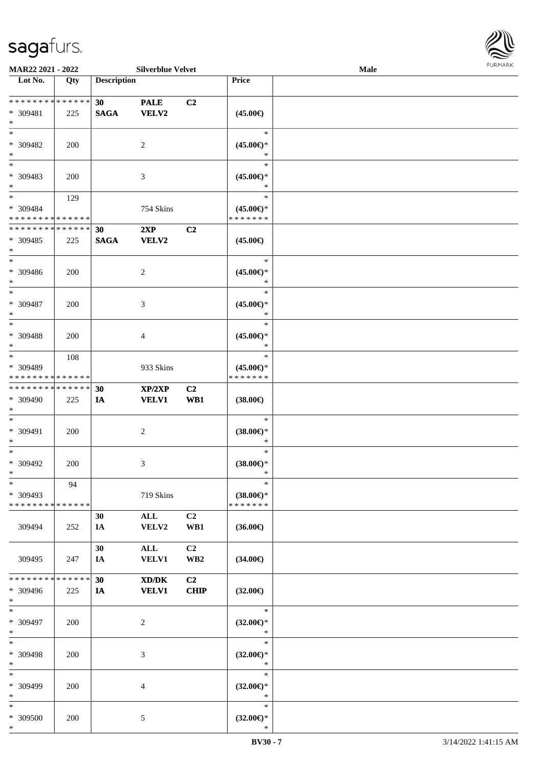**MAR22 2021 - 2022** **Silverblue Velvet** **Male**

| Lot No. | Qty | Description | | | Price | |
|---|---|---|---|---|---|---|
| * * * * * * * * * * * * * * | | 30 | PALE | C2 | | |
| * 309481 | 225 | SAGA | VELV2 | | (45.00€) | |
| * | | | | | | |
| * | | | | | * | |
| * 309482 | 200 | | 2 | | (45.00€)* | |
| * | | | | | * | |
| * | | | | | * | |
| * 309483 | 200 | | 3 | | (45.00€)* | |
| * | | | | | * | |
| * | 129 | | | | * | |
| * 309484 | | | 754 Skins | | (45.00€)* | |
| * * * * * * * * * * * * * * | | | | | * * * * * * * | |
| * * * * * * * * * * * * * * | | 30 | 2XP | C2 | | |
| * 309485 | 225 | SAGA | VELV2 | | (45.00€) | |
| * | | | | | | |
| * | | | | | * | |
| * 309486 | 200 | | 2 | | (45.00€)* | |
| * | | | | | * | |
| * | | | | | * | |
| * 309487 | 200 | | 3 | | (45.00€)* | |
| * | | | | | * | |
| * | | | | | * | |
| * 309488 | 200 | | 4 | | (45.00€)* | |
| * | | | | | * | |
| * | 108 | | | | * | |
| * 309489 | | | 933 Skins | | (45.00€)* | |
| * * * * * * * * * * * * * * | | | | | * * * * * * * | |
| * * * * * * * * * * * * * * | | 30 | XP/2XP | C2 | | |
| * 309490 | 225 | IA | VELV1 | WB1 | (38.00€) | |
| * | | | | | | |
| * | | | | | * | |
| * 309491 | 200 | | 2 | | (38.00€)* | |
| * | | | | | * | |
| * | | | | | * | |
| * 309492 | 200 | | 3 | | (38.00€)* | |
| * | | | | | * | |
| * | 94 | | | | * | |
| * 309493 | | | 719 Skins | | (38.00€)* | |
| * * * * * * * * * * * * * * | | | | | * * * * * * * | |
| | | 30 | ALL | C2 | | |
| 309494 | 252 | IA | VELV2 | WB1 | (36.00€) | |
| | | 30 | ALL | C2 | | |
| 309495 | 247 | IA | VELV1 | WB2 | (34.00€) | |
| * * * * * * * * * * * * * * | | 30 | XD/DK | C2 | | |
| * 309496 | 225 | IA | VELV1 | CHIP | (32.00€) | |
| * | | | | | | |
| * | | | | | * | |
| * 309497 | 200 | | 2 | | (32.00€)* | |
| * | | | | | * | |
| * | | | | | * | |
| * 309498 | 200 | | 3 | | (32.00€)* | |
| * | | | | | * | |
| * | | | | | * | |
| * 309499 | 200 | | 4 | | (32.00€)* | |
| * | | | | | * | |
| * | | | | | * | |
| * 309500 | 200 | | 5 | | (32.00€)* | |
| * | | | | | * | |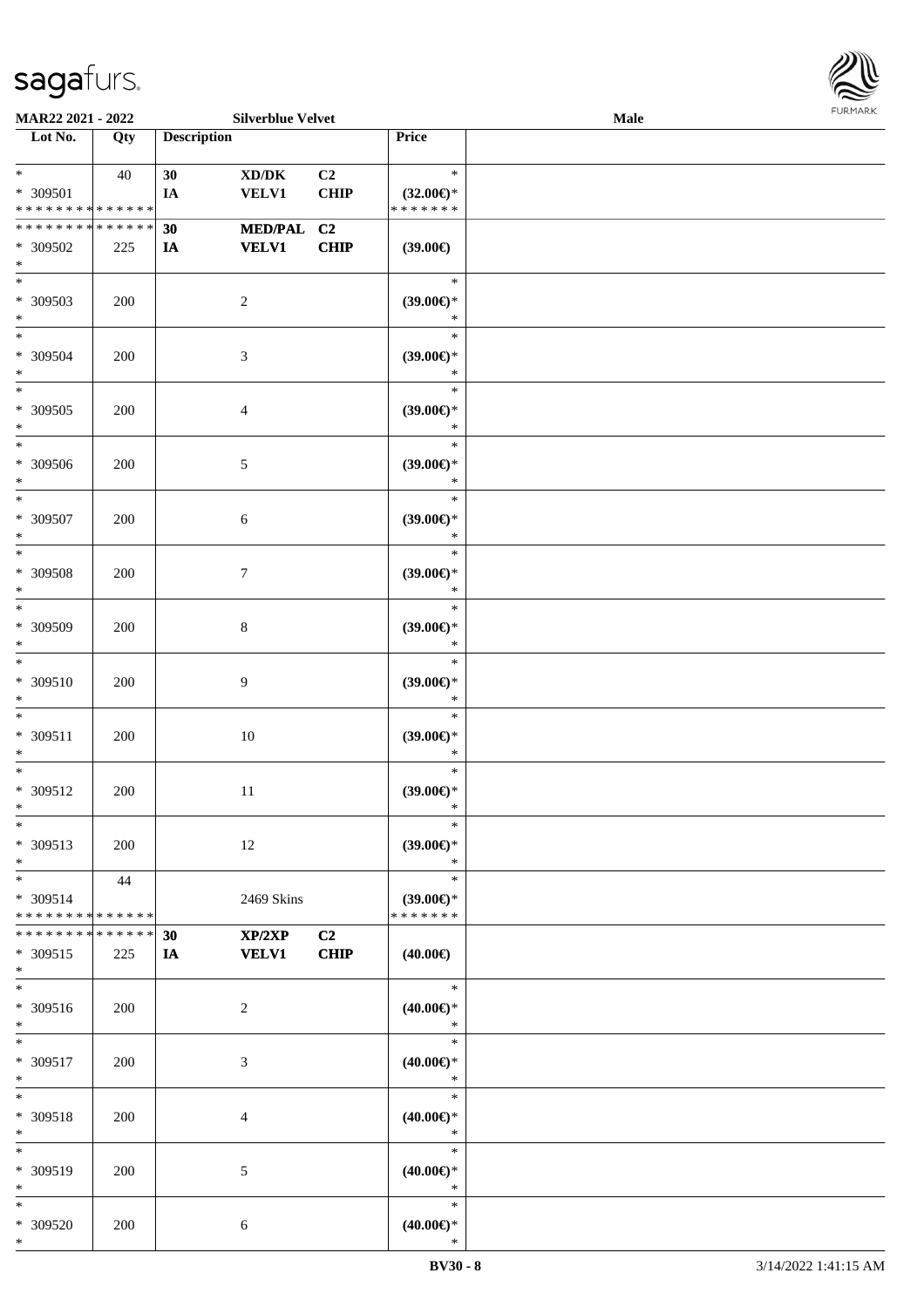MAR22 2021 - 2022 Silverblue Velvet Male

| Lot No. | Qty | Description | | | Price | |
|---|---|---|---|---|---|---|
| * | 40 | 30 | XD/DK | C2 | * | |
| * 309501 | | IA | VELV1 | CHIP | (32.00€)* | |
| * * * * * * * * * * * * * * | | | | | * * * * * * * | |
| * * * * * * * * * * * * * * | | 30 | MED/PAL | C2 | | |
| * 309502 | 225 | IA | VELV1 | CHIP | (39.00€) | |
| * | | | | | | |
| * | | | | | * | |
| * 309503 | 200 | | 2 | | (39.00€)* | |
| * | | | | | * | |
| * | | | | | * | |
| * 309504 | 200 | | 3 | | (39.00€)* | |
| * | | | | | * | |
| * | | | | | * | |
| * 309505 | 200 | | 4 | | (39.00€)* | |
| * | | | | | * | |
| * | | | | | * | |
| * 309506 | 200 | | 5 | | (39.00€)* | |
| * | | | | | * | |
| * | | | | | * | |
| * 309507 | 200 | | 6 | | (39.00€)* | |
| * | | | | | * | |
| * | | | | | * | |
| * 309508 | 200 | | 7 | | (39.00€)* | |
| * | | | | | * | |
| * | | | | | * | |
| * 309509 | 200 | | 8 | | (39.00€)* | |
| * | | | | | * | |
| * | | | | | * | |
| * 309510 | 200 | | 9 | | (39.00€)* | |
| * | | | | | * | |
| * | | | | | * | |
| * 309511 | 200 | | 10 | | (39.00€)* | |
| * | | | | | * | |
| * | | | | | * | |
| * 309512 | 200 | | 11 | | (39.00€)* | |
| * | | | | | * | |
| * | | | | | * | |
| * 309513 | 200 | | 12 | | (39.00€)* | |
| * | | | | | * | |
| * | 44 | | | | * | |
| * 309514 | | | 2469 Skins | | (39.00€)* | |
| * * * * * * * * * * * * * * | | | | | * * * * * * * | |
| * * * * * * * * * * * * * * | | 30 | XP/2XP | C2 | | |
| * 309515 | 225 | IA | VELV1 | CHIP | (40.00€) | |
| * | | | | | | |
| * | | | | | * | |
| * 309516 | 200 | | 2 | | (40.00€)* | |
| * | | | | | * | |
| * | | | | | * | |
| * 309517 | 200 | | 3 | | (40.00€)* | |
| * | | | | | * | |
| * | | | | | * | |
| * 309518 | 200 | | 4 | | (40.00€)* | |
| * | | | | | * | |
| * | | | | | * | |
| * 309519 | 200 | | 5 | | (40.00€)* | |
| * | | | | | * | |
| * | | | | | * | |
| * 309520 | 200 | | 6 | | (40.00€)* | |
| * | | | | | * | |

BV30 - 8 3/14/2022 1:41:15 AM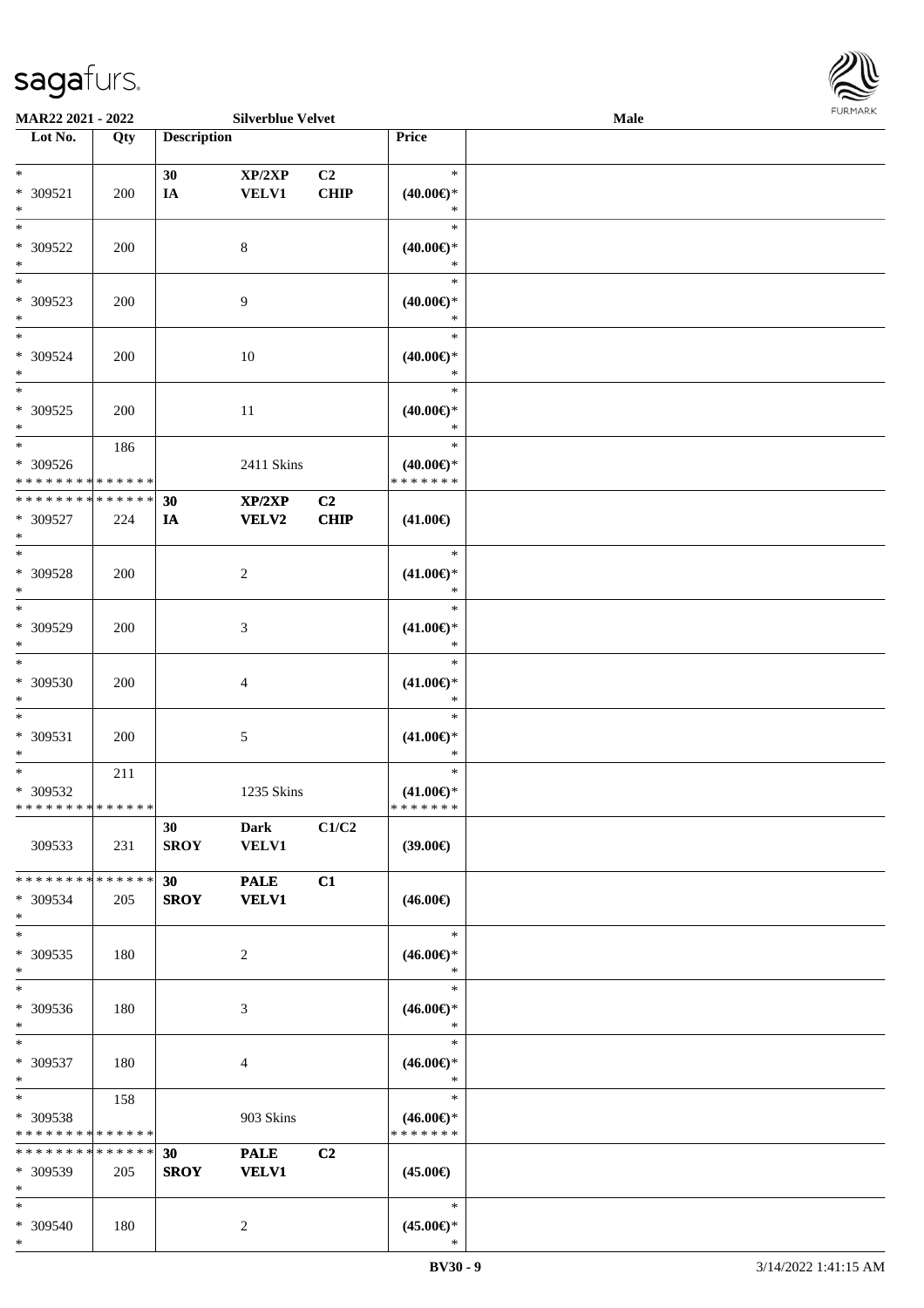| Lot No. | Qty | Description | | | Price | |
|---|---|---|---|---|---|---|
| * | | 30 | XP/2XP | C2 | * | |
| * 309521 | 200 | IA | VELV1 | CHIP | (40.00€)* | |
| * | | | | | * | |
| * | | | | | * | |
| * 309522 | 200 | | 8 | | (40.00€)* | |
| * | | | | | * | |
| * | | | | | * | |
| * 309523 | 200 | | 9 | | (40.00€)* | |
| * | | | | | * | |
| * | | | | | * | |
| * 309524 | 200 | | 10 | | (40.00€)* | |
| * | | | | | * | |
| * | | | | | * | |
| * 309525 | 200 | | 11 | | (40.00€)* | |
| * | | | | | * | |
| * | 186 | | | | * | |
| * 309526 | | | 2411 Skins | | (40.00€)* | |
| * * * * * * * * * * * * * * | | | | | * * * * * * * | |
| * * * * * * * * * * * * * * | | 30 | XP/2XP | C2 | | |
| * 309527 | 224 | IA | VELV2 | CHIP | (41.00€) | |
| * | | | | | | |
| * | | | | | * | |
| * 309528 | 200 | | 2 | | (41.00€)* | |
| * | | | | | * | |
| * | | | | | * | |
| * 309529 | 200 | | 3 | | (41.00€)* | |
| * | | | | | * | |
| * | | | | | * | |
| * 309530 | 200 | | 4 | | (41.00€)* | |
| * | | | | | * | |
| * | | | | | * | |
| * 309531 | 200 | | 5 | | (41.00€)* | |
| * | | | | | * | |
| * | 211 | | | | * | |
| * 309532 | | | 1235 Skins | | (41.00€)* | |
| * * * * * * * * * * * * * * | | | | | * * * * * * * | |
| | | 30 | Dark | C1/C2 | | |
| 309533 | 231 | SROY | VELV1 | | (39.00€) | |
| * * * * * * * * * * * * * * | | 30 | PALE | C1 | | |
| * 309534 | 205 | SROY | VELV1 | | (46.00€) | |
| * | | | | | | |
| * | | | | | * | |
| * 309535 | 180 | | 2 | | (46.00€)* | |
| * | | | | | * | |
| * | | | | | * | |
| * 309536 | 180 | | 3 | | (46.00€)* | |
| * | | | | | * | |
| * | | | | | * | |
| * 309537 | 180 | | 4 | | (46.00€)* | |
| * | | | | | * | |
| * | 158 | | | | * | |
| * 309538 | | | 903 Skins | | (46.00€)* | |
| * * * * * * * * * * * * * * | | | | | * * * * * * * | |
| * * * * * * * * * * * * * * | | 30 | PALE | C2 | | |
| * 309539 | 205 | SROY | VELV1 | | (45.00€) | |
| * | | | | | | |
| * | | | | | * | |
| * 309540 | 180 | | 2 | | (45.00€)* | |
| * | | | | | * | |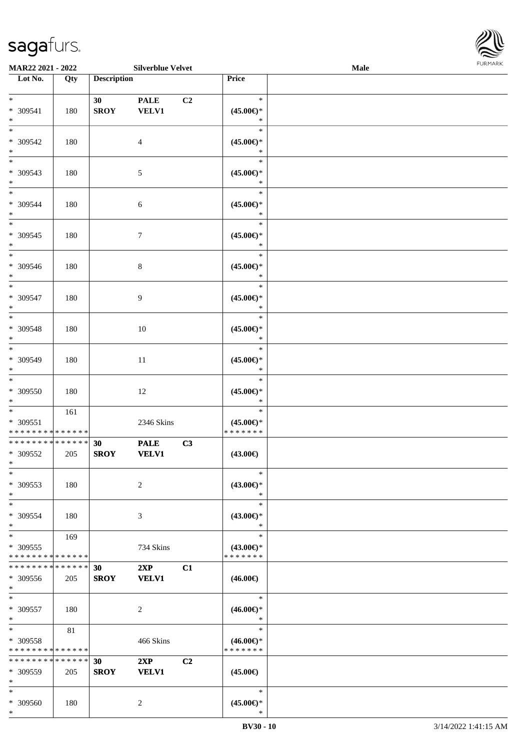**MAR22 2021 - 2022** **Silverblue Velvet** **Male**

| Lot No. | Qty | Description | | | Price | |
|---|---|---|---|---|---|---|
| * <br> * 309541 <br> * | 180 | **30** <br> **SROY** | **PALE** <br> **VELV1** | **C2** | * <br> **(45.00€)*** <br> * | |
| * <br> * 309542 <br> * | 180 | | 4 | | * <br> **(45.00€)*** <br> * | |
| * <br> * 309543 <br> * | 180 | | 5 | | * <br> **(45.00€)*** <br> * | |
| * <br> * 309544 <br> * | 180 | | 6 | | * <br> **(45.00€)*** <br> * | |
| * <br> * 309545 <br> * | 180 | | 7 | | * <br> **(45.00€)*** <br> * | |
| * <br> * 309546 <br> * | 180 | | 8 | | * <br> **(45.00€)*** <br> * | |
| * <br> * 309547 <br> * | 180 | | 9 | | * <br> **(45.00€)*** <br> * | |
| * <br> * 309548 <br> * | 180 | | 10 | | * <br> **(45.00€)*** <br> * | |
| * <br> * 309549 <br> * | 180 | | 11 | | * <br> **(45.00€)*** <br> * | |
| * <br> * 309550 <br> * | 180 | | 12 | | * <br> **(45.00€)*** <br> * | |
| * <br> * 309551 <br> * * * * * * * * * * * * * * | 161 | | 2346 Skins | | * <br> **(45.00€)*** <br> * * * * * * * | |
| * * * * * * * * * * * * * * <br> * 309552 <br> * | 205 | **30** <br> **SROY** | **PALE** <br> **VELV1** | **C3** | **(43.00€)** | |
| * <br> * 309553 <br> * | 180 | | 2 | | * <br> **(43.00€)*** <br> * | |
| * <br> * 309554 <br> * | 180 | | 3 | | * <br> **(43.00€)*** <br> * | |
| * <br> * 309555 <br> * * * * * * * * * * * * * * | 169 | | 734 Skins | | * <br> **(43.00€)*** <br> * * * * * * * | |
| * * * * * * * * * * * * * * <br> * 309556 <br> * | 205 | **30** <br> **SROY** | **2XP** <br> **VELV1** | **C1** | **(46.00€)** | |
| * <br> * 309557 <br> * | 180 | | 2 | | * <br> **(46.00€)*** <br> * | |
| * <br> * 309558 <br> * * * * * * * * * * * * * * | 81 | | 466 Skins | | * <br> **(46.00€)*** <br> * * * * * * * | |
| * * * * * * * * * * * * * * <br> * 309559 <br> * | 205 | **30** <br> **SROY** | **2XP** <br> **VELV1** | **C2** | **(45.00€)** | |
| * <br> * 309560 <br> * | 180 | | 2 | | * <br> **(45.00€)*** <br> * | |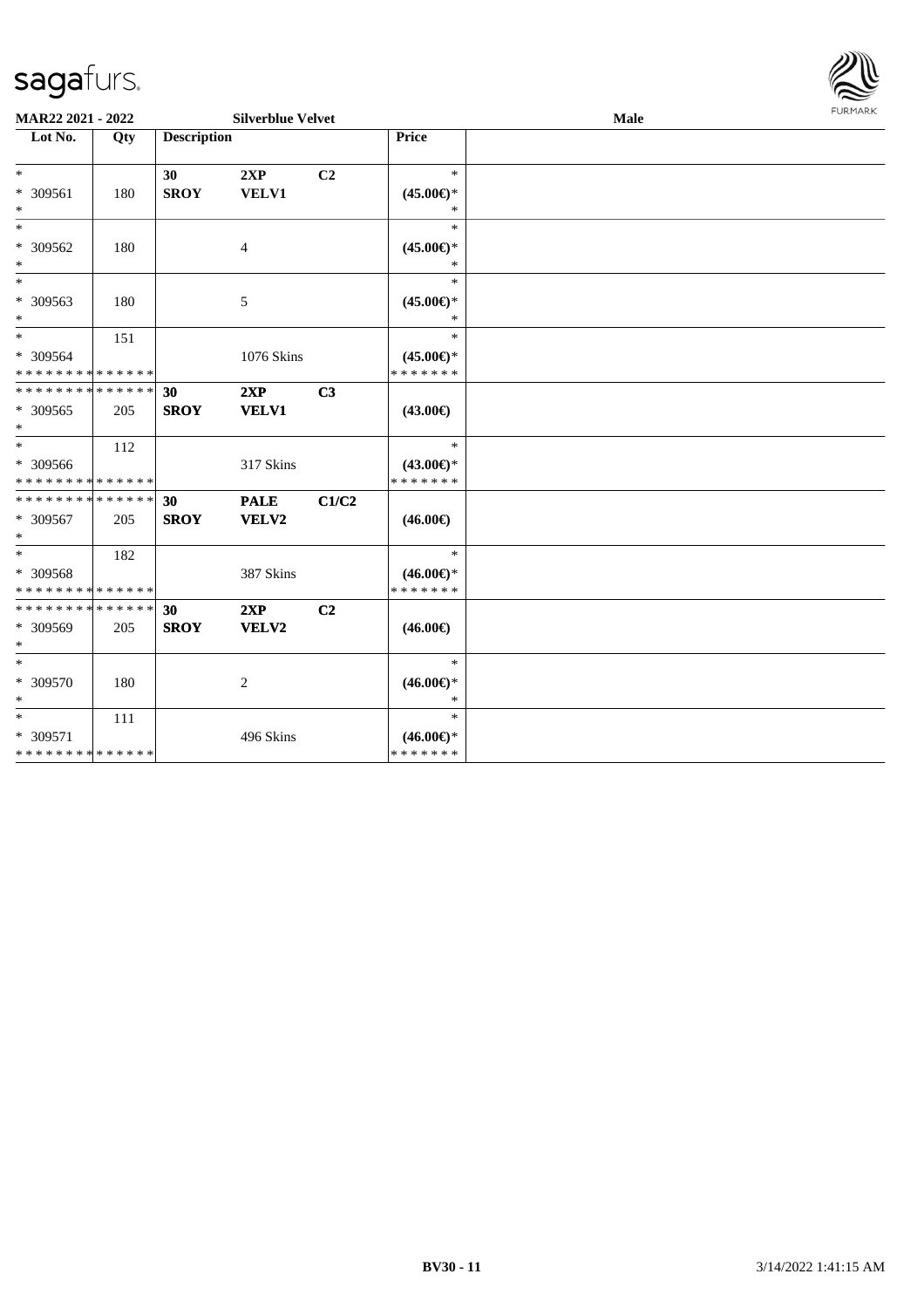| Lot No. | Qty | Description | | | Price |
|---|---|---|---|---|---|
| * | | 30 | 2XP | C2 | * |
| * 309561 | 180 | SROY | VELV1 | | (45.00€)* |
| * | | | | | * |
| * | | | | | * |
| * 309562 | 180 | | 4 | | (45.00€)* |
| * | | | | | * |
| * | | | | | * |
| * 309563 | 180 | | 5 | | (45.00€)* |
| * | | | | | * |
| * | 151 | | | | * |
| * 309564 | | | 1076 Skins | | (45.00€)* |
| * * * * * * * * * * * * * * | | | | | * * * * * * * |
| * * * * * * * * * * * * * * | | 30 | 2XP | C3 | |
| * 309565 | 205 | SROY | VELV1 | | (43.00€) |
| * | | | | | |
| * | 112 | | | | * |
| * 309566 | | | 317 Skins | | (43.00€)* |
| * * * * * * * * * * * * * * | | | | | * * * * * * * |
| * * * * * * * * * * * * * * | | 30 | PALE | C1/C2 | |
| * 309567 | 205 | SROY | VELV2 | | (46.00€) |
| * | | | | | |
| * | 182 | | | | * |
| * 309568 | | | 387 Skins | | (46.00€)* |
| * * * * * * * * * * * * * * | | | | | * * * * * * * |
| * * * * * * * * * * * * * * | | 30 | 2XP | C2 | |
| * 309569 | 205 | SROY | VELV2 | | (46.00€) |
| * | | | | | |
| * | | | | | * |
| * 309570 | 180 | | 2 | | (46.00€)* |
| * | | | | | * |
| * | 111 | | | | * |
| * 309571 | | | 496 Skins | | (46.00€)* |
| * * * * * * * * * * * * * * | | | | | * * * * * * * |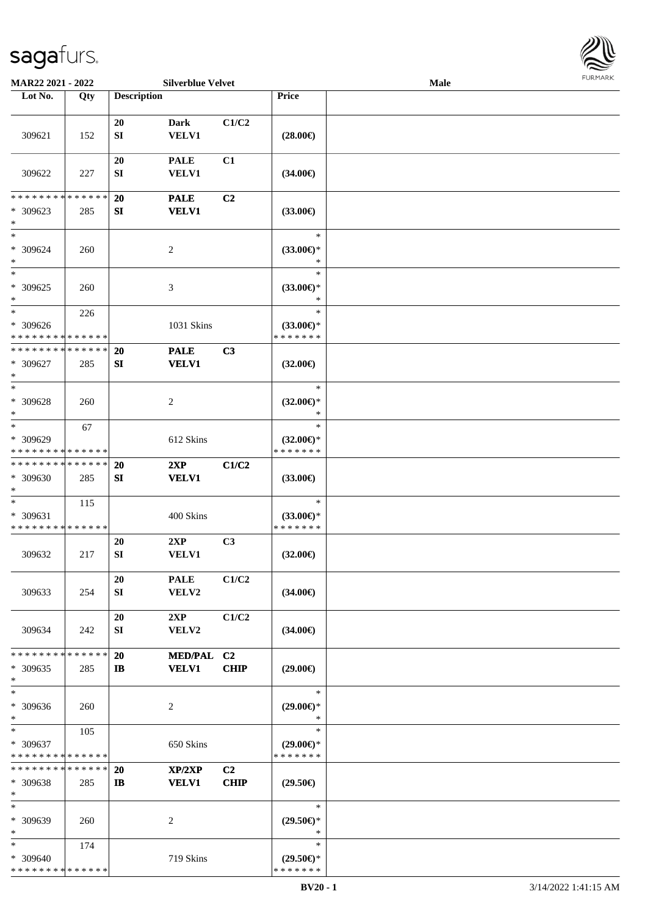**MAR22 2021 - 2022** **Silverblue Velvet** **Male**

| Lot No. | Qty | Description | | | Price | |
|---|---|---|---|---|---|---|
| 309621 | 152 | 20 SI | Dark VELV1 | C1/C2 | (28.00€) | |
| 309622 | 227 | 20 SI | PALE VELV1 | C1 | (34.00€) | |
| * * * * * * * * * * * * * * * 309623 * | 285 | 20 SI | PALE VELV1 | C2 | (33.00€) | |
| * * 309624 * | 260 | | 2 | | * (33.00€)* * | |
| * * 309625 * | 260 | | 3 | | * (33.00€)* * | |
| * * 309626 * * * * * * * * * * * * * * | 226 | | 1031 Skins | | * (33.00€)* * * * * * * * | |
| * * * * * * * * * * * * * * * 309627 * | 285 | 20 SI | PALE VELV1 | C3 | (32.00€) | |
| * * 309628 * | 260 | | 2 | | * (32.00€)* * | |
| * * 309629 * * * * * * * * * * * * * * | 67 | | 612 Skins | | * (32.00€)* * * * * * * * | |
| * * * * * * * * * * * * * * * 309630 * | 285 | 20 SI | 2XP VELV1 | C1/C2 | (33.00€) | |
| * * 309631 * * * * * * * * * * * * * * | 115 | | 400 Skins | | * (33.00€)* * * * * * * * | |
| 309632 | 217 | 20 SI | 2XP VELV1 | C3 | (32.00€) | |
| 309633 | 254 | 20 SI | PALE VELV2 | C1/C2 | (34.00€) | |
| 309634 | 242 | 20 SI | 2XP VELV2 | C1/C2 | (34.00€) | |
| * * * * * * * * * * * * * * * 309635 * | 285 | 20 IB | MED/PAL VELV1 | C2 CHIP | (29.00€) | |
| * * 309636 * | 260 | | 2 | | * (29.00€)* * | |
| * * 309637 * * * * * * * * * * * * * * | 105 | | 650 Skins | | * (29.00€)* * * * * * * * | |
| * * * * * * * * * * * * * * * 309638 * | 285 | 20 IB | XP/2XP VELV1 | C2 CHIP | (29.50€) | |
| * * 309639 * | 260 | | 2 | | * (29.50€)* * | |
| * * 309640 * * * * * * * * * * * * * * | 174 | | 719 Skins | | * (29.50€)* * * * * * * * | |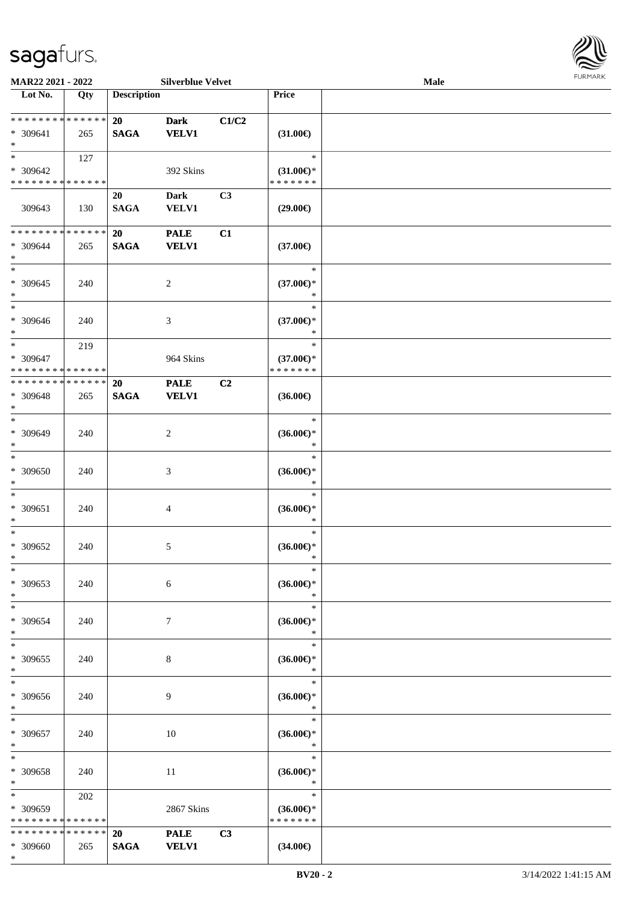| Lot No. | Qty | Description | | | Price | |
|---|---|---|---|---|---|---|
| * * * * * * * * * * * * * * | | 20 | Dark | C1/C2 | | |
| * 309641 | 265 | SAGA | VELV1 | | (31.00€) | |
| * | | | | | | |
| * | 127 | | | | * | |
| * 309642 | | | 392 Skins | | (31.00€)* | |
| * * * * * * * * * * * * * * | | | | | * * * * * * * | |
| | | 20 | Dark | C3 | | |
| 309643 | 130 | SAGA | VELV1 | | (29.00€) | |
| * * * * * * * * * * * * * * | | 20 | PALE | C1 | | |
| * 309644 | 265 | SAGA | VELV1 | | (37.00€) | |
| * | | | | | | |
| * 309645 | 240 | | 2 | | (37.00€)* | |
| * 309646 | 240 | | 3 | | (37.00€)* | |
| * | 219 | | | | * | |
| * 309647 | | | 964 Skins | | (37.00€)* | |
| * * * * * * * * * * * * * * | | | | | * * * * * * * | |
| * * * * * * * * * * * * * * | | 20 | PALE | C2 | | |
| * 309648 | 265 | SAGA | VELV1 | | (36.00€) | |
| * 309649 | 240 | | 2 | | (36.00€)* | |
| * 309650 | 240 | | 3 | | (36.00€)* | |
| * 309651 | 240 | | 4 | | (36.00€)* | |
| * 309652 | 240 | | 5 | | (36.00€)* | |
| * 309653 | 240 | | 6 | | (36.00€)* | |
| * 309654 | 240 | | 7 | | (36.00€)* | |
| * 309655 | 240 | | 8 | | (36.00€)* | |
| * 309656 | 240 | | 9 | | (36.00€)* | |
| * 309657 | 240 | | 10 | | (36.00€)* | |
| * 309658 | 240 | | 11 | | (36.00€)* | |
| * | 202 | | | | * | |
| * 309659 | | | 2867 Skins | | (36.00€)* | |
| * * * * * * * * * * * * * * | | | | | * * * * * * * | |
| * * * * * * * * * * * * * * | | 20 | PALE | C3 | | |
| * 309660 | 265 | SAGA | VELV1 | | (34.00€) | |
| * | | | | | | |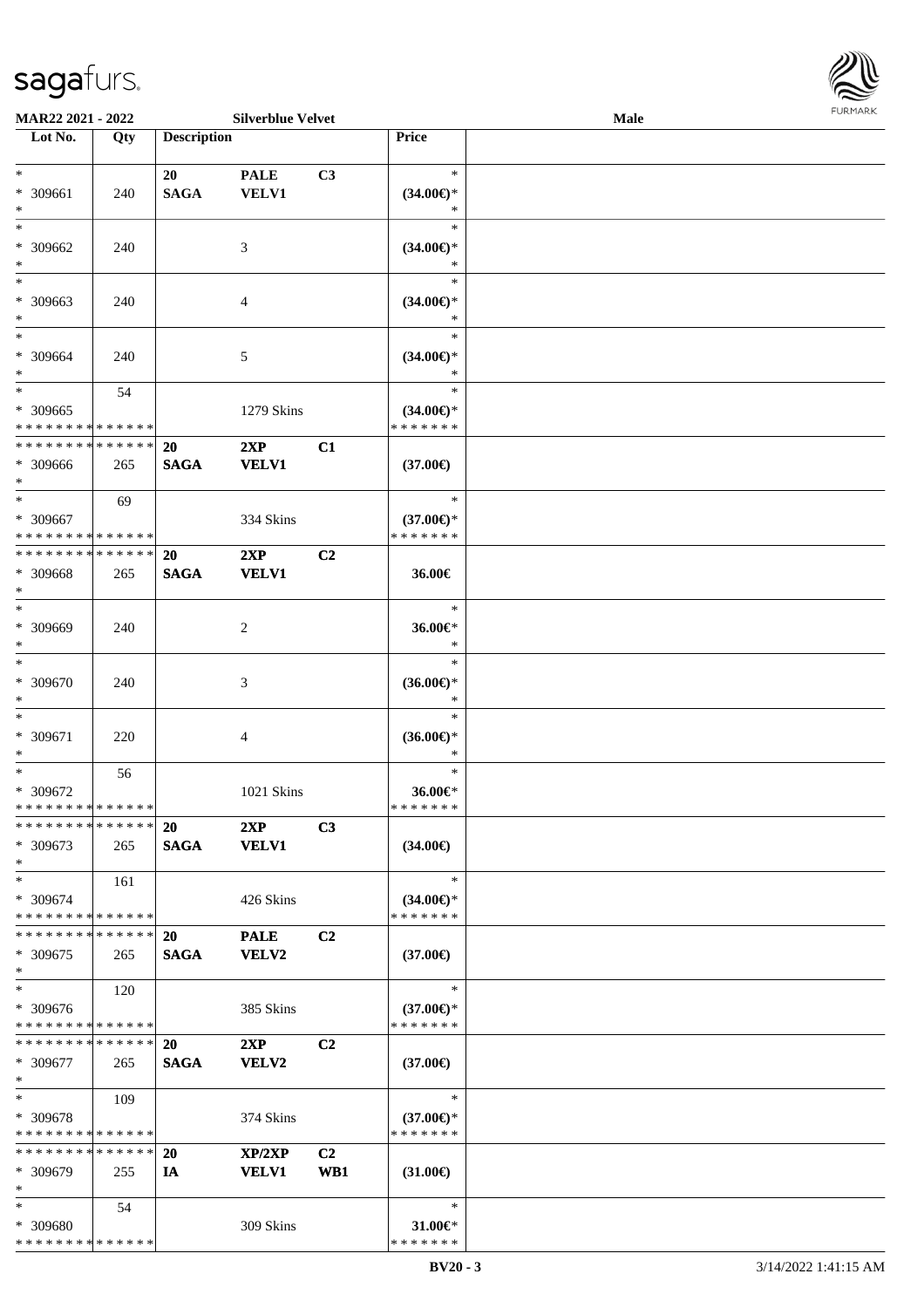sagafurs.

**MAR22 2021 - 2022** **Silverblue Velvet** **Male**

| Lot No. | Qty | Description | | | Price | |
|---|---|---|---|---|---|---|
| * <br> * 309661 <br> * | 240 | 20 <br> SAGA | PALE <br> VELV1 | C3 | * <br> (34.00€)* <br> * | |
| * <br> * 309662 <br> * | 240 | | 3 | | * <br> (34.00€)* <br> * | |
| * <br> * 309663 <br> * | 240 | | 4 | | * <br> (34.00€)* <br> * | |
| * <br> * 309664 <br> * | 240 | | 5 | | * <br> (34.00€)* <br> * | |
| * <br> * 309665 <br> * * * * * * * * * * * * * * | 54 | | 1279 Skins | | * <br> (34.00€)* <br> * * * * * * * | |
| * * * * * * * * * * * * * * <br> * 309666 <br> * | 265 | 20 <br> SAGA | 2XP <br> VELV1 | C1 | (37.00€) | |
| * <br> * 309667 <br> * * * * * * * * * * * * * * | 69 | | 334 Skins | | * <br> (37.00€)* <br> * * * * * * * | |
| * * * * * * * * * * * * * * <br> * 309668 <br> * | 265 | 20 <br> SAGA | 2XP <br> VELV1 | C2 | 36.00€ | |
| * <br> * 309669 <br> * | 240 | | 2 | | * <br> 36.00€* <br> * | |
| * <br> * 309670 <br> * | 240 | | 3 | | * <br> (36.00€)* <br> * | |
| * <br> * 309671 <br> * | 220 | | 4 | | * <br> (36.00€)* <br> * | |
| * <br> * 309672 <br> * * * * * * * * * * * * * * | 56 | | 1021 Skins | | * <br> 36.00€* <br> * * * * * * * | |
| * * * * * * * * * * * * * * <br> * 309673 <br> * | 265 | 20 <br> SAGA | 2XP <br> VELV1 | C3 | (34.00€) | |
| * <br> * 309674 <br> * * * * * * * * * * * * * * | 161 | | 426 Skins | | * <br> (34.00€)* <br> * * * * * * * | |
| * * * * * * * * * * * * * * <br> * 309675 <br> * | 265 | 20 <br> SAGA | PALE <br> VELV2 | C2 | (37.00€) | |
| * <br> * 309676 <br> * * * * * * * * * * * * * * | 120 | | 385 Skins | | * <br> (37.00€)* <br> * * * * * * * | |
| * * * * * * * * * * * * * * <br> * 309677 <br> * | 265 | 20 <br> SAGA | 2XP <br> VELV2 | C2 | (37.00€) | |
| * <br> * 309678 <br> * * * * * * * * * * * * * * | 109 | | 374 Skins | | * <br> (37.00€)* <br> * * * * * * * | |
| * * * * * * * * * * * * * * <br> * 309679 <br> * | 255 | 20 <br> IA | XP/2XP <br> VELV1 | C2 <br> WB1 | (31.00€) | |
| * <br> * 309680 <br> * * * * * * * * * * * * * * | 54 | | 309 Skins | | * <br> 31.00€* <br> * * * * * * * | |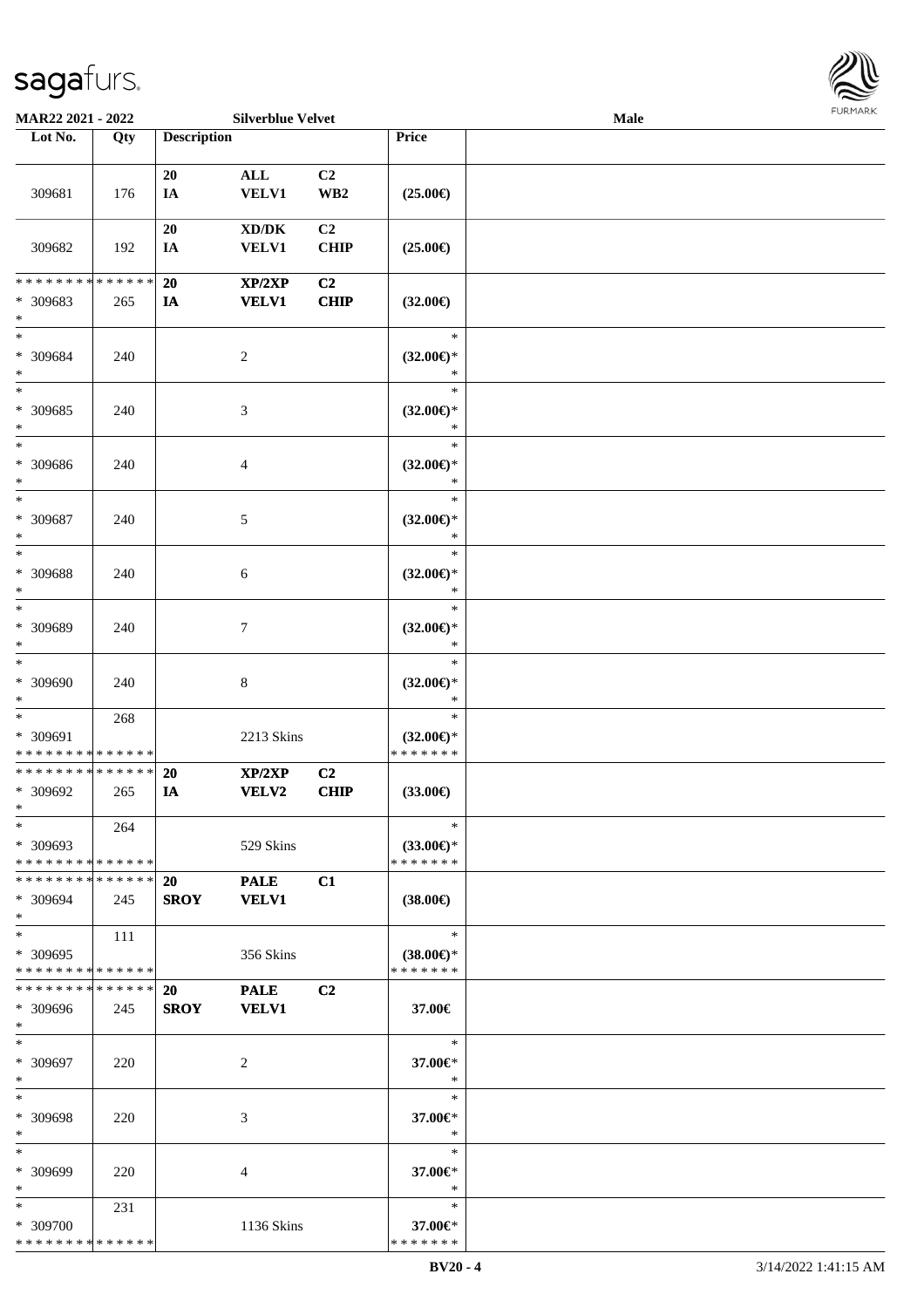MAR22 2021 - 2022 Silverblue Velvet Male

| Lot No. | Qty | Description | | | Price | |
|---|---|---|---|---|---|---|
| 309681 | 176 | 20<br>IA | ALL<br>VELV1 | C2<br>WB2 | (25.00€) | |
| 309682 | 192 | 20<br>IA | XD/DK<br>VELV1 | C2<br>CHIP | (25.00€) | |
| * * * * * * * * * * * * * *<br>* 309683<br>* | 265 | 20<br>IA | XP/2XP<br>VELV1 | C2<br>CHIP | (32.00€) | |
| *<br>* 309684<br>* | 240 | | 2 | | *<br>(32.00€)*<br>* | |
| *<br>* 309685<br>* | 240 | | 3 | | *<br>(32.00€)*<br>* | |
| *<br>* 309686<br>* | 240 | | 4 | | *<br>(32.00€)*<br>* | |
| *<br>* 309687<br>* | 240 | | 5 | | *<br>(32.00€)*<br>* | |
| *<br>* 309688<br>* | 240 | | 6 | | *<br>(32.00€)*<br>* | |
| *<br>* 309689<br>* | 240 | | 7 | | *<br>(32.00€)*<br>* | |
| *<br>* 309690<br>* | 240 | | 8 | | *<br>(32.00€)*<br>* | |
| *<br>* 309691<br>* * * * * * * * * * * * * * | 268 | | 2213 Skins | | *<br>(32.00€)*<br>* * * * * * * | |
| * * * * * * * * * * * * * *<br>* 309692<br>* | 265 | 20<br>IA | XP/2XP<br>VELV2 | C2<br>CHIP | (33.00€) | |
| *<br>* 309693<br>* * * * * * * * * * * * * * | 264 | | 529 Skins | | *<br>(33.00€)*<br>* * * * * * * | |
| * * * * * * * * * * * * * *<br>* 309694<br>* | 245 | 20<br>SROY | PALE<br>VELV1 | C1 | (38.00€) | |
| *<br>* 309695<br>* * * * * * * * * * * * * * | 111 | | 356 Skins | | *<br>(38.00€)*<br>* * * * * * * | |
| * * * * * * * * * * * * * *<br>* 309696<br>* | 245 | 20<br>SROY | PALE<br>VELV1 | C2 | 37.00€ | |
| *<br>* 309697<br>* | 220 | | 2 | | *<br>37.00€*<br>* | |
| *<br>* 309698<br>* | 220 | | 3 | | *<br>37.00€*<br>* | |
| *<br>* 309699<br>* | 220 | | 4 | | *<br>37.00€*<br>* | |
| *<br>* 309700<br>* * * * * * * * * * * * * * | 231 | | 1136 Skins | | *<br>37.00€*<br>* * * * * * * | |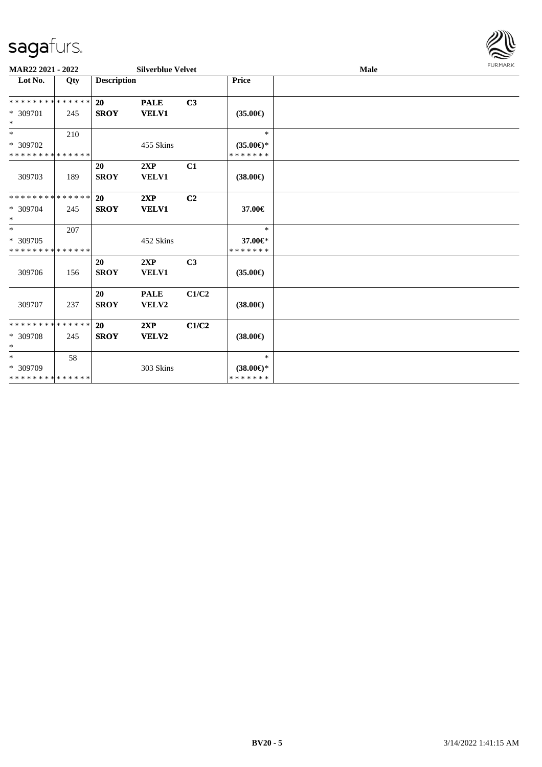MAR22 2021 - 2022 | Silverblue Velvet | Male

| Lot No. | Qty | Description | | | Price | |
|---|---|---|---|---|---|---|
| * * * * * * * * * * * * * * | | 20 | PALE | C3 | | |
| * 309701 | 245 | SROY | VELV1 | | (35.00€) | |
| * | | | | | | |
| * | 210 | | | | * | |
| * 309702 | | | 455 Skins | | (35.00€)* | |
| * * * * * * * * * * * * * * | | | | | * * * * * * * | |
| | | 20 | 2XP | C1 | | |
| 309703 | 189 | SROY | VELV1 | | (38.00€) | |
| * * * * * * * * * * * * * * | | 20 | 2XP | C2 | | |
| * 309704 | 245 | SROY | VELV1 | | 37.00€ | |
| * | | | | | | |
| * | 207 | | | | * | |
| * 309705 | | | 452 Skins | | 37.00€* | |
| * * * * * * * * * * * * * * | | | | | * * * * * * * | |
| | | 20 | 2XP | C3 | | |
| 309706 | 156 | SROY | VELV1 | | (35.00€) | |
| | | 20 | PALE | C1/C2 | | |
| 309707 | 237 | SROY | VELV2 | | (38.00€) | |
| * * * * * * * * * * * * * * | | 20 | 2XP | C1/C2 | | |
| * 309708 | 245 | SROY | VELV2 | | (38.00€) | |
| * | | | | | | |
| * | 58 | | | | * | |
| * 309709 | | | 303 Skins | | (38.00€)* | |
| * * * * * * * * * * * * * * | | | | | * * * * * * * | |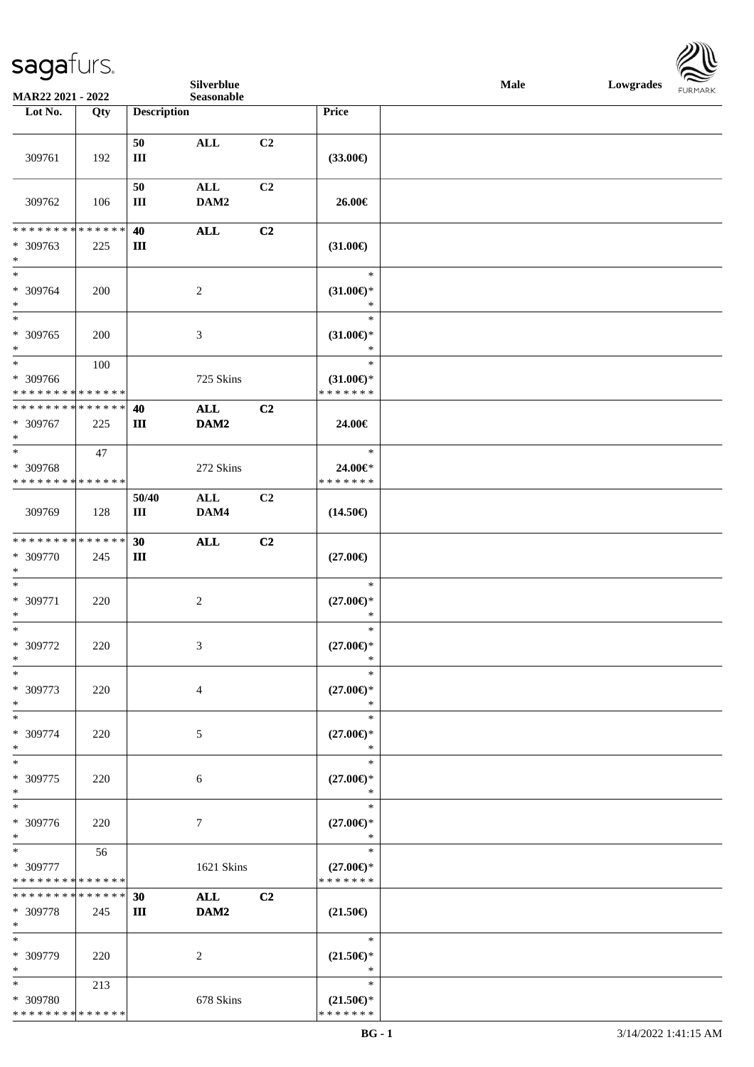Silverblue
MAR22 2021 - 2022 Seasonable

Male Lowgrades

| Lot No. | Qty | Description | | | Price |
|---|---|---|---|---|---|
| 309761 | 192 | 50<br>III | ALL | C2 | (33.00€) |
| 309762 | 106 | 50<br>III | ALL<br>DAM2 | C2 | 26.00€ |
| * * * * * * * * * * * * * *<br>* 309763<br>* | 225 | 40<br>III | ALL | C2 | (31.00€) |
| *<br>* 309764<br>* | 200 | | 2 | | *<br>(31.00€)*<br>* |
| *<br>* 309765<br>* | 200 | | 3 | | *<br>(31.00€)*<br>* |
| *<br>* 309766<br>* * * * * * * * * * * * * * | 100 | | 725 Skins | | *<br>(31.00€)*<br>* * * * * * * |
| * * * * * * * * * * * * * *<br>* 309767<br>* | 225 | 40<br>III | ALL<br>DAM2 | C2 | 24.00€ |
| *<br>* 309768<br>* * * * * * * * * * * * * * | 47 | | 272 Skins | | *<br>24.00€*<br>* * * * * * * |
| 309769 | 128 | 50/40<br>III | ALL<br>DAM4 | C2 | (14.50€) |
| * * * * * * * * * * * * * *<br>* 309770<br>* | 245 | 30<br>III | ALL | C2 | (27.00€) |
| *<br>* 309771<br>* | 220 | | 2 | | *<br>(27.00€)*<br>* |
| *<br>* 309772<br>* | 220 | | 3 | | *<br>(27.00€)*<br>* |
| *<br>* 309773<br>* | 220 | | 4 | | *<br>(27.00€)*<br>* |
| *<br>* 309774<br>* | 220 | | 5 | | *<br>(27.00€)*<br>* |
| *<br>* 309775<br>* | 220 | | 6 | | *<br>(27.00€)*<br>* |
| *<br>* 309776<br>* | 220 | | 7 | | *<br>(27.00€)*<br>* |
| *<br>* 309777<br>* * * * * * * * * * * * * * | 56 | | 1621 Skins | | *<br>(27.00€)*<br>* * * * * * * |
| * * * * * * * * * * * * * *<br>* 309778<br>* | 245 | 30<br>III | ALL<br>DAM2 | C2 | (21.50€) |
| *<br>* 309779<br>* | 220 | | 2 | | *<br>(21.50€)*<br>* |
| *<br>* 309780<br>* * * * * * * * * * * * * * | 213 | | 678 Skins | | *<br>(21.50€)*<br>* * * * * * * |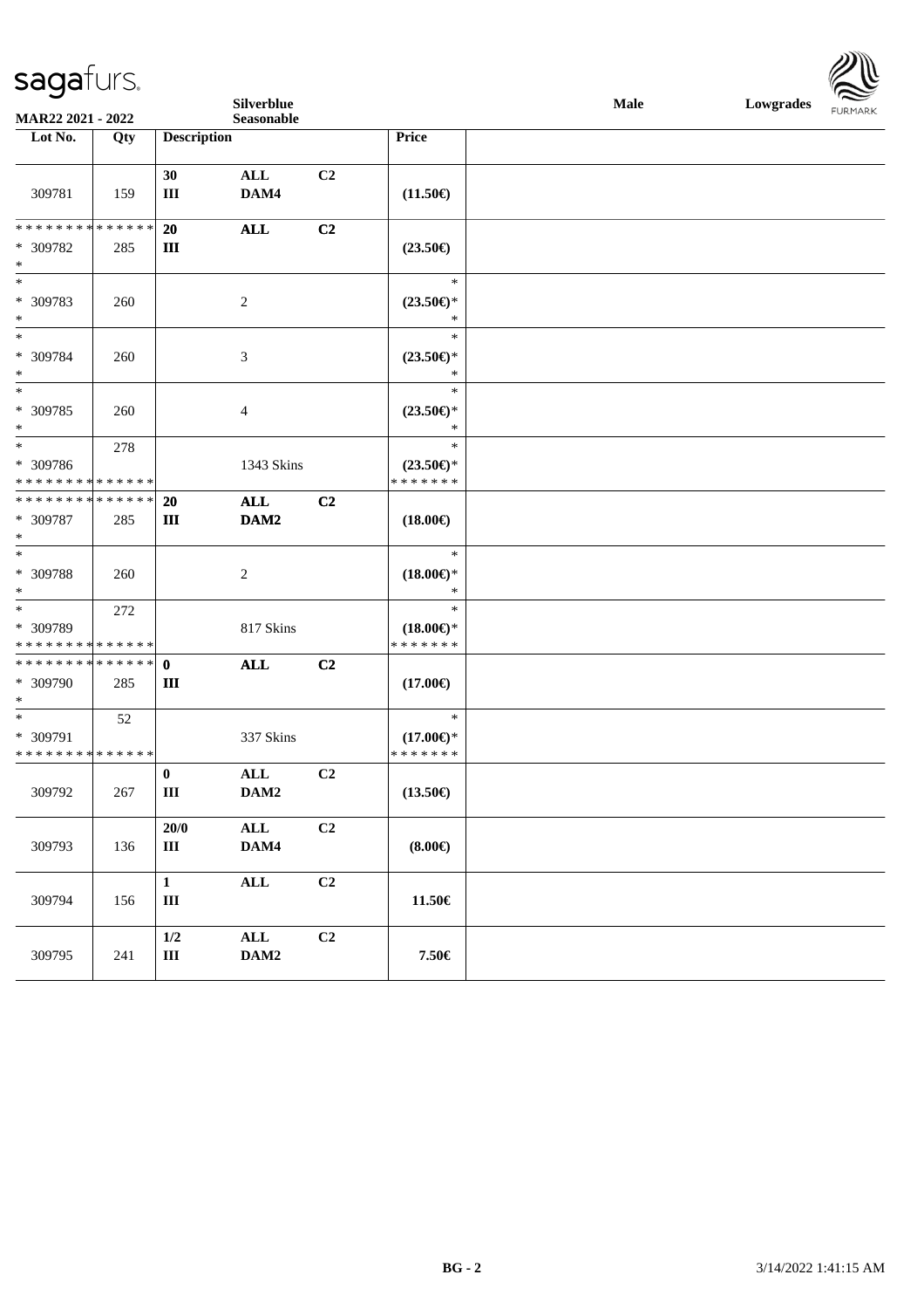Silverblue Seasonable — Male — Lowgrades

MAR22 2021 - 2022

| Lot No. | Qty | Description | | | Price |
|---|---|---|---|---|---|
| 309781 | 159 | 30 III | ALL DAM4 | C2 | (11.50€) |
| * * * * * * * * * * * * * * * 309782 * | 285 | 20 III | ALL | C2 | (23.50€) |
| * * 309783 * | 260 | | 2 | | * (23.50€)* * |
| * * 309784 * | 260 | | 3 | | * (23.50€)* * |
| * * 309785 * | 260 | | 4 | | * (23.50€)* * |
| * * 309786 * * * * * * * * * * * * * * | 278 | | 1343 Skins | | * (23.50€)* * * * * * * * |
| * * * * * * * * * * * * * * * 309787 * | 285 | 20 III | ALL DAM2 | C2 | (18.00€) |
| * * 309788 * | 260 | | 2 | | * (18.00€)* * |
| * * 309789 * * * * * * * * * * * * * * | 272 | | 817 Skins | | * (18.00€)* * * * * * * * |
| * * * * * * * * * * * * * * * 309790 * | 285 | 0 III | ALL | C2 | (17.00€) |
| * * 309791 * * * * * * * * * * * * * * | 52 | | 337 Skins | | * (17.00€)* * * * * * * * |
| 309792 | 267 | 0 III | ALL DAM2 | C2 | (13.50€) |
| 309793 | 136 | 20/0 III | ALL DAM4 | C2 | (8.00€) |
| 309794 | 156 | 1 III | ALL | C2 | 11.50€ |
| 309795 | 241 | 1/2 III | ALL DAM2 | C2 | 7.50€ |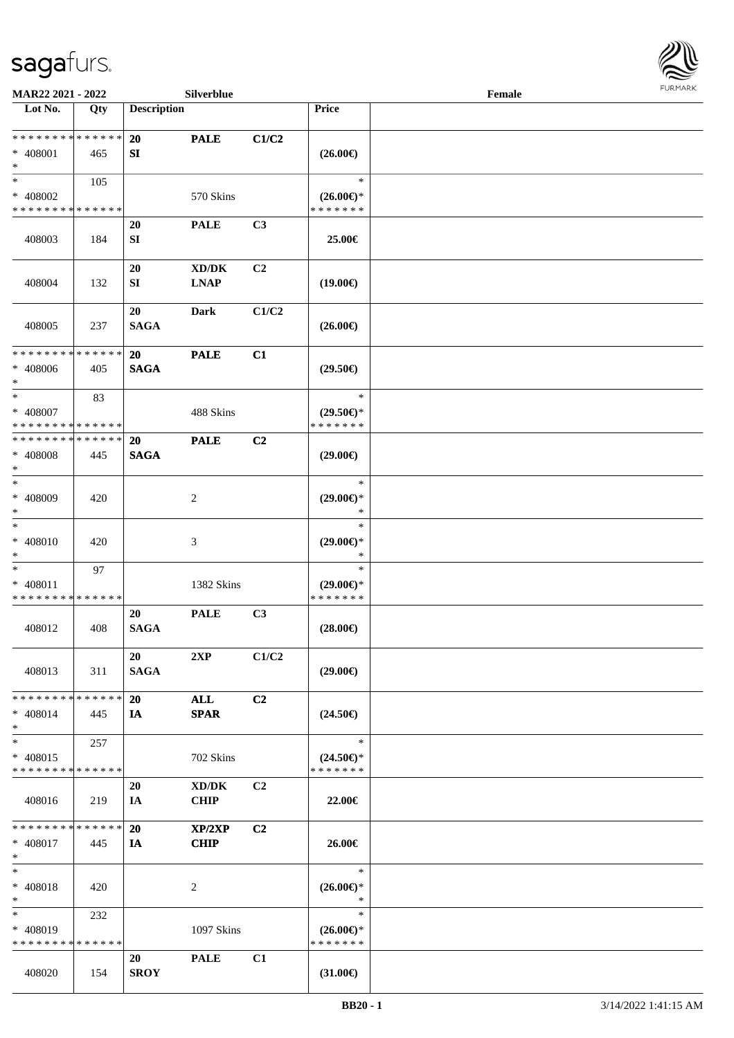**MAR22 2021 - 2022** **Silverblue** **Female**

| Lot No. | Qty | Description | | | Price | |
|---|---|---|---|---|---|---|
| * * * * * * * * * * * * * * * | | **20** | **PALE** | **C1/C2** | | |
| * 408001 | 465 | **SI** | | | **(26.00€)** | |
| * | | | | | | |
| * | 105 | | | | * | |
| * 408002 | | | 570 Skins | | **(26.00€)*** | |
| * * * * * * * * * * * * * * * | | | | | * * * * * * * | |
| | | **20** | **PALE** | **C3** | | |
| 408003 | 184 | **SI** | | | **25.00€** | |
| | | **20** | **XD/DK** | **C2** | | |
| 408004 | 132 | **SI** | **LNAP** | | **(19.00€)** | |
| | | **20** | **Dark** | **C1/C2** | | |
| 408005 | 237 | **SAGA** | | | **(26.00€)** | |
| * * * * * * * * * * * * * * * | | **20** | **PALE** | **C1** | | |
| * 408006 | 405 | **SAGA** | | | **(29.50€)** | |
| * | | | | | | |
| * | 83 | | | | * | |
| * 408007 | | | 488 Skins | | **(29.50€)*** | |
| * * * * * * * * * * * * * * * | | | | | * * * * * * * | |
| * * * * * * * * * * * * * * * | | **20** | **PALE** | **C2** | | |
| * 408008 | 445 | **SAGA** | | | **(29.00€)** | |
| * | | | | | | |
| * | | | | | * | |
| * 408009 | 420 | | 2 | | **(29.00€)*** | |
| * | | | | | * | |
| * | | | | | * | |
| * 408010 | 420 | | 3 | | **(29.00€)*** | |
| * | | | | | * | |
| * | 97 | | | | * | |
| * 408011 | | | 1382 Skins | | **(29.00€)*** | |
| * * * * * * * * * * * * * * * | | | | | * * * * * * * | |
| | | **20** | **PALE** | **C3** | | |
| 408012 | 408 | **SAGA** | | | **(28.00€)** | |
| | | **20** | **2XP** | **C1/C2** | | |
| 408013 | 311 | **SAGA** | | | **(29.00€)** | |
| * * * * * * * * * * * * * * * | | **20** | **ALL** | **C2** | | |
| * 408014 | 445 | **IA** | **SPAR** | | **(24.50€)** | |
| * | | | | | | |
| * | 257 | | | | * | |
| * 408015 | | | 702 Skins | | **(24.50€)*** | |
| * * * * * * * * * * * * * * * | | | | | * * * * * * * | |
| | | **20** | **XD/DK** | **C2** | | |
| 408016 | 219 | **IA** | **CHIP** | | **22.00€** | |
| * * * * * * * * * * * * * * * | | **20** | **XP/2XP** | **C2** | | |
| * 408017 | 445 | **IA** | **CHIP** | | **26.00€** | |
| * | | | | | | |
| * | | | | | * | |
| * 408018 | 420 | | 2 | | **(26.00€)*** | |
| * | | | | | * | |
| * | 232 | | | | * | |
| * 408019 | | | 1097 Skins | | **(26.00€)*** | |
| * * * * * * * * * * * * * * * | | | | | * * * * * * * | |
| | | **20** | **PALE** | **C1** | | |
| 408020 | 154 | **SROY** | | | **(31.00€)** | |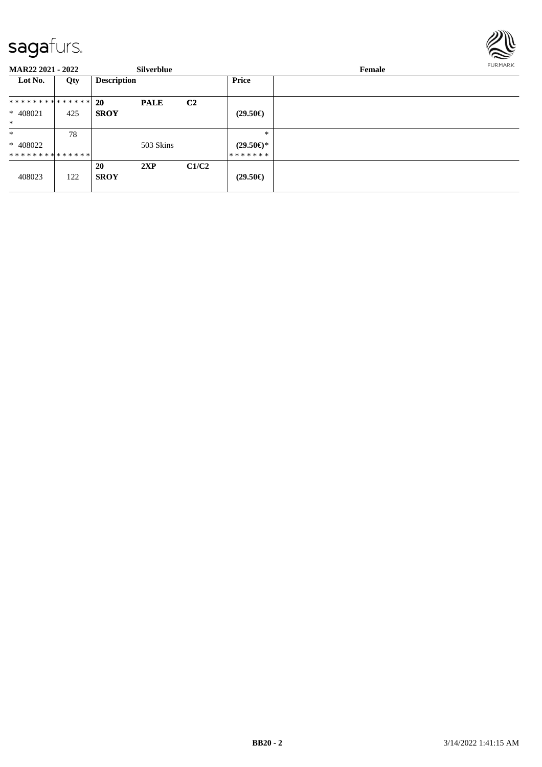**MAR22 2021 - 2022** | **Silverblue** | **Female**

| Lot No. | Qty | Description | | | Price | |
|---|---|---|---|---|---|---|
| ************** | | **20** | **PALE** | **C2** | | |
| * 408021 | 425 | **SROY** | | | **(29.50€)** | |
| * | | | | | | |
| * | 78 | | | | * | |
| * 408022 | | | 503 Skins | | **(29.50€)*** | |
| ************** | | | | | ******* | |
| | | **20** | **2XP** | **C1/C2** | | |
| 408023 | 122 | **SROY** | | | **(29.50€)** | |

**BB20 - 2** 3/14/2022 1:41:15 AM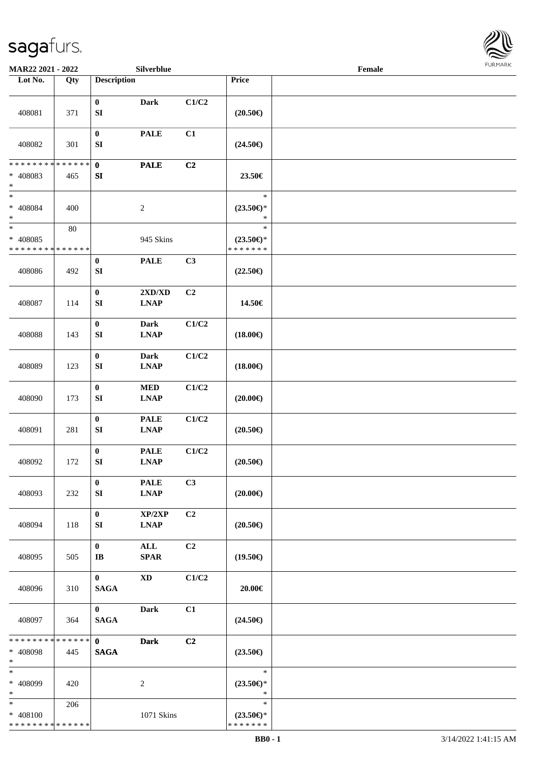MAR22 2021 - 2022 | Silverblue | Female

| Lot No. | Qty | Description | | | Price | |
|---|---|---|---|---|---|---|
| 408081 | 371 | 0<br>SI | Dark | C1/C2 | (20.50€) | |
| 408082 | 301 | 0<br>SI | PALE | C1 | (24.50€) | |
| * * * * * * * * * * * * * *<br>* 408083<br>* | 465 | 0<br>SI | PALE | C2 | 23.50€ | |
| *<br>* 408084<br>* | 400 | | 2 | | *<br>(23.50€)*<br>* | |
| *<br>* 408085<br>* * * * * * * * * * * * * * | 80 | | 945 Skins | | *<br>(23.50€)*<br>* * * * * * * | |
| 408086 | 492 | 0<br>SI | PALE | C3 | (22.50€) | |
| 408087 | 114 | 0<br>SI | 2XD/XD<br>LNAP | C2 | 14.50€ | |
| 408088 | 143 | 0<br>SI | Dark<br>LNAP | C1/C2 | (18.00€) | |
| 408089 | 123 | 0<br>SI | Dark<br>LNAP | C1/C2 | (18.00€) | |
| 408090 | 173 | 0<br>SI | MED<br>LNAP | C1/C2 | (20.00€) | |
| 408091 | 281 | 0<br>SI | PALE<br>LNAP | C1/C2 | (20.50€) | |
| 408092 | 172 | 0<br>SI | PALE<br>LNAP | C1/C2 | (20.50€) | |
| 408093 | 232 | 0<br>SI | PALE<br>LNAP | C3 | (20.00€) | |
| 408094 | 118 | 0<br>SI | XP/2XP<br>LNAP | C2 | (20.50€) | |
| 408095 | 505 | 0<br>IB | ALL<br>SPAR | C2 | (19.50€) | |
| 408096 | 310 | 0<br>SAGA | XD | C1/C2 | 20.00€ | |
| 408097 | 364 | 0<br>SAGA | Dark | C1 | (24.50€) | |
| * * * * * * * * * * * * * *<br>* 408098<br>* | 445 | 0<br>SAGA | Dark | C2 | (23.50€) | |
| *<br>* 408099<br>* | 420 | | 2 | | *<br>(23.50€)*<br>* | |
| *<br>* 408100<br>* * * * * * * * * * * * * * | 206 | | 1071 Skins | | *<br>(23.50€)*<br>* * * * * * * | |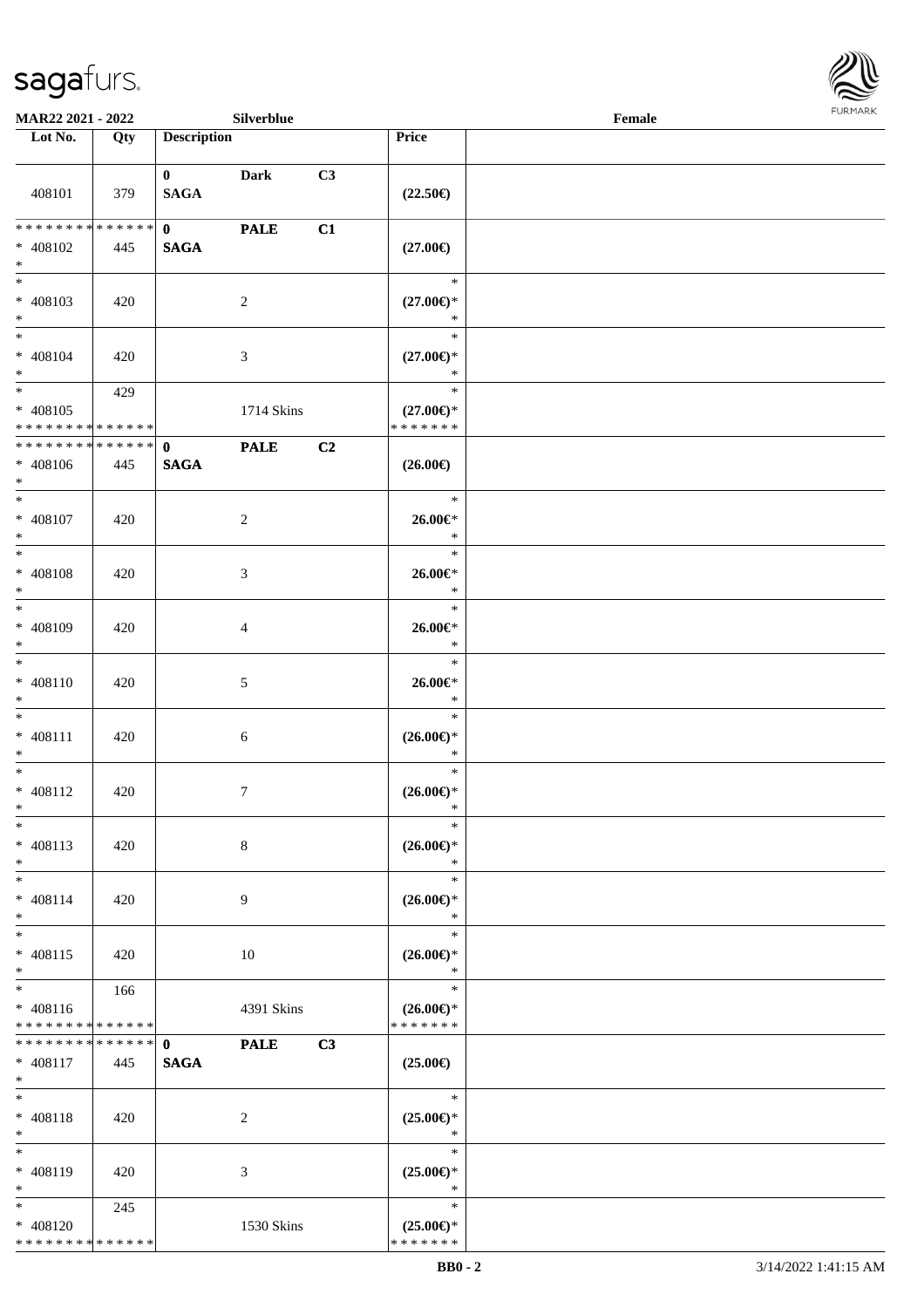| Lot No. | Qty | Description | | | Price | |
|---|---|---|---|---|---|---|
| 408101 | 379 | 0 SAGA | Dark | C3 | (22.50€) | |
| * * * * * * * * * * * * * * * 408102 * | 445 | 0 SAGA | PALE | C1 | (27.00€) | |
| * * 408103 * | 420 | | 2 | | * (27.00€)* * | |
| * * 408104 * | 420 | | 3 | | * (27.00€)* * | |
| * * 408105 * * * * * * * * * * * * * * | 429 | | 1714 Skins | | * (27.00€)* * * * * * * * | |
| * * * * * * * * * * * * * * * 408106 * | 445 | 0 SAGA | PALE | C2 | (26.00€) | |
| * * 408107 * | 420 | | 2 | | * 26.00€* * | |
| * * 408108 * | 420 | | 3 | | * 26.00€* * | |
| * * 408109 * | 420 | | 4 | | * 26.00€* * | |
| * * 408110 * | 420 | | 5 | | * 26.00€* * | |
| * * 408111 * | 420 | | 6 | | * (26.00€)* * | |
| * * 408112 * | 420 | | 7 | | * (26.00€)* * | |
| * * 408113 * | 420 | | 8 | | * (26.00€)* * | |
| * * 408114 * | 420 | | 9 | | * (26.00€)* * | |
| * * 408115 * | 420 | | 10 | | * (26.00€)* * | |
| * * 408116 * * * * * * * * * * * * * * | 166 | | 4391 Skins | | * (26.00€)* * * * * * * * | |
| * * * * * * * * * * * * * * * 408117 * | 445 | 0 SAGA | PALE | C3 | (25.00€) | |
| * * 408118 * | 420 | | 2 | | * (25.00€)* * | |
| * * 408119 * | 420 | | 3 | | * (25.00€)* * | |
| * * 408120 * * * * * * * * * * * * * * | 245 | | 1530 Skins | | * (25.00€)* * * * * * * * | |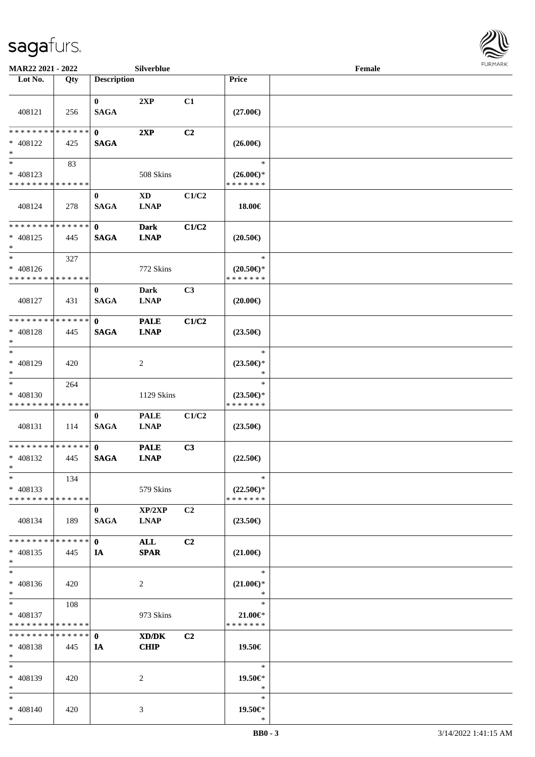MAR22 2021 - 2022 Silverblue Female

| Lot No. | Qty | Description | | | Price | |
|---|---|---|---|---|---|---|
| 408121 | 256 | 0<br>SAGA | 2XP | C1 | (27.00€) | |
| * * * * * * * * * * * * * *<br>* 408122<br>* | 425 | 0<br>SAGA | 2XP | C2 | (26.00€) | |
| *<br>* 408123<br>* * * * * * * * * * * * * * | 83 | | 508 Skins | | *<br>(26.00€)*<br>* * * * * * * | |
| 408124 | 278 | 0<br>SAGA | XD<br>LNAP | C1/C2 | 18.00€ | |
| * * * * * * * * * * * * * *<br>* 408125<br>* | 445 | 0<br>SAGA | Dark<br>LNAP | C1/C2 | (20.50€) | |
| *<br>* 408126<br>* * * * * * * * * * * * * * | 327 | | 772 Skins | | *<br>(20.50€)*<br>* * * * * * * | |
| 408127 | 431 | 0<br>SAGA | Dark<br>LNAP | C3 | (20.00€) | |
| * * * * * * * * * * * * * *<br>* 408128<br>* | 445 | 0<br>SAGA | PALE<br>LNAP | C1/C2 | (23.50€) | |
| *<br>* 408129<br>* | 420 | | 2 | | *<br>(23.50€)*<br>* | |
| *<br>* 408130<br>* * * * * * * * * * * * * * | 264 | | 1129 Skins | | *<br>(23.50€)*<br>* * * * * * * | |
| 408131 | 114 | 0<br>SAGA | PALE<br>LNAP | C1/C2 | (23.50€) | |
| * * * * * * * * * * * * * *<br>* 408132<br>* | 445 | 0<br>SAGA | PALE<br>LNAP | C3 | (22.50€) | |
| *<br>* 408133<br>* * * * * * * * * * * * * * | 134 | | 579 Skins | | *<br>(22.50€)*<br>* * * * * * * | |
| 408134 | 189 | 0<br>SAGA | XP/2XP<br>LNAP | C2 | (23.50€) | |
| * * * * * * * * * * * * * *<br>* 408135<br>* | 445 | 0<br>IA | ALL<br>SPAR | C2 | (21.00€) | |
| *<br>* 408136<br>* | 420 | | 2 | | *<br>(21.00€)*<br>* | |
| *<br>* 408137<br>* * * * * * * * * * * * * * | 108 | | 973 Skins | | *<br>21.00€*<br>* * * * * * * | |
| * * * * * * * * * * * * * *<br>* 408138<br>* | 445 | 0<br>IA | XD/DK<br>CHIP | C2 | 19.50€ | |
| *<br>* 408139<br>* | 420 | | 2 | | *<br>19.50€*<br>* | |
| *<br>* 408140<br>* | 420 | | 3 | | *<br>19.50€*<br>* | |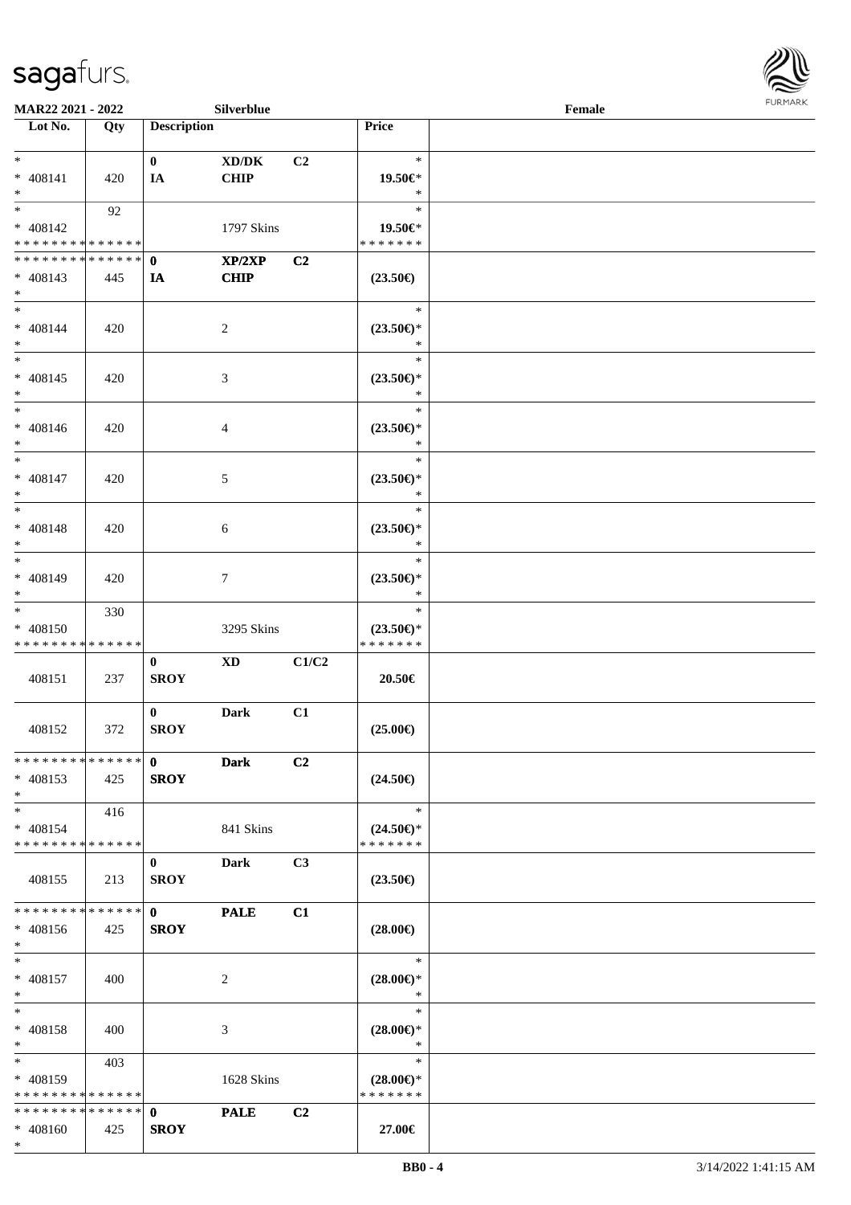MAR22 2021 - 2022 | Silverblue | Female

| Lot No. | Qty | Description | | | Price | |
|---|---|---|---|---|---|---|
| * | | 0 | XD/DK | C2 | * | |
| * 408141 | 420 | IA | CHIP | | 19.50€* | |
| * | | | | | * | |
| * | 92 | | | | * | |
| * 408142 | | | 1797 Skins | | 19.50€* | |
| * * * * * * * * * * * * * * | | | | | * * * * * * * | |
| * * * * * * * * * * * * * * | | 0 | XP/2XP | C2 | | |
| * 408143 | 445 | IA | CHIP | | (23.50€) | |
| * | | | | | | |
| * | | | | | * | |
| * 408144 | 420 | | 2 | | (23.50€)* | |
| * | | | | | * | |
| * | | | | | * | |
| * 408145 | 420 | | 3 | | (23.50€)* | |
| * | | | | | * | |
| * | | | | | * | |
| * 408146 | 420 | | 4 | | (23.50€)* | |
| * | | | | | * | |
| * | | | | | * | |
| * 408147 | 420 | | 5 | | (23.50€)* | |
| * | | | | | * | |
| * | | | | | * | |
| * 408148 | 420 | | 6 | | (23.50€)* | |
| * | | | | | * | |
| * | | | | | * | |
| * 408149 | 420 | | 7 | | (23.50€)* | |
| * | | | | | * | |
| * | 330 | | | | * | |
| * 408150 | | | 3295 Skins | | (23.50€)* | |
| * * * * * * * * * * * * * * | | | | | * * * * * * * | |
| | | 0 | XD | C1/C2 | | |
| 408151 | 237 | SROY | | | 20.50€ | |
| | | 0 | Dark | C1 | | |
| 408152 | 372 | SROY | | | (25.00€) | |
| * * * * * * * * * * * * * * | | 0 | Dark | C2 | | |
| * 408153 | 425 | SROY | | | (24.50€) | |
| * | | | | | | |
| * | 416 | | | | * | |
| * 408154 | | | 841 Skins | | (24.50€)* | |
| * * * * * * * * * * * * * * | | | | | * * * * * * * | |
| | | 0 | Dark | C3 | | |
| 408155 | 213 | SROY | | | (23.50€) | |
| * * * * * * * * * * * * * * | | 0 | PALE | C1 | | |
| * 408156 | 425 | SROY | | | (28.00€) | |
| * | | | | | | |
| * | | | | | * | |
| * 408157 | 400 | | 2 | | (28.00€)* | |
| * | | | | | * | |
| * | | | | | * | |
| * 408158 | 400 | | 3 | | (28.00€)* | |
| * | | | | | * | |
| * | 403 | | | | * | |
| * 408159 | | | 1628 Skins | | (28.00€)* | |
| * * * * * * * * * * * * * * | | | | | * * * * * * * | |
| * * * * * * * * * * * * * * | | 0 | PALE | C2 | | |
| * 408160 | 425 | SROY | | | 27.00€ | |
| * | | | | | | |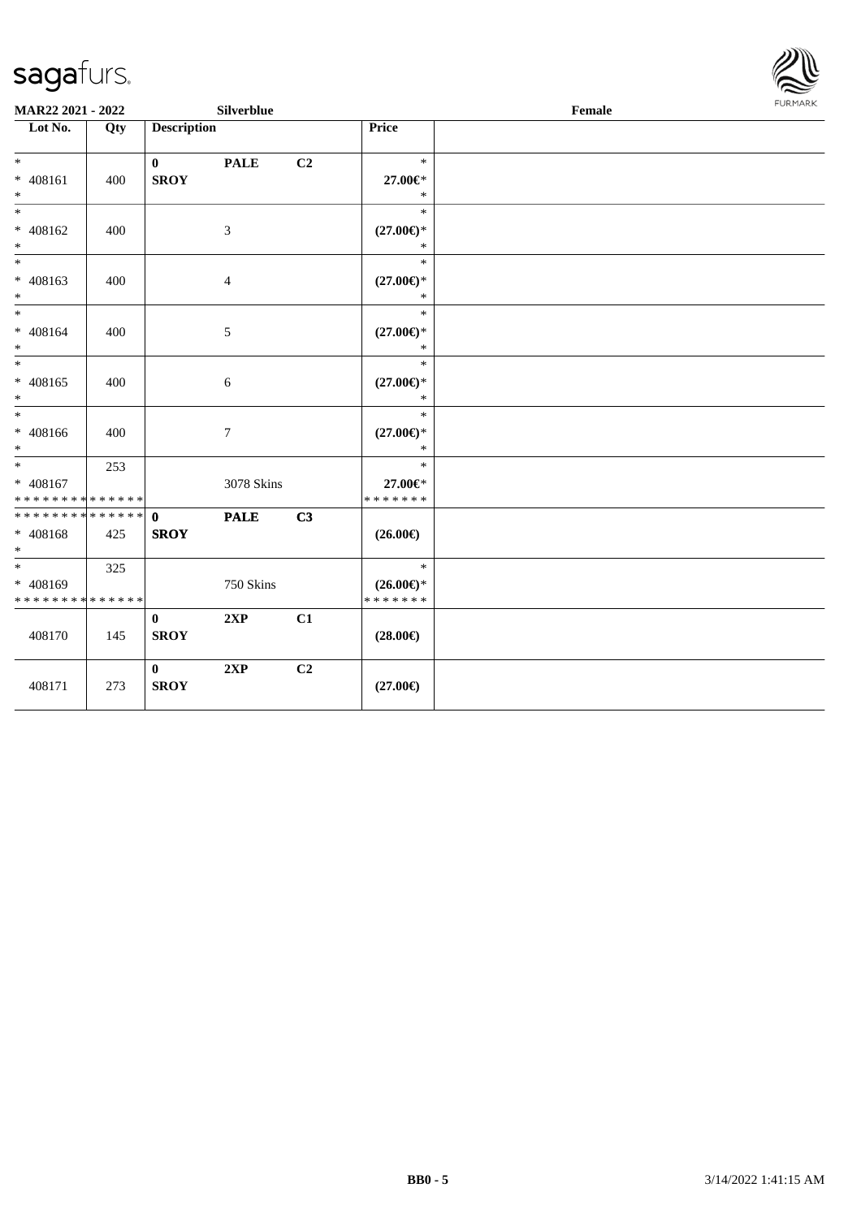MAR22 2021 - 2022 Silverblue Female

| Lot No. | Qty | Description | | | Price | |
|---|---|---|---|---|---|---|
| * <br> * 408161 <br> * | 400 | 0 <br> **SROY** | **PALE** | C2 | * <br> 27.00€* <br> * | |
| * <br> * 408162 <br> * | 400 | | 3 | | * <br> (27.00€)* <br> * | |
| * <br> * 408163 <br> * | 400 | | 4 | | * <br> (27.00€)* <br> * | |
| * <br> * 408164 <br> * | 400 | | 5 | | * <br> (27.00€)* <br> * | |
| * <br> * 408165 <br> * | 400 | | 6 | | * <br> (27.00€)* <br> * | |
| * <br> * 408166 <br> * | 400 | | 7 | | * <br> (27.00€)* <br> * | |
| * <br> * 408167 <br> * * * * * * * * * * * * * * | 253 | | 3078 Skins | | * <br> 27.00€* <br> * * * * * * * | |
| * * * * * * * * * * * * * * <br> * 408168 <br> * | 425 | 0 <br> **SROY** | **PALE** | C3 | (26.00€) | |
| * <br> * 408169 <br> * * * * * * * * * * * * * * | 325 | | 750 Skins | | * <br> (26.00€)* <br> * * * * * * * | |
| 408170 | 145 | 0 <br> **SROY** | **2XP** | C1 | (28.00€) | |
| 408171 | 273 | 0 <br> **SROY** | **2XP** | C2 | (27.00€) | |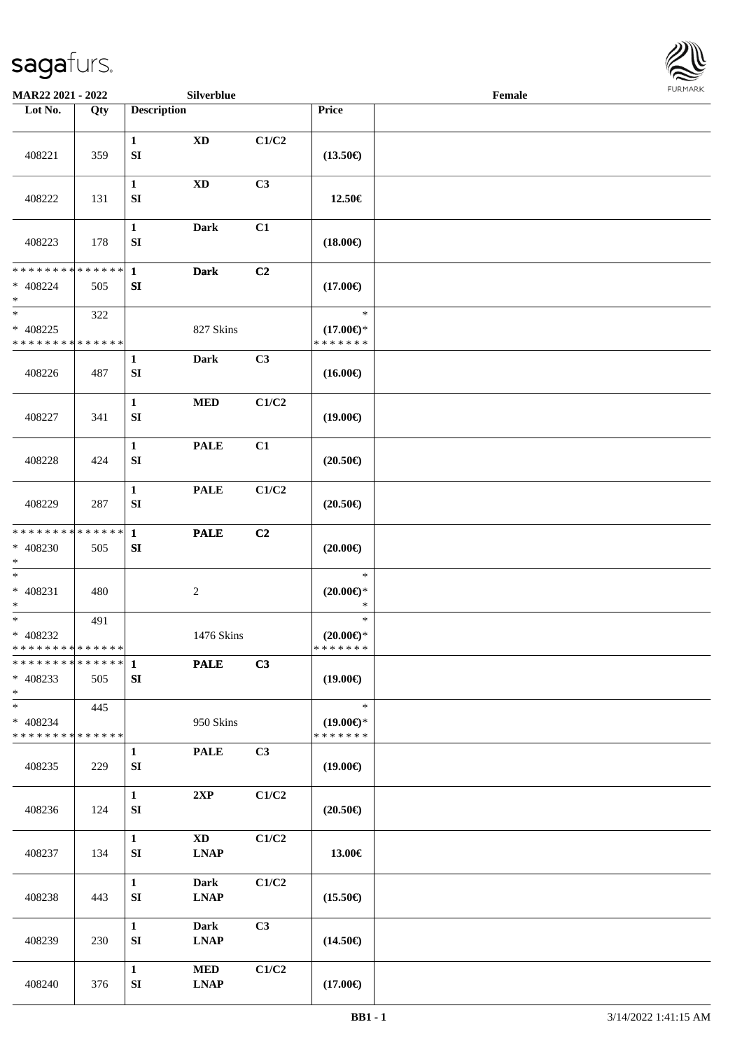| Lot No. | Qty | Description | | | Price | |
|---|---|---|---|---|---|---|
| 408221 | 359 | 1 SI | XD | C1/C2 | (13.50€) | |
| 408222 | 131 | 1 SI | XD | C3 | 12.50€ | |
| 408223 | 178 | 1 SI | Dark | C1 | (18.00€) | |
| * * * * * * * * * * * * * * * 408224 * | 505 | 1 SI | Dark | C2 | (17.00€) | |
| * * 408225 * * * * * * * * * * * * * * | 322 | | 827 Skins | | * (17.00€)* * * * * * * * | |
| 408226 | 487 | 1 SI | Dark | C3 | (16.00€) | |
| 408227 | 341 | 1 SI | MED | C1/C2 | (19.00€) | |
| 408228 | 424 | 1 SI | PALE | C1 | (20.50€) | |
| 408229 | 287 | 1 SI | PALE | C1/C2 | (20.50€) | |
| * * * * * * * * * * * * * * * 408230 * | 505 | 1 SI | PALE | C2 | (20.00€) | |
| * * 408231 * | 480 | | 2 | | * (20.00€)* * | |
| * * 408232 * * * * * * * * * * * * * * | 491 | | 1476 Skins | | * (20.00€)* * * * * * * * | |
| * * * * * * * * * * * * * * * 408233 * | 505 | 1 SI | PALE | C3 | (19.00€) | |
| * * 408234 * * * * * * * * * * * * * * | 445 | | 950 Skins | | * (19.00€)* * * * * * * * | |
| 408235 | 229 | 1 SI | PALE | C3 | (19.00€) | |
| 408236 | 124 | 1 SI | 2XP | C1/C2 | (20.50€) | |
| 408237 | 134 | 1 SI | XD LNAP | C1/C2 | 13.00€ | |
| 408238 | 443 | 1 SI | Dark LNAP | C1/C2 | (15.50€) | |
| 408239 | 230 | 1 SI | Dark LNAP | C3 | (14.50€) | |
| 408240 | 376 | 1 SI | MED LNAP | C1/C2 | (17.00€) | |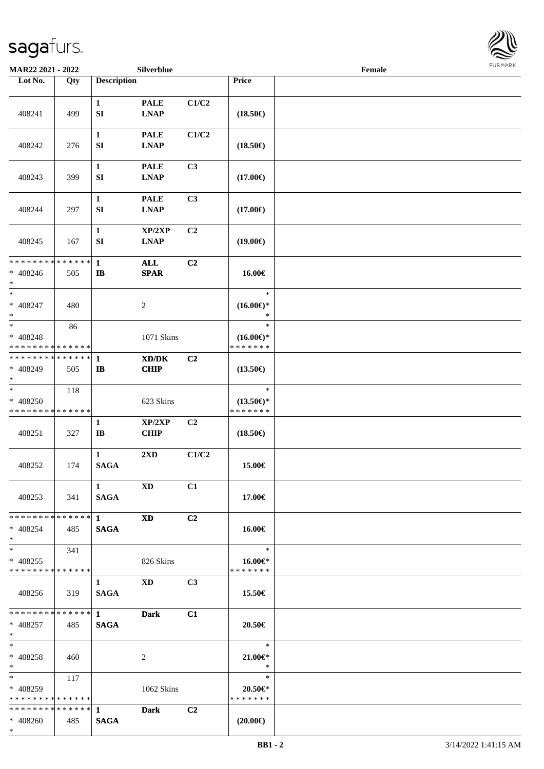MAR22 2021 - 2022 Silverblue Female

| Lot No. | Qty | Description | | | Price | |
|---|---|---|---|---|---|---|
| 408241 | 499 | 1 SI | PALE LNAP | C1/C2 | (18.50€) | |
| 408242 | 276 | 1 SI | PALE LNAP | C1/C2 | (18.50€) | |
| 408243 | 399 | 1 SI | PALE LNAP | C3 | (17.00€) | |
| 408244 | 297 | 1 SI | PALE LNAP | C3 | (17.00€) | |
| 408245 | 167 | 1 SI | XP/2XP LNAP | C2 | (19.00€) | |
| * * * * * * * * * * * * * * <br>* 408246<br>* | 505 | 1 IB | ALL SPAR | C2 | 16.00€ | |
| *<br>* 408247<br>* | 480 | | 2 | | *<br>(16.00€)*<br>* | |
| *<br>* 408248<br>* * * * * * * * * * * * * * | 86 | | 1071 Skins | | *<br>(16.00€)*<br>* * * * * * * | |
| * * * * * * * * * * * * * * <br>* 408249<br>* | 505 | 1 IB | XD/DK CHIP | C2 | (13.50€) | |
| *<br>* 408250<br>* * * * * * * * * * * * * * | 118 | | 623 Skins | | *<br>(13.50€)*<br>* * * * * * * | |
| 408251 | 327 | 1 IB | XP/2XP CHIP | C2 | (18.50€) | |
| 408252 | 174 | 1 SAGA | 2XD | C1/C2 | 15.00€ | |
| 408253 | 341 | 1 SAGA | XD | C1 | 17.00€ | |
| * * * * * * * * * * * * * * <br>* 408254<br>* | 485 | 1 SAGA | XD | C2 | 16.00€ | |
| *<br>* 408255<br>* * * * * * * * * * * * * * | 341 | | 826 Skins | | *<br>16.00€*<br>* * * * * * * | |
| 408256 | 319 | 1 SAGA | XD | C3 | 15.50€ | |
| * * * * * * * * * * * * * * <br>* 408257<br>* | 485 | 1 SAGA | Dark | C1 | 20.50€ | |
| *<br>* 408258<br>* | 460 | | 2 | | *<br>21.00€*<br>* | |
| *<br>* 408259<br>* * * * * * * * * * * * * * | 117 | | 1062 Skins | | *<br>20.50€*<br>* * * * * * * | |
| * * * * * * * * * * * * * * <br>* 408260<br>* | 485 | 1 SAGA | Dark | C2 | (20.00€) | |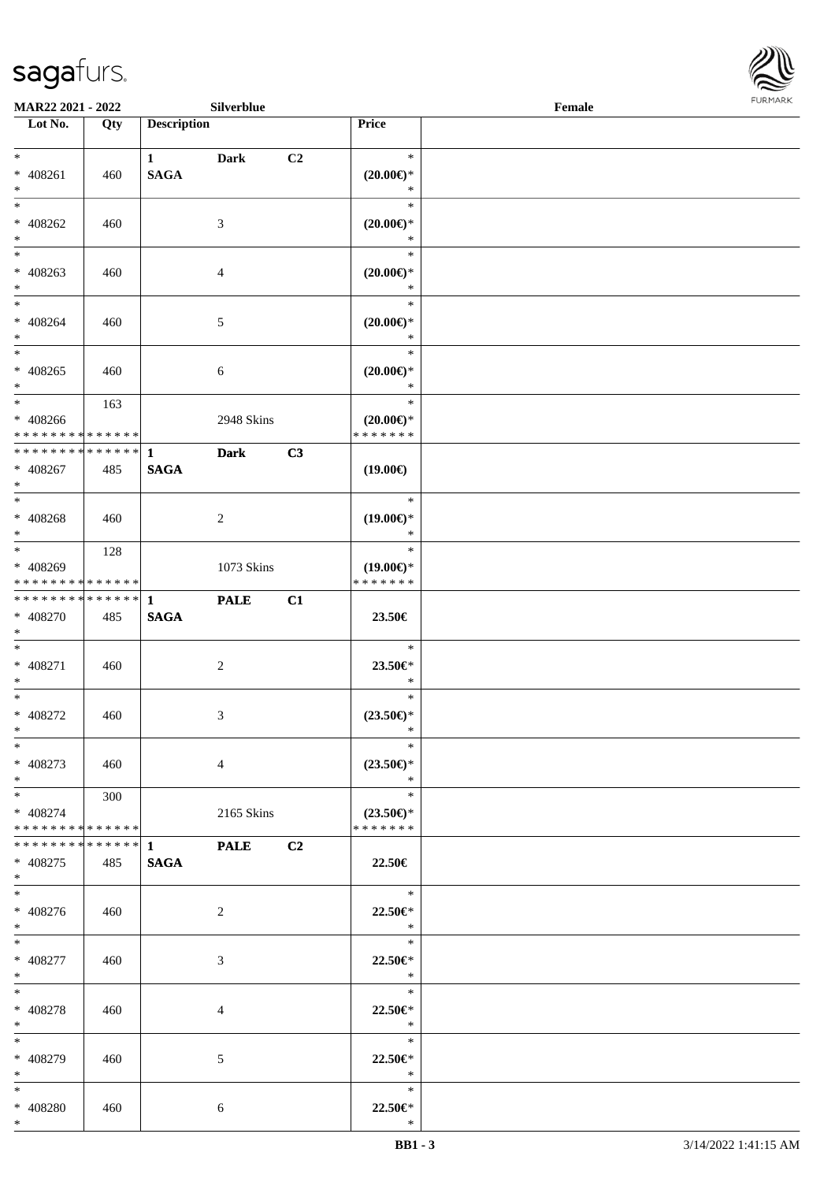MAR22 2021 - 2022 Silverblue Female

| Lot No. | Qty | Description | | | Price |
|---|---|---|---|---|---|
| * 408261 * | 460 | 1 SAGA | Dark | C2 | * (20.00€)* * |
| * 408262 * | 460 | | 3 | | * (20.00€)* * |
| * 408263 * | 460 | | 4 | | * (20.00€)* * |
| * 408264 * | 460 | | 5 | | * (20.00€)* * |
| * 408265 * | 460 | | 6 | | * (20.00€)* * |
| * 408266 * * * * * * * * * * * * * * | 163 | | 2948 Skins | | * (20.00€)* * * * * * * * |
| * * * * * * * * * * * * * * 408267 * | 485 | 1 SAGA | Dark | C3 | (19.00€) |
| * 408268 * | 460 | | 2 | | * (19.00€)* * |
| * 408269 * * * * * * * * * * * * * * | 128 | | 1073 Skins | | * (19.00€)* * * * * * * * |
| * * * * * * * * * * * * * * 408270 * | 485 | 1 SAGA | PALE | C1 | 23.50€ |
| * 408271 * | 460 | | 2 | | * 23.50€* * |
| * 408272 * | 460 | | 3 | | * (23.50€)* * |
| * 408273 * | 460 | | 4 | | * (23.50€)* * |
| * 408274 * * * * * * * * * * * * * * | 300 | | 2165 Skins | | * (23.50€)* * * * * * * * |
| * * * * * * * * * * * * * * 408275 * | 485 | 1 SAGA | PALE | C2 | 22.50€ |
| * 408276 * | 460 | | 2 | | * 22.50€* * |
| * 408277 * | 460 | | 3 | | * 22.50€* * |
| * 408278 * | 460 | | 4 | | * 22.50€* * |
| * 408279 * | 460 | | 5 | | * 22.50€* * |
| * 408280 * | 460 | | 6 | | * 22.50€* * |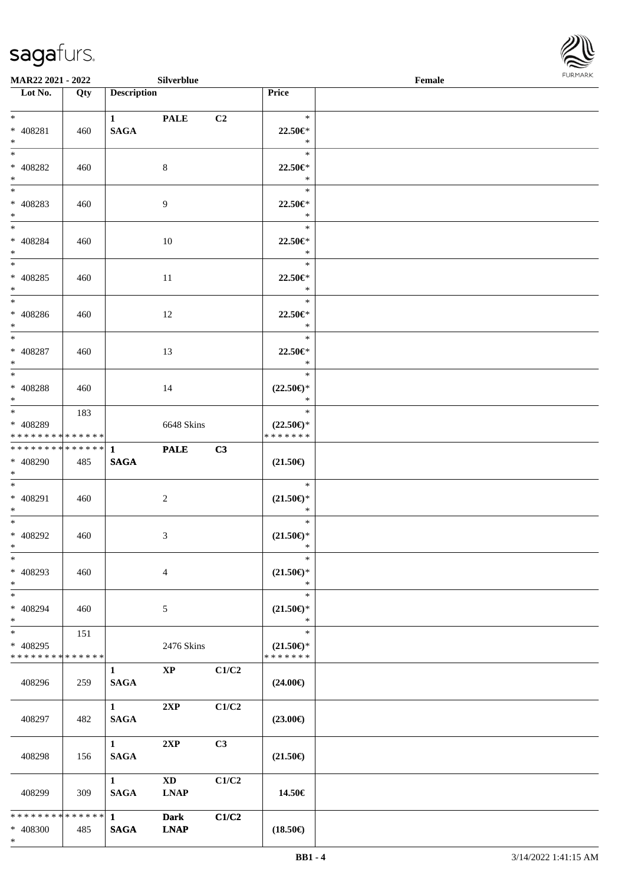MAR22 2021 - 2022 Silverblue Female

| Lot No. | Qty | Description | | | Price | |
|---|---|---|---|---|---|---|
| * | | 1 | PALE | C2 | * | |
| * 408281 | 460 | SAGA | | | 22.50€* | |
| * | | | | | * | |
| * | | | | | * | |
| * 408282 | 460 | | 8 | | 22.50€* | |
| * | | | | | * | |
| * | | | | | * | |
| * 408283 | 460 | | 9 | | 22.50€* | |
| * | | | | | * | |
| * | | | | | * | |
| * 408284 | 460 | | 10 | | 22.50€* | |
| * | | | | | * | |
| * | | | | | * | |
| * 408285 | 460 | | 11 | | 22.50€* | |
| * | | | | | * | |
| * | | | | | * | |
| * 408286 | 460 | | 12 | | 22.50€* | |
| * | | | | | * | |
| * | | | | | * | |
| * 408287 | 460 | | 13 | | 22.50€* | |
| * | | | | | * | |
| * | | | | | * | |
| * 408288 | 460 | | 14 | | (22.50€)* | |
| * | | | | | * | |
| * | 183 | | | | * | |
| * 408289 | | | 6648 Skins | | (22.50€)* | |
| * * * * * * * * * * * * * * | | | | | * * * * * * * | |
| * * * * * * * * * * * * * * | | 1 | PALE | C3 | | |
| * 408290 | 485 | SAGA | | | (21.50€) | |
| * | | | | | | |
| * | | | | | * | |
| * 408291 | 460 | | 2 | | (21.50€)* | |
| * | | | | | * | |
| * | | | | | * | |
| * 408292 | 460 | | 3 | | (21.50€)* | |
| * | | | | | * | |
| * | | | | | * | |
| * 408293 | 460 | | 4 | | (21.50€)* | |
| * | | | | | * | |
| * | | | | | * | |
| * 408294 | 460 | | 5 | | (21.50€)* | |
| * | | | | | * | |
| * | 151 | | | | * | |
| * 408295 | | | 2476 Skins | | (21.50€)* | |
| * * * * * * * * * * * * * * | | | | | * * * * * * * | |
| | | 1 | XP | C1/C2 | | |
| 408296 | 259 | SAGA | | | (24.00€) | |
| | | 1 | 2XP | C1/C2 | | |
| 408297 | 482 | SAGA | | | (23.00€) | |
| | | 1 | 2XP | C3 | | |
| 408298 | 156 | SAGA | | | (21.50€) | |
| | | 1 | XD | C1/C2 | | |
| 408299 | 309 | SAGA | LNAP | | 14.50€ | |
| * * * * * * * * * * * * * * | | 1 | Dark | C1/C2 | | |
| * 408300 | 485 | SAGA | LNAP | | (18.50€) | |
| * | | | | | | |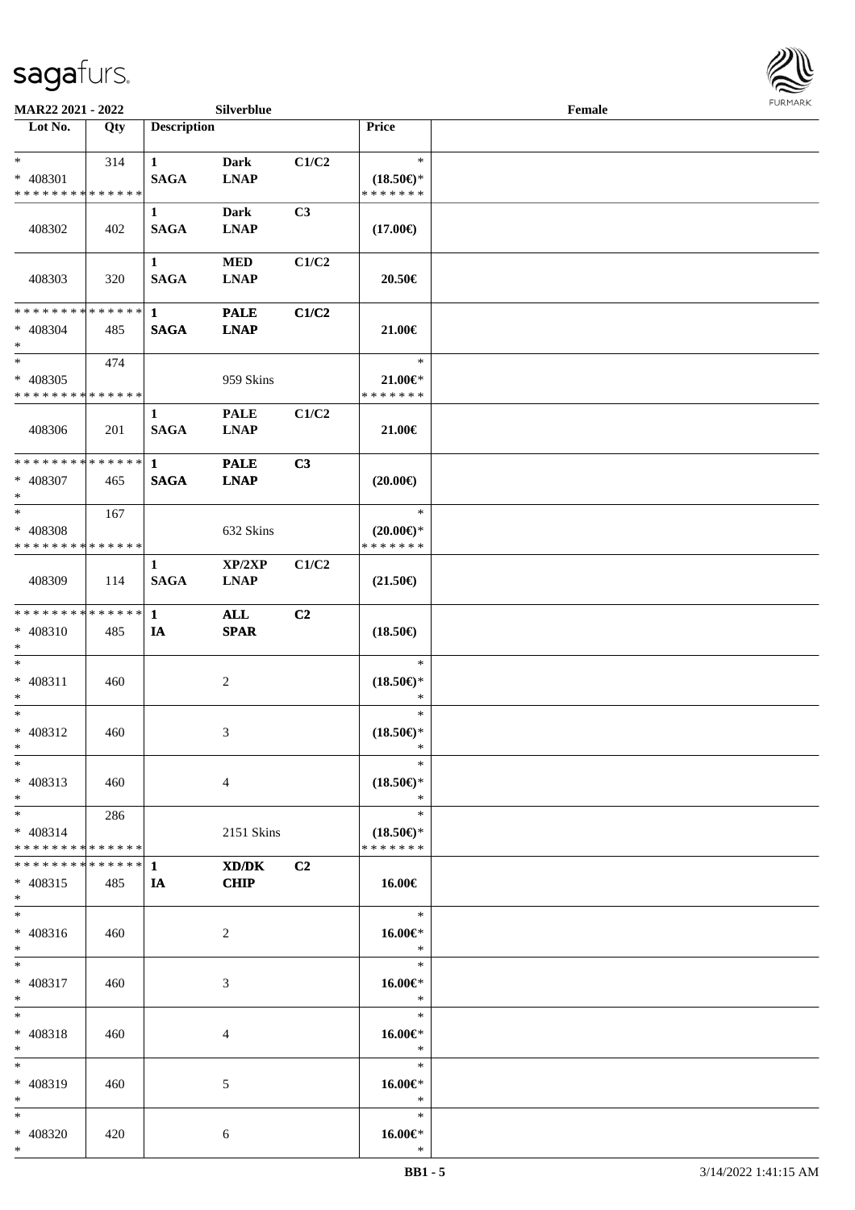MAR22 2021 - 2022 Silverblue Female

| Lot No. | Qty | Description | | | Price | |
|---|---|---|---|---|---|---|
| * | 314 | 1 | Dark | C1/C2 | * | |
| * 408301 | | SAGA | LNAP | | (18.50€)* | |
| * * * * * * * * * * * * * * | | | | | * * * * * * * | |
| | | 1 | Dark | C3 | | |
| 408302 | 402 | SAGA | LNAP | | (17.00€) | |
| | | 1 | MED | C1/C2 | | |
| 408303 | 320 | SAGA | LNAP | | 20.50€ | |
| * * * * * * * * * * * * * * | | 1 | PALE | C1/C2 | | |
| * 408304 | 485 | SAGA | LNAP | | 21.00€ | |
| * | | | | | | |
| * | 474 | | | | * | |
| * 408305 | | | 959 Skins | | 21.00€* | |
| * * * * * * * * * * * * * * | | | | | * * * * * * * | |
| | | 1 | PALE | C1/C2 | | |
| 408306 | 201 | SAGA | LNAP | | 21.00€ | |
| * * * * * * * * * * * * * * | | 1 | PALE | C3 | | |
| * 408307 | 465 | SAGA | LNAP | | (20.00€) | |
| * | | | | | | |
| * | 167 | | | | * | |
| * 408308 | | | 632 Skins | | (20.00€)* | |
| * * * * * * * * * * * * * * | | | | | * * * * * * * | |
| | | 1 | XP/2XP | C1/C2 | | |
| 408309 | 114 | SAGA | LNAP | | (21.50€) | |
| * * * * * * * * * * * * * * | | 1 | ALL | C2 | | |
| * 408310 | 485 | IA | SPAR | | (18.50€) | |
| * | | | | | | |
| * | | | | | * | |
| * 408311 | 460 | | 2 | | (18.50€)* | |
| * | | | | | * | |
| * | | | | | * | |
| * 408312 | 460 | | 3 | | (18.50€)* | |
| * | | | | | * | |
| * | | | | | * | |
| * 408313 | 460 | | 4 | | (18.50€)* | |
| * | | | | | * | |
| * | 286 | | | | * | |
| * 408314 | | | 2151 Skins | | (18.50€)* | |
| * * * * * * * * * * * * * * | | | | | * * * * * * * | |
| * * * * * * * * * * * * * * | | 1 | XD/DK | C2 | | |
| * 408315 | 485 | IA | CHIP | | 16.00€ | |
| * | | | | | | |
| * | | | | | * | |
| * 408316 | 460 | | 2 | | 16.00€* | |
| * | | | | | * | |
| * | | | | | * | |
| * 408317 | 460 | | 3 | | 16.00€* | |
| * | | | | | * | |
| * | | | | | * | |
| * 408318 | 460 | | 4 | | 16.00€* | |
| * | | | | | * | |
| * | | | | | * | |
| * 408319 | 460 | | 5 | | 16.00€* | |
| * | | | | | * | |
| * | | | | | * | |
| * 408320 | 420 | | 6 | | 16.00€* | |
| * | | | | | * | |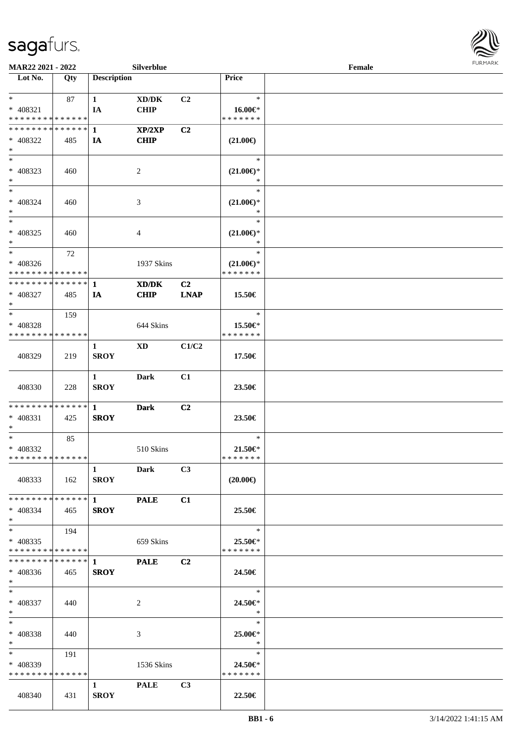**MAR22 2021 - 2022** **Silverblue** **Female**

| Lot No. | Qty | Description | | | Price |
|---|---|---|---|---|---|
| * | 87 | 1 | XD/DK | C2 | * |
| * 408321 | | IA | CHIP | | 16.00€* |
| * * * * * * * * * * * * * * | | | | | * * * * * * * |
| * * * * * * * * * * * * * * | | 1 | XP/2XP | C2 | |
| * 408322 | 485 | IA | CHIP | | (21.00€) |
| * | | | | | |
| * | | | | | * |
| * 408323 | 460 | | 2 | | (21.00€)* |
| * | | | | | * |
| * | | | | | * |
| * 408324 | 460 | | 3 | | (21.00€)* |
| * | | | | | * |
| * | | | | | * |
| * 408325 | 460 | | 4 | | (21.00€)* |
| * | | | | | * |
| * | 72 | | | | * |
| * 408326 | | | 1937 Skins | | (21.00€)* |
| * * * * * * * * * * * * * * | | | | | * * * * * * * |
| * * * * * * * * * * * * * * | | 1 | XD/DK | C2 | |
| * 408327 | 485 | IA | CHIP | LNAP | 15.50€ |
| * | | | | | |
| * | 159 | | | | * |
| * 408328 | | | 644 Skins | | 15.50€* |
| * * * * * * * * * * * * * * | | | | | * * * * * * * |
| | | 1 | XD | C1/C2 | |
| 408329 | 219 | SROY | | | 17.50€ |
| | | 1 | Dark | C1 | |
| 408330 | 228 | SROY | | | 23.50€ |
| * * * * * * * * * * * * * * | | 1 | Dark | C2 | |
| * 408331 | 425 | SROY | | | 23.50€ |
| * | | | | | |
| * | 85 | | | | * |
| * 408332 | | | 510 Skins | | 21.50€* |
| * * * * * * * * * * * * * * | | | | | * * * * * * * |
| | | 1 | Dark | C3 | |
| 408333 | 162 | SROY | | | (20.00€) |
| * * * * * * * * * * * * * * | | 1 | PALE | C1 | |
| * 408334 | 465 | SROY | | | 25.50€ |
| * | | | | | |
| * | 194 | | | | * |
| * 408335 | | | 659 Skins | | 25.50€* |
| * * * * * * * * * * * * * * | | | | | * * * * * * * |
| * * * * * * * * * * * * * * | | 1 | PALE | C2 | |
| * 408336 | 465 | SROY | | | 24.50€ |
| * | | | | | |
| * | | | | | * |
| * 408337 | 440 | | 2 | | 24.50€* |
| * | | | | | * |
| * | | | | | * |
| * 408338 | 440 | | 3 | | 25.00€* |
| * | | | | | * |
| * | 191 | | | | * |
| * 408339 | | | 1536 Skins | | 24.50€* |
| * * * * * * * * * * * * * * | | | | | * * * * * * * |
| | | 1 | PALE | C3 | |
| 408340 | 431 | SROY | | | 22.50€ |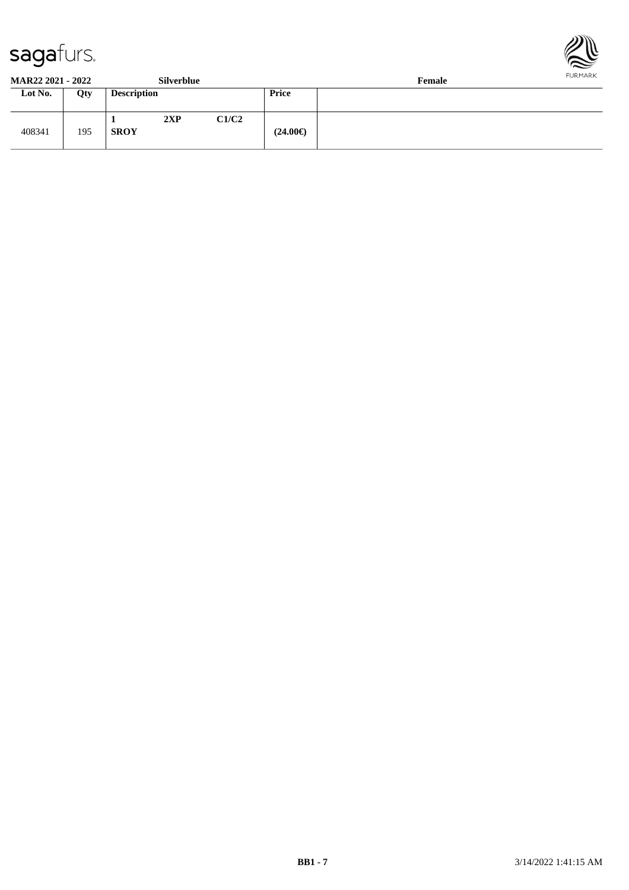**MAR22 2021 - 2022** **Silverblue** **Female**

| Lot No. | Qty | Description | | | Price | |
|---|---|---|---|---|---|---|
| 408341 | 195 | **1** **SROY** | **2XP** | **C1/C2** | **(24.00€)** | |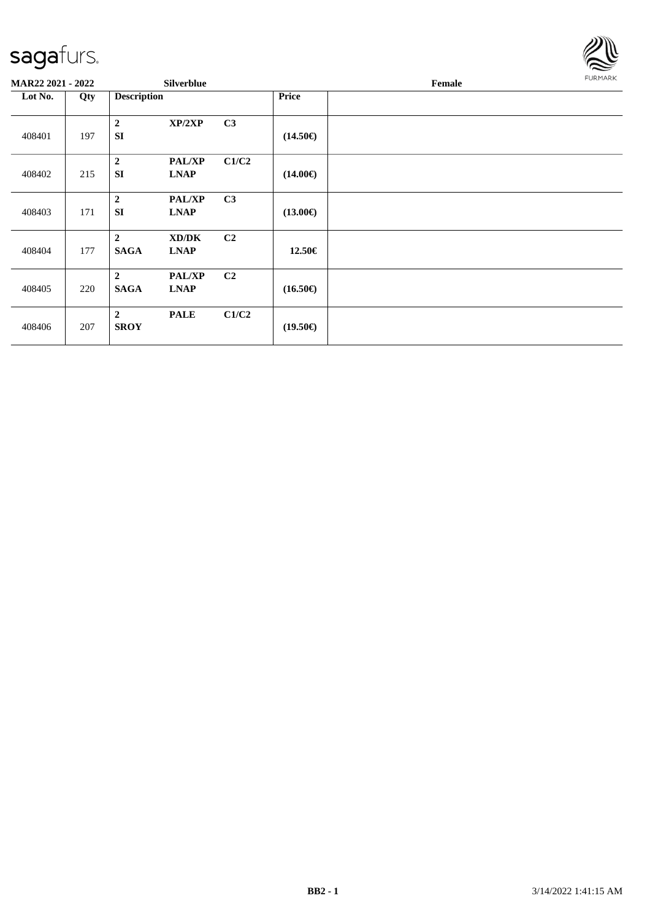**MAR22 2021 - 2022** **Silverblue** **Female**

| Lot No. | Qty | Description | | | Price | |
|---|---|---|---|---|---|---|
| 408401 | 197 | **2** **SI** | **XP/2XP** | **C3** | **(14.50€)** | |
| 408402 | 215 | **2** **SI** | **PAL/XP** **LNAP** | **C1/C2** | **(14.00€)** | |
| 408403 | 171 | **2** **SI** | **PAL/XP** **LNAP** | **C3** | **(13.00€)** | |
| 408404 | 177 | **2** **SAGA** | **XD/DK** **LNAP** | **C2** | **12.50€** | |
| 408405 | 220 | **2** **SAGA** | **PAL/XP** **LNAP** | **C2** | **(16.50€)** | |
| 408406 | 207 | **2** **SROY** | **PALE** | **C1/C2** | **(19.50€)** | |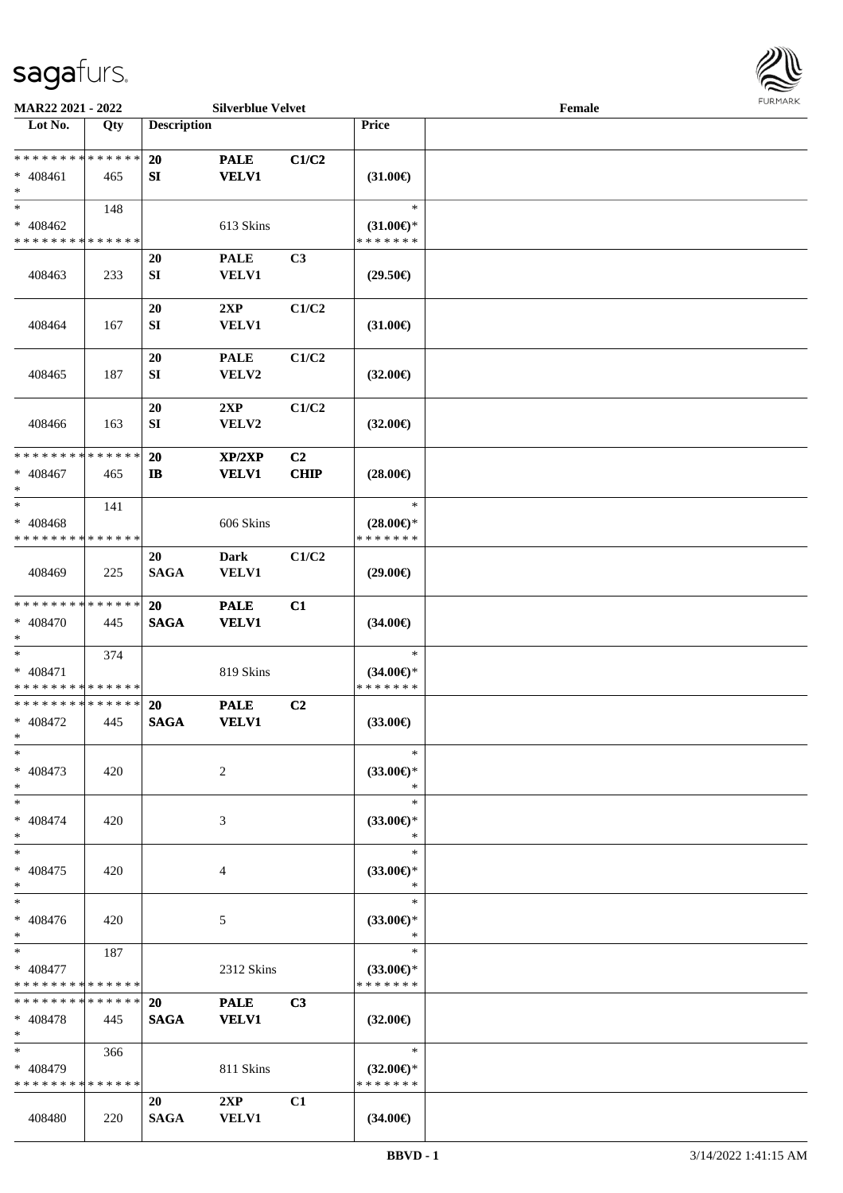MAR22 2021 - 2022 | Silverblue Velvet | Female

| Lot No. | Qty | Description | | | Price | |
|---|---|---|---|---|---|---|
| * * * * * * * * * * * * * * | | 20 | PALE | C1/C2 | | |
| * 408461 | 465 | SI | VELV1 | | (31.00€) | |
| * | | | | | | |
| * | 148 | | | | * | |
| * 408462 | | | 613 Skins | | (31.00€)* | |
| * * * * * * * * * * * * * * | | | | | * * * * * * * | |
| | | 20 | PALE | C3 | | |
| 408463 | 233 | SI | VELV1 | | (29.50€) | |
| | | 20 | 2XP | C1/C2 | | |
| 408464 | 167 | SI | VELV1 | | (31.00€) | |
| | | 20 | PALE | C1/C2 | | |
| 408465 | 187 | SI | VELV2 | | (32.00€) | |
| | | 20 | 2XP | C1/C2 | | |
| 408466 | 163 | SI | VELV2 | | (32.00€) | |
| * * * * * * * * * * * * * * | | 20 | XP/2XP | C2 | | |
| * 408467 | 465 | IB | VELV1 | CHIP | (28.00€) | |
| * | | | | | | |
| * | 141 | | | | * | |
| * 408468 | | | 606 Skins | | (28.00€)* | |
| * * * * * * * * * * * * * * | | | | | * * * * * * * | |
| | | 20 | Dark | C1/C2 | | |
| 408469 | 225 | SAGA | VELV1 | | (29.00€) | |
| * * * * * * * * * * * * * * | | 20 | PALE | C1 | | |
| * 408470 | 445 | SAGA | VELV1 | | (34.00€) | |
| * | | | | | | |
| * | 374 | | | | * | |
| * 408471 | | | 819 Skins | | (34.00€)* | |
| * * * * * * * * * * * * * * | | | | | * * * * * * * | |
| * * * * * * * * * * * * * * | | 20 | PALE | C2 | | |
| * 408472 | 445 | SAGA | VELV1 | | (33.00€) | |
| * | | | | | | |
| * | | | | | * | |
| * 408473 | 420 | | 2 | | (33.00€)* | |
| * | | | | | * | |
| * | | | | | * | |
| * 408474 | 420 | | 3 | | (33.00€)* | |
| * | | | | | * | |
| * | | | | | * | |
| * 408475 | 420 | | 4 | | (33.00€)* | |
| * | | | | | * | |
| * | | | | | * | |
| * 408476 | 420 | | 5 | | (33.00€)* | |
| * | | | | | * | |
| * | 187 | | | | * | |
| * 408477 | | | 2312 Skins | | (33.00€)* | |
| * * * * * * * * * * * * * * | | | | | * * * * * * * | |
| * * * * * * * * * * * * * * | | 20 | PALE | C3 | | |
| * 408478 | 445 | SAGA | VELV1 | | (32.00€) | |
| * | | | | | | |
| * | 366 | | | | * | |
| * 408479 | | | 811 Skins | | (32.00€)* | |
| * * * * * * * * * * * * * * | | | | | * * * * * * * | |
| | | 20 | 2XP | C1 | | |
| 408480 | 220 | SAGA | VELV1 | | (34.00€) | |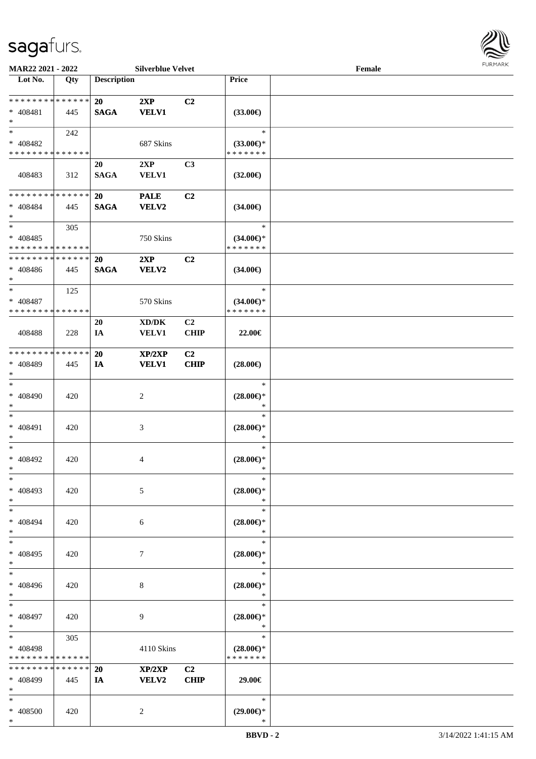**MAR22 2021 - 2022** **Silverblue Velvet** **Female**

| Lot No. | Qty | Description | | | Price | |
|---|---|---|---|---|---|---|
| * * * * * * * * * * * * * * | | 20 | 2XP | C2 | | |
| * 408481 | 445 | SAGA | VELV1 | | (33.00€) | |
| * | | | | | | |
| * | 242 | | | | * | |
| * 408482 | | | 687 Skins | | (33.00€)* | |
| * * * * * * * * * * * * * * | | | | | * * * * * * * | |
| | | 20 | 2XP | C3 | | |
| 408483 | 312 | SAGA | VELV1 | | (32.00€) | |
| * * * * * * * * * * * * * * | | 20 | PALE | C2 | | |
| * 408484 | 445 | SAGA | VELV2 | | (34.00€) | |
| * | | | | | | |
| * | 305 | | | | * | |
| * 408485 | | | 750 Skins | | (34.00€)* | |
| * * * * * * * * * * * * * * | | | | | * * * * * * * | |
| * * * * * * * * * * * * * * | | 20 | 2XP | C2 | | |
| * 408486 | 445 | SAGA | VELV2 | | (34.00€) | |
| * | | | | | | |
| * | 125 | | | | * | |
| * 408487 | | | 570 Skins | | (34.00€)* | |
| * * * * * * * * * * * * * * | | | | | * * * * * * * | |
| | | 20 | XD/DK | C2 | | |
| 408488 | 228 | IA | VELV1 | CHIP | 22.00€ | |
| * * * * * * * * * * * * * * | | 20 | XP/2XP | C2 | | |
| * 408489 | 445 | IA | VELV1 | CHIP | (28.00€) | |
| * | | | | | | |
| * | | | | | * | |
| * 408490 | 420 | | 2 | | (28.00€)* | |
| * | | | | | * | |
| * | | | | | * | |
| * 408491 | 420 | | 3 | | (28.00€)* | |
| * | | | | | * | |
| * | | | | | * | |
| * 408492 | 420 | | 4 | | (28.00€)* | |
| * | | | | | * | |
| * | | | | | * | |
| * 408493 | 420 | | 5 | | (28.00€)* | |
| * | | | | | * | |
| * | | | | | * | |
| * 408494 | 420 | | 6 | | (28.00€)* | |
| * | | | | | * | |
| * | | | | | * | |
| * 408495 | 420 | | 7 | | (28.00€)* | |
| * | | | | | * | |
| * | | | | | * | |
| * 408496 | 420 | | 8 | | (28.00€)* | |
| * | | | | | * | |
| * | | | | | * | |
| * 408497 | 420 | | 9 | | (28.00€)* | |
| * | | | | | * | |
| * | 305 | | | | * | |
| * 408498 | | | 4110 Skins | | (28.00€)* | |
| * * * * * * * * * * * * * * | | | | | * * * * * * * | |
| * * * * * * * * * * * * * * | | 20 | XP/2XP | C2 | | |
| * 408499 | 445 | IA | VELV2 | CHIP | 29.00€ | |
| * | | | | | | |
| * | | | | | * | |
| * 408500 | 420 | | 2 | | (29.00€)* | |
| * | | | | | * | |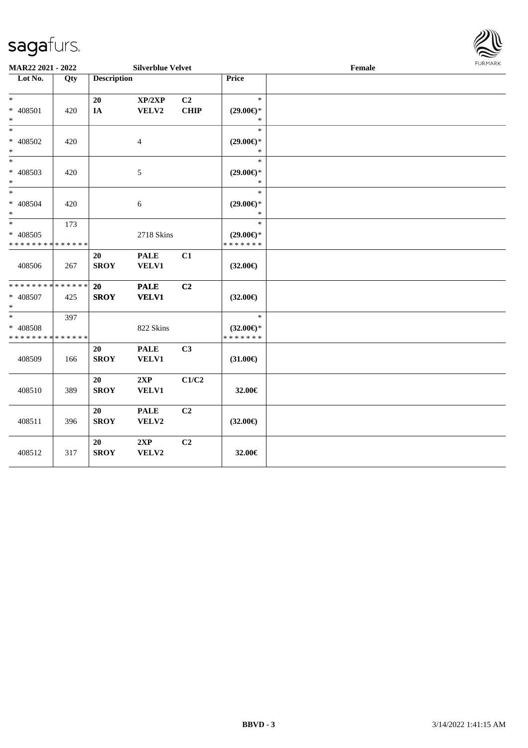**MAR22 2021 - 2022** | **Silverblue Velvet** | **Female**

| Lot No. | Qty | Description | | | Price | |
|---|---|---|---|---|---|---|
| * | | 20 | XP/2XP | C2 | * | |
| * 408501 | 420 | IA | VELV2 | CHIP | (29.00€)* | |
| * | | | | | * | |
| * | | | | | * | |
| * 408502 | 420 | | 4 | | (29.00€)* | |
| * | | | | | * | |
| * | | | | | * | |
| * 408503 | 420 | | 5 | | (29.00€)* | |
| * | | | | | * | |
| * | | | | | * | |
| * 408504 | 420 | | 6 | | (29.00€)* | |
| * | | | | | * | |
| * | 173 | | | | * | |
| * 408505 | | | 2718 Skins | | (29.00€)* | |
| * * * * * * * * * * * * * * | | | | | * * * * * * * | |
| | | 20 | PALE | C1 | | |
| 408506 | 267 | SROY | VELV1 | | (32.00€) | |
| * * * * * * * * * * * * * * | | 20 | PALE | C2 | | |
| * 408507 | 425 | SROY | VELV1 | | (32.00€) | |
| * | | | | | | |
| * | 397 | | | | * | |
| * 408508 | | | 822 Skins | | (32.00€)* | |
| * * * * * * * * * * * * * * | | | | | * * * * * * * | |
| | | 20 | PALE | C3 | | |
| 408509 | 166 | SROY | VELV1 | | (31.00€) | |
| | | 20 | 2XP | C1/C2 | | |
| 408510 | 389 | SROY | VELV1 | | 32.00€ | |
| | | 20 | PALE | C2 | | |
| 408511 | 396 | SROY | VELV2 | | (32.00€) | |
| | | 20 | 2XP | C2 | | |
| 408512 | 317 | SROY | VELV2 | | 32.00€ | |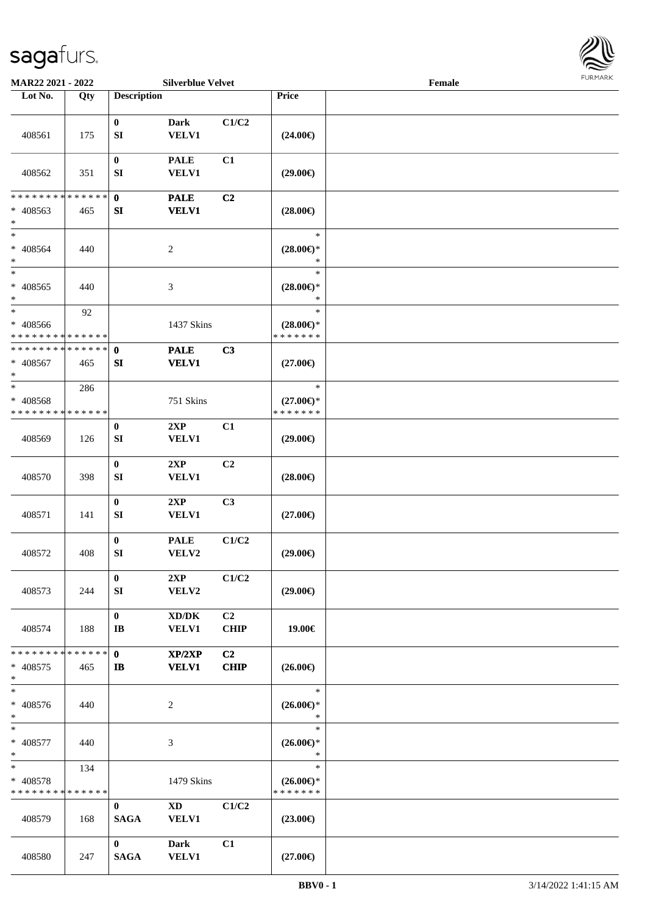**MAR22 2021 - 2022** | **Silverblue Velvet** | **Female**

| Lot No. | Qty | Description | | | Price | |
|---|---|---|---|---|---|---|
| 408561 | 175 | 0<br>SI | Dark<br>VELV1 | C1/C2 | (24.00€) | |
| 408562 | 351 | 0<br>SI | PALE<br>VELV1 | C1 | (29.00€) | |
| * * * * * * * * * * * * * *<br>* 408563<br>* | 465 | 0<br>SI | PALE<br>VELV1 | C2 | (28.00€) | |
| *<br>* 408564<br>* | 440 | | 2 | | *<br>(28.00€)*<br>* | |
| *<br>* 408565<br>* | 440 | | 3 | | *<br>(28.00€)*<br>* | |
| *<br>* 408566<br>* * * * * * * * * * * * * * | 92 | | 1437 Skins | | *<br>(28.00€)*<br>* * * * * * * | |
| * * * * * * * * * * * * * *<br>* 408567<br>* | 465 | 0<br>SI | PALE<br>VELV1 | C3 | (27.00€) | |
| *<br>* 408568<br>* * * * * * * * * * * * * * | 286 | | 751 Skins | | *<br>(27.00€)*<br>* * * * * * * | |
| 408569 | 126 | 0<br>SI | 2XP<br>VELV1 | C1 | (29.00€) | |
| 408570 | 398 | 0<br>SI | 2XP<br>VELV1 | C2 | (28.00€) | |
| 408571 | 141 | 0<br>SI | 2XP<br>VELV1 | C3 | (27.00€) | |
| 408572 | 408 | 0<br>SI | PALE<br>VELV2 | C1/C2 | (29.00€) | |
| 408573 | 244 | 0<br>SI | 2XP<br>VELV2 | C1/C2 | (29.00€) | |
| 408574 | 188 | 0<br>IB | XD/DK<br>VELV1 | C2<br>CHIP | 19.00€ | |
| * * * * * * * * * * * * * *<br>* 408575<br>* | 465 | 0<br>IB | XP/2XP<br>VELV1 | C2<br>CHIP | (26.00€) | |
| *<br>* 408576<br>* | 440 | | 2 | | *<br>(26.00€)*<br>* | |
| *<br>* 408577<br>* | 440 | | 3 | | *<br>(26.00€)*<br>* | |
| *<br>* 408578<br>* * * * * * * * * * * * * * | 134 | | 1479 Skins | | *<br>(26.00€)*<br>* * * * * * * | |
| 408579 | 168 | 0<br>SAGA | XD<br>VELV1 | C1/C2 | (23.00€) | |
| 408580 | 247 | 0<br>SAGA | Dark<br>VELV1 | C1 | (27.00€) | |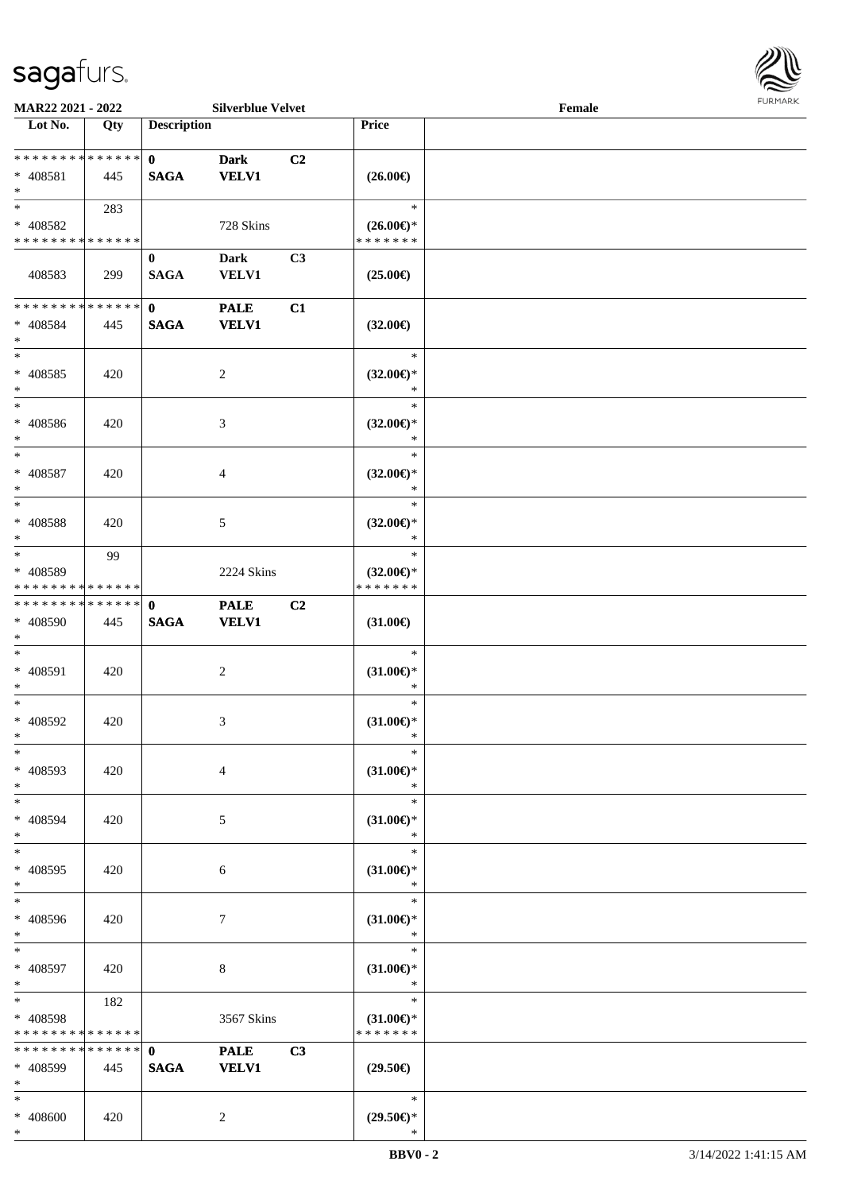**MAR22 2021 - 2022** | **Silverblue Velvet** | **Female**

| Lot No. | Qty | Description | | | Price | |
|---|---|---|---|---|---|---|
| * * * * * * * * * * * * * * | | 0 | Dark | C2 | | |
| * 408581 | 445 | SAGA | VELV1 | | (26.00€) | |
| * | | | | | | |
| * | 283 | | | | * | |
| * 408582 | | | 728 Skins | | (26.00€)* | |
| * * * * * * * * * * * * * * | | | | | * * * * * * * | |
| | | 0 | Dark | C3 | | |
| 408583 | 299 | SAGA | VELV1 | | (25.00€) | |
| * * * * * * * * * * * * * * | | 0 | PALE | C1 | | |
| * 408584 | 445 | SAGA | VELV1 | | (32.00€) | |
| * | | | | | | |
| * 408585 | 420 | | 2 | | (32.00€)* | |
| * 408586 | 420 | | 3 | | (32.00€)* | |
| * 408587 | 420 | | 4 | | (32.00€)* | |
| * 408588 | 420 | | 5 | | (32.00€)* | |
| * | 99 | | | | * | |
| * 408589 | | | 2224 Skins | | (32.00€)* | |
| * * * * * * * * * * * * * * | | | | | * * * * * * * | |
| * * * * * * * * * * * * * * | | 0 | PALE | C2 | | |
| * 408590 | 445 | SAGA | VELV1 | | (31.00€) | |
| * 408591 | 420 | | 2 | | (31.00€)* | |
| * 408592 | 420 | | 3 | | (31.00€)* | |
| * 408593 | 420 | | 4 | | (31.00€)* | |
| * 408594 | 420 | | 5 | | (31.00€)* | |
| * 408595 | 420 | | 6 | | (31.00€)* | |
| * 408596 | 420 | | 7 | | (31.00€)* | |
| * 408597 | 420 | | 8 | | (31.00€)* | |
| * | 182 | | | | * | |
| * 408598 | | | 3567 Skins | | (31.00€)* | |
| * * * * * * * * * * * * * * | | | | | * * * * * * * | |
| * * * * * * * * * * * * * * | | 0 | PALE | C3 | | |
| * 408599 | 445 | SAGA | VELV1 | | (29.50€) | |
| * 408600 | 420 | | 2 | | (29.50€)* | |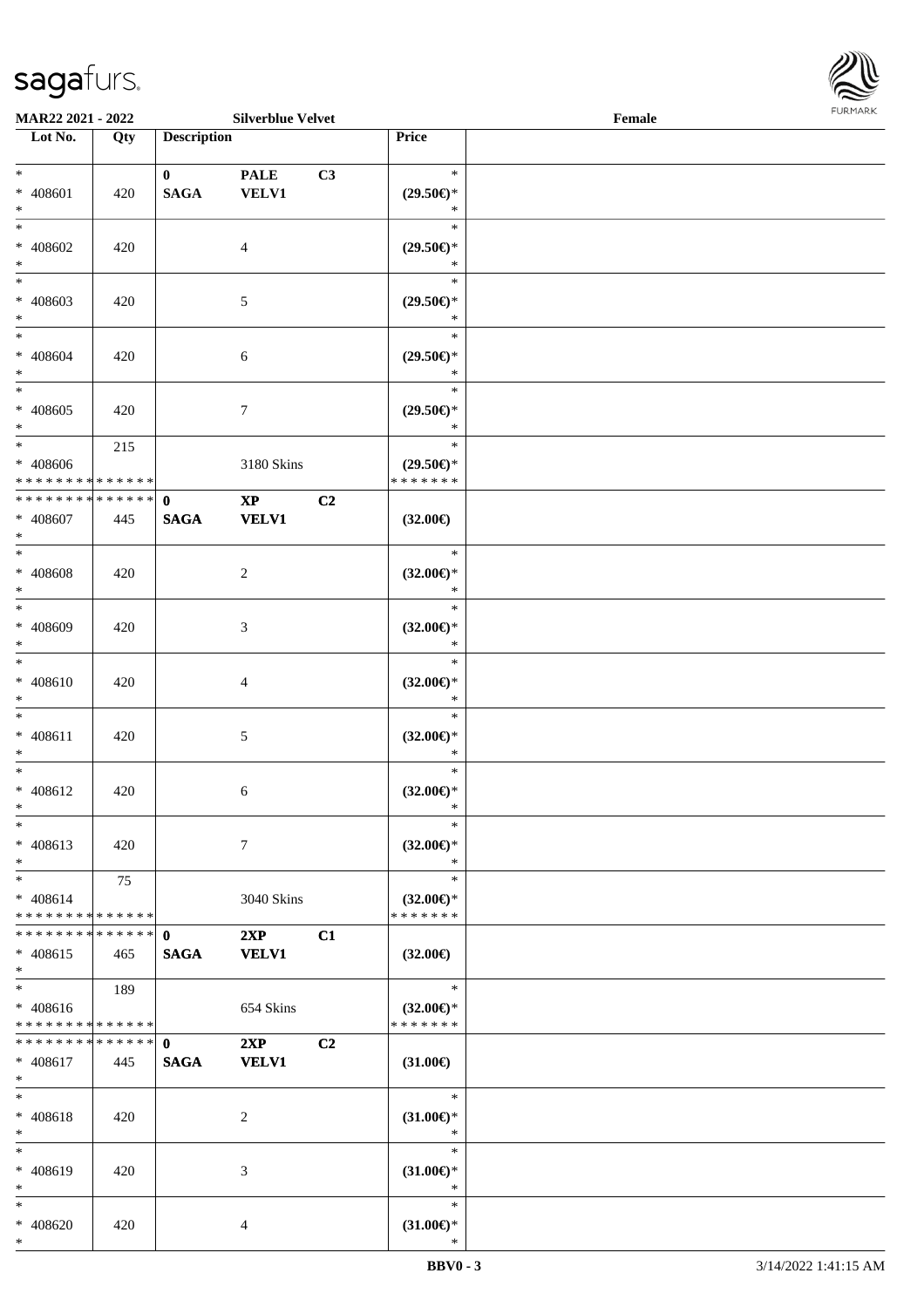| Lot No. | Qty | Description | | | Price | |
|---|---|---|---|---|---|---|
| * <br> * 408601 <br> * | 420 | 0 <br> **SAGA** | **PALE** <br> **VELV1** | **C3** | * <br> **(29.50€)*** <br> * | |
| * <br> * 408602 <br> * | 420 | | 4 | | * <br> **(29.50€)*** <br> * | |
| * <br> * 408603 <br> * | 420 | | 5 | | * <br> **(29.50€)*** <br> * | |
| * <br> * 408604 <br> * | 420 | | 6 | | * <br> **(29.50€)*** <br> * | |
| * <br> * 408605 <br> * | 420 | | 7 | | * <br> **(29.50€)*** <br> * | |
| * <br> * 408606 <br> * * * * * * * * * * * * * * | 215 | | 3180 Skins | | * <br> **(29.50€)*** <br> * * * * * * * | |
| * * * * * * * * * * * * * * <br> * 408607 <br> * | 445 | **0** <br> **SAGA** | **XP** <br> **VELV1** | **C2** | **(32.00€)** | |
| * <br> * 408608 <br> * | 420 | | 2 | | * <br> **(32.00€)*** <br> * | |
| * <br> * 408609 <br> * | 420 | | 3 | | * <br> **(32.00€)*** <br> * | |
| * <br> * 408610 <br> * | 420 | | 4 | | * <br> **(32.00€)*** <br> * | |
| * <br> * 408611 <br> * | 420 | | 5 | | * <br> **(32.00€)*** <br> * | |
| * <br> * 408612 <br> * | 420 | | 6 | | * <br> **(32.00€)*** <br> * | |
| * <br> * 408613 <br> * | 420 | | 7 | | * <br> **(32.00€)*** <br> * | |
| * <br> * 408614 <br> * * * * * * * * * * * * * * | 75 | | 3040 Skins | | * <br> **(32.00€)*** <br> * * * * * * * | |
| * * * * * * * * * * * * * * <br> * 408615 <br> * | 465 | **0** <br> **SAGA** | **2XP** <br> **VELV1** | **C1** | **(32.00€)** | |
| * <br> * 408616 <br> * * * * * * * * * * * * * * | 189 | | 654 Skins | | * <br> **(32.00€)*** <br> * * * * * * * | |
| * * * * * * * * * * * * * * <br> * 408617 <br> * | 445 | **0** <br> **SAGA** | **2XP** <br> **VELV1** | **C2** | **(31.00€)** | |
| * <br> * 408618 <br> * | 420 | | 2 | | * <br> **(31.00€)*** <br> * | |
| * <br> * 408619 <br> * | 420 | | 3 | | * <br> **(31.00€)*** <br> * | |
| * <br> * 408620 <br> * | 420 | | 4 | | * <br> **(31.00€)*** <br> * | |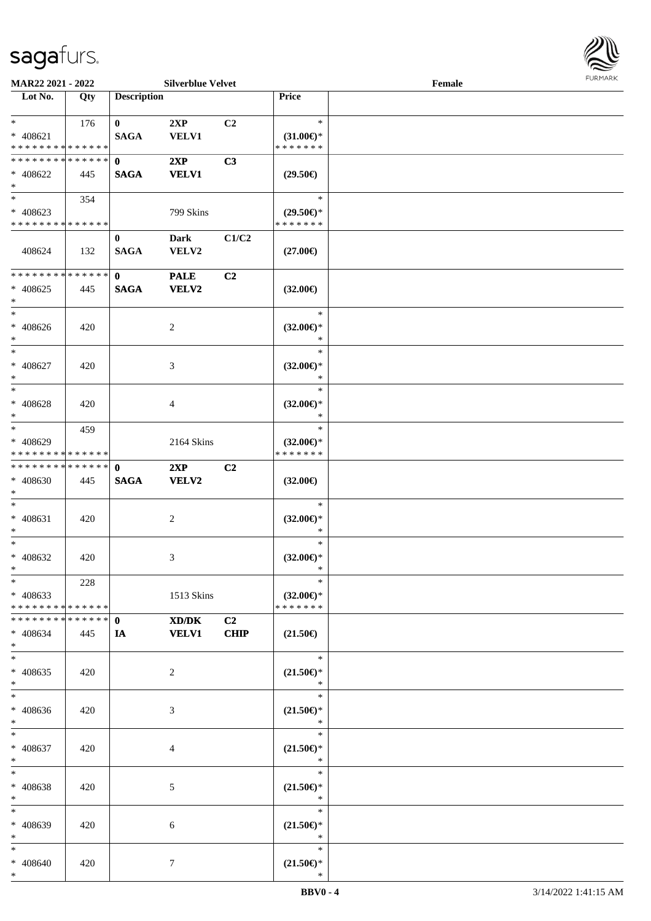MAR22 2021 - 2022 Silverblue Velvet Female

| Lot No. | Qty | Description | | | Price | |
|---|---|---|---|---|---|---|
| * | 176 | 0 | 2XP | C2 | * | |
| * 408621 | | SAGA | VELV1 | | (31.00€)* | |
| * * * * * * * * * * * * * * | | | | | * * * * * * * | |
| * * * * * * * * * * * * * * | | 0 | 2XP | C3 | | |
| * 408622 | 445 | SAGA | VELV1 | | (29.50€) | |
| * | | | | | | |
| * | 354 | | | | * | |
| * 408623 | | | 799 Skins | | (29.50€)* | |
| * * * * * * * * * * * * * * | | | | | * * * * * * * | |
| | | 0 | Dark | C1/C2 | | |
| 408624 | 132 | SAGA | VELV2 | | (27.00€) | |
| * * * * * * * * * * * * * * | | 0 | PALE | C2 | | |
| * 408625 | 445 | SAGA | VELV2 | | (32.00€) | |
| * | | | | | | |
| * | | | | | * | |
| * 408626 | 420 | | 2 | | (32.00€)* | |
| * | | | | | * | |
| * | | | | | * | |
| * 408627 | 420 | | 3 | | (32.00€)* | |
| * | | | | | * | |
| * | | | | | * | |
| * 408628 | 420 | | 4 | | (32.00€)* | |
| * | | | | | * | |
| * | 459 | | | | * | |
| * 408629 | | | 2164 Skins | | (32.00€)* | |
| * * * * * * * * * * * * * * | | | | | * * * * * * * | |
| * * * * * * * * * * * * * * | | 0 | 2XP | C2 | | |
| * 408630 | 445 | SAGA | VELV2 | | (32.00€) | |
| * | | | | | | |
| * | | | | | * | |
| * 408631 | 420 | | 2 | | (32.00€)* | |
| * | | | | | * | |
| * | | | | | * | |
| * 408632 | 420 | | 3 | | (32.00€)* | |
| * | | | | | * | |
| * | 228 | | | | * | |
| * 408633 | | | 1513 Skins | | (32.00€)* | |
| * * * * * * * * * * * * * * | | | | | * * * * * * * | |
| * * * * * * * * * * * * * * | | 0 | XD/DK | C2 | | |
| * 408634 | 445 | IA | VELV1 | CHIP | (21.50€) | |
| * | | | | | | |
| * | | | | | * | |
| * 408635 | 420 | | 2 | | (21.50€)* | |
| * | | | | | * | |
| * | | | | | * | |
| * 408636 | 420 | | 3 | | (21.50€)* | |
| * | | | | | * | |
| * | | | | | * | |
| * 408637 | 420 | | 4 | | (21.50€)* | |
| * | | | | | * | |
| * | | | | | * | |
| * 408638 | 420 | | 5 | | (21.50€)* | |
| * | | | | | * | |
| * | | | | | * | |
| * 408639 | 420 | | 6 | | (21.50€)* | |
| * | | | | | * | |
| * | | | | | * | |
| * 408640 | 420 | | 7 | | (21.50€)* | |
| * | | | | | * | |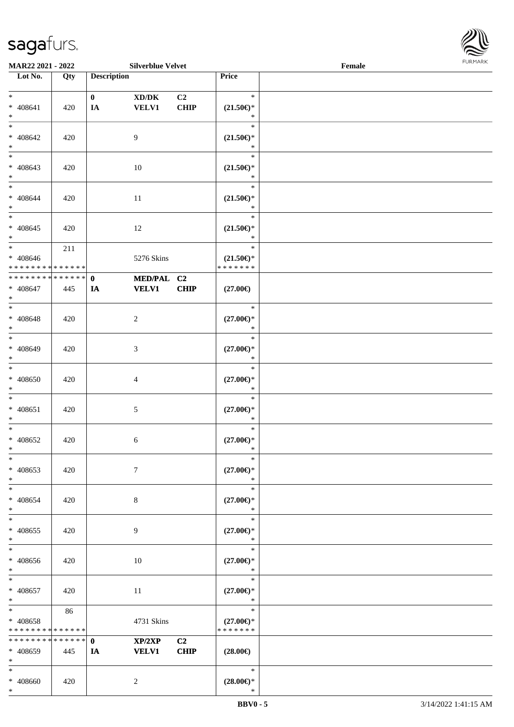**MAR22 2021 - 2022** | **Silverblue Velvet** | **Female**

| Lot No. | Qty | Description | | | Price | |
|---|---|---|---|---|---|---|
| * <br> * 408641 <br> * | 420 | **0** <br> **IA** | **XD/DK** <br> **VELV1** | **C2** <br> **CHIP** | * <br> **(21.50€)*** <br> * | |
| * <br> * 408642 <br> * | 420 | | 9 | | * <br> **(21.50€)*** <br> * | |
| * <br> * 408643 <br> * | 420 | | 10 | | * <br> **(21.50€)*** <br> * | |
| * <br> * 408644 <br> * | 420 | | 11 | | * <br> **(21.50€)*** <br> * | |
| * <br> * 408645 <br> * | 420 | | 12 | | * <br> **(21.50€)*** <br> * | |
| * <br> * 408646 <br> * * * * * * * * * * * * * * | 211 | | 5276 Skins | | * <br> **(21.50€)*** <br> * * * * * * * | |
| * * * * * * * * * * * * * * <br> * 408647 <br> * | 445 | **0** <br> **IA** | **MED/PAL** <br> **VELV1** | **C2** <br> **CHIP** | **(27.00€)** | |
| * <br> * 408648 <br> * | 420 | | 2 | | * <br> **(27.00€)*** <br> * | |
| * <br> * 408649 <br> * | 420 | | 3 | | * <br> **(27.00€)*** <br> * | |
| * <br> * 408650 <br> * | 420 | | 4 | | * <br> **(27.00€)*** <br> * | |
| * <br> * 408651 <br> * | 420 | | 5 | | * <br> **(27.00€)*** <br> * | |
| * <br> * 408652 <br> * | 420 | | 6 | | * <br> **(27.00€)*** <br> * | |
| * <br> * 408653 <br> * | 420 | | 7 | | * <br> **(27.00€)*** <br> * | |
| * <br> * 408654 <br> * | 420 | | 8 | | * <br> **(27.00€)*** <br> * | |
| * <br> * 408655 <br> * | 420 | | 9 | | * <br> **(27.00€)*** <br> * | |
| * <br> * 408656 <br> * | 420 | | 10 | | * <br> **(27.00€)*** <br> * | |
| * <br> * 408657 <br> * | 420 | | 11 | | * <br> **(27.00€)*** <br> * | |
| * <br> * 408658 <br> * * * * * * * * * * * * * * | 86 | | 4731 Skins | | * <br> **(27.00€)*** <br> * * * * * * * | |
| * * * * * * * * * * * * * * <br> * 408659 <br> * | 445 | **0** <br> **IA** | **XP/2XP** <br> **VELV1** | **C2** <br> **CHIP** | **(28.00€)** | |
| * <br> * 408660 <br> * | 420 | | 2 | | * <br> **(28.00€)*** <br> * | |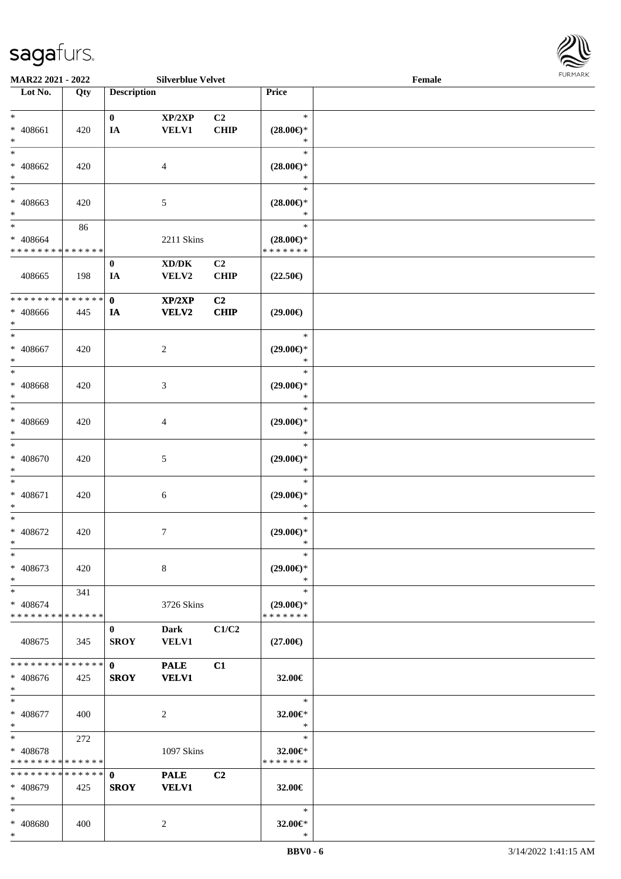MAR22 2021 - 2022 Silverblue Velvet Female

| Lot No. | Qty | Description | | | Price |
|---|---|---|---|---|---|
| * <br> * 408661 <br> * | 420 | 0 <br> IA | XP/2XP <br> VELV1 | C2 <br> CHIP | * <br> (28.00€)* <br> * |
| * <br> * 408662 <br> * | 420 | | 4 | | * <br> (28.00€)* <br> * |
| * <br> * 408663 <br> * | 420 | | 5 | | * <br> (28.00€)* <br> * |
| * <br> * 408664 <br> * * * * * * * * * * * * * * | 86 | | 2211 Skins | | * <br> (28.00€)* <br> * * * * * * * |
| 408665 | 198 | 0 <br> IA | XD/DK <br> VELV2 | C2 <br> CHIP | (22.50€) |
| * * * * * * * * * * * * * * <br> * 408666 <br> * | 445 | 0 <br> IA | XP/2XP <br> VELV2 | C2 <br> CHIP | (29.00€) |
| * <br> * 408667 <br> * | 420 | | 2 | | * <br> (29.00€)* <br> * |
| * <br> * 408668 <br> * | 420 | | 3 | | * <br> (29.00€)* <br> * |
| * <br> * 408669 <br> * | 420 | | 4 | | * <br> (29.00€)* <br> * |
| * <br> * 408670 <br> * | 420 | | 5 | | * <br> (29.00€)* <br> * |
| * <br> * 408671 <br> * | 420 | | 6 | | * <br> (29.00€)* <br> * |
| * <br> * 408672 <br> * | 420 | | 7 | | * <br> (29.00€)* <br> * |
| * <br> * 408673 <br> * | 420 | | 8 | | * <br> (29.00€)* <br> * |
| * <br> * 408674 <br> * * * * * * * * * * * * * * | 341 | | 3726 Skins | | * <br> (29.00€)* <br> * * * * * * * |
| 408675 | 345 | 0 <br> SROY | Dark <br> VELV1 | C1/C2 | (27.00€) |
| * * * * * * * * * * * * * * <br> * 408676 <br> * | 425 | 0 <br> SROY | PALE <br> VELV1 | C1 | 32.00€ |
| * <br> * 408677 <br> * | 400 | | 2 | | * <br> 32.00€* <br> * |
| * <br> * 408678 <br> * * * * * * * * * * * * * * | 272 | | 1097 Skins | | * <br> 32.00€* <br> * * * * * * * |
| * * * * * * * * * * * * * * <br> * 408679 <br> * | 425 | 0 <br> SROY | PALE <br> VELV1 | C2 | 32.00€ |
| * <br> * 408680 <br> * | 400 | | 2 | | * <br> 32.00€* <br> * |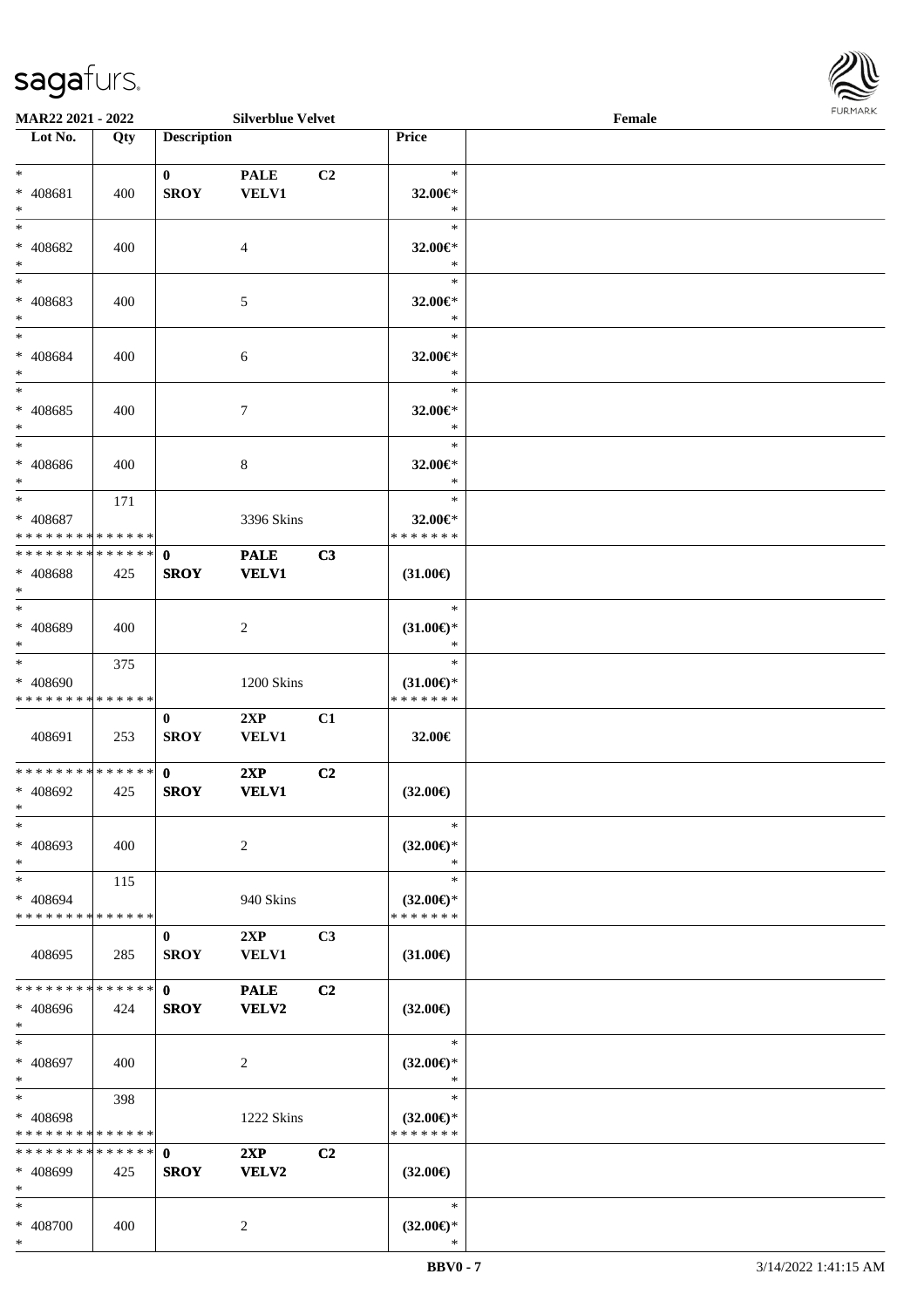**MAR22 2021 - 2022** **Silverblue Velvet** **Female**

| Lot No. | Qty | Description | | | Price | |
|---|---|---|---|---|---|---|
| *<br>* 408681<br>* | 400 | 0<br>SROY | PALE<br>VELV1 | C2 | *<br>32.00€*<br>* | |
| *<br>* 408682<br>* | 400 | | 4 | | *<br>32.00€*<br>* | |
| *<br>* 408683<br>* | 400 | | 5 | | *<br>32.00€*<br>* | |
| *<br>* 408684<br>* | 400 | | 6 | | *<br>32.00€*<br>* | |
| *<br>* 408685<br>* | 400 | | 7 | | *<br>32.00€*<br>* | |
| *<br>* 408686<br>* | 400 | | 8 | | *<br>32.00€*<br>* | |
| *<br>* 408687<br>* * * * * * * * * * * * * * | 171 | | 3396 Skins | | *<br>32.00€*<br>* * * * * * * | |
| * * * * * * * * * * * * * *<br>* 408688<br>* | 425 | 0<br>SROY | PALE<br>VELV1 | C3 | (31.00€) | |
| *<br>* 408689<br>* | 400 | | 2 | | *<br>(31.00€)*<br>* | |
| *<br>* 408690<br>* * * * * * * * * * * * * * | 375 | | 1200 Skins | | *<br>(31.00€)*<br>* * * * * * * | |
| 408691 | 253 | 0<br>SROY | 2XP<br>VELV1 | C1 | 32.00€ | |
| * * * * * * * * * * * * * *<br>* 408692<br>* | 425 | 0<br>SROY | 2XP<br>VELV1 | C2 | (32.00€) | |
| *<br>* 408693<br>* | 400 | | 2 | | *<br>(32.00€)*<br>* | |
| *<br>* 408694<br>* * * * * * * * * * * * * * | 115 | | 940 Skins | | *<br>(32.00€)*<br>* * * * * * * | |
| 408695 | 285 | 0<br>SROY | 2XP<br>VELV1 | C3 | (31.00€) | |
| * * * * * * * * * * * * * *<br>* 408696<br>* | 424 | 0<br>SROY | PALE<br>VELV2 | C2 | (32.00€) | |
| *<br>* 408697<br>* | 400 | | 2 | | *<br>(32.00€)*<br>* | |
| *<br>* 408698<br>* * * * * * * * * * * * * * | 398 | | 1222 Skins | | *<br>(32.00€)*<br>* * * * * * * | |
| * * * * * * * * * * * * * *<br>* 408699<br>* | 425 | 0<br>SROY | 2XP<br>VELV2 | C2 | (32.00€) | |
| *<br>* 408700<br>* | 400 | | 2 | | *<br>(32.00€)*<br>* | |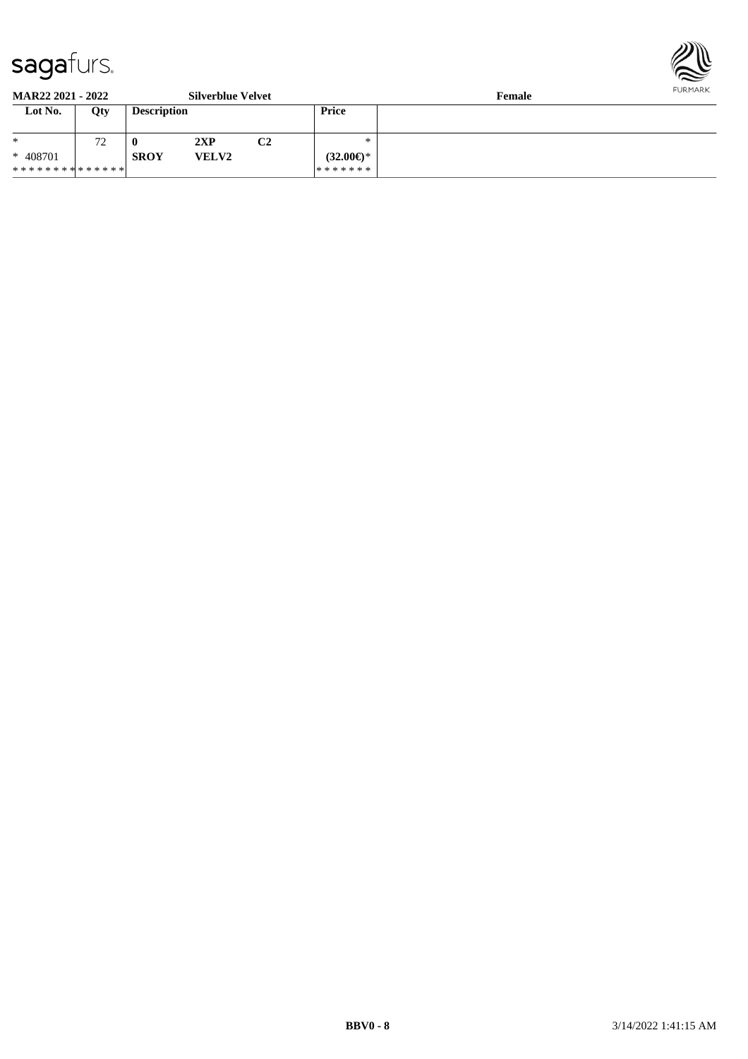**MAR22 2021 - 2022** **Silverblue Velvet** **Female**

| Lot No. | Qty | Description | | | Price | |
|---|---|---|---|---|---|---|
| * | 72 | **0** | **2XP** | **C2** | * | |
| * 408701 | | **SROY** | **VELV2** | | **(32.00€)*** | |
| ************* | | | | | ******* | |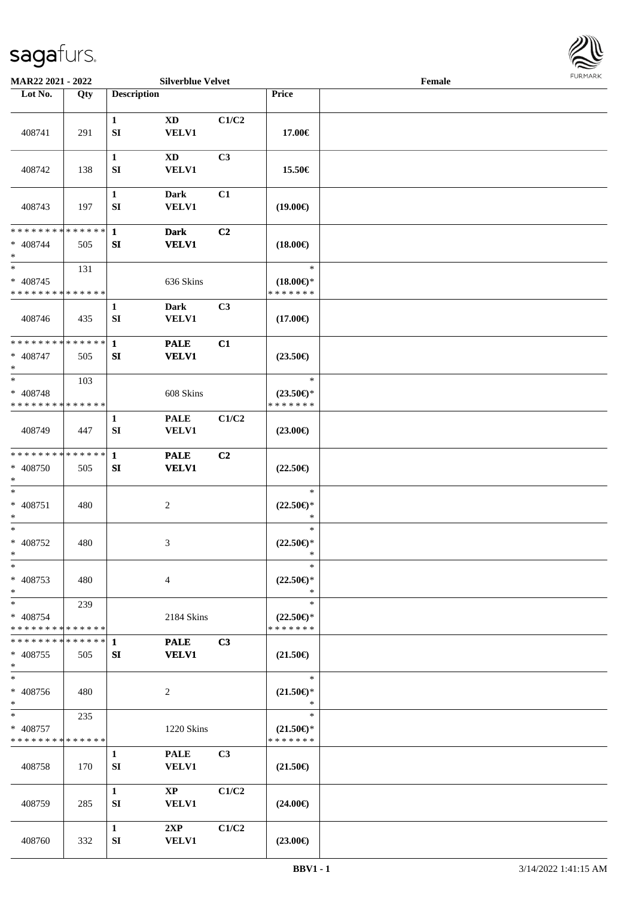**MAR22 2021 - 2022** **Silverblue Velvet** **Female**

| Lot No. | Qty | Description | | | Price | |
|---|---|---|---|---|---|---|
| 408741 | 291 | 1 SI | XD VELV1 | C1/C2 | 17.00€ | |
| 408742 | 138 | 1 SI | XD VELV1 | C3 | 15.50€ | |
| 408743 | 197 | 1 SI | Dark VELV1 | C1 | (19.00€) | |
| * * * * * * * * * * * * * * * 408744 * | 505 | 1 SI | Dark VELV1 | C2 | (18.00€) | |
| * * 408745 * * * * * * * * * * * * * * | 131 | | 636 Skins | | * (18.00€)* * * * * * * * | |
| 408746 | 435 | 1 SI | Dark VELV1 | C3 | (17.00€) | |
| * * * * * * * * * * * * * * * 408747 * | 505 | 1 SI | PALE VELV1 | C1 | (23.50€) | |
| * * 408748 * * * * * * * * * * * * * * | 103 | | 608 Skins | | * (23.50€)* * * * * * * * | |
| 408749 | 447 | 1 SI | PALE VELV1 | C1/C2 | (23.00€) | |
| * * * * * * * * * * * * * * * 408750 * | 505 | 1 SI | PALE VELV1 | C2 | (22.50€) | |
| * * 408751 * | 480 | | 2 | | * (22.50€)* * | |
| * * 408752 * | 480 | | 3 | | * (22.50€)* * | |
| * * 408753 * | 480 | | 4 | | * (22.50€)* * | |
| * * 408754 * * * * * * * * * * * * * * | 239 | | 2184 Skins | | * (22.50€)* * * * * * * * | |
| * * * * * * * * * * * * * * * 408755 * | 505 | 1 SI | PALE VELV1 | C3 | (21.50€) | |
| * * 408756 * | 480 | | 2 | | * (21.50€)* * | |
| * * 408757 * * * * * * * * * * * * * * | 235 | | 1220 Skins | | * (21.50€)* * * * * * * * | |
| 408758 | 170 | 1 SI | PALE VELV1 | C3 | (21.50€) | |
| 408759 | 285 | 1 SI | XP VELV1 | C1/C2 | (24.00€) | |
| 408760 | 332 | 1 SI | 2XP VELV1 | C1/C2 | (23.00€) | |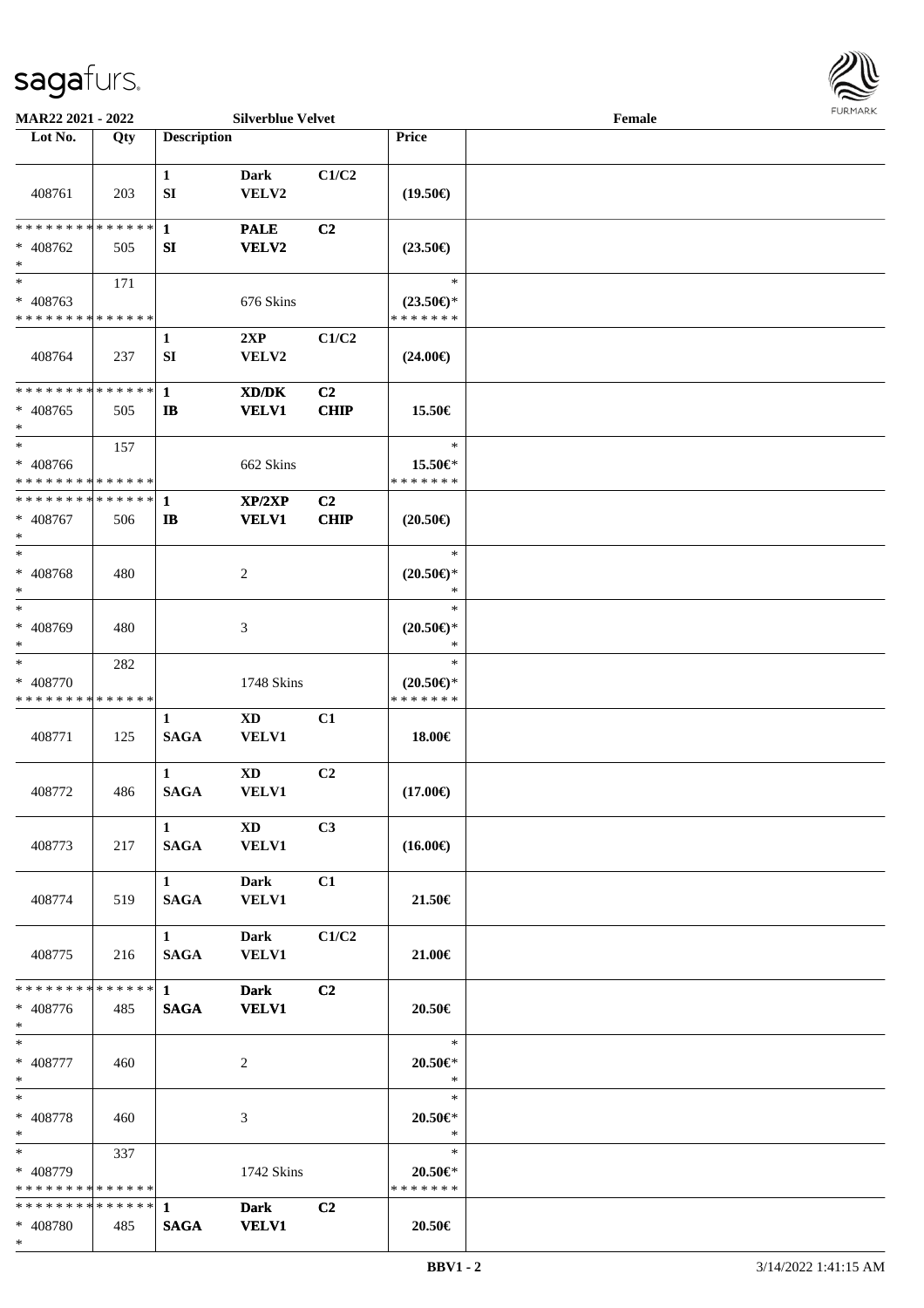MAR22 2021 - 2022 — Silverblue Velvet — Female

| Lot No. | Qty | Description | | | Price | |
|---|---|---|---|---|---|---|
| 408761 | 203 | 1 SI | Dark VELV2 | C1/C2 | (19.50€) | |
| * * * * * * * * * * * * * * 408762 * | 505 | 1 SI | PALE VELV2 | C2 | (23.50€) | |
| * 408763 * * * * * * * * * * * * * * | 171 | | 676 Skins | | * (23.50€)* * * * * * * * | |
| 408764 | 237 | 1 SI | 2XP VELV2 | C1/C2 | (24.00€) | |
| * * * * * * * * * * * * * * 408765 * | 505 | 1 IB | XD/DK VELV1 | C2 CHIP | 15.50€ | |
| * 408766 * * * * * * * * * * * * * * | 157 | | 662 Skins | | * 15.50€* * * * * * * * | |
| * * * * * * * * * * * * * * 408767 * | 506 | 1 IB | XP/2XP VELV1 | C2 CHIP | (20.50€) | |
| * 408768 * | 480 | | 2 | | * (20.50€)* * | |
| * 408769 * | 480 | | 3 | | * (20.50€)* * | |
| * 408770 * * * * * * * * * * * * * * | 282 | | 1748 Skins | | * (20.50€)* * * * * * * * | |
| 408771 | 125 | 1 SAGA | XD VELV1 | C1 | 18.00€ | |
| 408772 | 486 | 1 SAGA | XD VELV1 | C2 | (17.00€) | |
| 408773 | 217 | 1 SAGA | XD VELV1 | C3 | (16.00€) | |
| 408774 | 519 | 1 SAGA | Dark VELV1 | C1 | 21.50€ | |
| 408775 | 216 | 1 SAGA | Dark VELV1 | C1/C2 | 21.00€ | |
| * * * * * * * * * * * * * * 408776 * | 485 | 1 SAGA | Dark VELV1 | C2 | 20.50€ | |
| * 408777 * | 460 | | 2 | | * 20.50€* * | |
| * 408778 * | 460 | | 3 | | * 20.50€* * | |
| * 408779 * * * * * * * * * * * * * * | 337 | | 1742 Skins | | * 20.50€* * * * * * * * | |
| * * * * * * * * * * * * * * 408780 * | 485 | 1 SAGA | Dark VELV1 | C2 | 20.50€ | |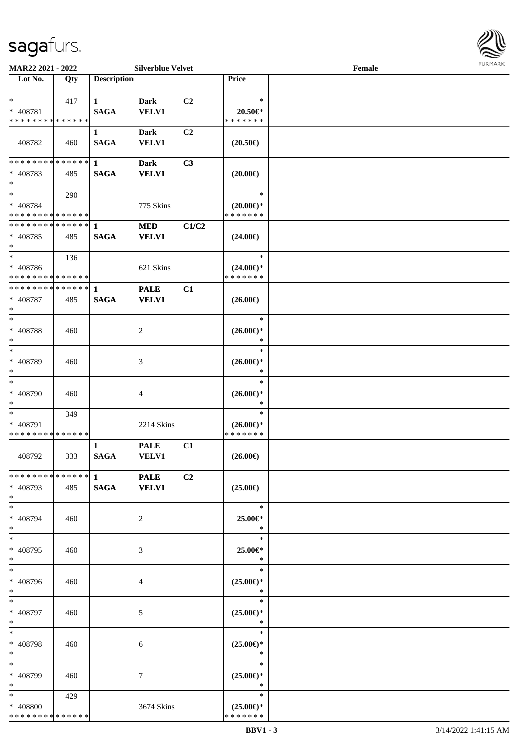**MAR22 2021 - 2022** **Silverblue Velvet** **Female**

| Lot No. | Qty | Description | | | Price | |
|---|---|---|---|---|---|---|
| * | 417 | 1 | Dark | C2 | * | |
| * 408781 | | SAGA | VELV1 | | 20.50€* | |
| * * * * * * * * * * * * * * | | | | | * * * * * * * | |
| | | 1 | Dark | C2 | | |
| 408782 | 460 | SAGA | VELV1 | | (20.50€) | |
| * * * * * * * * * * * * * * | | 1 | Dark | C3 | | |
| * 408783 | 485 | SAGA | VELV1 | | (20.00€) | |
| * | | | | | | |
| * | 290 | | | | * | |
| * 408784 | | | 775 Skins | | (20.00€)* | |
| * * * * * * * * * * * * * * | | | | | * * * * * * * | |
| * * * * * * * * * * * * * * | | 1 | MED | C1/C2 | | |
| * 408785 | 485 | SAGA | VELV1 | | (24.00€) | |
| * | | | | | | |
| * | 136 | | | | * | |
| * 408786 | | | 621 Skins | | (24.00€)* | |
| * * * * * * * * * * * * * * | | | | | * * * * * * * | |
| * * * * * * * * * * * * * * | | 1 | PALE | C1 | | |
| * 408787 | 485 | SAGA | VELV1 | | (26.00€) | |
| * | | | | | | |
| * | | | | | * | |
| * 408788 | 460 | | 2 | | (26.00€)* | |
| * | | | | | * | |
| * | | | | | * | |
| * 408789 | 460 | | 3 | | (26.00€)* | |
| * | | | | | * | |
| * | | | | | * | |
| * 408790 | 460 | | 4 | | (26.00€)* | |
| * | | | | | * | |
| * | 349 | | | | * | |
| * 408791 | | | 2214 Skins | | (26.00€)* | |
| * * * * * * * * * * * * * * | | | | | * * * * * * * | |
| | | 1 | PALE | C1 | | |
| 408792 | 333 | SAGA | VELV1 | | (26.00€) | |
| * * * * * * * * * * * * * * | | 1 | PALE | C2 | | |
| * 408793 | 485 | SAGA | VELV1 | | (25.00€) | |
| * | | | | | | |
| * | | | | | * | |
| * 408794 | 460 | | 2 | | 25.00€* | |
| * | | | | | * | |
| * | | | | | * | |
| * 408795 | 460 | | 3 | | 25.00€* | |
| * | | | | | * | |
| * | | | | | * | |
| * 408796 | 460 | | 4 | | (25.00€)* | |
| * | | | | | * | |
| * | | | | | * | |
| * 408797 | 460 | | 5 | | (25.00€)* | |
| * | | | | | * | |
| * | | | | | * | |
| * 408798 | 460 | | 6 | | (25.00€)* | |
| * | | | | | * | |
| * | | | | | * | |
| * 408799 | 460 | | 7 | | (25.00€)* | |
| * | | | | | * | |
| * | 429 | | | | * | |
| * 408800 | | | 3674 Skins | | (25.00€)* | |
| * * * * * * * * * * * * * * | | | | | * * * * * * * | |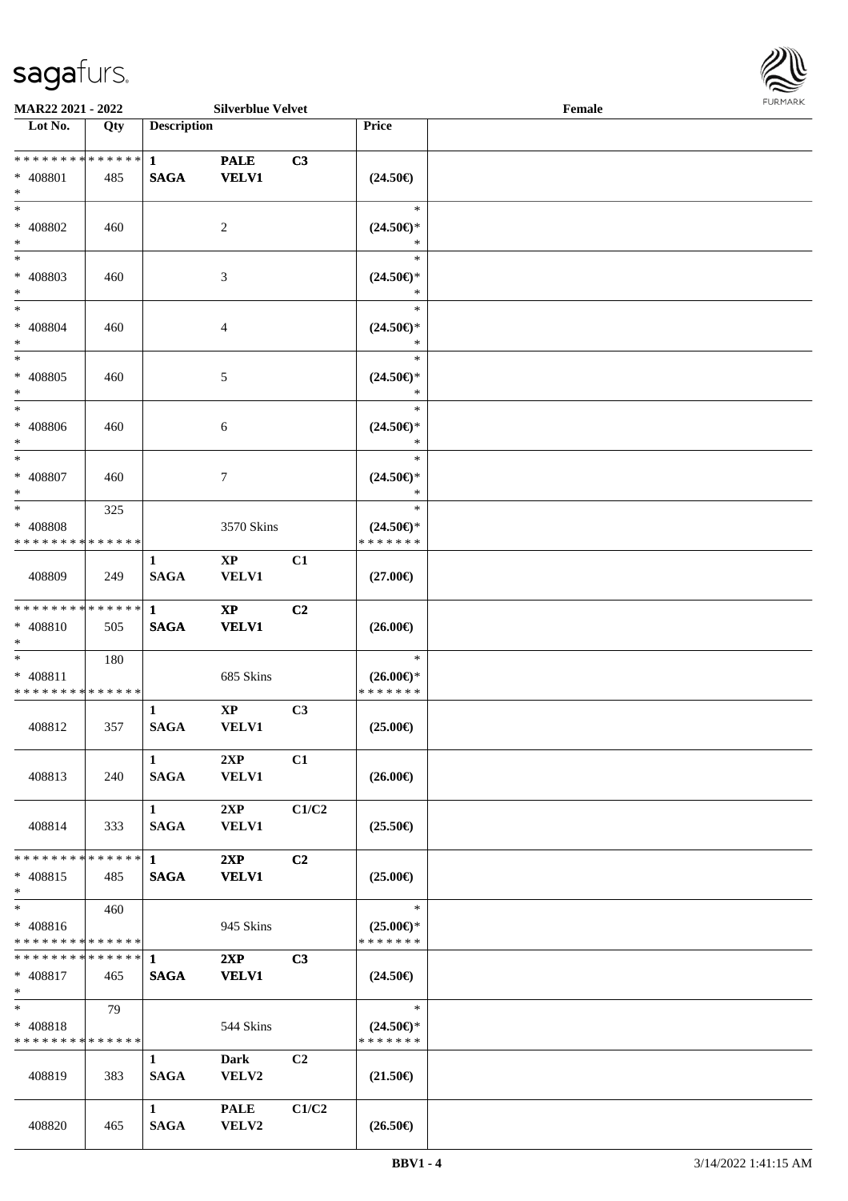MAR22 2021 - 2022 &nbsp;&nbsp;&nbsp; Silverblue Velvet &nbsp;&nbsp;&nbsp; Female

| Lot No. | Qty | Description | | | Price | |
|---|---|---|---|---|---|---|
| * * * * * * * * * * * * * * | | 1 | PALE | C3 | | |
| * 408801 | 485 | SAGA | VELV1 | | (24.50€) | |
| * | | | | | | |
| * | | | | | * | |
| * 408802 | 460 | | 2 | | (24.50€)* | |
| * | | | | | * | |
| * | | | | | * | |
| * 408803 | 460 | | 3 | | (24.50€)* | |
| * | | | | | * | |
| * | | | | | * | |
| * 408804 | 460 | | 4 | | (24.50€)* | |
| * | | | | | * | |
| * | | | | | * | |
| * 408805 | 460 | | 5 | | (24.50€)* | |
| * | | | | | * | |
| * | | | | | * | |
| * 408806 | 460 | | 6 | | (24.50€)* | |
| * | | | | | * | |
| * | | | | | * | |
| * 408807 | 460 | | 7 | | (24.50€)* | |
| * | | | | | * | |
| * | 325 | | | | * | |
| * 408808 | | | 3570 Skins | | (24.50€)* | |
| * * * * * * * * * * * * * * | | | | | * * * * * * * | |
| | | 1 | XP | C1 | | |
| 408809 | 249 | SAGA | VELV1 | | (27.00€) | |
| * * * * * * * * * * * * * * | | 1 | XP | C2 | | |
| * 408810 | 505 | SAGA | VELV1 | | (26.00€) | |
| * | | | | | | |
| * | 180 | | | | * | |
| * 408811 | | | 685 Skins | | (26.00€)* | |
| * * * * * * * * * * * * * * | | | | | * * * * * * * | |
| | | 1 | XP | C3 | | |
| 408812 | 357 | SAGA | VELV1 | | (25.00€) | |
| | | 1 | 2XP | C1 | | |
| 408813 | 240 | SAGA | VELV1 | | (26.00€) | |
| | | 1 | 2XP | C1/C2 | | |
| 408814 | 333 | SAGA | VELV1 | | (25.50€) | |
| * * * * * * * * * * * * * * | | 1 | 2XP | C2 | | |
| * 408815 | 485 | SAGA | VELV1 | | (25.00€) | |
| * | | | | | | |
| * | 460 | | | | * | |
| * 408816 | | | 945 Skins | | (25.00€)* | |
| * * * * * * * * * * * * * * | | | | | * * * * * * * | |
| * * * * * * * * * * * * * * | | 1 | 2XP | C3 | | |
| * 408817 | 465 | SAGA | VELV1 | | (24.50€) | |
| * | | | | | | |
| * | 79 | | | | * | |
| * 408818 | | | 544 Skins | | (24.50€)* | |
| * * * * * * * * * * * * * * | | | | | * * * * * * * | |
| | | 1 | Dark | C2 | | |
| 408819 | 383 | SAGA | VELV2 | | (21.50€) | |
| | | 1 | PALE | C1/C2 | | |
| 408820 | 465 | SAGA | VELV2 | | (26.50€) | |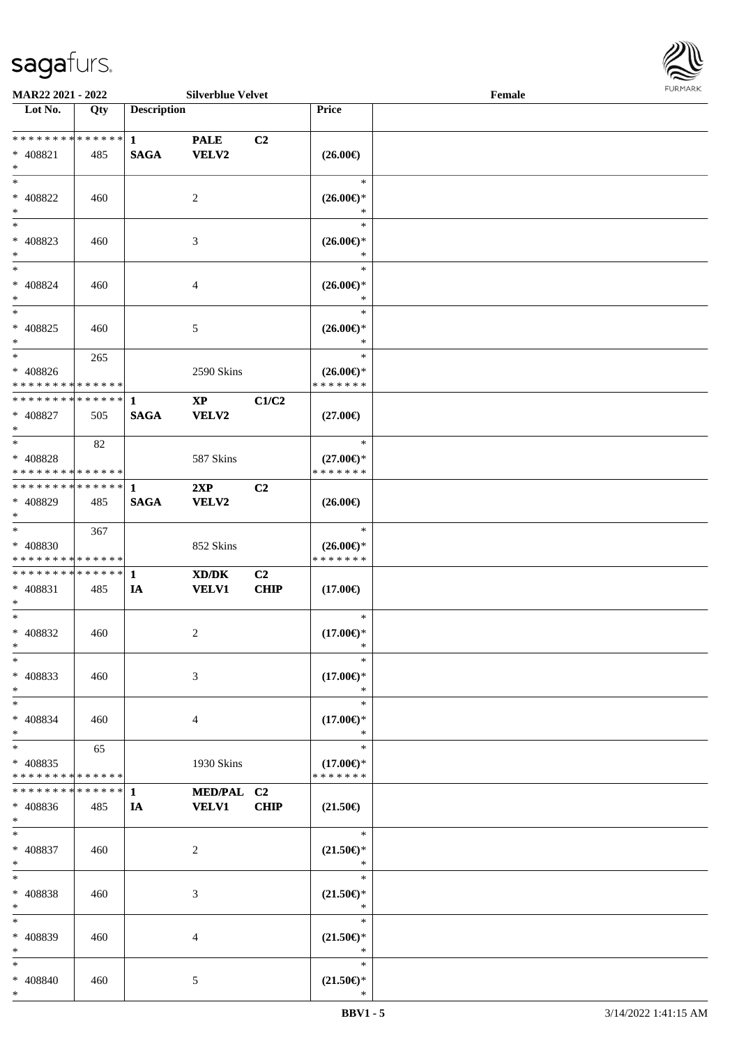| Lot No. | Qty | Description | | | Price | |
|---|---|---|---|---|---|---|
| * * * * * * * * * * * * * * | | 1 | PALE | C2 | | |
| * 408821 | 485 | SAGA | VELV2 | | (26.00€) | |
| * | | | | | | |
| * | | | | | * | |
| * 408822 | 460 | | 2 | | (26.00€)* | |
| * | | | | | * | |
| * | | | | | * | |
| * 408823 | 460 | | 3 | | (26.00€)* | |
| * | | | | | * | |
| * | | | | | * | |
| * 408824 | 460 | | 4 | | (26.00€)* | |
| * | | | | | * | |
| * | | | | | * | |
| * 408825 | 460 | | 5 | | (26.00€)* | |
| * | | | | | * | |
| * | 265 | | | | * | |
| * 408826 | | | 2590 Skins | | (26.00€)* | |
| * * * * * * * * * * * * * * | | | | | * * * * * * * | |
| * * * * * * * * * * * * * * | | 1 | XP | C1/C2 | | |
| * 408827 | 505 | SAGA | VELV2 | | (27.00€) | |
| * | | | | | | |
| * | 82 | | | | * | |
| * 408828 | | | 587 Skins | | (27.00€)* | |
| * * * * * * * * * * * * * * | | | | | * * * * * * * | |
| * * * * * * * * * * * * * * | | 1 | 2XP | C2 | | |
| * 408829 | 485 | SAGA | VELV2 | | (26.00€) | |
| * | | | | | | |
| * | 367 | | | | * | |
| * 408830 | | | 852 Skins | | (26.00€)* | |
| * * * * * * * * * * * * * * | | | | | * * * * * * * | |
| * * * * * * * * * * * * * * | | 1 | XD/DK | C2 | | |
| * 408831 | 485 | IA | VELV1 | CHIP | (17.00€) | |
| * | | | | | | |
| * | | | | | * | |
| * 408832 | 460 | | 2 | | (17.00€)* | |
| * | | | | | * | |
| * | | | | | * | |
| * 408833 | 460 | | 3 | | (17.00€)* | |
| * | | | | | * | |
| * | | | | | * | |
| * 408834 | 460 | | 4 | | (17.00€)* | |
| * | | | | | * | |
| * | 65 | | | | * | |
| * 408835 | | | 1930 Skins | | (17.00€)* | |
| * * * * * * * * * * * * * * | | | | | * * * * * * * | |
| * * * * * * * * * * * * * * | | 1 | MED/PAL | C2 | | |
| * 408836 | 485 | IA | VELV1 | CHIP | (21.50€) | |
| * | | | | | | |
| * | | | | | * | |
| * 408837 | 460 | | 2 | | (21.50€)* | |
| * | | | | | * | |
| * | | | | | * | |
| * 408838 | 460 | | 3 | | (21.50€)* | |
| * | | | | | * | |
| * | | | | | * | |
| * 408839 | 460 | | 4 | | (21.50€)* | |
| * | | | | | * | |
| * | | | | | * | |
| * 408840 | 460 | | 5 | | (21.50€)* | |
| * | | | | | * | |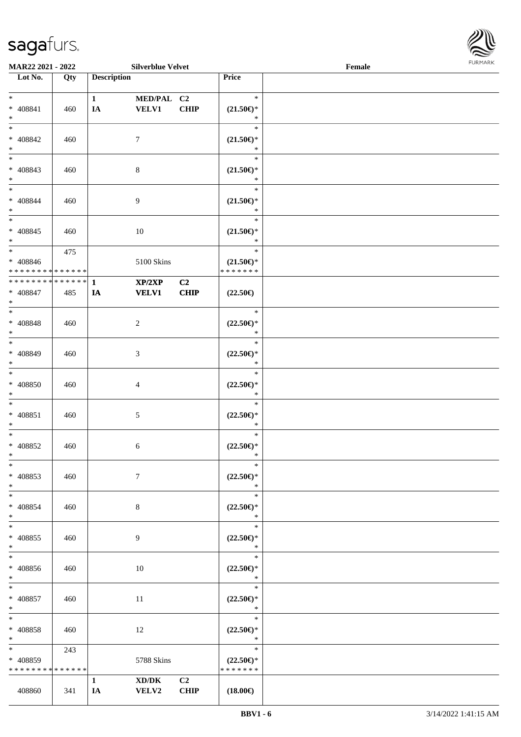| Lot No. | Qty | Description | | | Price | |
|---|---|---|---|---|---|---|
| * <br> * 408841 <br> * | 460 | 1 <br> IA | MED/PAL <br> VELV1 | C2 <br> CHIP | * <br> (21.50€)* <br> * | |
| * <br> * 408842 <br> * | 460 | | 7 | | * <br> (21.50€)* <br> * | |
| * <br> * 408843 <br> * | 460 | | 8 | | * <br> (21.50€)* <br> * | |
| * <br> * 408844 <br> * | 460 | | 9 | | * <br> (21.50€)* <br> * | |
| * <br> * 408845 <br> * | 460 | | 10 | | * <br> (21.50€)* <br> * | |
| * <br> * 408846 <br> * * * * * * * * * * * * * * | 475 | | 5100 Skins | | * <br> (21.50€)* <br> * * * * * * * | |
| * * * * * * * * * * * * * * <br> * 408847 <br> * | 485 | 1 <br> IA | XP/2XP <br> VELV1 | C2 <br> CHIP | (22.50€) | |
| * <br> * 408848 <br> * | 460 | | 2 | | * <br> (22.50€)* <br> * | |
| * <br> * 408849 <br> * | 460 | | 3 | | * <br> (22.50€)* <br> * | |
| * <br> * 408850 <br> * | 460 | | 4 | | * <br> (22.50€)* <br> * | |
| * <br> * 408851 <br> * | 460 | | 5 | | * <br> (22.50€)* <br> * | |
| * <br> * 408852 <br> * | 460 | | 6 | | * <br> (22.50€)* <br> * | |
| * <br> * 408853 <br> * | 460 | | 7 | | * <br> (22.50€)* <br> * | |
| * <br> * 408854 <br> * | 460 | | 8 | | * <br> (22.50€)* <br> * | |
| * <br> * 408855 <br> * | 460 | | 9 | | * <br> (22.50€)* <br> * | |
| * <br> * 408856 <br> * | 460 | | 10 | | * <br> (22.50€)* <br> * | |
| * <br> * 408857 <br> * | 460 | | 11 | | * <br> (22.50€)* <br> * | |
| * <br> * 408858 <br> * | 460 | | 12 | | * <br> (22.50€)* <br> * | |
| * <br> * 408859 <br> * * * * * * * * * * * * * * | 243 | | 5788 Skins | | * <br> (22.50€)* <br> * * * * * * * | |
| 408860 | 341 | 1 <br> IA | XD/DK <br> VELV2 | C2 <br> CHIP | (18.00€) | |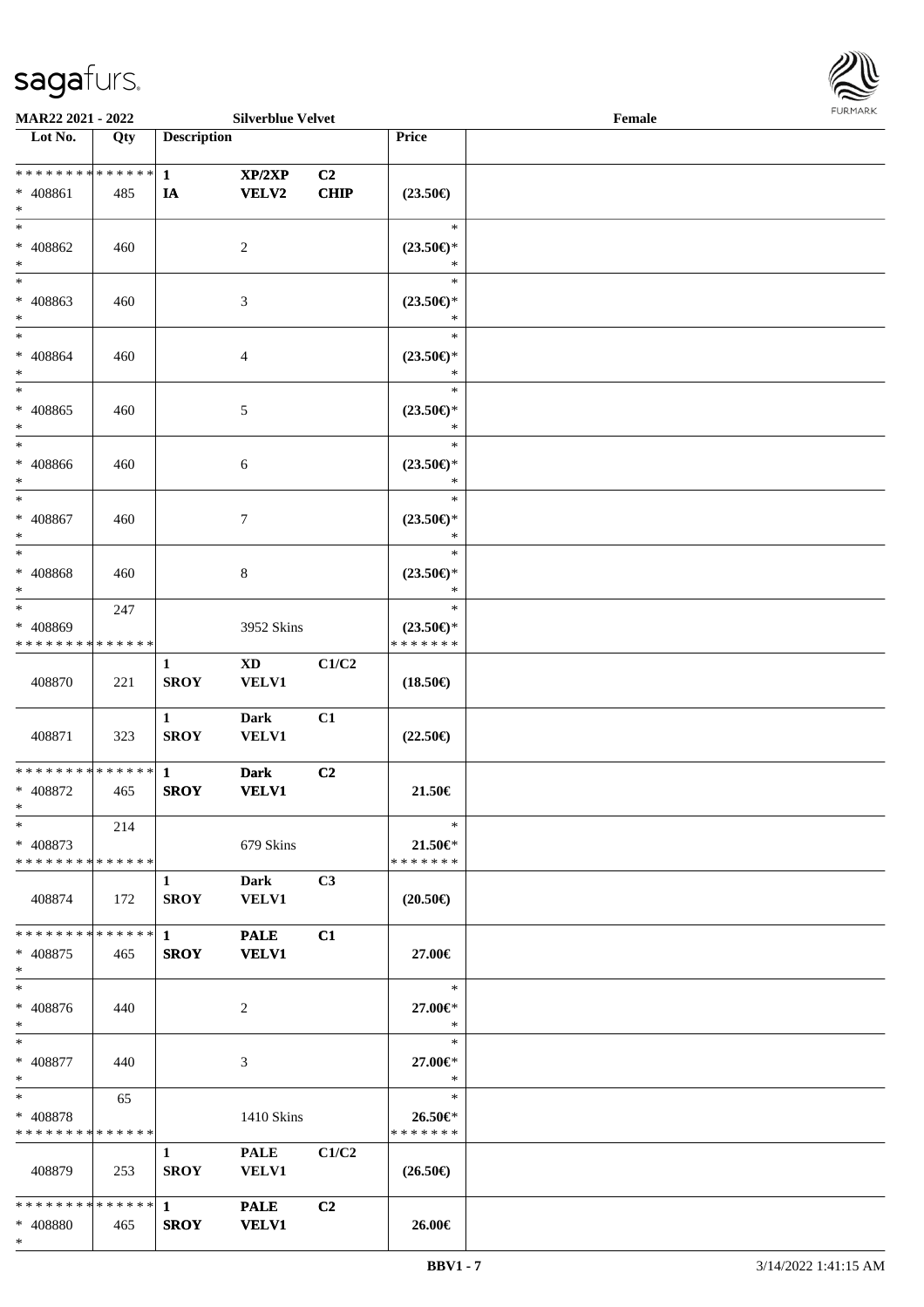MAR22 2021 - 2022 — Silverblue Velvet — Female

| Lot No. | Qty | Description | | | Price |
|---|---|---|---|---|---|
| * * * * * * * * * * * * * * | | 1 | XP/2XP | C2 | |
| * 408861 | 485 | IA | VELV2 | CHIP | (23.50€) |
| * | | | | | |
| * | | | | | * |
| * 408862 | 460 | | 2 | | (23.50€)* |
| * | | | | | * |
| * | | | | | * |
| * 408863 | 460 | | 3 | | (23.50€)* |
| * | | | | | * |
| * | | | | | * |
| * 408864 | 460 | | 4 | | (23.50€)* |
| * | | | | | * |
| * | | | | | * |
| * 408865 | 460 | | 5 | | (23.50€)* |
| * | | | | | * |
| * | | | | | * |
| * 408866 | 460 | | 6 | | (23.50€)* |
| * | | | | | * |
| * | | | | | * |
| * 408867 | 460 | | 7 | | (23.50€)* |
| * | | | | | * |
| * | | | | | * |
| * 408868 | 460 | | 8 | | (23.50€)* |
| * | | | | | * |
| * | 247 | | | | * |
| * 408869 | | | 3952 Skins | | (23.50€)* |
| * * * * * * * * * * * * * * | | | | | * * * * * * * |
| | | 1 | XD | C1/C2 | |
| 408870 | 221 | SROY | VELV1 | | (18.50€) |
| | | 1 | Dark | C1 | |
| 408871 | 323 | SROY | VELV1 | | (22.50€) |
| * * * * * * * * * * * * * * | | 1 | Dark | C2 | |
| * 408872 | 465 | SROY | VELV1 | | 21.50€ |
| * | | | | | |
| * | 214 | | | | * |
| * 408873 | | | 679 Skins | | 21.50€* |
| * * * * * * * * * * * * * * | | | | | * * * * * * * |
| | | 1 | Dark | C3 | |
| 408874 | 172 | SROY | VELV1 | | (20.50€) |
| * * * * * * * * * * * * * * | | 1 | PALE | C1 | |
| * 408875 | 465 | SROY | VELV1 | | 27.00€ |
| * | | | | | |
| * | | | | | * |
| * 408876 | 440 | | 2 | | 27.00€* |
| * | | | | | * |
| * | | | | | * |
| * 408877 | 440 | | 3 | | 27.00€* |
| * | | | | | * |
| * | 65 | | | | * |
| * 408878 | | | 1410 Skins | | 26.50€* |
| * * * * * * * * * * * * * * | | | | | * * * * * * * |
| | | 1 | PALE | C1/C2 | |
| 408879 | 253 | SROY | VELV1 | | (26.50€) |
| * * * * * * * * * * * * * * | | 1 | PALE | C2 | |
| * 408880 | 465 | SROY | VELV1 | | 26.00€ |
| * | | | | | |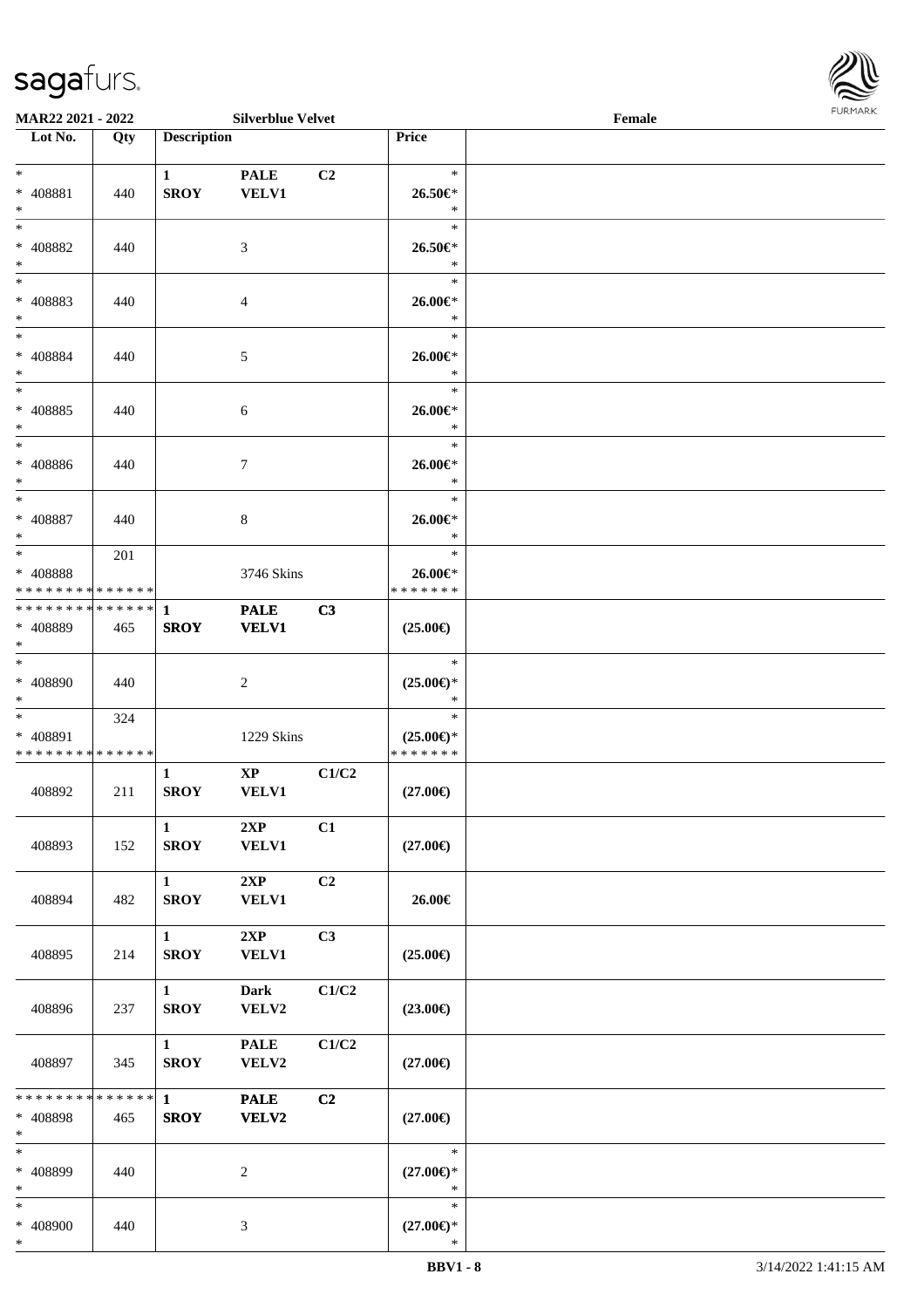| Lot No. | Qty | Description | | | Price | |
|---|---|---|---|---|---|---|
| * | | 1 | PALE | C2 | * | |
| * 408881 | 440 | SROY | VELV1 | | 26.50€* | |
| * | | | | | * | |
| * | | | | | * | |
| * 408882 | 440 | | 3 | | 26.50€* | |
| * | | | | | * | |
| * | | | | | * | |
| * 408883 | 440 | | 4 | | 26.00€* | |
| * | | | | | * | |
| * | | | | | * | |
| * 408884 | 440 | | 5 | | 26.00€* | |
| * | | | | | * | |
| * | | | | | * | |
| * 408885 | 440 | | 6 | | 26.00€* | |
| * | | | | | * | |
| * | | | | | * | |
| * 408886 | 440 | | 7 | | 26.00€* | |
| * | | | | | * | |
| * | | | | | * | |
| * 408887 | 440 | | 8 | | 26.00€* | |
| * | | | | | * | |
| * | 201 | | | | * | |
| * 408888 | | | 3746 Skins | | 26.00€* | |
| * * * * * * * * * * * * * * | | | | | * * * * * * * | |
| * * * * * * * * * * * * * * | | 1 | PALE | C3 | | |
| * 408889 | 465 | SROY | VELV1 | | (25.00€) | |
| * | | | | | | |
| * | | | | | * | |
| * 408890 | 440 | | 2 | | (25.00€)* | |
| * | | | | | * | |
| * | 324 | | | | * | |
| * 408891 | | | 1229 Skins | | (25.00€)* | |
| * * * * * * * * * * * * * * | | | | | * * * * * * * | |
| | | 1 | XP | C1/C2 | | |
| 408892 | 211 | SROY | VELV1 | | (27.00€) | |
| | | 1 | 2XP | C1 | | |
| 408893 | 152 | SROY | VELV1 | | (27.00€) | |
| | | 1 | 2XP | C2 | | |
| 408894 | 482 | SROY | VELV1 | | 26.00€ | |
| | | 1 | 2XP | C3 | | |
| 408895 | 214 | SROY | VELV1 | | (25.00€) | |
| | | 1 | Dark | C1/C2 | | |
| 408896 | 237 | SROY | VELV2 | | (23.00€) | |
| | | 1 | PALE | C1/C2 | | |
| 408897 | 345 | SROY | VELV2 | | (27.00€) | |
| * * * * * * * * * * * * * * | | 1 | PALE | C2 | | |
| * 408898 | 465 | SROY | VELV2 | | (27.00€) | |
| * | | | | | | |
| * | | | | | * | |
| * 408899 | 440 | | 2 | | (27.00€)* | |
| * | | | | | * | |
| * | | | | | * | |
| * 408900 | 440 | | 3 | | (27.00€)* | |
| * | | | | | * | |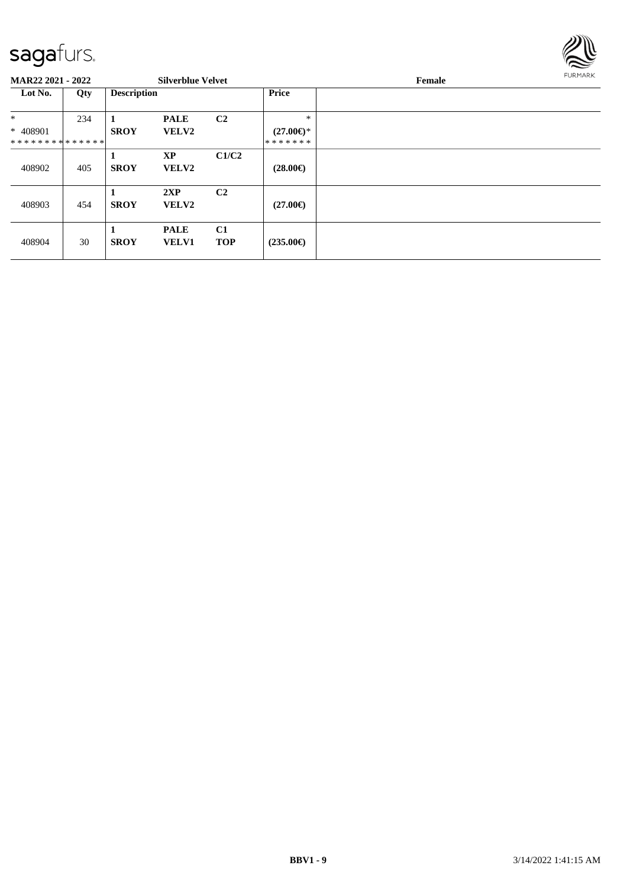**MAR22 2021 - 2022** **Silverblue Velvet** **Female**

| Lot No. | Qty | Description | | | Price | |
|---|---|---|---|---|---|---|
| * | 234 | **1** | **PALE** | **C2** | * | |
| * 408901 | | **SROY** | **VELV2** | | **(27.00€)*** | |
| ************** | | | | | ******* | |
| 408902 | 405 | **1** **SROY** | **XP** **VELV2** | **C1/C2** | **(28.00€)** | |
| 408903 | 454 | **1** **SROY** | **2XP** **VELV2** | **C2** | **(27.00€)** | |
| 408904 | 30 | **1** **SROY** | **PALE** **VELV1** | **C1** **TOP** | **(235.00€)** | |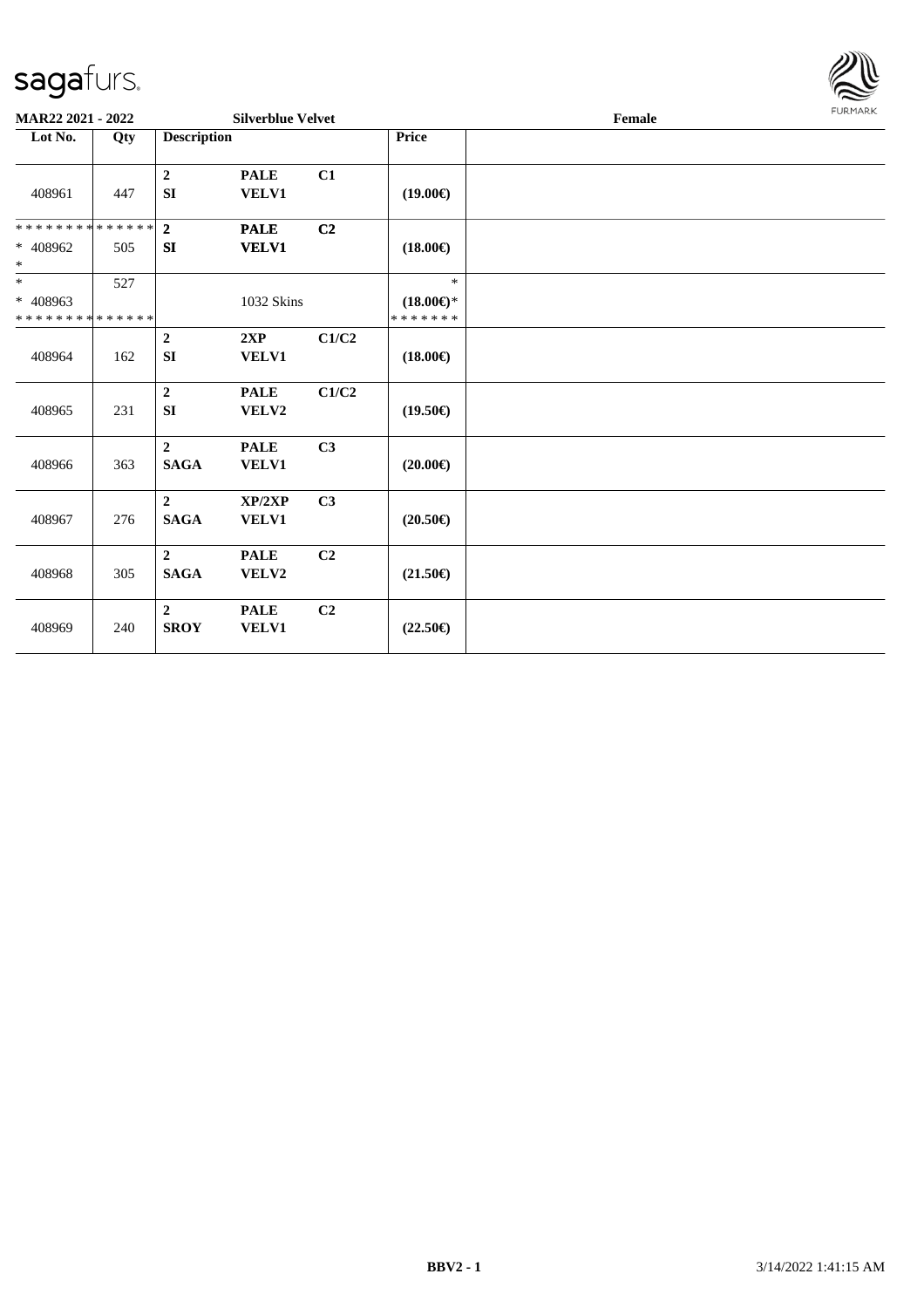**MAR22 2021 - 2022** **Silverblue Velvet** **Female**

| Lot No. | Qty | Description | | | Price | |
|---|---|---|---|---|---|---|
| 408961 | 447 | **2** **SI** | **PALE** **VELV1** | **C1** | **(19.00€)** | |
| * * * * * * * * * * * * * * * 408962 * | 505 | **2** **SI** | **PALE** **VELV1** | **C2** | **(18.00€)** | |
| * * 408963 * * * * * * * * * * * * * * | 527 | | 1032 Skins | | * **(18.00€)*** * * * * * * * | |
| 408964 | 162 | **2** **SI** | **2XP** **VELV1** | **C1/C2** | **(18.00€)** | |
| 408965 | 231 | **2** **SI** | **PALE** **VELV2** | **C1/C2** | **(19.50€)** | |
| 408966 | 363 | **2** **SAGA** | **PALE** **VELV1** | **C3** | **(20.00€)** | |
| 408967 | 276 | **2** **SAGA** | **XP/2XP** **VELV1** | **C3** | **(20.50€)** | |
| 408968 | 305 | **2** **SAGA** | **PALE** **VELV2** | **C2** | **(21.50€)** | |
| 408969 | 240 | **2** **SROY** | **PALE** **VELV1** | **C2** | **(22.50€)** | |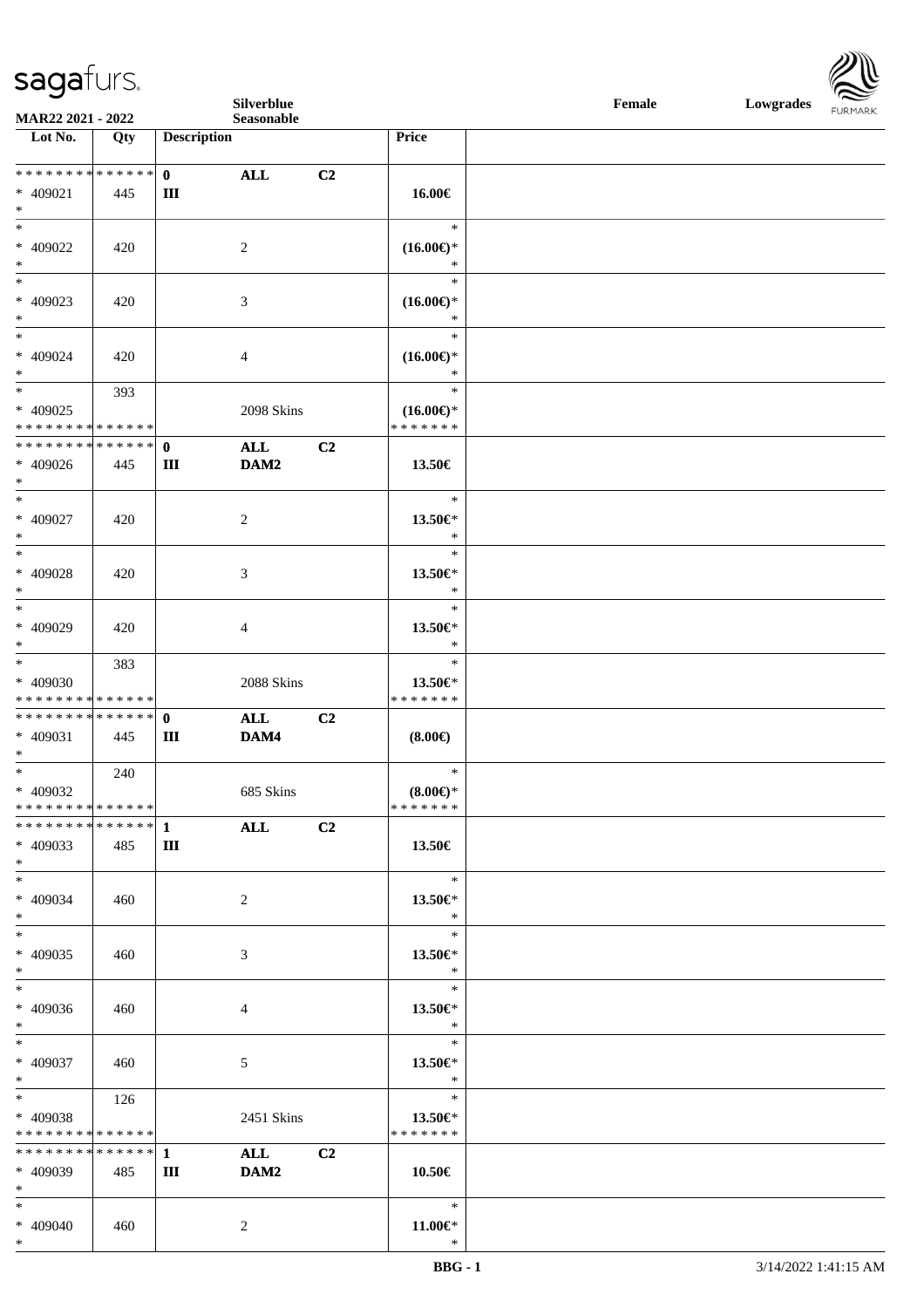| Lot No. | Qty | Description | | | Price |
|---|---|---|---|---|---|
| ************** | | 0 | ALL | C2 | |
| * 409021 | 445 | III | | | 16.00€ |
| * | | | | | |
| * | | | | | * |
| * 409022 | 420 | | 2 | | (16.00€)* |
| * | | | | | * |
| * | | | | | * |
| * 409023 | 420 | | 3 | | (16.00€)* |
| * | | | | | * |
| * | | | | | * |
| * 409024 | 420 | | 4 | | (16.00€)* |
| * | | | | | * |
| * | 393 | | | | * |
| * 409025 | | | 2098 Skins | | (16.00€)* |
| ************** | | | | | ******* |
| ************** | | 0 | ALL | C2 | |
| * 409026 | 445 | III | DAM2 | | 13.50€ |
| * | | | | | |
| * | | | | | * |
| * 409027 | 420 | | 2 | | 13.50€* |
| * | | | | | * |
| * | | | | | * |
| * 409028 | 420 | | 3 | | 13.50€* |
| * | | | | | * |
| * | | | | | * |
| * 409029 | 420 | | 4 | | 13.50€* |
| * | | | | | * |
| * | 383 | | | | * |
| * 409030 | | | 2088 Skins | | 13.50€* |
| ************** | | | | | ******* |
| ************** | | 0 | ALL | C2 | |
| * 409031 | 445 | III | DAM4 | | (8.00€) |
| * | | | | | |
| * | 240 | | | | * |
| * 409032 | | | 685 Skins | | (8.00€)* |
| ************** | | | | | ******* |
| ************** | | 1 | ALL | C2 | |
| * 409033 | 485 | III | | | 13.50€ |
| * | | | | | |
| * | | | | | * |
| * 409034 | 460 | | 2 | | 13.50€* |
| * | | | | | * |
| * | | | | | * |
| * 409035 | 460 | | 3 | | 13.50€* |
| * | | | | | * |
| * | | | | | * |
| * 409036 | 460 | | 4 | | 13.50€* |
| * | | | | | * |
| * | | | | | * |
| * 409037 | 460 | | 5 | | 13.50€* |
| * | | | | | * |
| * | 126 | | | | * |
| * 409038 | | | 2451 Skins | | 13.50€* |
| ************** | | | | | ******* |
| ************** | | 1 | ALL | C2 | |
| * 409039 | 485 | III | DAM2 | | 10.50€ |
| * | | | | | |
| * | | | | | * |
| * 409040 | 460 | | 2 | | 11.00€* |
| * | | | | | * |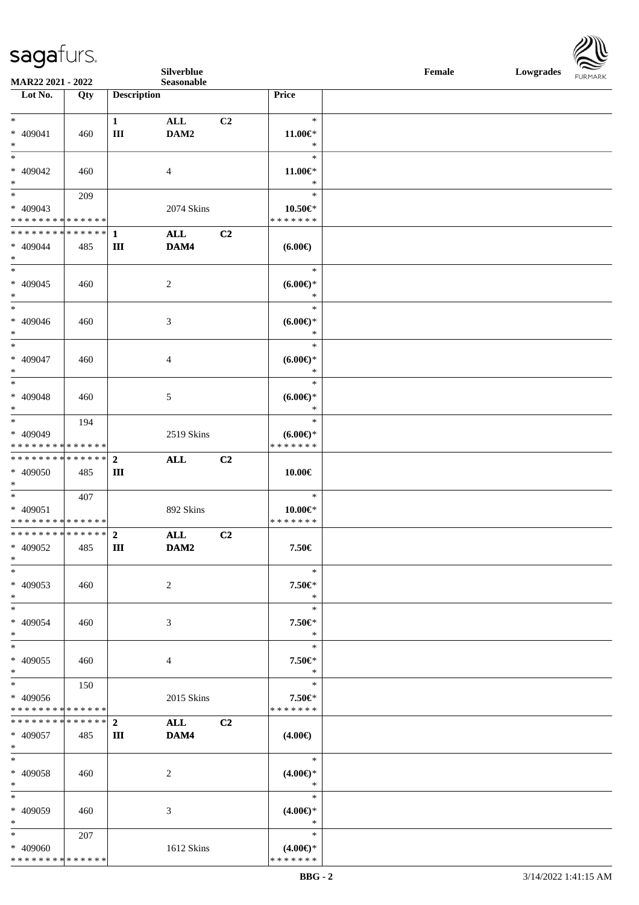| Lot No. | Qty | Description | | | Price |
|---|---|---|---|---|---|
| * | | 1 | ALL | C2 | * |
| * 409041 | 460 | III | DAM2 | | 11.00€* |
| * | | | | | * |
| * | | | | | * |
| * 409042 | 460 | | 4 | | 11.00€* |
| * | | | | | * |
| * | 209 | | | | * |
| * 409043 | | | 2074 Skins | | 10.50€* |
| * * * * * * * * * * * * * * | | | | | * * * * * * * |
| * * * * * * * * * * * * * * | | 1 | ALL | C2 | |
| * 409044 | 485 | III | DAM4 | | (6.00€) |
| * | | | | | |
| * | | | | | * |
| * 409045 | 460 | | 2 | | (6.00€)* |
| * | | | | | * |
| * | | | | | * |
| * 409046 | 460 | | 3 | | (6.00€)* |
| * | | | | | * |
| * | | | | | * |
| * 409047 | 460 | | 4 | | (6.00€)* |
| * | | | | | * |
| * | | | | | * |
| * 409048 | 460 | | 5 | | (6.00€)* |
| * | | | | | * |
| * | 194 | | | | * |
| * 409049 | | | 2519 Skins | | (6.00€)* |
| * * * * * * * * * * * * * * | | | | | * * * * * * * |
| * * * * * * * * * * * * * * | | 2 | ALL | C2 | |
| * 409050 | 485 | III | | | 10.00€ |
| * | | | | | |
| * | 407 | | | | * |
| * 409051 | | | 892 Skins | | 10.00€* |
| * * * * * * * * * * * * * * | | | | | * * * * * * * |
| * * * * * * * * * * * * * * | | 2 | ALL | C2 | |
| * 409052 | 485 | III | DAM2 | | 7.50€ |
| * | | | | | |
| * | | | | | * |
| * 409053 | 460 | | 2 | | 7.50€* |
| * | | | | | * |
| * | | | | | * |
| * 409054 | 460 | | 3 | | 7.50€* |
| * | | | | | * |
| * | | | | | * |
| * 409055 | 460 | | 4 | | 7.50€* |
| * | | | | | * |
| * | 150 | | | | * |
| * 409056 | | | 2015 Skins | | 7.50€* |
| * * * * * * * * * * * * * * | | | | | * * * * * * * |
| * * * * * * * * * * * * * * | | 2 | ALL | C2 | |
| * 409057 | 485 | III | DAM4 | | (4.00€) |
| * | | | | | |
| * | | | | | * |
| * 409058 | 460 | | 2 | | (4.00€)* |
| * | | | | | * |
| * | | | | | * |
| * 409059 | 460 | | 3 | | (4.00€)* |
| * | | | | | * |
| * | 207 | | | | * |
| * 409060 | | | 1612 Skins | | (4.00€)* |
| * * * * * * * * * * * * * * | | | | | * * * * * * * |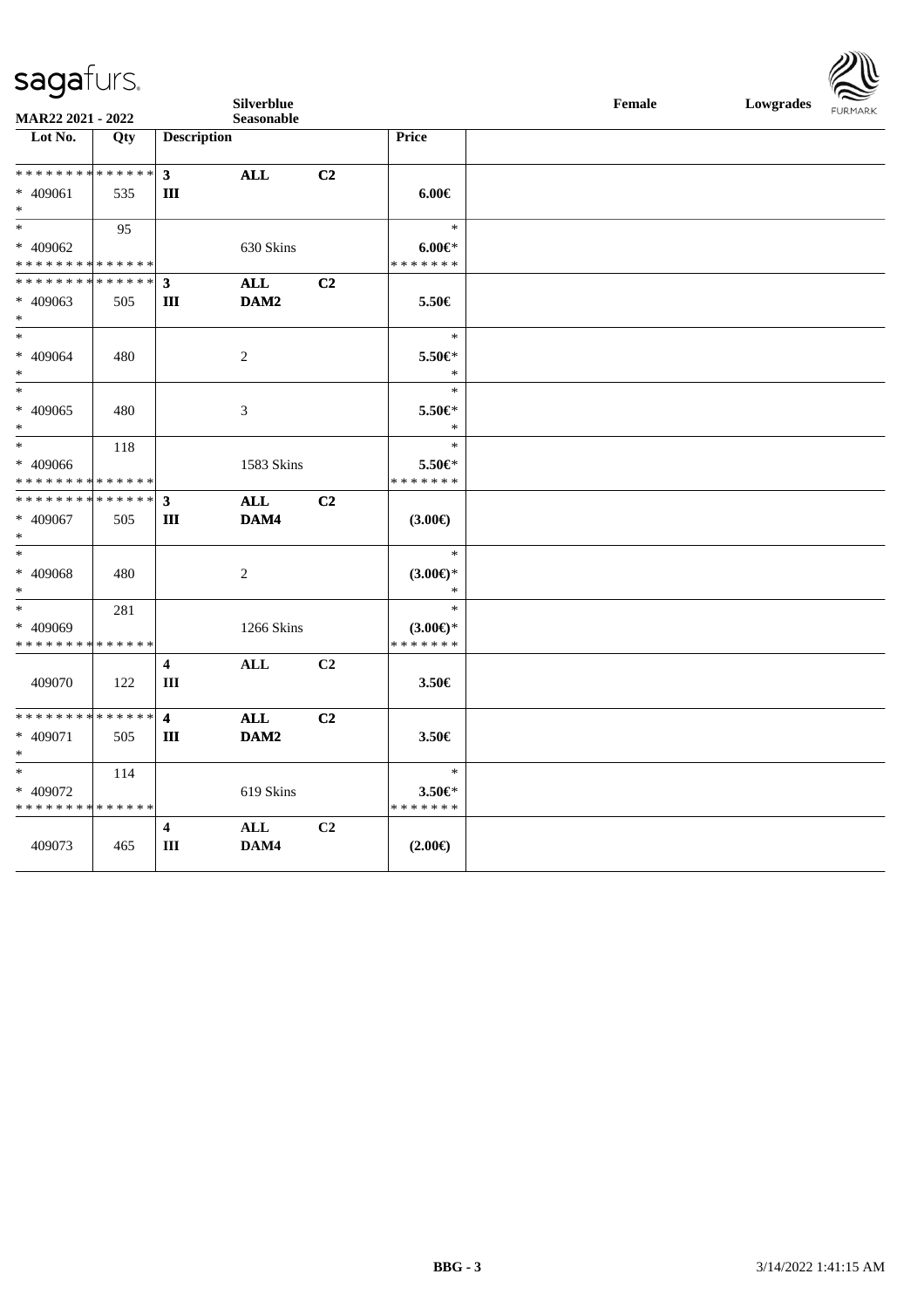sagafurs.

MAR22 2021 - 2022 | Silverblue Seasonable | Female | Lowgrades

| Lot No. | Qty | Description | | | Price |
|---|---|---|---|---|---|
| * * * * * * * * * * * * * * | | 3 | ALL | C2 | |
| * 409061 | 535 | III | | | 6.00€ |
| * | | | | | |
| * | 95 | | | | * |
| * 409062 | | | 630 Skins | | 6.00€* |
| * * * * * * * * * * * * * * | | | | | * * * * * * * |
| * * * * * * * * * * * * * * | | 3 | ALL | C2 | |
| * 409063 | 505 | III | DAM2 | | 5.50€ |
| * | | | | | |
| * | | | | | * |
| * 409064 | 480 | | 2 | | 5.50€* |
| * | | | | | * |
| * | | | | | * |
| * 409065 | 480 | | 3 | | 5.50€* |
| * | | | | | * |
| * | 118 | | | | * |
| * 409066 | | | 1583 Skins | | 5.50€* |
| * * * * * * * * * * * * * * | | | | | * * * * * * * |
| * * * * * * * * * * * * * * | | 3 | ALL | C2 | |
| * 409067 | 505 | III | DAM4 | | (3.00€) |
| * | | | | | |
| * | | | | | * |
| * 409068 | 480 | | 2 | | (3.00€)* |
| * | | | | | * |
| * | 281 | | | | * |
| * 409069 | | | 1266 Skins | | (3.00€)* |
| * * * * * * * * * * * * * * | | | | | * * * * * * * |
| | | 4 | ALL | C2 | |
| 409070 | 122 | III | | | 3.50€ |
| * * * * * * * * * * * * * * | | 4 | ALL | C2 | |
| * 409071 | 505 | III | DAM2 | | 3.50€ |
| * | | | | | |
| * | 114 | | | | * |
| * 409072 | | | 619 Skins | | 3.50€* |
| * * * * * * * * * * * * * * | | | | | * * * * * * * |
| | | 4 | ALL | C2 | |
| 409073 | 465 | III | DAM4 | | (2.00€) |